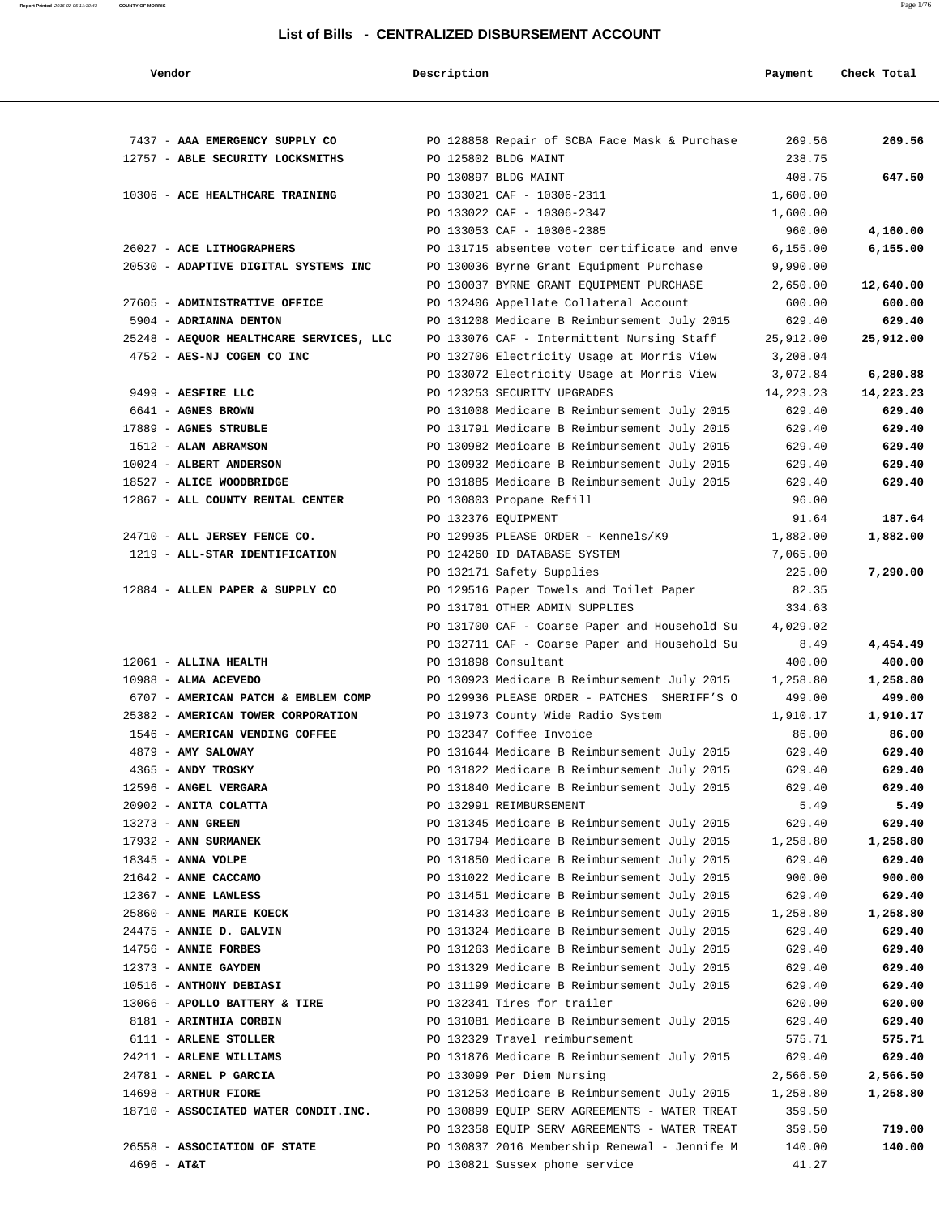## List of Bills - CENTRALIZED DISBURSEMENT ACCOUNT

| Vendor | Description | Payment | Check Total |
|---|---|---|---|
| 7437 - **AAA EMERGENCY SUPPLY CO** | PO 128858 Repair of SCBA Face Mask & Purchase | 269.56 | **269.56** |
| 12757 - **ABLE SECURITY LOCKSMITHS** | PO 125802 BLDG MAINT | 238.75 | |
| | PO 130897 BLDG MAINT | 408.75 | **647.50** |
| 10306 - **ACE HEALTHCARE TRAINING** | PO 133021 CAF - 10306-2311 | 1,600.00 | |
| | PO 133022 CAF - 10306-2347 | 1,600.00 | |
| | PO 133053 CAF - 10306-2385 | 960.00 | **4,160.00** |
| 26027 - **ACE LITHOGRAPHERS** | PO 131715 absentee voter certificate and enve | 6,155.00 | **6,155.00** |
| 20530 - **ADAPTIVE DIGITAL SYSTEMS INC** | PO 130036 Byrne Grant Equipment Purchase | 9,990.00 | |
| | PO 130037 BYRNE GRANT EQUIPMENT PURCHASE | 2,650.00 | **12,640.00** |
| 27605 - **ADMINISTRATIVE OFFICE** | PO 132406 Appellate Collateral Account | 600.00 | **600.00** |
| 5904 - **ADRIANNA DENTON** | PO 131208 Medicare B Reimbursement July 2015 | 629.40 | **629.40** |
| 25248 - **AEQUOR HEALTHCARE SERVICES, LLC** | PO 133076 CAF - Intermittent Nursing Staff | 25,912.00 | **25,912.00** |
| 4752 - **AES-NJ COGEN CO INC** | PO 132706 Electricity Usage at Morris View | 3,208.04 | |
| | PO 133072 Electricity Usage at Morris View | 3,072.84 | **6,280.88** |
| 9499 - **AESFIRE LLC** | PO 123253 SECURITY UPGRADES | 14,223.23 | **14,223.23** |
| 6641 - **AGNES BROWN** | PO 131008 Medicare B Reimbursement July 2015 | 629.40 | **629.40** |
| 17889 - **AGNES STRUBLE** | PO 131791 Medicare B Reimbursement July 2015 | 629.40 | **629.40** |
| 1512 - **ALAN ABRAMSON** | PO 130982 Medicare B Reimbursement July 2015 | 629.40 | **629.40** |
| 10024 - **ALBERT ANDERSON** | PO 130932 Medicare B Reimbursement July 2015 | 629.40 | **629.40** |
| 18527 - **ALICE WOODBRIDGE** | PO 131885 Medicare B Reimbursement July 2015 | 629.40 | **629.40** |
| 12867 - **ALL COUNTY RENTAL CENTER** | PO 130803 Propane Refill | 96.00 | |
| | PO 132376 EQUIPMENT | 91.64 | **187.64** |
| 24710 - **ALL JERSEY FENCE CO.** | PO 129935 PLEASE ORDER - Kennels/K9 | 1,882.00 | **1,882.00** |
| 1219 - **ALL-STAR IDENTIFICATION** | PO 124260 ID DATABASE SYSTEM | 7,065.00 | |
| | PO 132171 Safety Supplies | 225.00 | **7,290.00** |
| 12884 - **ALLEN PAPER & SUPPLY CO** | PO 129516 Paper Towels and Toilet Paper | 82.35 | |
| | PO 131701 OTHER ADMIN SUPPLIES | 334.63 | |
| | PO 131700 CAF - Coarse Paper and Household Su | 4,029.02 | |
| | PO 132711 CAF - Coarse Paper and Household Su | 8.49 | **4,454.49** |
| 12061 - **ALLINA HEALTH** | PO 131898 Consultant | 400.00 | **400.00** |
| 10988 - **ALMA ACEVEDO** | PO 130923 Medicare B Reimbursement July 2015 | 1,258.80 | **1,258.80** |
| 6707 - **AMERICAN PATCH & EMBLEM COMP** | PO 129936 PLEASE ORDER - PATCHES SHERIFF'S O | 499.00 | **499.00** |
| 25382 - **AMERICAN TOWER CORPORATION** | PO 131973 County Wide Radio System | 1,910.17 | **1,910.17** |
| 1546 - **AMERICAN VENDING COFFEE** | PO 132347 Coffee Invoice | 86.00 | **86.00** |
| 4879 - **AMY SALOWAY** | PO 131644 Medicare B Reimbursement July 2015 | 629.40 | **629.40** |
| 4365 - **ANDY TROSKY** | PO 131822 Medicare B Reimbursement July 2015 | 629.40 | **629.40** |
| 12596 - **ANGEL VERGARA** | PO 131840 Medicare B Reimbursement July 2015 | 629.40 | **629.40** |
| 20902 - **ANITA COLATTA** | PO 132991 REIMBURSEMENT | 5.49 | **5.49** |
| 13273 - **ANN GREEN** | PO 131345 Medicare B Reimbursement July 2015 | 629.40 | **629.40** |
| 17932 - **ANN SURMANEK** | PO 131794 Medicare B Reimbursement July 2015 | 1,258.80 | **1,258.80** |
| 18345 - **ANNA VOLPE** | PO 131850 Medicare B Reimbursement July 2015 | 629.40 | **629.40** |
| 21642 - **ANNE CACCAMO** | PO 131022 Medicare B Reimbursement July 2015 | 900.00 | **900.00** |
| 12367 - **ANNE LAWLESS** | PO 131451 Medicare B Reimbursement July 2015 | 629.40 | **629.40** |
| 25860 - **ANNE MARIE KOECK** | PO 131433 Medicare B Reimbursement July 2015 | 1,258.80 | **1,258.80** |
| 24475 - **ANNIE D. GALVIN** | PO 131324 Medicare B Reimbursement July 2015 | 629.40 | **629.40** |
| 14756 - **ANNIE FORBES** | PO 131263 Medicare B Reimbursement July 2015 | 629.40 | **629.40** |
| 12373 - **ANNIE GAYDEN** | PO 131329 Medicare B Reimbursement July 2015 | 629.40 | **629.40** |
| 10516 - **ANTHONY DEBIASI** | PO 131199 Medicare B Reimbursement July 2015 | 629.40 | **629.40** |
| 13066 - **APOLLO BATTERY & TIRE** | PO 132341 Tires for trailer | 620.00 | **620.00** |
| 8181 - **ARINTHIA CORBIN** | PO 131081 Medicare B Reimbursement July 2015 | 629.40 | **629.40** |
| 6111 - **ARLENE STOLLER** | PO 132329 Travel reimbursement | 575.71 | **575.71** |
| 24211 - **ARLENE WILLIAMS** | PO 131876 Medicare B Reimbursement July 2015 | 629.40 | **629.40** |
| 24781 - **ARNEL P GARCIA** | PO 133099 Per Diem Nursing | 2,566.50 | **2,566.50** |
| 14698 - **ARTHUR FIORE** | PO 131253 Medicare B Reimbursement July 2015 | 1,258.80 | **1,258.80** |
| 18710 - **ASSOCIATED WATER CONDIT.INC.** | PO 130899 EQUIP SERV AGREEMENTS - WATER TREAT | 359.50 | |
| | PO 132358 EQUIP SERV AGREEMENTS - WATER TREAT | 359.50 | **719.00** |
| 26558 - **ASSOCIATION OF STATE** | PO 130837 2016 Membership Renewal - Jennife M | 140.00 | **140.00** |
| 4696 - **AT&T** | PO 130821 Sussex phone service | 41.27 | |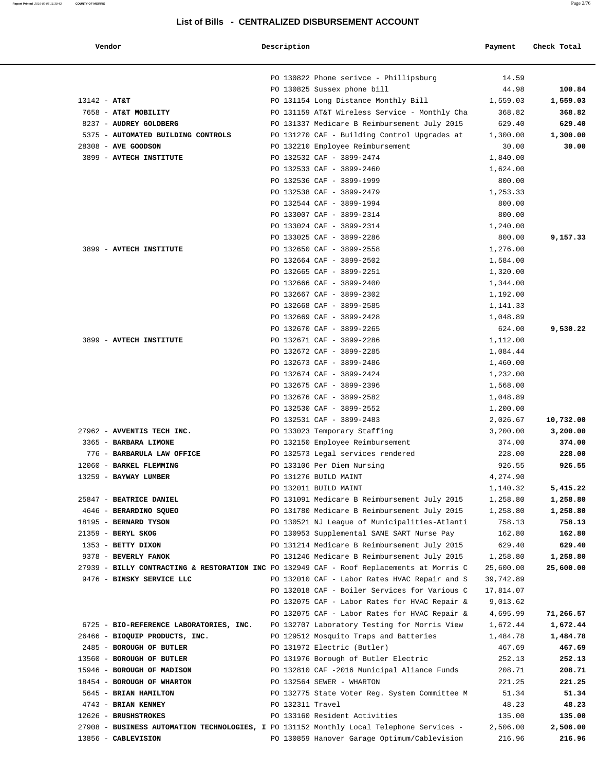## List of Bills - CENTRALIZED DISBURSEMENT ACCOUNT

| Vendor | Description | Payment | Check Total |
|---|---|---|---|
| | PO 130822 Phone serivce - Phillipsburg | 14.59 | |
| | PO 130825 Sussex phone bill | 44.98 | **100.84** |
| 13142 - **AT&T** | PO 131154 Long Distance Monthly Bill | 1,559.03 | **1,559.03** |
| 7658 - **AT&T MOBILITY** | PO 131159 AT&T Wireless Service - Monthly Cha | 368.82 | **368.82** |
| 8237 - **AUDREY GOLDBERG** | PO 131337 Medicare B Reimbursement July 2015 | 629.40 | **629.40** |
| 5375 - **AUTOMATED BUILDING CONTROLS** | PO 131270 CAF - Building Control Upgrades at | 1,300.00 | **1,300.00** |
| 28308 - **AVE GOODSON** | PO 132210 Employee Reimbursement | 30.00 | **30.00** |
| 3899 - **AVTECH INSTITUTE** | PO 132532 CAF - 3899-2474 | 1,840.00 | |
| | PO 132533 CAF - 3899-2460 | 1,624.00 | |
| | PO 132536 CAF - 3899-1999 | 800.00 | |
| | PO 132538 CAF - 3899-2479 | 1,253.33 | |
| | PO 132544 CAF - 3899-1994 | 800.00 | |
| | PO 133007 CAF - 3899-2314 | 800.00 | |
| | PO 133024 CAF - 3899-2314 | 1,240.00 | |
| | PO 133025 CAF - 3899-2286 | 800.00 | **9,157.33** |
| 3899 - **AVTECH INSTITUTE** | PO 132650 CAF - 3899-2558 | 1,276.00 | |
| | PO 132664 CAF - 3899-2502 | 1,584.00 | |
| | PO 132665 CAF - 3899-2251 | 1,320.00 | |
| | PO 132666 CAF - 3899-2400 | 1,344.00 | |
| | PO 132667 CAF - 3899-2302 | 1,192.00 | |
| | PO 132668 CAF - 3899-2585 | 1,141.33 | |
| | PO 132669 CAF - 3899-2428 | 1,048.89 | |
| | PO 132670 CAF - 3899-2265 | 624.00 | **9,530.22** |
| 3899 - **AVTECH INSTITUTE** | PO 132671 CAF - 3899-2286 | 1,112.00 | |
| | PO 132672 CAF - 3899-2285 | 1,084.44 | |
| | PO 132673 CAF - 3899-2486 | 1,460.00 | |
| | PO 132674 CAF - 3899-2424 | 1,232.00 | |
| | PO 132675 CAF - 3899-2396 | 1,568.00 | |
| | PO 132676 CAF - 3899-2582 | 1,048.89 | |
| | PO 132530 CAF - 3899-2552 | 1,200.00 | |
| | PO 132531 CAF - 3899-2483 | 2,026.67 | **10,732.00** |
| 27962 - **AVVENTIS TECH INC.** | PO 133023 Temporary Staffing | 3,200.00 | **3,200.00** |
| 3365 - **BARBARA LIMONE** | PO 132150 Employee Reimbursement | 374.00 | **374.00** |
| 776 - **BARBARULA LAW OFFICE** | PO 132573 Legal services rendered | 228.00 | **228.00** |
| 12060 - **BARKEL FLEMMING** | PO 133106 Per Diem Nursing | 926.55 | **926.55** |
| 13259 - **BAYWAY LUMBER** | PO 131276 BUILD MAINT | 4,274.90 | |
| | PO 132011 BUILD MAINT | 1,140.32 | **5,415.22** |
| 25847 - **BEATRICE DANIEL** | PO 131091 Medicare B Reimbursement July 2015 | 1,258.80 | **1,258.80** |
| 4646 - **BERARDINO SQUEO** | PO 131780 Medicare B Reimbursement July 2015 | 1,258.80 | **1,258.80** |
| 18195 - **BERNARD TYSON** | PO 130521 NJ League of Municipalities-Atlanti | 758.13 | **758.13** |
| 21359 - **BERYL SKOG** | PO 130953 Supplemental SANE SART Nurse Pay | 162.80 | **162.80** |
| 1353 - **BETTY DIXON** | PO 131214 Medicare B Reimbursement July 2015 | 629.40 | **629.40** |
| 9378 - **BEVERLY FANOK** | PO 131246 Medicare B Reimbursement July 2015 | 1,258.80 | **1,258.80** |
| 27939 - **BILLY CONTRACTING & RESTORATION INC** | PO 132949 CAF - Roof Replacements at Morris C | 25,600.00 | **25,600.00** |
| 9476 - **BINSKY SERVICE LLC** | PO 132010 CAF - Labor Rates HVAC Repair and S | 39,742.89 | |
| | PO 132018 CAF - Boiler Services for Various C | 17,814.07 | |
| | PO 132075 CAF - Labor Rates for HVAC Repair & | 9,013.62 | |
| | PO 132075 CAF - Labor Rates for HVAC Repair & | 4,695.99 | **71,266.57** |
| 6725 - **BIO-REFERENCE LABORATORIES, INC.** | PO 132707 Laboratory Testing for Morris View | 1,672.44 | **1,672.44** |
| 26466 - **BIOQUIP PRODUCTS, INC.** | PO 129512 Mosquito Traps and Batteries | 1,484.78 | **1,484.78** |
| 2485 - **BOROUGH OF BUTLER** | PO 131972 Electric (Butler) | 467.69 | **467.69** |
| 13560 - **BOROUGH OF BUTLER** | PO 131976 Borough of Butler Electric | 252.13 | **252.13** |
| 15946 - **BOROUGH OF MADISON** | PO 132810 CAF -2016 Municipal Aliance Funds | 208.71 | **208.71** |
| 18454 - **BOROUGH OF WHARTON** | PO 132564 SEWER - WHARTON | 221.25 | **221.25** |
| 5645 - **BRIAN HAMILTON** | PO 132775 State Voter Reg. System Committee M | 51.34 | **51.34** |
| 4743 - **BRIAN KENNEY** | PO 132311 Travel | 48.23 | **48.23** |
| 12626 - **BRUSHSTROKES** | PO 133160 Resident Activities | 135.00 | **135.00** |
| 27908 - **BUSINESS AUTOMATION TECHNOLOGIES, I** | PO 131152 Monthly Local Telephone Services - | 2,506.00 | **2,506.00** |
| 13856 - **CABLEVISION** | PO 130859 Hanover Garage Optimum/Cablevision | 216.96 | **216.96** |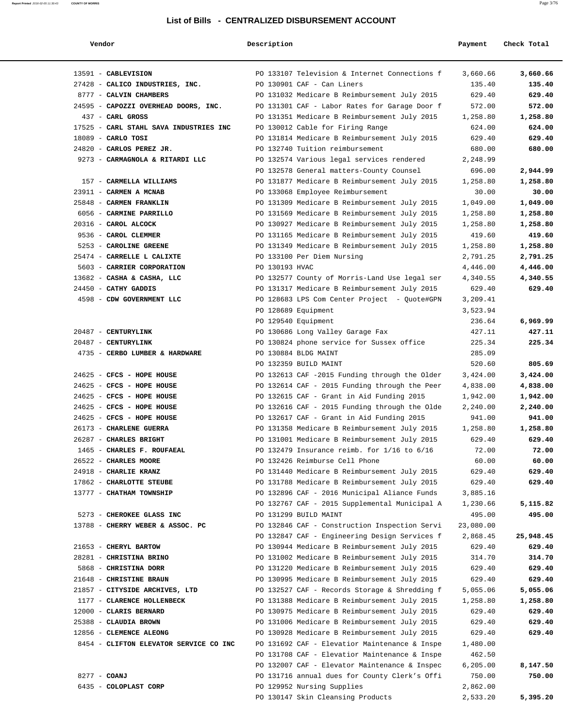## List of Bills - CENTRALIZED DISBURSEMENT ACCOUNT

| Vendor | Description | Payment | Check Total |
|---|---|---|---|
| 13591 - **CABLEVISION** | PO 133107 Television & Internet Connections f | 3,660.66 | **3,660.66** |
| 27428 - **CALICO INDUSTRIES, INC.** | PO 130901 CAF - Can Liners | 135.40 | **135.40** |
| 8777 - **CALVIN CHAMBERS** | PO 131032 Medicare B Reimbursement July 2015 | 629.40 | **629.40** |
| 24595 - **CAPOZZI OVERHEAD DOORS, INC.** | PO 131301 CAF - Labor Rates for Garage Door f | 572.00 | **572.00** |
| 437 - **CARL GROSS** | PO 131351 Medicare B Reimbursement July 2015 | 1,258.80 | **1,258.80** |
| 17525 - **CARL STAHL SAVA INDUSTRIES INC** | PO 130012 Cable for Firing Range | 624.00 | **624.00** |
| 18089 - **CARLO TOSI** | PO 131814 Medicare B Reimbursement July 2015 | 629.40 | **629.40** |
| 24820 - **CARLOS PEREZ JR.** | PO 132740 Tuition reimbursement | 680.00 | **680.00** |
| 9273 - **CARMAGNOLA & RITARDI LLC** | PO 132574 Various legal services rendered | 2,248.99 | |
| | PO 132578 General matters-County Counsel | 696.00 | **2,944.99** |
| 157 - **CARMELLA WILLIAMS** | PO 131877 Medicare B Reimbursement July 2015 | 1,258.80 | **1,258.80** |
| 23911 - **CARMEN A MCNAB** | PO 133068 Employee Reimbursement | 30.00 | **30.00** |
| 25848 - **CARMEN FRANKLIN** | PO 131309 Medicare B Reimbursement July 2015 | 1,049.00 | **1,049.00** |
| 6056 - **CARMINE PARRILLO** | PO 131569 Medicare B Reimbursement July 2015 | 1,258.80 | **1,258.80** |
| 20316 - **CAROL ALCOCK** | PO 130927 Medicare B Reimbursement July 2015 | 1,258.80 | **1,258.80** |
| 9536 - **CAROL CLEMMER** | PO 131165 Medicare B Reimbursement July 2015 | 419.60 | **419.60** |
| 5253 - **CAROLINE GREENE** | PO 131349 Medicare B Reimbursement July 2015 | 1,258.80 | **1,258.80** |
| 25474 - **CARRELLE L CALIXTE** | PO 133100 Per Diem Nursing | 2,791.25 | **2,791.25** |
| 5603 - **CARRIER CORPORATION** | PO 130193 HVAC | 4,446.00 | **4,446.00** |
| 13682 - **CASHA & CASHA, LLC** | PO 132577 County of Morris-Land Use legal ser | 4,340.55 | **4,340.55** |
| 24450 - **CATHY GADDIS** | PO 131317 Medicare B Reimbursement July 2015 | 629.40 | **629.40** |
| 4598 - **CDW GOVERNMENT LLC** | PO 128683 LPS Com Center Project - Quote#GPN | 3,209.41 | |
| | PO 128689 Equipment | 3,523.94 | |
| | PO 129540 Equipment | 236.64 | **6,969.99** |
| 20487 - **CENTURYLINK** | PO 130686 Long Valley Garage Fax | 427.11 | **427.11** |
| 20487 - **CENTURYLINK** | PO 130824 phone service for Sussex office | 225.34 | **225.34** |
| 4735 - **CERBO LUMBER & HARDWARE** | PO 130884 BLDG MAINT | 285.09 | |
| | PO 132359 BUILD MAINT | 520.60 | **805.69** |
| 24625 - **CFCS - HOPE HOUSE** | PO 132613 CAF -2015 Funding through the Older | 3,424.00 | **3,424.00** |
| 24625 - **CFCS - HOPE HOUSE** | PO 132614 CAF - 2015 Funding through the Peer | 4,838.00 | **4,838.00** |
| 24625 - **CFCS - HOPE HOUSE** | PO 132615 CAF - Grant in Aid Funding 2015 | 1,942.00 | **1,942.00** |
| 24625 - **CFCS - HOPE HOUSE** | PO 132616 CAF - 2015 Funding through the Olde | 2,240.00 | **2,240.00** |
| 24625 - **CFCS - HOPE HOUSE** | PO 132617 CAF - Grant in Aid Funding 2015 | 941.00 | **941.00** |
| 26173 - **CHARLENE GUERRA** | PO 131358 Medicare B Reimbursement July 2015 | 1,258.80 | **1,258.80** |
| 26287 - **CHARLES BRIGHT** | PO 131001 Medicare B Reimbursement July 2015 | 629.40 | **629.40** |
| 1465 - **CHARLES F. ROUFAEAL** | PO 132479 Insurance reimb. for 1/16 to 6/16 | 72.00 | **72.00** |
| 26522 - **CHARLES MOORE** | PO 132426 Reimburse Cell Phone | 60.00 | **60.00** |
| 24918 - **CHARLIE KRANZ** | PO 131440 Medicare B Reimbursement July 2015 | 629.40 | **629.40** |
| 17862 - **CHARLOTTE STEUBE** | PO 131788 Medicare B Reimbursement July 2015 | 629.40 | **629.40** |
| 13777 - **CHATHAM TOWNSHIP** | PO 132896 CAF - 2016 Municipal Aliance Funds | 3,885.16 | |
| | PO 132767 CAF - 2015 Supplemental Municipal A | 1,230.66 | **5,115.82** |
| 5273 - **CHEROKEE GLASS INC** | PO 131299 BUILD MAINT | 495.00 | **495.00** |
| 13788 - **CHERRY WEBER & ASSOC. PC** | PO 132846 CAF - Construction Inspection Servi | 23,080.00 | |
| | PO 132847 CAF - Engineering Design Services f | 2,868.45 | **25,948.45** |
| 21653 - **CHERYL BARTOW** | PO 130944 Medicare B Reimbursement July 2015 | 629.40 | **629.40** |
| 28281 - **CHRISTINA BRINO** | PO 131002 Medicare B Reimbursement July 2015 | 314.70 | **314.70** |
| 5868 - **CHRISTINA DORR** | PO 131220 Medicare B Reimbursement July 2015 | 629.40 | **629.40** |
| 21648 - **CHRISTINE BRAUN** | PO 130995 Medicare B Reimbursement July 2015 | 629.40 | **629.40** |
| 21857 - **CITYSIDE ARCHIVES, LTD** | PO 132527 CAF - Records Storage & Shredding f | 5,055.06 | **5,055.06** |
| 1177 - **CLARENCE HOLLENBECK** | PO 131388 Medicare B Reimbursement July 2015 | 1,258.80 | **1,258.80** |
| 12000 - **CLARIS BERNARD** | PO 130975 Medicare B Reimbursement July 2015 | 629.40 | **629.40** |
| 25388 - **CLAUDIA BROWN** | PO 131006 Medicare B Reimbursement July 2015 | 629.40 | **629.40** |
| 12856 - **CLEMENCE ALEONG** | PO 130928 Medicare B Reimbursement July 2015 | 629.40 | **629.40** |
| 8454 - **CLIFTON ELEVATOR SERVICE CO INC** | PO 131692 CAF - Elevatior Maintenance & Inspe | 1,480.00 | |
| | PO 131708 CAF - Elevatior Maintenance & Inspe | 462.50 | |
| | PO 132007 CAF - Elevator Maintenance & Inspec | 6,205.00 | **8,147.50** |
| 8277 - **COANJ** | PO 131716 annual dues for County Clerk's Offi | 750.00 | **750.00** |
| 6435 - **COLOPLAST CORP** | PO 129952 Nursing Supplies | 2,862.00 | |
| | PO 130147 Skin Cleansing Products | 2,533.20 | **5,395.20** |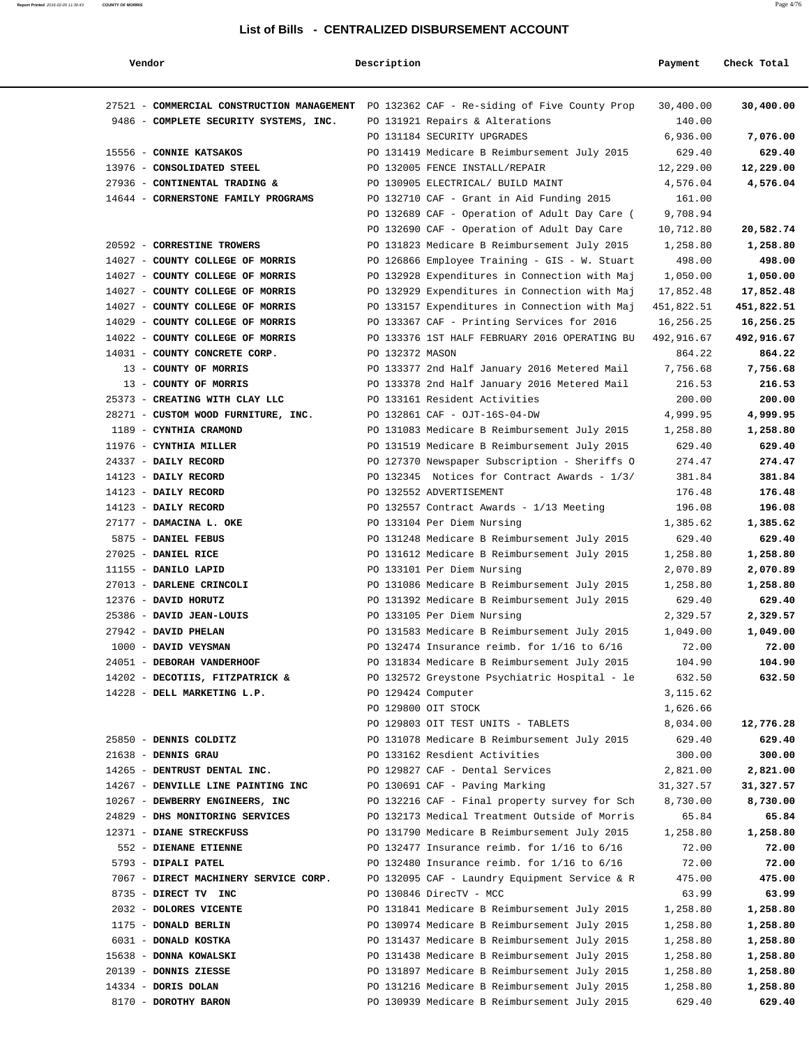# List of Bills - CENTRALIZED DISBURSEMENT ACCOUNT

| Vendor | Description | Payment | Check Total |
|---|---|---|---|
| 27521 - **COMMERCIAL CONSTRUCTION MANAGEMENT** | PO 132362 CAF - Re-siding of Five County Prop | 30,400.00 | **30,400.00** |
| 9486 - **COMPLETE SECURITY SYSTEMS, INC.** | PO 131921 Repairs & Alterations | 140.00 | |
| | PO 131184 SECURITY UPGRADES | 6,936.00 | **7,076.00** |
| 15556 - **CONNIE KATSAKOS** | PO 131419 Medicare B Reimbursement July 2015 | 629.40 | **629.40** |
| 13976 - **CONSOLIDATED STEEL** | PO 132005 FENCE INSTALL/REPAIR | 12,229.00 | **12,229.00** |
| 27936 - **CONTINENTAL TRADING &** | PO 130905 ELECTRICAL/ BUILD MAINT | 4,576.04 | **4,576.04** |
| 14644 - **CORNERSTONE FAMILY PROGRAMS** | PO 132710 CAF - Grant in Aid Funding 2015 | 161.00 | |
| | PO 132689 CAF - Operation of Adult Day Care ( | 9,708.94 | |
| | PO 132690 CAF - Operation of Adult Day Care | 10,712.80 | **20,582.74** |
| 20592 - **CORRESTINE TROWERS** | PO 131823 Medicare B Reimbursement July 2015 | 1,258.80 | **1,258.80** |
| 14027 - **COUNTY COLLEGE OF MORRIS** | PO 126866 Employee Training - GIS - W. Stuart | 498.00 | **498.00** |
| 14027 - **COUNTY COLLEGE OF MORRIS** | PO 132928 Expenditures in Connection with Maj | 1,050.00 | **1,050.00** |
| 14027 - **COUNTY COLLEGE OF MORRIS** | PO 132929 Expenditures in Connection with Maj | 17,852.48 | **17,852.48** |
| 14027 - **COUNTY COLLEGE OF MORRIS** | PO 133157 Expenditures in Connection with Maj | 451,822.51 | **451,822.51** |
| 14029 - **COUNTY COLLEGE OF MORRIS** | PO 133367 CAF - Printing Services for 2016 | 16,256.25 | **16,256.25** |
| 14022 - **COUNTY COLLEGE OF MORRIS** | PO 133376 1ST HALF FEBRUARY 2016 OPERATING BU | 492,916.67 | **492,916.67** |
| 14031 - **COUNTY CONCRETE CORP.** | PO 132372 MASON | 864.22 | **864.22** |
| 13 - **COUNTY OF MORRIS** | PO 133377 2nd Half January 2016 Metered Mail | 7,756.68 | **7,756.68** |
| 13 - **COUNTY OF MORRIS** | PO 133378 2nd Half January 2016 Metered Mail | 216.53 | **216.53** |
| 25373 - **CREATING WITH CLAY LLC** | PO 133161 Resident Activities | 200.00 | **200.00** |
| 28271 - **CUSTOM WOOD FURNITURE, INC.** | PO 132861 CAF - OJT-16S-04-DW | 4,999.95 | **4,999.95** |
| 1189 - **CYNTHIA CRAMOND** | PO 131083 Medicare B Reimbursement July 2015 | 1,258.80 | **1,258.80** |
| 11976 - **CYNTHIA MILLER** | PO 131519 Medicare B Reimbursement July 2015 | 629.40 | **629.40** |
| 24337 - **DAILY RECORD** | PO 127370 Newspaper Subscription - Sheriffs O | 274.47 | **274.47** |
| 14123 - **DAILY RECORD** | PO 132345 Notices for Contract Awards - 1/3/ | 381.84 | **381.84** |
| 14123 - **DAILY RECORD** | PO 132552 ADVERTISEMENT | 176.48 | **176.48** |
| 14123 - **DAILY RECORD** | PO 132557 Contract Awards - 1/13 Meeting | 196.08 | **196.08** |
| 27177 - **DAMACINA L. OKE** | PO 133104 Per Diem Nursing | 1,385.62 | **1,385.62** |
| 5875 - **DANIEL FEBUS** | PO 131248 Medicare B Reimbursement July 2015 | 629.40 | **629.40** |
| 27025 - **DANIEL RICE** | PO 131612 Medicare B Reimbursement July 2015 | 1,258.80 | **1,258.80** |
| 11155 - **DANILO LAPID** | PO 133101 Per Diem Nursing | 2,070.89 | **2,070.89** |
| 27013 - **DARLENE CRINCOLI** | PO 131086 Medicare B Reimbursement July 2015 | 1,258.80 | **1,258.80** |
| 12376 - **DAVID HORUTZ** | PO 131392 Medicare B Reimbursement July 2015 | 629.40 | **629.40** |
| 25386 - **DAVID JEAN-LOUIS** | PO 133105 Per Diem Nursing | 2,329.57 | **2,329.57** |
| 27942 - **DAVID PHELAN** | PO 131583 Medicare B Reimbursement July 2015 | 1,049.00 | **1,049.00** |
| 1000 - **DAVID VEYSMAN** | PO 132474 Insurance reimb. for 1/16 to 6/16 | 72.00 | **72.00** |
| 24051 - **DEBORAH VANDERHOOF** | PO 131834 Medicare B Reimbursement July 2015 | 104.90 | **104.90** |
| 14202 - **DECOTIIS, FITZPATRICK &** | PO 132572 Greystone Psychiatric Hospital - le | 632.50 | **632.50** |
| 14228 - **DELL MARKETING L.P.** | PO 129424 Computer | 3,115.62 | |
| | PO 129800 OIT STOCK | 1,626.66 | |
| | PO 129803 OIT TEST UNITS - TABLETS | 8,034.00 | **12,776.28** |
| 25850 - **DENNIS COLDITZ** | PO 131078 Medicare B Reimbursement July 2015 | 629.40 | **629.40** |
| 21638 - **DENNIS GRAU** | PO 133162 Resdient Activities | 300.00 | **300.00** |
| 14265 - **DENTRUST DENTAL INC.** | PO 129827 CAF - Dental Services | 2,821.00 | **2,821.00** |
| 14267 - **DENVILLE LINE PAINTING INC** | PO 130691 CAF - Paving Marking | 31,327.57 | **31,327.57** |
| 10267 - **DEWBERRY ENGINEERS, INC** | PO 132216 CAF - Final property survey for Sch | 8,730.00 | **8,730.00** |
| 24829 - **DHS MONITORING SERVICES** | PO 132173 Medical Treatment Outside of Morris | 65.84 | **65.84** |
| 12371 - **DIANE STRECKFUSS** | PO 131790 Medicare B Reimbursement July 2015 | 1,258.80 | **1,258.80** |
| 552 - **DIENANE ETIENNE** | PO 132477 Insurance reimb. for 1/16 to 6/16 | 72.00 | **72.00** |
| 5793 - **DIPALI PATEL** | PO 132480 Insurance reimb. for 1/16 to 6/16 | 72.00 | **72.00** |
| 7067 - **DIRECT MACHINERY SERVICE CORP.** | PO 132095 CAF - Laundry Equipment Service & R | 475.00 | **475.00** |
| 8735 - **DIRECT TV INC** | PO 130846 DirecTV - MCC | 63.99 | **63.99** |
| 2032 - **DOLORES VICENTE** | PO 131841 Medicare B Reimbursement July 2015 | 1,258.80 | **1,258.80** |
| 1175 - **DONALD BERLIN** | PO 130974 Medicare B Reimbursement July 2015 | 1,258.80 | **1,258.80** |
| 6031 - **DONALD KOSTKA** | PO 131437 Medicare B Reimbursement July 2015 | 1,258.80 | **1,258.80** |
| 15638 - **DONNA KOWALSKI** | PO 131438 Medicare B Reimbursement July 2015 | 1,258.80 | **1,258.80** |
| 20139 - **DONNIS ZIESSE** | PO 131897 Medicare B Reimbursement July 2015 | 1,258.80 | **1,258.80** |
| 14334 - **DORIS DOLAN** | PO 131216 Medicare B Reimbursement July 2015 | 1,258.80 | **1,258.80** |
| 8170 - **DOROTHY BARON** | PO 130939 Medicare B Reimbursement July 2015 | 629.40 | **629.40** |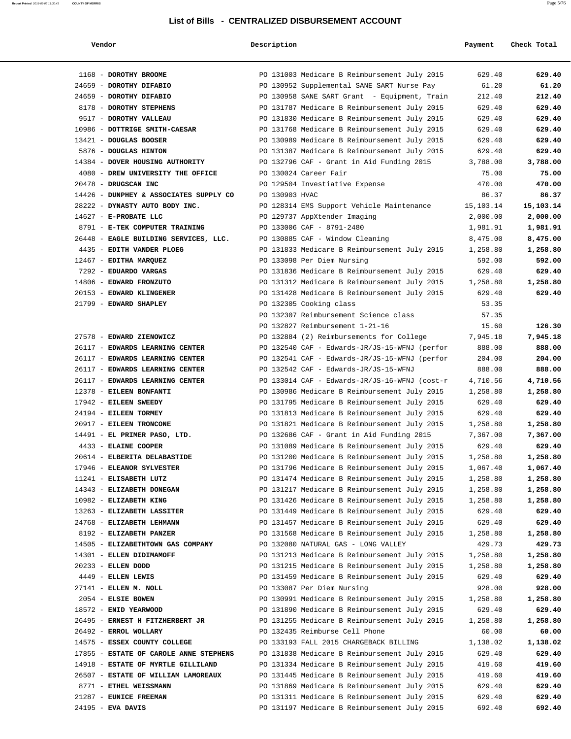# List of Bills - CENTRALIZED DISBURSEMENT ACCOUNT

| Vendor | Description | Payment | Check Total |
|---|---|---|---|
| 1168 - **DOROTHY BROOME** | PO 131003 Medicare B Reimbursement July 2015 | 629.40 | **629.40** |
| 24659 - **DOROTHY DIFABIO** | PO 130952 Supplemental SANE SART Nurse Pay | 61.20 | **61.20** |
| 24659 - **DOROTHY DIFABIO** | PO 130958 SANE SART Grant - Equipment, Train | 212.40 | **212.40** |
| 8178 - **DOROTHY STEPHENS** | PO 131787 Medicare B Reimbursement July 2015 | 629.40 | **629.40** |
| 9517 - **DOROTHY VALLEAU** | PO 131830 Medicare B Reimbursement July 2015 | 629.40 | **629.40** |
| 10986 - **DOTTRIGE SMITH-CAESAR** | PO 131768 Medicare B Reimbursement July 2015 | 629.40 | **629.40** |
| 13421 - **DOUGLAS BOOSER** | PO 130989 Medicare B Reimbursement July 2015 | 629.40 | **629.40** |
| 5876 - **DOUGLAS HINTON** | PO 131387 Medicare B Reimbursement July 2015 | 629.40 | **629.40** |
| 14384 - **DOVER HOUSING AUTHORITY** | PO 132796 CAF - Grant in Aid Funding 2015 | 3,788.00 | **3,788.00** |
| 4080 - **DREW UNIVERSITY THE OFFICE** | PO 130024 Career Fair | 75.00 | **75.00** |
| 20478 - **DRUGSCAN INC** | PO 129504 Investiative Expense | 470.00 | **470.00** |
| 14426 - **DUNPHEY & ASSOCIATES SUPPLY CO** | PO 130903 HVAC | 86.37 | **86.37** |
| 28222 - **DYNASTY AUTO BODY INC.** | PO 128314 EMS Support Vehicle Maintenance | 15,103.14 | **15,103.14** |
| 14627 - **E-PROBATE LLC** | PO 129737 AppXtender Imaging | 2,000.00 | **2,000.00** |
| 8791 - **E-TEK COMPUTER TRAINING** | PO 133006 CAF - 8791-2480 | 1,981.91 | **1,981.91** |
| 26448 - **EAGLE BUILDING SERVICES, LLC.** | PO 130885 CAF - Window Cleaning | 8,475.00 | **8,475.00** |
| 4435 - **EDITH VANDER PLOEG** | PO 131833 Medicare B Reimbursement July 2015 | 1,258.80 | **1,258.80** |
| 12467 - **EDITHA MARQUEZ** | PO 133098 Per Diem Nursing | 592.00 | **592.00** |
| 7292 - **EDUARDO VARGAS** | PO 131836 Medicare B Reimbursement July 2015 | 629.40 | **629.40** |
| 14806 - **EDWARD FRONZUTO** | PO 131312 Medicare B Reimbursement July 2015 | 1,258.80 | **1,258.80** |
| 20153 - **EDWARD KLINGENER** | PO 131428 Medicare B Reimbursement July 2015 | 629.40 | **629.40** |
| 21799 - **EDWARD SHAPLEY** | PO 132305 Cooking class | 53.35 | |
| | PO 132307 Reimbursement Science class | 57.35 | |
| | PO 132827 Reimbursement 1-21-16 | 15.60 | **126.30** |
| 27578 - **EDWARD ZIENOWICZ** | PO 132884 (2) Reimbursements for College | 7,945.18 | **7,945.18** |
| 26117 - **EDWARDS LEARNING CENTER** | PO 132540 CAF - Edwards-JR/JS-15-WFNJ (perfor | 888.00 | **888.00** |
| 26117 - **EDWARDS LEARNING CENTER** | PO 132541 CAF - Edwards-JR/JS-15-WFNJ (perfor | 204.00 | **204.00** |
| 26117 - **EDWARDS LEARNING CENTER** | PO 132542 CAF - Edwards-JR/JS-15-WFNJ | 888.00 | **888.00** |
| 26117 - **EDWARDS LEARNING CENTER** | PO 133014 CAF - Edwards-JR/JS-16-WFNJ (cost-r | 4,710.56 | **4,710.56** |
| 12378 - **EILEEN BONFANTI** | PO 130986 Medicare B Reimbursement July 2015 | 1,258.80 | **1,258.80** |
| 17942 - **EILEEN SWEEDY** | PO 131795 Medicare B Reimbursement July 2015 | 629.40 | **629.40** |
| 24194 - **EILEEN TORMEY** | PO 131813 Medicare B Reimbursement July 2015 | 629.40 | **629.40** |
| 20917 - **EILEEN TRONCONE** | PO 131821 Medicare B Reimbursement July 2015 | 1,258.80 | **1,258.80** |
| 14491 - **EL PRIMER PASO, LTD.** | PO 132686 CAF - Grant in Aid Funding 2015 | 7,367.00 | **7,367.00** |
| 4433 - **ELAINE COOPER** | PO 131089 Medicare B Reimbursement July 2015 | 629.40 | **629.40** |
| 20614 - **ELBERITA DELABASTIDE** | PO 131200 Medicare B Reimbursement July 2015 | 1,258.80 | **1,258.80** |
| 17946 - **ELEANOR SYLVESTER** | PO 131796 Medicare B Reimbursement July 2015 | 1,067.40 | **1,067.40** |
| 11241 - **ELISABETH LUTZ** | PO 131474 Medicare B Reimbursement July 2015 | 1,258.80 | **1,258.80** |
| 14343 - **ELIZABETH DONEGAN** | PO 131217 Medicare B Reimbursement July 2015 | 1,258.80 | **1,258.80** |
| 10982 - **ELIZABETH KING** | PO 131426 Medicare B Reimbursement July 2015 | 1,258.80 | **1,258.80** |
| 13263 - **ELIZABETH LASSITER** | PO 131449 Medicare B Reimbursement July 2015 | 629.40 | **629.40** |
| 24768 - **ELIZABETH LEHMANN** | PO 131457 Medicare B Reimbursement July 2015 | 629.40 | **629.40** |
| 8192 - **ELIZABETH PANZER** | PO 131568 Medicare B Reimbursement July 2015 | 1,258.80 | **1,258.80** |
| 14505 - **ELIZABETHTOWN GAS COMPANY** | PO 132080 NATURAL GAS - LONG VALLEY | 429.73 | **429.73** |
| 14301 - **ELLEN DIDIMAMOFF** | PO 131213 Medicare B Reimbursement July 2015 | 1,258.80 | **1,258.80** |
| 20233 - **ELLEN DODD** | PO 131215 Medicare B Reimbursement July 2015 | 1,258.80 | **1,258.80** |
| 4449 - **ELLEN LEWIS** | PO 131459 Medicare B Reimbursement July 2015 | 629.40 | **629.40** |
| 27141 - **ELLEN M. NOLL** | PO 133087 Per Diem Nursing | 928.00 | **928.00** |
| 2054 - **ELSIE BOWEN** | PO 130991 Medicare B Reimbursement July 2015 | 1,258.80 | **1,258.80** |
| 18572 - **ENID YEARWOOD** | PO 131890 Medicare B Reimbursement July 2015 | 629.40 | **629.40** |
| 26495 - **ERNEST H FITZHERBERT JR** | PO 131255 Medicare B Reimbursement July 2015 | 1,258.80 | **1,258.80** |
| 26492 - **ERROL WOLLARY** | PO 132435 Reimburse Cell Phone | 60.00 | **60.00** |
| 14575 - **ESSEX COUNTY COLLEGE** | PO 133193 FALL 2015 CHARGEBACK BILLING | 1,138.02 | **1,138.02** |
| 17855 - **ESTATE OF CAROLE ANNE STEPHENS** | PO 131838 Medicare B Reimbursement July 2015 | 629.40 | **629.40** |
| 14918 - **ESTATE OF MYRTLE GILLILAND** | PO 131334 Medicare B Reimbursement July 2015 | 419.60 | **419.60** |
| 26507 - **ESTATE OF WILLIAM LAMOREAUX** | PO 131445 Medicare B Reimbursement July 2015 | 419.60 | **419.60** |
| 8771 - **ETHEL WEISSMANN** | PO 131869 Medicare B Reimbursement July 2015 | 629.40 | **629.40** |
| 21287 - **EUNICE FREEMAN** | PO 131311 Medicare B Reimbursement July 2015 | 629.40 | **629.40** |
| 24195 - **EVA DAVIS** | PO 131197 Medicare B Reimbursement July 2015 | 692.40 | **692.40** |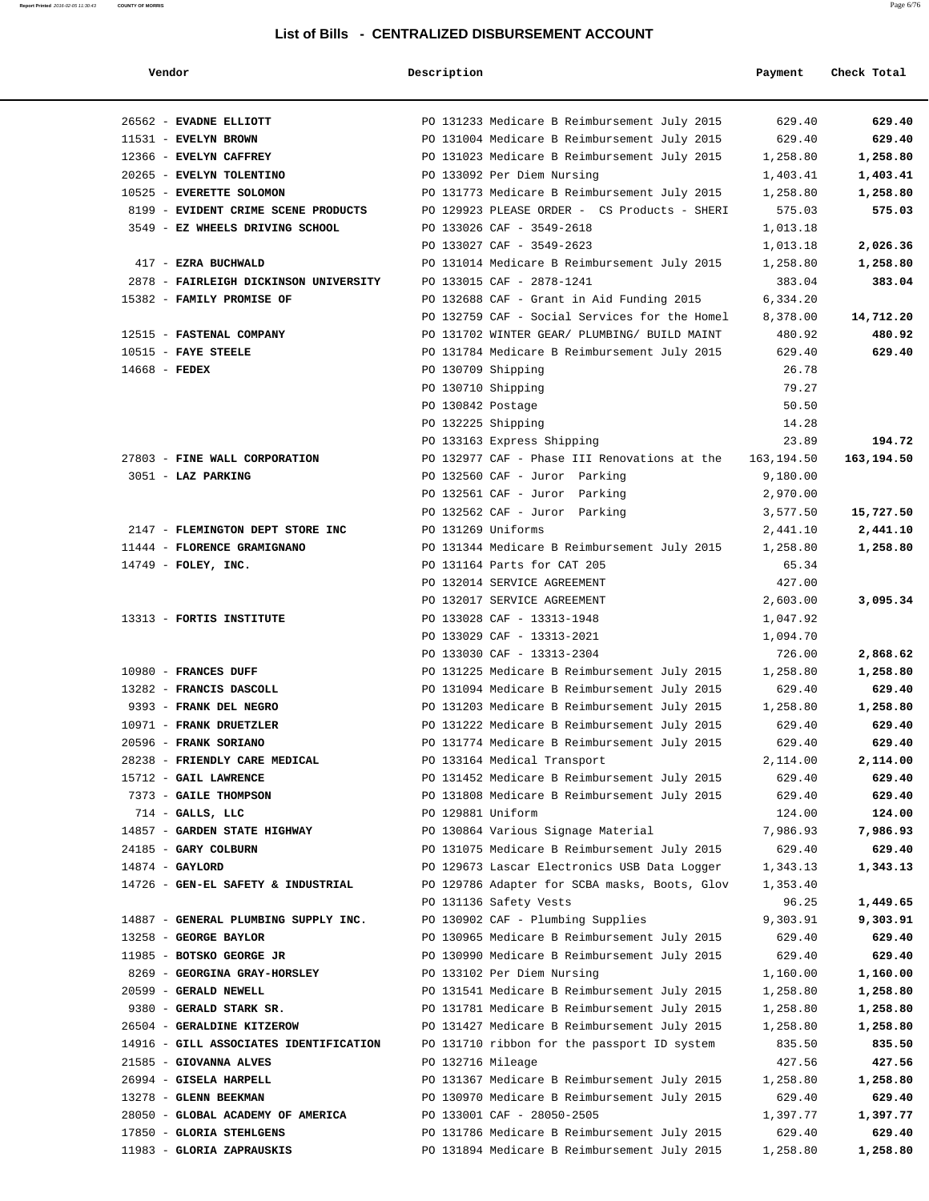# List of Bills - CENTRALIZED DISBURSEMENT ACCOUNT

| Vendor | Description | Payment | Check Total |
|---|---|---|---|
| 26562 - **EVADNE ELLIOTT** | PO 131233 Medicare B Reimbursement July 2015 | 629.40 | **629.40** |
| 11531 - **EVELYN BROWN** | PO 131004 Medicare B Reimbursement July 2015 | 629.40 | **629.40** |
| 12366 - **EVELYN CAFFREY** | PO 131023 Medicare B Reimbursement July 2015 | 1,258.80 | **1,258.80** |
| 20265 - **EVELYN TOLENTINO** | PO 133092 Per Diem Nursing | 1,403.41 | **1,403.41** |
| 10525 - **EVERETTE SOLOMON** | PO 131773 Medicare B Reimbursement July 2015 | 1,258.80 | **1,258.80** |
| 8199 - **EVIDENT CRIME SCENE PRODUCTS** | PO 129923 PLEASE ORDER - CS Products - SHERI | 575.03 | **575.03** |
| 3549 - **EZ WHEELS DRIVING SCHOOL** | PO 133026 CAF - 3549-2618 | 1,013.18 | |
| | PO 133027 CAF - 3549-2623 | 1,013.18 | **2,026.36** |
| 417 - **EZRA BUCHWALD** | PO 131014 Medicare B Reimbursement July 2015 | 1,258.80 | **1,258.80** |
| 2878 - **FAIRLEIGH DICKINSON UNIVERSITY** | PO 133015 CAF - 2878-1241 | 383.04 | **383.04** |
| 15382 - **FAMILY PROMISE OF** | PO 132688 CAF - Grant in Aid Funding 2015 | 6,334.20 | |
| | PO 132759 CAF - Social Services for the Homel | 8,378.00 | **14,712.20** |
| 12515 - **FASTENAL COMPANY** | PO 131702 WINTER GEAR/ PLUMBING/ BUILD MAINT | 480.92 | **480.92** |
| 10515 - **FAYE STEELE** | PO 131784 Medicare B Reimbursement July 2015 | 629.40 | **629.40** |
| 14668 - **FEDEX** | PO 130709 Shipping | 26.78 | |
| | PO 130710 Shipping | 79.27 | |
| | PO 130842 Postage | 50.50 | |
| | PO 132225 Shipping | 14.28 | |
| | PO 133163 Express Shipping | 23.89 | **194.72** |
| 27803 - **FINE WALL CORPORATION** | PO 132977 CAF - Phase III Renovations at the | 163,194.50 | **163,194.50** |
| 3051 - **LAZ PARKING** | PO 132560 CAF - Juror Parking | 9,180.00 | |
| | PO 132561 CAF - Juror Parking | 2,970.00 | |
| | PO 132562 CAF - Juror Parking | 3,577.50 | **15,727.50** |
| 2147 - **FLEMINGTON DEPT STORE INC** | PO 131269 Uniforms | 2,441.10 | **2,441.10** |
| 11444 - **FLORENCE GRAMIGNANO** | PO 131344 Medicare B Reimbursement July 2015 | 1,258.80 | **1,258.80** |
| 14749 - **FOLEY, INC.** | PO 131164 Parts for CAT 205 | 65.34 | |
| | PO 132014 SERVICE AGREEMENT | 427.00 | |
| | PO 132017 SERVICE AGREEMENT | 2,603.00 | **3,095.34** |
| 13313 - **FORTIS INSTITUTE** | PO 133028 CAF - 13313-1948 | 1,047.92 | |
| | PO 133029 CAF - 13313-2021 | 1,094.70 | |
| | PO 133030 CAF - 13313-2304 | 726.00 | **2,868.62** |
| 10980 - **FRANCES DUFF** | PO 131225 Medicare B Reimbursement July 2015 | 1,258.80 | **1,258.80** |
| 13282 - **FRANCIS DASCOLL** | PO 131094 Medicare B Reimbursement July 2015 | 629.40 | **629.40** |
| 9393 - **FRANK DEL NEGRO** | PO 131203 Medicare B Reimbursement July 2015 | 1,258.80 | **1,258.80** |
| 10971 - **FRANK DRUETZLER** | PO 131222 Medicare B Reimbursement July 2015 | 629.40 | **629.40** |
| 20596 - **FRANK SORIANO** | PO 131774 Medicare B Reimbursement July 2015 | 629.40 | **629.40** |
| 28238 - **FRIENDLY CARE MEDICAL** | PO 133164 Medical Transport | 2,114.00 | **2,114.00** |
| 15712 - **GAIL LAWRENCE** | PO 131452 Medicare B Reimbursement July 2015 | 629.40 | **629.40** |
| 7373 - **GAILE THOMPSON** | PO 131808 Medicare B Reimbursement July 2015 | 629.40 | **629.40** |
| 714 - **GALLS, LLC** | PO 129881 Uniform | 124.00 | **124.00** |
| 14857 - **GARDEN STATE HIGHWAY** | PO 130864 Various Signage Material | 7,986.93 | **7,986.93** |
| 24185 - **GARY COLBURN** | PO 131075 Medicare B Reimbursement July 2015 | 629.40 | **629.40** |
| 14874 - **GAYLORD** | PO 129673 Lascar Electronics USB Data Logger | 1,343.13 | **1,343.13** |
| 14726 - **GEN-EL SAFETY & INDUSTRIAL** | PO 129786 Adapter for SCBA masks, Boots, Glov | 1,353.40 | |
| | PO 131136 Safety Vests | 96.25 | **1,449.65** |
| 14887 - **GENERAL PLUMBING SUPPLY INC.** | PO 130902 CAF - Plumbing Supplies | 9,303.91 | **9,303.91** |
| 13258 - **GEORGE BAYLOR** | PO 130965 Medicare B Reimbursement July 2015 | 629.40 | **629.40** |
| 11985 - **BOTSKO GEORGE JR** | PO 130990 Medicare B Reimbursement July 2015 | 629.40 | **629.40** |
| 8269 - **GEORGINA GRAY-HORSLEY** | PO 133102 Per Diem Nursing | 1,160.00 | **1,160.00** |
| 20599 - **GERALD NEWELL** | PO 131541 Medicare B Reimbursement July 2015 | 1,258.80 | **1,258.80** |
| 9380 - **GERALD STARK SR.** | PO 131781 Medicare B Reimbursement July 2015 | 1,258.80 | **1,258.80** |
| 26504 - **GERALDINE KITZEROW** | PO 131427 Medicare B Reimbursement July 2015 | 1,258.80 | **1,258.80** |
| 14916 - **GILL ASSOCIATES IDENTIFICATION** | PO 131710 ribbon for the passport ID system | 835.50 | **835.50** |
| 21585 - **GIOVANNA ALVES** | PO 132716 Mileage | 427.56 | **427.56** |
| 26994 - **GISELA HARPELL** | PO 131367 Medicare B Reimbursement July 2015 | 1,258.80 | **1,258.80** |
| 13278 - **GLENN BEEKMAN** | PO 130970 Medicare B Reimbursement July 2015 | 629.40 | **629.40** |
| 28050 - **GLOBAL ACADEMY OF AMERICA** | PO 133001 CAF - 28050-2505 | 1,397.77 | **1,397.77** |
| 17850 - **GLORIA STEHLGENS** | PO 131786 Medicare B Reimbursement July 2015 | 629.40 | **629.40** |
| 11983 - **GLORIA ZAPRAUSKIS** | PO 131894 Medicare B Reimbursement July 2015 | 1,258.80 | **1,258.80** |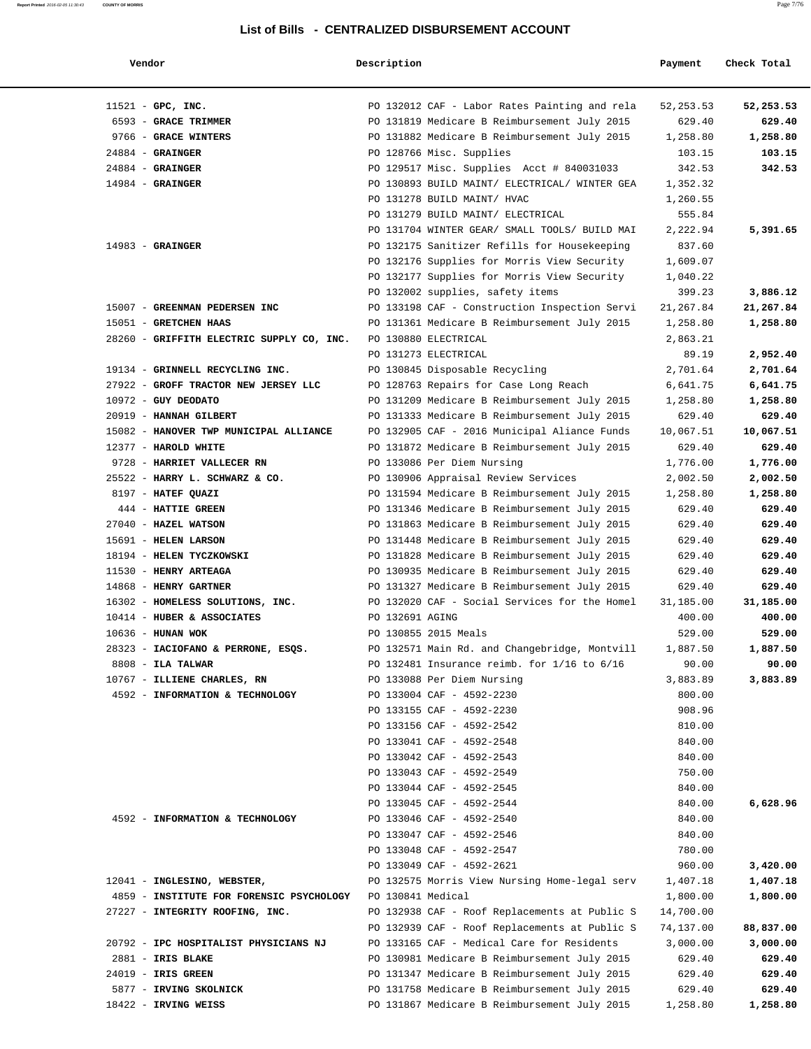# List of Bills - CENTRALIZED DISBURSEMENT ACCOUNT

| Vendor | Description | Payment | Check Total |
|---|---|---|---|
| 11521 - **GPC, INC.** | PO 132012 CAF - Labor Rates Painting and rela | 52,253.53 | **52,253.53** |
| 6593 - **GRACE TRIMMER** | PO 131819 Medicare B Reimbursement July 2015 | 629.40 | **629.40** |
| 9766 - **GRACE WINTERS** | PO 131882 Medicare B Reimbursement July 2015 | 1,258.80 | **1,258.80** |
| 24884 - **GRAINGER** | PO 128766 Misc. Supplies | 103.15 | **103.15** |
| 24884 - **GRAINGER** | PO 129517 Misc. Supplies Acct # 840031033 | 342.53 | **342.53** |
| 14984 - **GRAINGER** | PO 130893 BUILD MAINT/ ELECTRICAL/ WINTER GEA | 1,352.32 | |
| | PO 131278 BUILD MAINT/ HVAC | 1,260.55 | |
| | PO 131279 BUILD MAINT/ ELECTRICAL | 555.84 | |
| | PO 131704 WINTER GEAR/ SMALL TOOLS/ BUILD MAI | 2,222.94 | **5,391.65** |
| 14983 - **GRAINGER** | PO 132175 Sanitizer Refills for Housekeeping | 837.60 | |
| | PO 132176 Supplies for Morris View Security | 1,609.07 | |
| | PO 132177 Supplies for Morris View Security | 1,040.22 | |
| | PO 132002 supplies, safety items | 399.23 | **3,886.12** |
| 15007 - **GREENMAN PEDERSEN INC** | PO 133198 CAF - Construction Inspection Servi | 21,267.84 | **21,267.84** |
| 15051 - **GRETCHEN HAAS** | PO 131361 Medicare B Reimbursement July 2015 | 1,258.80 | **1,258.80** |
| 28260 - **GRIFFITH ELECTRIC SUPPLY CO, INC.** | PO 130880 ELECTRICAL | 2,863.21 | |
| | PO 131273 ELECTRICAL | 89.19 | **2,952.40** |
| 19134 - **GRINNELL RECYCLING INC.** | PO 130845 Disposable Recycling | 2,701.64 | **2,701.64** |
| 27922 - **GROFF TRACTOR NEW JERSEY LLC** | PO 128763 Repairs for Case Long Reach | 6,641.75 | **6,641.75** |
| 10972 - **GUY DEODATO** | PO 131209 Medicare B Reimbursement July 2015 | 1,258.80 | **1,258.80** |
| 20919 - **HANNAH GILBERT** | PO 131333 Medicare B Reimbursement July 2015 | 629.40 | **629.40** |
| 15082 - **HANOVER TWP MUNICIPAL ALLIANCE** | PO 132905 CAF - 2016 Municipal Aliance Funds | 10,067.51 | **10,067.51** |
| 12377 - **HAROLD WHITE** | PO 131872 Medicare B Reimbursement July 2015 | 629.40 | **629.40** |
| 9728 - **HARRIET VALLECER RN** | PO 133086 Per Diem Nursing | 1,776.00 | **1,776.00** |
| 25522 - **HARRY L. SCHWARZ & CO.** | PO 130906 Appraisal Review Services | 2,002.50 | **2,002.50** |
| 8197 - **HATEF QUAZI** | PO 131594 Medicare B Reimbursement July 2015 | 1,258.80 | **1,258.80** |
| 444 - **HATTIE GREEN** | PO 131346 Medicare B Reimbursement July 2015 | 629.40 | **629.40** |
| 27040 - **HAZEL WATSON** | PO 131863 Medicare B Reimbursement July 2015 | 629.40 | **629.40** |
| 15691 - **HELEN LARSON** | PO 131448 Medicare B Reimbursement July 2015 | 629.40 | **629.40** |
| 18194 - **HELEN TYCZKOWSKI** | PO 131828 Medicare B Reimbursement July 2015 | 629.40 | **629.40** |
| 11530 - **HENRY ARTEAGA** | PO 130935 Medicare B Reimbursement July 2015 | 629.40 | **629.40** |
| 14868 - **HENRY GARTNER** | PO 131327 Medicare B Reimbursement July 2015 | 629.40 | **629.40** |
| 16302 - **HOMELESS SOLUTIONS, INC.** | PO 132020 CAF - Social Services for the Homel | 31,185.00 | **31,185.00** |
| 10414 - **HUBER & ASSOCIATES** | PO 132691 AGING | 400.00 | **400.00** |
| 10636 - **HUNAN WOK** | PO 130855 2015 Meals | 529.00 | **529.00** |
| 28323 - **IACIOFANO & PERRONE, ESQS.** | PO 132571 Main Rd. and Changebridge, Montvill | 1,887.50 | **1,887.50** |
| 8808 - **ILA TALWAR** | PO 132481 Insurance reimb. for 1/16 to 6/16 | 90.00 | **90.00** |
| 10767 - **ILLIENE CHARLES, RN** | PO 133088 Per Diem Nursing | 3,883.89 | **3,883.89** |
| 4592 - **INFORMATION & TECHNOLOGY** | PO 133004 CAF - 4592-2230 | 800.00 | |
| | PO 133155 CAF - 4592-2230 | 908.96 | |
| | PO 133156 CAF - 4592-2542 | 810.00 | |
| | PO 133041 CAF - 4592-2548 | 840.00 | |
| | PO 133042 CAF - 4592-2543 | 840.00 | |
| | PO 133043 CAF - 4592-2549 | 750.00 | |
| | PO 133044 CAF - 4592-2545 | 840.00 | |
| | PO 133045 CAF - 4592-2544 | 840.00 | **6,628.96** |
| 4592 - **INFORMATION & TECHNOLOGY** | PO 133046 CAF - 4592-2540 | 840.00 | |
| | PO 133047 CAF - 4592-2546 | 840.00 | |
| | PO 133048 CAF - 4592-2547 | 780.00 | |
| | PO 133049 CAF - 4592-2621 | 960.00 | **3,420.00** |
| 12041 - **INGLESINO, WEBSTER,** | PO 132575 Morris View Nursing Home-legal serv | 1,407.18 | **1,407.18** |
| 4859 - **INSTITUTE FOR FORENSIC PSYCHOLOGY** | PO 130841 Medical | 1,800.00 | **1,800.00** |
| 27227 - **INTEGRITY ROOFING, INC.** | PO 132938 CAF - Roof Replacements at Public S | 14,700.00 | |
| | PO 132939 CAF - Roof Replacements at Public S | 74,137.00 | **88,837.00** |
| 20792 - **IPC HOSPITALIST PHYSICIANS NJ** | PO 133165 CAF - Medical Care for Residents | 3,000.00 | **3,000.00** |
| 2881 - **IRIS BLAKE** | PO 130981 Medicare B Reimbursement July 2015 | 629.40 | **629.40** |
| 24019 - **IRIS GREEN** | PO 131347 Medicare B Reimbursement July 2015 | 629.40 | **629.40** |
| 5877 - **IRVING SKOLNICK** | PO 131758 Medicare B Reimbursement July 2015 | 629.40 | **629.40** |
| 18422 - **IRVING WEISS** | PO 131867 Medicare B Reimbursement July 2015 | 1,258.80 | **1,258.80** |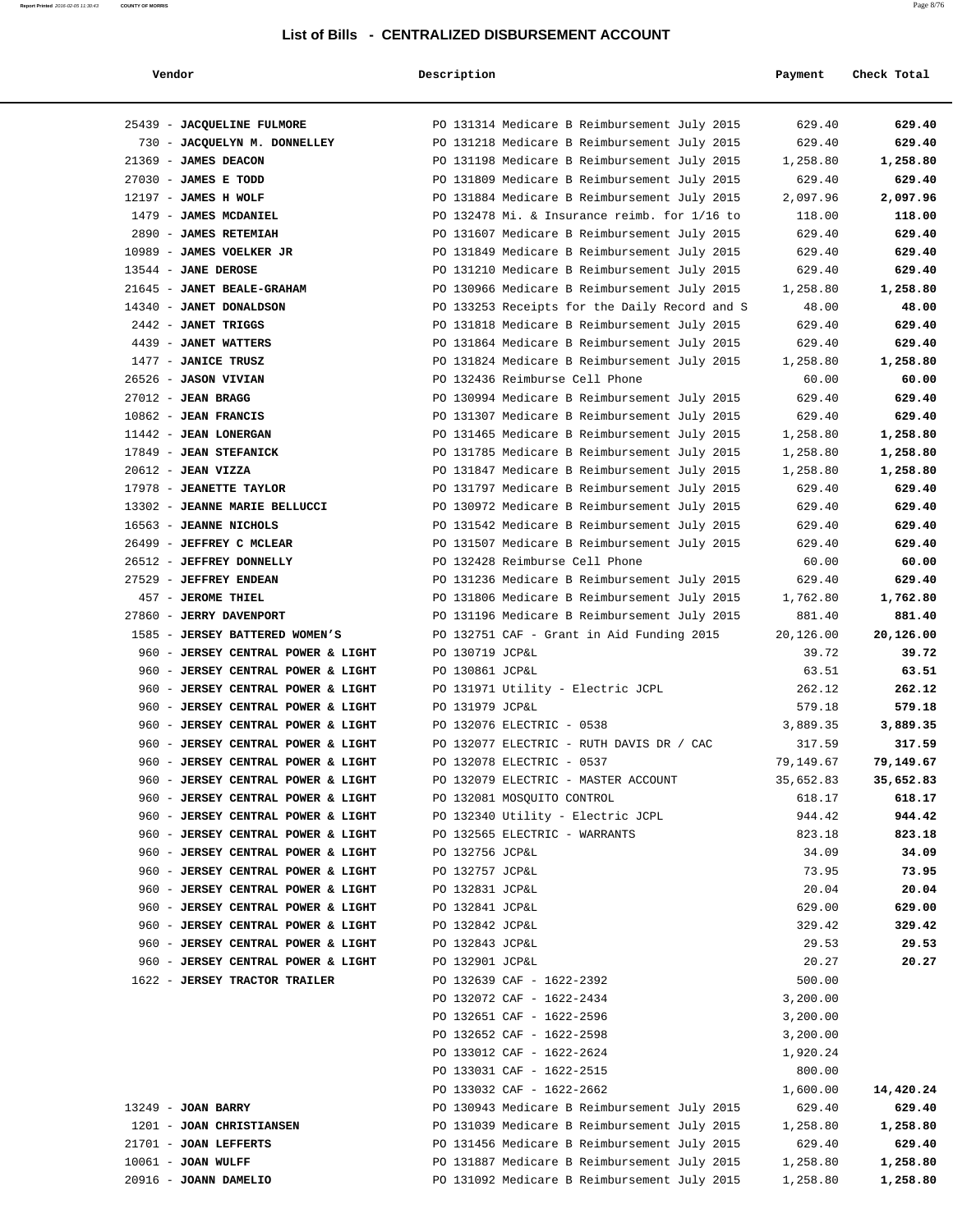## List of Bills - CENTRALIZED DISBURSEMENT ACCOUNT

| Vendor | Description | Payment | Check Total |
|---|---|---|---|
| 25439 - **JACQUELINE FULMORE** | PO 131314 Medicare B Reimbursement July 2015 | 629.40 | **629.40** |
| 730 - **JACQUELYN M. DONNELLEY** | PO 131218 Medicare B Reimbursement July 2015 | 629.40 | **629.40** |
| 21369 - **JAMES DEACON** | PO 131198 Medicare B Reimbursement July 2015 | 1,258.80 | **1,258.80** |
| 27030 - **JAMES E TODD** | PO 131809 Medicare B Reimbursement July 2015 | 629.40 | **629.40** |
| 12197 - **JAMES H WOLF** | PO 131884 Medicare B Reimbursement July 2015 | 2,097.96 | **2,097.96** |
| 1479 - **JAMES MCDANIEL** | PO 132478 Mi. & Insurance reimb. for 1/16 to | 118.00 | **118.00** |
| 2890 - **JAMES RETEMIAH** | PO 131607 Medicare B Reimbursement July 2015 | 629.40 | **629.40** |
| 10989 - **JAMES VOELKER JR** | PO 131849 Medicare B Reimbursement July 2015 | 629.40 | **629.40** |
| 13544 - **JANE DEROSE** | PO 131210 Medicare B Reimbursement July 2015 | 629.40 | **629.40** |
| 21645 - **JANET BEALE-GRAHAM** | PO 130966 Medicare B Reimbursement July 2015 | 1,258.80 | **1,258.80** |
| 14340 - **JANET DONALDSON** | PO 133253 Receipts for the Daily Record and S | 48.00 | **48.00** |
| 2442 - **JANET TRIGGS** | PO 131818 Medicare B Reimbursement July 2015 | 629.40 | **629.40** |
| 4439 - **JANET WATTERS** | PO 131864 Medicare B Reimbursement July 2015 | 629.40 | **629.40** |
| 1477 - **JANICE TRUSZ** | PO 131824 Medicare B Reimbursement July 2015 | 1,258.80 | **1,258.80** |
| 26526 - **JASON VIVIAN** | PO 132436 Reimburse Cell Phone | 60.00 | **60.00** |
| 27012 - **JEAN BRAGG** | PO 130994 Medicare B Reimbursement July 2015 | 629.40 | **629.40** |
| 10862 - **JEAN FRANCIS** | PO 131307 Medicare B Reimbursement July 2015 | 629.40 | **629.40** |
| 11442 - **JEAN LONERGAN** | PO 131465 Medicare B Reimbursement July 2015 | 1,258.80 | **1,258.80** |
| 17849 - **JEAN STEFANICK** | PO 131785 Medicare B Reimbursement July 2015 | 1,258.80 | **1,258.80** |
| 20612 - **JEAN VIZZA** | PO 131847 Medicare B Reimbursement July 2015 | 1,258.80 | **1,258.80** |
| 17978 - **JEANETTE TAYLOR** | PO 131797 Medicare B Reimbursement July 2015 | 629.40 | **629.40** |
| 13302 - **JEANNE MARIE BELLUCCI** | PO 130972 Medicare B Reimbursement July 2015 | 629.40 | **629.40** |
| 16563 - **JEANNE NICHOLS** | PO 131542 Medicare B Reimbursement July 2015 | 629.40 | **629.40** |
| 26499 - **JEFFREY C MCLEAR** | PO 131507 Medicare B Reimbursement July 2015 | 629.40 | **629.40** |
| 26512 - **JEFFREY DONNELLY** | PO 132428 Reimburse Cell Phone | 60.00 | **60.00** |
| 27529 - **JEFFREY ENDEAN** | PO 131236 Medicare B Reimbursement July 2015 | 629.40 | **629.40** |
| 457 - **JEROME THIEL** | PO 131806 Medicare B Reimbursement July 2015 | 1,762.80 | **1,762.80** |
| 27860 - **JERRY DAVENPORT** | PO 131196 Medicare B Reimbursement July 2015 | 881.40 | **881.40** |
| 1585 - **JERSEY BATTERED WOMEN'S** | PO 132751 CAF - Grant in Aid Funding 2015 | 20,126.00 | **20,126.00** |
| 960 - **JERSEY CENTRAL POWER & LIGHT** | PO 130719 JCP&L | 39.72 | **39.72** |
| 960 - **JERSEY CENTRAL POWER & LIGHT** | PO 130861 JCP&L | 63.51 | **63.51** |
| 960 - **JERSEY CENTRAL POWER & LIGHT** | PO 131971 Utility - Electric JCPL | 262.12 | **262.12** |
| 960 - **JERSEY CENTRAL POWER & LIGHT** | PO 131979 JCP&L | 579.18 | **579.18** |
| 960 - **JERSEY CENTRAL POWER & LIGHT** | PO 132076 ELECTRIC - 0538 | 3,889.35 | **3,889.35** |
| 960 - **JERSEY CENTRAL POWER & LIGHT** | PO 132077 ELECTRIC - RUTH DAVIS DR / CAC | 317.59 | **317.59** |
| 960 - **JERSEY CENTRAL POWER & LIGHT** | PO 132078 ELECTRIC - 0537 | 79,149.67 | **79,149.67** |
| 960 - **JERSEY CENTRAL POWER & LIGHT** | PO 132079 ELECTRIC - MASTER ACCOUNT | 35,652.83 | **35,652.83** |
| 960 - **JERSEY CENTRAL POWER & LIGHT** | PO 132081 MOSQUITO CONTROL | 618.17 | **618.17** |
| 960 - **JERSEY CENTRAL POWER & LIGHT** | PO 132340 Utility - Electric JCPL | 944.42 | **944.42** |
| 960 - **JERSEY CENTRAL POWER & LIGHT** | PO 132565 ELECTRIC - WARRANTS | 823.18 | **823.18** |
| 960 - **JERSEY CENTRAL POWER & LIGHT** | PO 132756 JCP&L | 34.09 | **34.09** |
| 960 - **JERSEY CENTRAL POWER & LIGHT** | PO 132757 JCP&L | 73.95 | **73.95** |
| 960 - **JERSEY CENTRAL POWER & LIGHT** | PO 132831 JCP&L | 20.04 | **20.04** |
| 960 - **JERSEY CENTRAL POWER & LIGHT** | PO 132841 JCP&L | 629.00 | **629.00** |
| 960 - **JERSEY CENTRAL POWER & LIGHT** | PO 132842 JCP&L | 329.42 | **329.42** |
| 960 - **JERSEY CENTRAL POWER & LIGHT** | PO 132843 JCP&L | 29.53 | **29.53** |
| 960 - **JERSEY CENTRAL POWER & LIGHT** | PO 132901 JCP&L | 20.27 | **20.27** |
| 1622 - **JERSEY TRACTOR TRAILER** | PO 132639 CAF - 1622-2392 | 500.00 | |
| | PO 132072 CAF - 1622-2434 | 3,200.00 | |
| | PO 132651 CAF - 1622-2596 | 3,200.00 | |
| | PO 132652 CAF - 1622-2598 | 3,200.00 | |
| | PO 133012 CAF - 1622-2624 | 1,920.24 | |
| | PO 133031 CAF - 1622-2515 | 800.00 | |
| | PO 133032 CAF - 1622-2662 | 1,600.00 | **14,420.24** |
| 13249 - **JOAN BARRY** | PO 130943 Medicare B Reimbursement July 2015 | 629.40 | **629.40** |
| 1201 - **JOAN CHRISTIANSEN** | PO 131039 Medicare B Reimbursement July 2015 | 1,258.80 | **1,258.80** |
| 21701 - **JOAN LEFFERTS** | PO 131456 Medicare B Reimbursement July 2015 | 629.40 | **629.40** |
| 10061 - **JOAN WULFF** | PO 131887 Medicare B Reimbursement July 2015 | 1,258.80 | **1,258.80** |
| 20916 - **JOANN DAMELIO** | PO 131092 Medicare B Reimbursement July 2015 | 1,258.80 | **1,258.80** |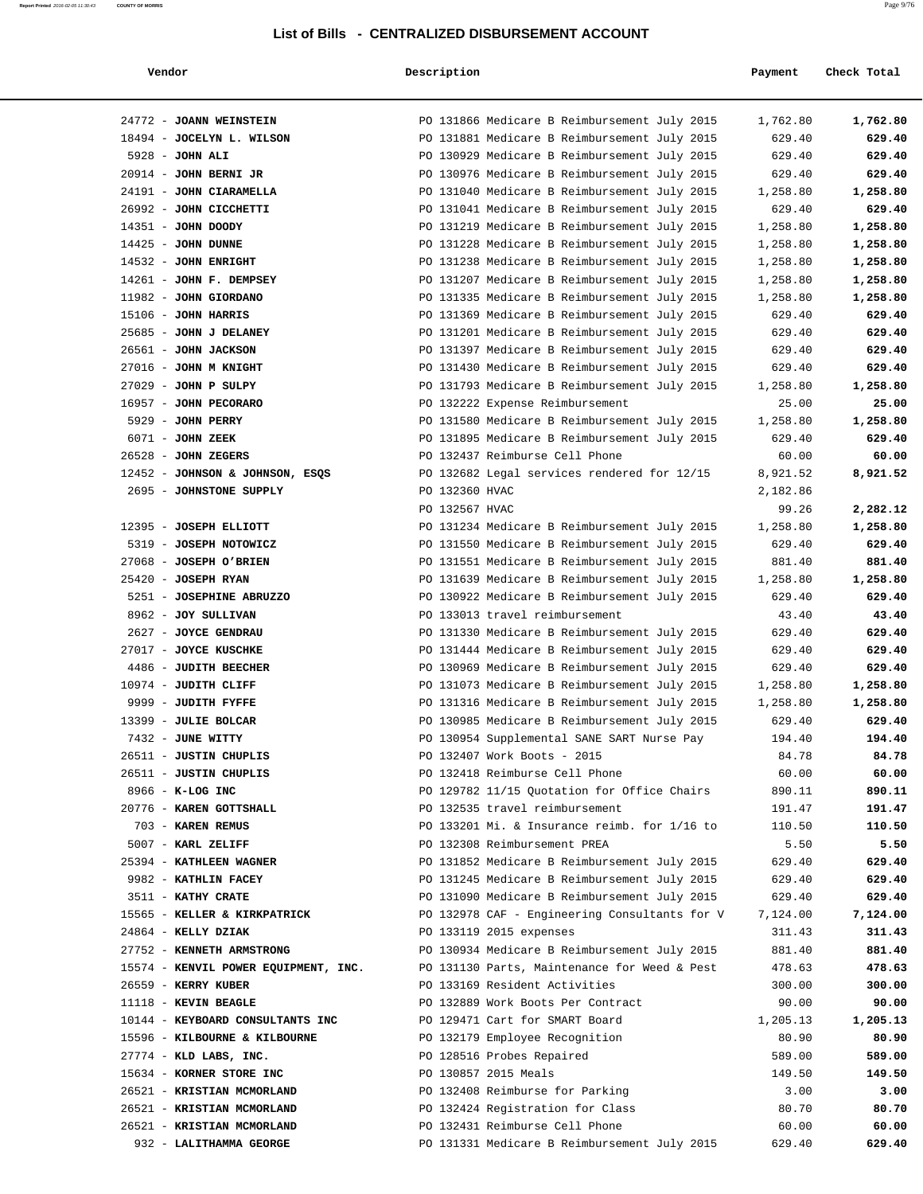## List of Bills - CENTRALIZED DISBURSEMENT ACCOUNT

| Vendor | Description | Payment | Check Total |
|---|---|---|---|
| 24772 - **JOANN WEINSTEIN** | PO 131866 Medicare B Reimbursement July 2015 | 1,762.80 | **1,762.80** |
| 18494 - **JOCELYN L. WILSON** | PO 131881 Medicare B Reimbursement July 2015 | 629.40 | **629.40** |
| 5928 - **JOHN ALI** | PO 130929 Medicare B Reimbursement July 2015 | 629.40 | **629.40** |
| 20914 - **JOHN BERNI JR** | PO 130976 Medicare B Reimbursement July 2015 | 629.40 | **629.40** |
| 24191 - **JOHN CIARAMELLA** | PO 131040 Medicare B Reimbursement July 2015 | 1,258.80 | **1,258.80** |
| 26992 - **JOHN CICCHETTI** | PO 131041 Medicare B Reimbursement July 2015 | 629.40 | **629.40** |
| 14351 - **JOHN DOODY** | PO 131219 Medicare B Reimbursement July 2015 | 1,258.80 | **1,258.80** |
| 14425 - **JOHN DUNNE** | PO 131228 Medicare B Reimbursement July 2015 | 1,258.80 | **1,258.80** |
| 14532 - **JOHN ENRIGHT** | PO 131238 Medicare B Reimbursement July 2015 | 1,258.80 | **1,258.80** |
| 14261 - **JOHN F. DEMPSEY** | PO 131207 Medicare B Reimbursement July 2015 | 1,258.80 | **1,258.80** |
| 11982 - **JOHN GIORDANO** | PO 131335 Medicare B Reimbursement July 2015 | 1,258.80 | **1,258.80** |
| 15106 - **JOHN HARRIS** | PO 131369 Medicare B Reimbursement July 2015 | 629.40 | **629.40** |
| 25685 - **JOHN J DELANEY** | PO 131201 Medicare B Reimbursement July 2015 | 629.40 | **629.40** |
| 26561 - **JOHN JACKSON** | PO 131397 Medicare B Reimbursement July 2015 | 629.40 | **629.40** |
| 27016 - **JOHN M KNIGHT** | PO 131430 Medicare B Reimbursement July 2015 | 629.40 | **629.40** |
| 27029 - **JOHN P SULPY** | PO 131793 Medicare B Reimbursement July 2015 | 1,258.80 | **1,258.80** |
| 16957 - **JOHN PECORARO** | PO 132222 Expense Reimbursement | 25.00 | **25.00** |
| 5929 - **JOHN PERRY** | PO 131580 Medicare B Reimbursement July 2015 | 1,258.80 | **1,258.80** |
| 6071 - **JOHN ZEEK** | PO 131895 Medicare B Reimbursement July 2015 | 629.40 | **629.40** |
| 26528 - **JOHN ZEGERS** | PO 132437 Reimburse Cell Phone | 60.00 | **60.00** |
| 12452 - **JOHNSON & JOHNSON, ESQS** | PO 132682 Legal services rendered for 12/15 | 8,921.52 | **8,921.52** |
| 2695 - **JOHNSTONE SUPPLY** | PO 132360 HVAC | 2,182.86 | |
| | PO 132567 HVAC | 99.26 | **2,282.12** |
| 12395 - **JOSEPH ELLIOTT** | PO 131234 Medicare B Reimbursement July 2015 | 1,258.80 | **1,258.80** |
| 5319 - **JOSEPH NOTOWICZ** | PO 131550 Medicare B Reimbursement July 2015 | 629.40 | **629.40** |
| 27068 - **JOSEPH O'BRIEN** | PO 131551 Medicare B Reimbursement July 2015 | 881.40 | **881.40** |
| 25420 - **JOSEPH RYAN** | PO 131639 Medicare B Reimbursement July 2015 | 1,258.80 | **1,258.80** |
| 5251 - **JOSEPHINE ABRUZZO** | PO 130922 Medicare B Reimbursement July 2015 | 629.40 | **629.40** |
| 8962 - **JOY SULLIVAN** | PO 133013 travel reimbursement | 43.40 | **43.40** |
| 2627 - **JOYCE GENDRAU** | PO 131330 Medicare B Reimbursement July 2015 | 629.40 | **629.40** |
| 27017 - **JOYCE KUSCHKE** | PO 131444 Medicare B Reimbursement July 2015 | 629.40 | **629.40** |
| 4486 - **JUDITH BEECHER** | PO 130969 Medicare B Reimbursement July 2015 | 629.40 | **629.40** |
| 10974 - **JUDITH CLIFF** | PO 131073 Medicare B Reimbursement July 2015 | 1,258.80 | **1,258.80** |
| 9999 - **JUDITH FYFFE** | PO 131316 Medicare B Reimbursement July 2015 | 1,258.80 | **1,258.80** |
| 13399 - **JULIE BOLCAR** | PO 130985 Medicare B Reimbursement July 2015 | 629.40 | **629.40** |
| 7432 - **JUNE WITTY** | PO 130954 Supplemental SANE SART Nurse Pay | 194.40 | **194.40** |
| 26511 - **JUSTIN CHUPLIS** | PO 132407 Work Boots - 2015 | 84.78 | **84.78** |
| 26511 - **JUSTIN CHUPLIS** | PO 132418 Reimburse Cell Phone | 60.00 | **60.00** |
| 8966 - **K-LOG INC** | PO 129782 11/15 Quotation for Office Chairs | 890.11 | **890.11** |
| 20776 - **KAREN GOTTSHALL** | PO 132535 travel reimbursement | 191.47 | **191.47** |
| 703 - **KAREN REMUS** | PO 133201 Mi. & Insurance reimb. for 1/16 to | 110.50 | **110.50** |
| 5007 - **KARL ZELIFF** | PO 132308 Reimbursement PREA | 5.50 | **5.50** |
| 25394 - **KATHLEEN WAGNER** | PO 131852 Medicare B Reimbursement July 2015 | 629.40 | **629.40** |
| 9982 - **KATHLIN FACEY** | PO 131245 Medicare B Reimbursement July 2015 | 629.40 | **629.40** |
| 3511 - **KATHY CRATE** | PO 131090 Medicare B Reimbursement July 2015 | 629.40 | **629.40** |
| 15565 - **KELLER & KIRKPATRICK** | PO 132978 CAF - Engineering Consultants for V | 7,124.00 | **7,124.00** |
| 24864 - **KELLY DZIAK** | PO 133119 2015 expenses | 311.43 | **311.43** |
| 27752 - **KENNETH ARMSTRONG** | PO 130934 Medicare B Reimbursement July 2015 | 881.40 | **881.40** |
| 15574 - **KENVIL POWER EQUIPMENT, INC.** | PO 131130 Parts, Maintenance for Weed & Pest | 478.63 | **478.63** |
| 26559 - **KERRY KUBER** | PO 133169 Resident Activities | 300.00 | **300.00** |
| 11118 - **KEVIN BEAGLE** | PO 132889 Work Boots Per Contract | 90.00 | **90.00** |
| 10144 - **KEYBOARD CONSULTANTS INC** | PO 129471 Cart for SMART Board | 1,205.13 | **1,205.13** |
| 15596 - **KILBOURNE & KILBOURNE** | PO 132179 Employee Recognition | 80.90 | **80.90** |
| 27774 - **KLD LABS, INC.** | PO 128516 Probes Repaired | 589.00 | **589.00** |
| 15634 - **KORNER STORE INC** | PO 130857 2015 Meals | 149.50 | **149.50** |
| 26521 - **KRISTIAN MCMORLAND** | PO 132408 Reimburse for Parking | 3.00 | **3.00** |
| 26521 - **KRISTIAN MCMORLAND** | PO 132424 Registration for Class | 80.70 | **80.70** |
| 26521 - **KRISTIAN MCMORLAND** | PO 132431 Reimburse Cell Phone | 60.00 | **60.00** |
| 932 - **LALITHAMMA GEORGE** | PO 131331 Medicare B Reimbursement July 2015 | 629.40 | **629.40** |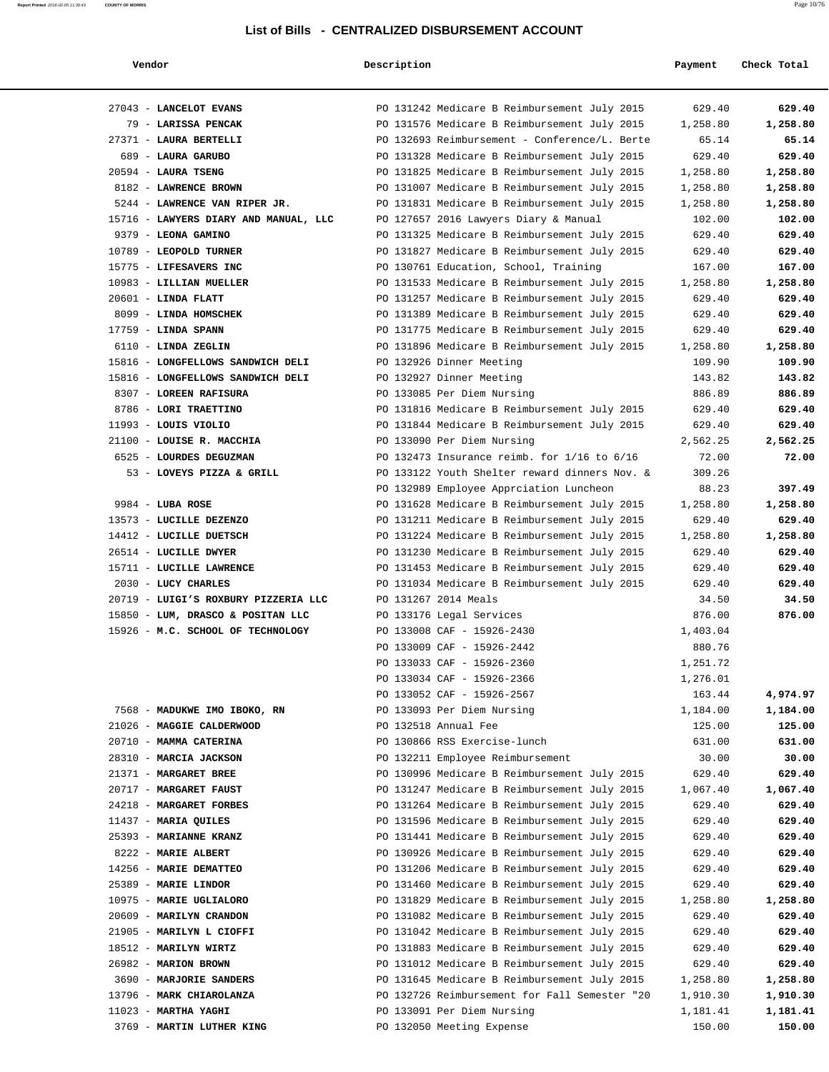## List of Bills - CENTRALIZED DISBURSEMENT ACCOUNT

| Vendor | Description | Payment | Check Total |
|---|---|---|---|
| 27043 - **LANCELOT EVANS** | PO 131242 Medicare B Reimbursement July 2015 | 629.40 | **629.40** |
| 79 - **LARISSA PENCAK** | PO 131576 Medicare B Reimbursement July 2015 | 1,258.80 | **1,258.80** |
| 27371 - **LAURA BERTELLI** | PO 132693 Reimbursement - Conference/L. Berte | 65.14 | **65.14** |
| 689 - **LAURA GARUBO** | PO 131328 Medicare B Reimbursement July 2015 | 629.40 | **629.40** |
| 20594 - **LAURA TSENG** | PO 131825 Medicare B Reimbursement July 2015 | 1,258.80 | **1,258.80** |
| 8182 - **LAWRENCE BROWN** | PO 131007 Medicare B Reimbursement July 2015 | 1,258.80 | **1,258.80** |
| 5244 - **LAWRENCE VAN RIPER JR.** | PO 131831 Medicare B Reimbursement July 2015 | 1,258.80 | **1,258.80** |
| 15716 - **LAWYERS DIARY AND MANUAL, LLC** | PO 127657 2016 Lawyers Diary & Manual | 102.00 | **102.00** |
| 9379 - **LEONA GAMINO** | PO 131325 Medicare B Reimbursement July 2015 | 629.40 | **629.40** |
| 10789 - **LEOPOLD TURNER** | PO 131827 Medicare B Reimbursement July 2015 | 629.40 | **629.40** |
| 15775 - **LIFESAVERS INC** | PO 130761 Education, School, Training | 167.00 | **167.00** |
| 10983 - **LILLIAN MUELLER** | PO 131533 Medicare B Reimbursement July 2015 | 1,258.80 | **1,258.80** |
| 20601 - **LINDA FLATT** | PO 131257 Medicare B Reimbursement July 2015 | 629.40 | **629.40** |
| 8099 - **LINDA HOMSCHEK** | PO 131389 Medicare B Reimbursement July 2015 | 629.40 | **629.40** |
| 17759 - **LINDA SPANN** | PO 131775 Medicare B Reimbursement July 2015 | 629.40 | **629.40** |
| 6110 - **LINDA ZEGLIN** | PO 131896 Medicare B Reimbursement July 2015 | 1,258.80 | **1,258.80** |
| 15816 - **LONGFELLOWS SANDWICH DELI** | PO 132926 Dinner Meeting | 109.90 | **109.90** |
| 15816 - **LONGFELLOWS SANDWICH DELI** | PO 132927 Dinner Meeting | 143.82 | **143.82** |
| 8307 - **LOREEN RAFISURA** | PO 133085 Per Diem Nursing | 886.89 | **886.89** |
| 8786 - **LORI TRAETTINO** | PO 131816 Medicare B Reimbursement July 2015 | 629.40 | **629.40** |
| 11993 - **LOUIS VIOLIO** | PO 131844 Medicare B Reimbursement July 2015 | 629.40 | **629.40** |
| 21100 - **LOUISE R. MACCHIA** | PO 133090 Per Diem Nursing | 2,562.25 | **2,562.25** |
| 6525 - **LOURDES DEGUZMAN** | PO 132473 Insurance reimb. for 1/16 to 6/16 | 72.00 | **72.00** |
| 53 - **LOVEYS PIZZA & GRILL** | PO 133122 Youth Shelter reward dinners Nov. & | 309.26 | |
| | PO 132989 Employee Apprciation Luncheon | 88.23 | **397.49** |
| 9984 - **LUBA ROSE** | PO 131628 Medicare B Reimbursement July 2015 | 1,258.80 | **1,258.80** |
| 13573 - **LUCILLE DEZENZO** | PO 131211 Medicare B Reimbursement July 2015 | 629.40 | **629.40** |
| 14412 - **LUCILLE DUETSCH** | PO 131224 Medicare B Reimbursement July 2015 | 1,258.80 | **1,258.80** |
| 26514 - **LUCILLE DWYER** | PO 131230 Medicare B Reimbursement July 2015 | 629.40 | **629.40** |
| 15711 - **LUCILLE LAWRENCE** | PO 131453 Medicare B Reimbursement July 2015 | 629.40 | **629.40** |
| 2030 - **LUCY CHARLES** | PO 131034 Medicare B Reimbursement July 2015 | 629.40 | **629.40** |
| 20719 - **LUIGI'S ROXBURY PIZZERIA LLC** | PO 131267 2014 Meals | 34.50 | **34.50** |
| 15850 - **LUM, DRASCO & POSITAN LLC** | PO 133176 Legal Services | 876.00 | **876.00** |
| 15926 - **M.C. SCHOOL OF TECHNOLOGY** | PO 133008 CAF - 15926-2430 | 1,403.04 | |
| | PO 133009 CAF - 15926-2442 | 880.76 | |
| | PO 133033 CAF - 15926-2360 | 1,251.72 | |
| | PO 133034 CAF - 15926-2366 | 1,276.01 | |
| | PO 133052 CAF - 15926-2567 | 163.44 | **4,974.97** |
| 7568 - **MADUKWE IMO IBOKO, RN** | PO 133093 Per Diem Nursing | 1,184.00 | **1,184.00** |
| 21026 - **MAGGIE CALDERWOOD** | PO 132518 Annual Fee | 125.00 | **125.00** |
| 20710 - **MAMMA CATERINA** | PO 130866 RSS Exercise-lunch | 631.00 | **631.00** |
| 28310 - **MARCIA JACKSON** | PO 132211 Employee Reimbursement | 30.00 | **30.00** |
| 21371 - **MARGARET BREE** | PO 130996 Medicare B Reimbursement July 2015 | 629.40 | **629.40** |
| 20717 - **MARGARET FAUST** | PO 131247 Medicare B Reimbursement July 2015 | 1,067.40 | **1,067.40** |
| 24218 - **MARGARET FORBES** | PO 131264 Medicare B Reimbursement July 2015 | 629.40 | **629.40** |
| 11437 - **MARIA QUILES** | PO 131596 Medicare B Reimbursement July 2015 | 629.40 | **629.40** |
| 25393 - **MARIANNE KRANZ** | PO 131441 Medicare B Reimbursement July 2015 | 629.40 | **629.40** |
| 8222 - **MARIE ALBERT** | PO 130926 Medicare B Reimbursement July 2015 | 629.40 | **629.40** |
| 14256 - **MARIE DEMATTEO** | PO 131206 Medicare B Reimbursement July 2015 | 629.40 | **629.40** |
| 25389 - **MARIE LINDOR** | PO 131460 Medicare B Reimbursement July 2015 | 629.40 | **629.40** |
| 10975 - **MARIE UGLIALORO** | PO 131829 Medicare B Reimbursement July 2015 | 1,258.80 | **1,258.80** |
| 20609 - **MARILYN CRANDON** | PO 131082 Medicare B Reimbursement July 2015 | 629.40 | **629.40** |
| 21905 - **MARILYN L CIOFFI** | PO 131042 Medicare B Reimbursement July 2015 | 629.40 | **629.40** |
| 18512 - **MARILYN WIRTZ** | PO 131883 Medicare B Reimbursement July 2015 | 629.40 | **629.40** |
| 26982 - **MARION BROWN** | PO 131012 Medicare B Reimbursement July 2015 | 629.40 | **629.40** |
| 3690 - **MARJORIE SANDERS** | PO 131645 Medicare B Reimbursement July 2015 | 1,258.80 | **1,258.80** |
| 13796 - **MARK CHIAROLANZA** | PO 132726 Reimbursement for Fall Semester "20 | 1,910.30 | **1,910.30** |
| 11023 - **MARTHA YAGHI** | PO 133091 Per Diem Nursing | 1,181.41 | **1,181.41** |
| 3769 - **MARTIN LUTHER KING** | PO 132050 Meeting Expense | 150.00 | **150.00** |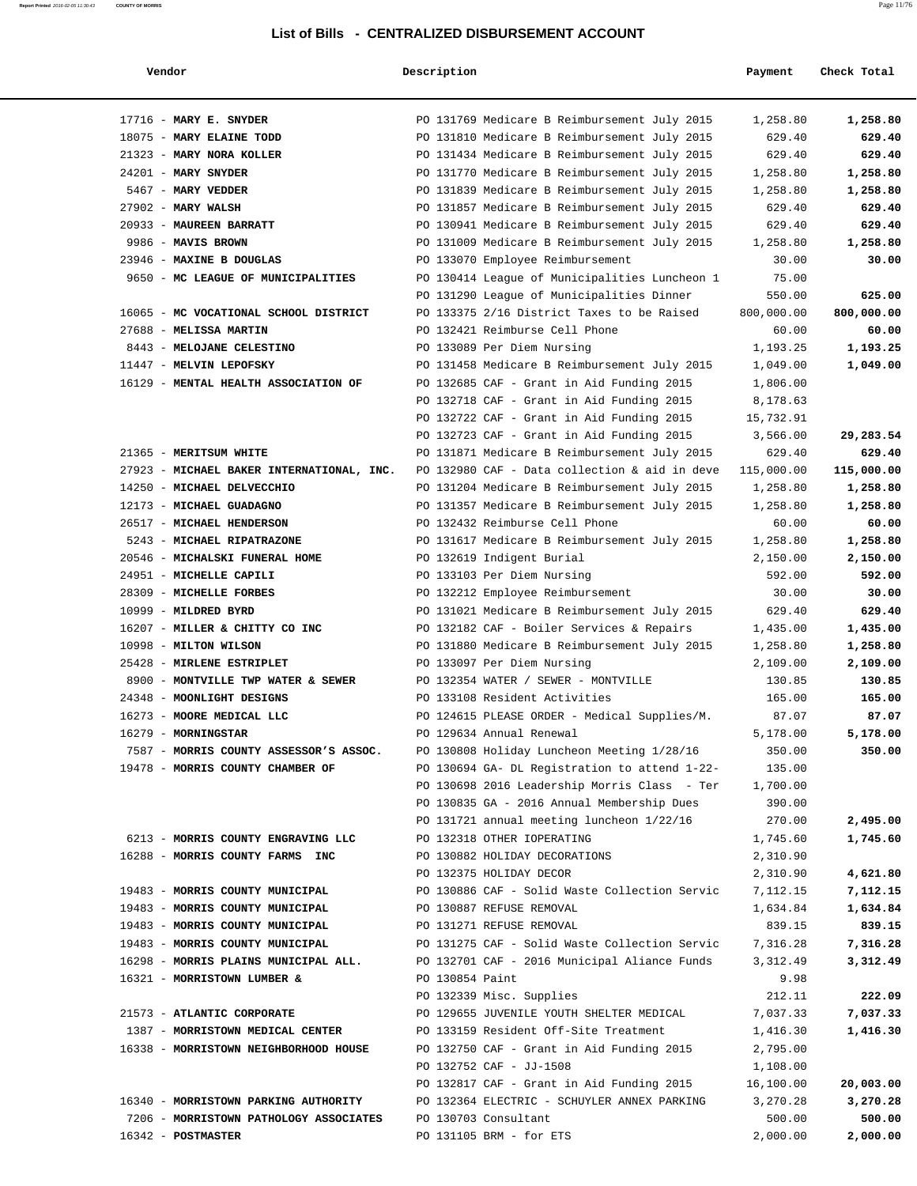## List of Bills - CENTRALIZED DISBURSEMENT ACCOUNT

| Vendor | Description | Payment | Check Total |
|---|---|---|---|
| 17716 - **MARY E. SNYDER** | PO 131769 Medicare B Reimbursement July 2015 | 1,258.80 | **1,258.80** |
| 18075 - **MARY ELAINE TODD** | PO 131810 Medicare B Reimbursement July 2015 | 629.40 | **629.40** |
| 21323 - **MARY NORA KOLLER** | PO 131434 Medicare B Reimbursement July 2015 | 629.40 | **629.40** |
| 24201 - **MARY SNYDER** | PO 131770 Medicare B Reimbursement July 2015 | 1,258.80 | **1,258.80** |
| 5467 - **MARY VEDDER** | PO 131839 Medicare B Reimbursement July 2015 | 1,258.80 | **1,258.80** |
| 27902 - **MARY WALSH** | PO 131857 Medicare B Reimbursement July 2015 | 629.40 | **629.40** |
| 20933 - **MAUREEN BARRATT** | PO 130941 Medicare B Reimbursement July 2015 | 629.40 | **629.40** |
| 9986 - **MAVIS BROWN** | PO 131009 Medicare B Reimbursement July 2015 | 1,258.80 | **1,258.80** |
| 23946 - **MAXINE B DOUGLAS** | PO 133070 Employee Reimbursement | 30.00 | **30.00** |
| 9650 - **MC LEAGUE OF MUNICIPALITIES** | PO 130414 League of Municipalities Luncheon 1 | 75.00 | |
| | PO 131290 League of Municipalities Dinner | 550.00 | **625.00** |
| 16065 - **MC VOCATIONAL SCHOOL DISTRICT** | PO 133375 2/16 District Taxes to be Raised | 800,000.00 | **800,000.00** |
| 27688 - **MELISSA MARTIN** | PO 132421 Reimburse Cell Phone | 60.00 | **60.00** |
| 8443 - **MELOJANE CELESTINO** | PO 133089 Per Diem Nursing | 1,193.25 | **1,193.25** |
| 11447 - **MELVIN LEPOFSKY** | PO 131458 Medicare B Reimbursement July 2015 | 1,049.00 | **1,049.00** |
| 16129 - **MENTAL HEALTH ASSOCIATION OF** | PO 132685 CAF - Grant in Aid Funding 2015 | 1,806.00 | |
| | PO 132718 CAF - Grant in Aid Funding 2015 | 8,178.63 | |
| | PO 132722 CAF - Grant in Aid Funding 2015 | 15,732.91 | |
| | PO 132723 CAF - Grant in Aid Funding 2015 | 3,566.00 | **29,283.54** |
| 21365 - **MERITSUM WHITE** | PO 131871 Medicare B Reimbursement July 2015 | 629.40 | **629.40** |
| 27923 - **MICHAEL BAKER INTERNATIONAL, INC.** | PO 132980 CAF - Data collection & aid in deve | 115,000.00 | **115,000.00** |
| 14250 - **MICHAEL DELVECCHIO** | PO 131204 Medicare B Reimbursement July 2015 | 1,258.80 | **1,258.80** |
| 12173 - **MICHAEL GUADAGNO** | PO 131357 Medicare B Reimbursement July 2015 | 1,258.80 | **1,258.80** |
| 26517 - **MICHAEL HENDERSON** | PO 132432 Reimburse Cell Phone | 60.00 | **60.00** |
| 5243 - **MICHAEL RIPATRAZONE** | PO 131617 Medicare B Reimbursement July 2015 | 1,258.80 | **1,258.80** |
| 20546 - **MICHALSKI FUNERAL HOME** | PO 132619 Indigent Burial | 2,150.00 | **2,150.00** |
| 24951 - **MICHELLE CAPILI** | PO 133103 Per Diem Nursing | 592.00 | **592.00** |
| 28309 - **MICHELLE FORBES** | PO 132212 Employee Reimbursement | 30.00 | **30.00** |
| 10999 - **MILDRED BYRD** | PO 131021 Medicare B Reimbursement July 2015 | 629.40 | **629.40** |
| 16207 - **MILLER & CHITTY CO INC** | PO 132182 CAF - Boiler Services & Repairs | 1,435.00 | **1,435.00** |
| 10998 - **MILTON WILSON** | PO 131880 Medicare B Reimbursement July 2015 | 1,258.80 | **1,258.80** |
| 25428 - **MIRLENE ESTRIPLET** | PO 133097 Per Diem Nursing | 2,109.00 | **2,109.00** |
| 8900 - **MONTVILLE TWP WATER & SEWER** | PO 132354 WATER / SEWER - MONTVILLE | 130.85 | **130.85** |
| 24348 - **MOONLIGHT DESIGNS** | PO 133108 Resident Activities | 165.00 | **165.00** |
| 16273 - **MOORE MEDICAL LLC** | PO 124615 PLEASE ORDER - Medical Supplies/M. | 87.07 | **87.07** |
| 16279 - **MORNINGSTAR** | PO 129634 Annual Renewal | 5,178.00 | **5,178.00** |
| 7587 - **MORRIS COUNTY ASSESSOR'S ASSOC.** | PO 130808 Holiday Luncheon Meeting 1/28/16 | 350.00 | **350.00** |
| 19478 - **MORRIS COUNTY CHAMBER OF** | PO 130694 GA- DL Registration to attend 1-22- | 135.00 | |
| | PO 130698 2016 Leadership Morris Class - Ter | 1,700.00 | |
| | PO 130835 GA - 2016 Annual Membership Dues | 390.00 | |
| | PO 131721 annual meeting luncheon 1/22/16 | 270.00 | **2,495.00** |
| 6213 - **MORRIS COUNTY ENGRAVING LLC** | PO 132318 OTHER IOPERATING | 1,745.60 | **1,745.60** |
| 16288 - **MORRIS COUNTY FARMS INC** | PO 130882 HOLIDAY DECORATIONS | 2,310.90 | |
| | PO 132375 HOLIDAY DECOR | 2,310.90 | **4,621.80** |
| 19483 - **MORRIS COUNTY MUNICIPAL** | PO 130886 CAF - Solid Waste Collection Servic | 7,112.15 | **7,112.15** |
| 19483 - **MORRIS COUNTY MUNICIPAL** | PO 130887 REFUSE REMOVAL | 1,634.84 | **1,634.84** |
| 19483 - **MORRIS COUNTY MUNICIPAL** | PO 131271 REFUSE REMOVAL | 839.15 | **839.15** |
| 19483 - **MORRIS COUNTY MUNICIPAL** | PO 131275 CAF - Solid Waste Collection Servic | 7,316.28 | **7,316.28** |
| 16298 - **MORRIS PLAINS MUNICIPAL ALL.** | PO 132701 CAF - 2016 Municipal Aliance Funds | 3,312.49 | **3,312.49** |
| 16321 - **MORRISTOWN LUMBER &** | PO 130854 Paint | 9.98 | |
| | PO 132339 Misc. Supplies | 212.11 | **222.09** |
| 21573 - **ATLANTIC CORPORATE** | PO 129655 JUVENILE YOUTH SHELTER MEDICAL | 7,037.33 | **7,037.33** |
| 1387 - **MORRISTOWN MEDICAL CENTER** | PO 133159 Resident Off-Site Treatment | 1,416.30 | **1,416.30** |
| 16338 - **MORRISTOWN NEIGHBORHOOD HOUSE** | PO 132750 CAF - Grant in Aid Funding 2015 | 2,795.00 | |
| | PO 132752 CAF - JJ-1508 | 1,108.00 | |
| | PO 132817 CAF - Grant in Aid Funding 2015 | 16,100.00 | **20,003.00** |
| 16340 - **MORRISTOWN PARKING AUTHORITY** | PO 132364 ELECTRIC - SCHUYLER ANNEX PARKING | 3,270.28 | **3,270.28** |
| 7206 - **MORRISTOWN PATHOLOGY ASSOCIATES** | PO 130703 Consultant | 500.00 | **500.00** |
| 16342 - **POSTMASTER** | PO 131105 BRM - for ETS | 2,000.00 | **2,000.00** |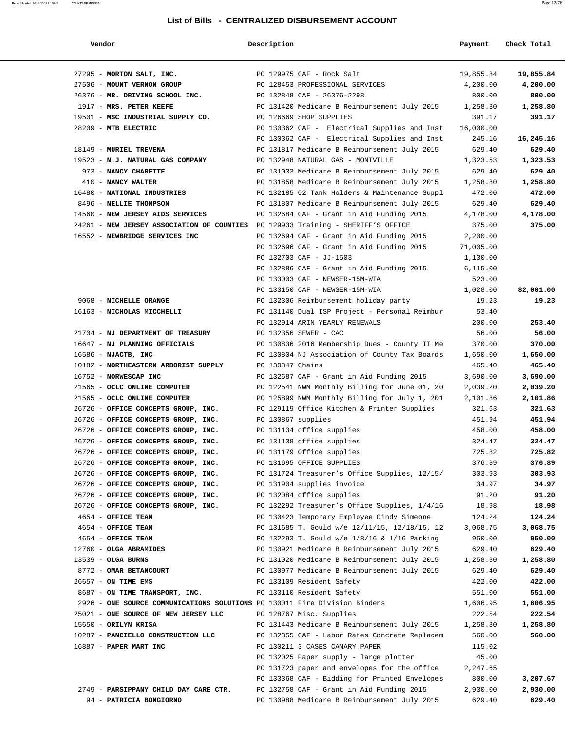# List of Bills - CENTRALIZED DISBURSEMENT ACCOUNT

| Vendor | Description | Payment | Check Total |
|---|---|---|---|
| 27295 - **MORTON SALT, INC.** | PO 129975 CAF - Rock Salt | 19,855.84 | **19,855.84** |
| 27506 - **MOUNT VERNON GROUP** | PO 128453 PROFESSIONAL SERVICES | 4,200.00 | **4,200.00** |
| 26376 - **MR. DRIVING SCHOOL INC.** | PO 132848 CAF - 26376-2298 | 800.00 | **800.00** |
| 1917 - **MRS. PETER KEEFE** | PO 131420 Medicare B Reimbursement July 2015 | 1,258.80 | **1,258.80** |
| 19501 - **MSC INDUSTRIAL SUPPLY CO.** | PO 126669 SHOP SUPPLIES | 391.17 | **391.17** |
| 28209 - **MTB ELECTRIC** | PO 130362 CAF - Electrical Supplies and Inst | 16,000.00 | |
| | PO 130362 CAF - Electrical Supplies and Inst | 245.16 | **16,245.16** |
| 18149 - **MURIEL TREVENA** | PO 131817 Medicare B Reimbursement July 2015 | 629.40 | **629.40** |
| 19523 - **N.J. NATURAL GAS COMPANY** | PO 132948 NATURAL GAS - MONTVILLE | 1,323.53 | **1,323.53** |
| 973 - **NANCY CHARETTE** | PO 131033 Medicare B Reimbursement July 2015 | 629.40 | **629.40** |
| 410 - **NANCY WALTER** | PO 131858 Medicare B Reimbursement July 2015 | 1,258.80 | **1,258.80** |
| 16480 - **NATIONAL INDUSTRIES** | PO 132185 O2 Tank Holders & Maintenance Suppl | 472.00 | **472.00** |
| 8496 - **NELLIE THOMPSON** | PO 131807 Medicare B Reimbursement July 2015 | 629.40 | **629.40** |
| 14560 - **NEW JERSEY AIDS SERVICES** | PO 132684 CAF - Grant in Aid Funding 2015 | 4,178.00 | **4,178.00** |
| 24261 - **NEW JERSEY ASSOCIATION OF COUNTIES** | PO 129933 Training - SHERIFF'S OFFICE | 375.00 | **375.00** |
| 16552 - **NEWBRIDGE SERVICES INC** | PO 132694 CAF - Grant in Aid Funding 2015 | 2,200.00 | |
| | PO 132696 CAF - Grant in Aid Funding 2015 | 71,005.00 | |
| | PO 132703 CAF - JJ-1503 | 1,130.00 | |
| | PO 132886 CAF - Grant in Aid Funding 2015 | 6,115.00 | |
| | PO 133003 CAF - NEWSER-15M-WIA | 523.00 | |
| | PO 133150 CAF - NEWSER-15M-WIA | 1,028.00 | **82,001.00** |
| 9068 - **NICHELLE ORANGE** | PO 132306 Reimbursement holiday party | 19.23 | **19.23** |
| 16163 - **NICHOLAS MICCHELLI** | PO 131140 Dual ISP Project - Personal Reimbur | 53.40 | |
| | PO 132914 ARIN YEARLY RENEWALS | 200.00 | **253.40** |
| 21704 - **NJ DEPARTMENT OF TREASURY** | PO 132356 SEWER - CAC | 56.00 | **56.00** |
| 16647 - **NJ PLANNING OFFICIALS** | PO 130836 2016 Membership Dues - County II Me | 370.00 | **370.00** |
| 16586 - **NJACTB, INC** | PO 130804 NJ Association of County Tax Boards | 1,650.00 | **1,650.00** |
| 10182 - **NORTHEASTERN ARBORIST SUPPLY** | PO 130847 Chains | 465.40 | **465.40** |
| 16752 - **NORWESCAP INC** | PO 132687 CAF - Grant in Aid Funding 2015 | 3,690.00 | **3,690.00** |
| 21565 - **OCLC ONLINE COMPUTER** | PO 122541 NWM Monthly Billing for June 01, 20 | 2,039.20 | **2,039.20** |
| 21565 - **OCLC ONLINE COMPUTER** | PO 125899 NWM Monthly Billing for July 1, 201 | 2,101.86 | **2,101.86** |
| 26726 - **OFFICE CONCEPTS GROUP, INC.** | PO 129119 Office Kitchen & Printer Supplies | 321.63 | **321.63** |
| 26726 - **OFFICE CONCEPTS GROUP, INC.** | PO 130867 supplies | 451.94 | **451.94** |
| 26726 - **OFFICE CONCEPTS GROUP, INC.** | PO 131134 office supplies | 458.00 | **458.00** |
| 26726 - **OFFICE CONCEPTS GROUP, INC.** | PO 131138 office supplies | 324.47 | **324.47** |
| 26726 - **OFFICE CONCEPTS GROUP, INC.** | PO 131179 Office supplies | 725.82 | **725.82** |
| 26726 - **OFFICE CONCEPTS GROUP, INC.** | PO 131695 OFFICE SUPPLIES | 376.89 | **376.89** |
| 26726 - **OFFICE CONCEPTS GROUP, INC.** | PO 131724 Treasurer's Office Supplies, 12/15/ | 303.93 | **303.93** |
| 26726 - **OFFICE CONCEPTS GROUP, INC.** | PO 131904 supplies invoice | 34.97 | **34.97** |
| 26726 - **OFFICE CONCEPTS GROUP, INC.** | PO 132084 office supplies | 91.20 | **91.20** |
| 26726 - **OFFICE CONCEPTS GROUP, INC.** | PO 132292 Treasurer's Office Supplies, 1/4/16 | 18.98 | **18.98** |
| 4654 - **OFFICE TEAM** | PO 130423 Temporary Employee Cindy Simeone | 124.24 | **124.24** |
| 4654 - **OFFICE TEAM** | PO 131685 T. Gould w/e 12/11/15, 12/18/15, 12 | 3,068.75 | **3,068.75** |
| 4654 - **OFFICE TEAM** | PO 132293 T. Gould w/e 1/8/16 & 1/16 Parking | 950.00 | **950.00** |
| 12760 - **OLGA ABRAMIDES** | PO 130921 Medicare B Reimbursement July 2015 | 629.40 | **629.40** |
| 13539 - **OLGA BURNS** | PO 131020 Medicare B Reimbursement July 2015 | 1,258.80 | **1,258.80** |
| 8772 - **OMAR BETANCOURT** | PO 130977 Medicare B Reimbursement July 2015 | 629.40 | **629.40** |
| 26657 - **ON TIME EMS** | PO 133109 Resident Safety | 422.00 | **422.00** |
| 8687 - **ON TIME TRANSPORT, INC.** | PO 133110 Resident Safety | 551.00 | **551.00** |
| 2926 - **ONE SOURCE COMMUNICATIONS SOLUTIONS** | PO 130011 Fire Division Binders | 1,606.95 | **1,606.95** |
| 25021 - **ONE SOURCE OF NEW JERSEY LLC** | PO 128767 Misc. Supplies | 222.54 | **222.54** |
| 15650 - **ORILYN KRISA** | PO 131443 Medicare B Reimbursement July 2015 | 1,258.80 | **1,258.80** |
| 10287 - **PANCIELLO CONSTRUCTION LLC** | PO 132355 CAF - Labor Rates Concrete Replacem | 560.00 | **560.00** |
| 16887 - **PAPER MART INC** | PO 130211 3 CASES CANARY PAPER | 115.02 | |
| | PO 132025 Paper supply - large plotter | 45.00 | |
| | PO 131723 paper and envelopes for the office | 2,247.65 | |
| | PO 133368 CAF - Bidding for Printed Envelopes | 800.00 | **3,207.67** |
| 2749 - **PARSIPPANY CHILD DAY CARE CTR.** | PO 132758 CAF - Grant in Aid Funding 2015 | 2,930.00 | **2,930.00** |
| 94 - **PATRICIA BONGIORNO** | PO 130988 Medicare B Reimbursement July 2015 | 629.40 | **629.40** |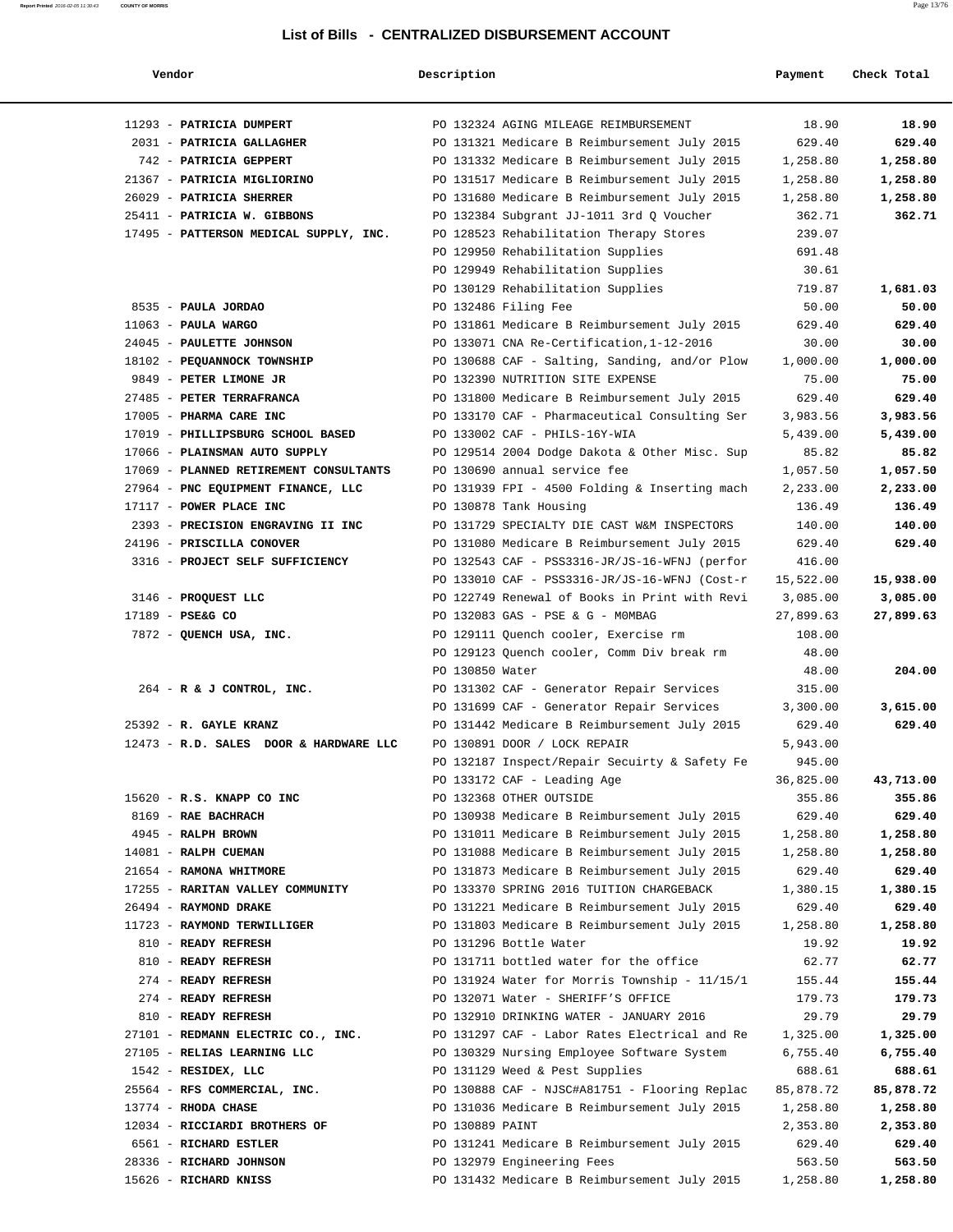# List of Bills - CENTRALIZED DISBURSEMENT ACCOUNT

| Vendor | Description | Payment | Check Total |
|---|---|---|---|
| 11293 - **PATRICIA DUMPERT** | PO 132324 AGING MILEAGE REIMBURSEMENT | 18.90 | **18.90** |
| 2031 - **PATRICIA GALLAGHER** | PO 131321 Medicare B Reimbursement July 2015 | 629.40 | **629.40** |
| 742 - **PATRICIA GEPPERT** | PO 131332 Medicare B Reimbursement July 2015 | 1,258.80 | **1,258.80** |
| 21367 - **PATRICIA MIGLIORINO** | PO 131517 Medicare B Reimbursement July 2015 | 1,258.80 | **1,258.80** |
| 26029 - **PATRICIA SHERRER** | PO 131680 Medicare B Reimbursement July 2015 | 1,258.80 | **1,258.80** |
| 25411 - **PATRICIA W. GIBBONS** | PO 132384 Subgrant JJ-1011 3rd Q Voucher | 362.71 | **362.71** |
| 17495 - **PATTERSON MEDICAL SUPPLY, INC.** | PO 128523 Rehabilitation Therapy Stores | 239.07 | |
| | PO 129950 Rehabilitation Supplies | 691.48 | |
| | PO 129949 Rehabilitation Supplies | 30.61 | |
| | PO 130129 Rehabilitation Supplies | 719.87 | **1,681.03** |
| 8535 - **PAULA JORDAO** | PO 132486 Filing Fee | 50.00 | **50.00** |
| 11063 - **PAULA WARGO** | PO 131861 Medicare B Reimbursement July 2015 | 629.40 | **629.40** |
| 24045 - **PAULETTE JOHNSON** | PO 133071 CNA Re-Certification,1-12-2016 | 30.00 | **30.00** |
| 18102 - **PEQUANNOCK TOWNSHIP** | PO 130688 CAF - Salting, Sanding, and/or Plow | 1,000.00 | **1,000.00** |
| 9849 - **PETER LIMONE JR** | PO 132390 NUTRITION SITE EXPENSE | 75.00 | **75.00** |
| 27485 - **PETER TERRAFRANCA** | PO 131800 Medicare B Reimbursement July 2015 | 629.40 | **629.40** |
| 17005 - **PHARMA CARE INC** | PO 133170 CAF - Pharmaceutical Consulting Ser | 3,983.56 | **3,983.56** |
| 17019 - **PHILLIPSBURG SCHOOL BASED** | PO 133002 CAF - PHILS-16Y-WIA | 5,439.00 | **5,439.00** |
| 17066 - **PLAINSMAN AUTO SUPPLY** | PO 129514 2004 Dodge Dakota & Other Misc. Sup | 85.82 | **85.82** |
| 17069 - **PLANNED RETIREMENT CONSULTANTS** | PO 130690 annual service fee | 1,057.50 | **1,057.50** |
| 27964 - **PNC EQUIPMENT FINANCE, LLC** | PO 131939 FPI - 4500 Folding & Inserting mach | 2,233.00 | **2,233.00** |
| 17117 - **POWER PLACE INC** | PO 130878 Tank Housing | 136.49 | **136.49** |
| 2393 - **PRECISION ENGRAVING II INC** | PO 131729 SPECIALTY DIE CAST W&M INSPECTORS | 140.00 | **140.00** |
| 24196 - **PRISCILLA CONOVER** | PO 131080 Medicare B Reimbursement July 2015 | 629.40 | **629.40** |
| 3316 - **PROJECT SELF SUFFICIENCY** | PO 132543 CAF - PSS3316-JR/JS-16-WFNJ (perfor | 416.00 | |
| | PO 133010 CAF - PSS3316-JR/JS-16-WFNJ (Cost-r | 15,522.00 | **15,938.00** |
| 3146 - **PROQUEST LLC** | PO 122749 Renewal of Books in Print with Revi | 3,085.00 | **3,085.00** |
| 17189 - **PSE&G CO** | PO 132083 GAS - PSE & G - M0MBAG | 27,899.63 | **27,899.63** |
| 7872 - **QUENCH USA, INC.** | PO 129111 Quench cooler, Exercise rm | 108.00 | |
| | PO 129123 Quench cooler, Comm Div break rm | 48.00 | |
| | PO 130850 Water | 48.00 | **204.00** |
| 264 - **R & J CONTROL, INC.** | PO 131302 CAF - Generator Repair Services | 315.00 | |
| | PO 131699 CAF - Generator Repair Services | 3,300.00 | **3,615.00** |
| 25392 - **R. GAYLE KRANZ** | PO 131442 Medicare B Reimbursement July 2015 | 629.40 | **629.40** |
| 12473 - **R.D. SALES DOOR & HARDWARE LLC** | PO 130891 DOOR / LOCK REPAIR | 5,943.00 | |
| | PO 132187 Inspect/Repair Secuirty & Safety Fe | 945.00 | |
| | PO 133172 CAF - Leading Age | 36,825.00 | **43,713.00** |
| 15620 - **R.S. KNAPP CO INC** | PO 132368 OTHER OUTSIDE | 355.86 | **355.86** |
| 8169 - **RAE BACHRACH** | PO 130938 Medicare B Reimbursement July 2015 | 629.40 | **629.40** |
| 4945 - **RALPH BROWN** | PO 131011 Medicare B Reimbursement July 2015 | 1,258.80 | **1,258.80** |
| 14081 - **RALPH CUEMAN** | PO 131088 Medicare B Reimbursement July 2015 | 1,258.80 | **1,258.80** |
| 21654 - **RAMONA WHITMORE** | PO 131873 Medicare B Reimbursement July 2015 | 629.40 | **629.40** |
| 17255 - **RARITAN VALLEY COMMUNITY** | PO 133370 SPRING 2016 TUITION CHARGEBACK | 1,380.15 | **1,380.15** |
| 26494 - **RAYMOND DRAKE** | PO 131221 Medicare B Reimbursement July 2015 | 629.40 | **629.40** |
| 11723 - **RAYMOND TERWILLIGER** | PO 131803 Medicare B Reimbursement July 2015 | 1,258.80 | **1,258.80** |
| 810 - **READY REFRESH** | PO 131296 Bottle Water | 19.92 | **19.92** |
| 810 - **READY REFRESH** | PO 131711 bottled water for the office | 62.77 | **62.77** |
| 274 - **READY REFRESH** | PO 131924 Water for Morris Township - 11/15/1 | 155.44 | **155.44** |
| 274 - **READY REFRESH** | PO 132071 Water - SHERIFF'S OFFICE | 179.73 | **179.73** |
| 810 - **READY REFRESH** | PO 132910 DRINKING WATER - JANUARY 2016 | 29.79 | **29.79** |
| 27101 - **REDMANN ELECTRIC CO., INC.** | PO 131297 CAF - Labor Rates Electrical and Re | 1,325.00 | **1,325.00** |
| 27105 - **RELIAS LEARNING LLC** | PO 130329 Nursing Employee Software System | 6,755.40 | **6,755.40** |
| 1542 - **RESIDEX, LLC** | PO 131129 Weed & Pest Supplies | 688.61 | **688.61** |
| 25564 - **RFS COMMERCIAL, INC.** | PO 130888 CAF - NJSC#A81751 - Flooring Replac | 85,878.72 | **85,878.72** |
| 13774 - **RHODA CHASE** | PO 131036 Medicare B Reimbursement July 2015 | 1,258.80 | **1,258.80** |
| 12034 - **RICCIARDI BROTHERS OF** | PO 130889 PAINT | 2,353.80 | **2,353.80** |
| 6561 - **RICHARD ESTLER** | PO 131241 Medicare B Reimbursement July 2015 | 629.40 | **629.40** |
| 28336 - **RICHARD JOHNSON** | PO 132979 Engineering Fees | 563.50 | **563.50** |
| 15626 - **RICHARD KNISS** | PO 131432 Medicare B Reimbursement July 2015 | 1,258.80 | **1,258.80** |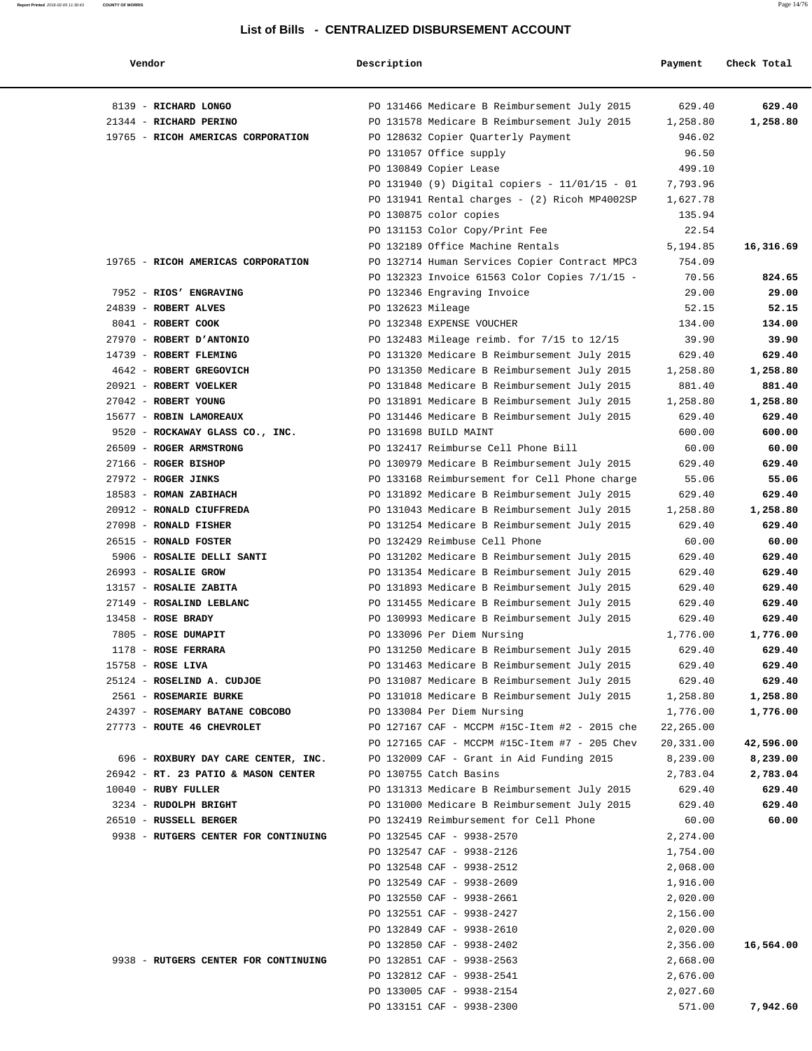## List of Bills - CENTRALIZED DISBURSEMENT ACCOUNT

| Vendor | Description | Payment | Check Total |
|---|---|---|---|
| 8139 - **RICHARD LONGO** | PO 131466 Medicare B Reimbursement July 2015 | 629.40 | **629.40** |
| 21344 - **RICHARD PERINO** | PO 131578 Medicare B Reimbursement July 2015 | 1,258.80 | **1,258.80** |
| 19765 - **RICOH AMERICAS CORPORATION** | PO 128632 Copier Quarterly Payment | 946.02 | |
| | PO 131057 Office supply | 96.50 | |
| | PO 130849 Copier Lease | 499.10 | |
| | PO 131940 (9) Digital copiers - 11/01/15 - 01 | 7,793.96 | |
| | PO 131941 Rental charges - (2) Ricoh MP4002SP | 1,627.78 | |
| | PO 130875 color copies | 135.94 | |
| | PO 131153 Color Copy/Print Fee | 22.54 | |
| | PO 132189 Office Machine Rentals | 5,194.85 | **16,316.69** |
| 19765 - **RICOH AMERICAS CORPORATION** | PO 132714 Human Services Copier Contract MPC3 | 754.09 | |
| | PO 132323 Invoice 61563 Color Copies 7/1/15 - | 70.56 | **824.65** |
| 7952 - **RIOS' ENGRAVING** | PO 132346 Engraving Invoice | 29.00 | **29.00** |
| 24839 - **ROBERT ALVES** | PO 132623 Mileage | 52.15 | **52.15** |
| 8041 - **ROBERT COOK** | PO 132348 EXPENSE VOUCHER | 134.00 | **134.00** |
| 27970 - **ROBERT D'ANTONIO** | PO 132483 Mileage reimb. for 7/15 to 12/15 | 39.90 | **39.90** |
| 14739 - **ROBERT FLEMING** | PO 131320 Medicare B Reimbursement July 2015 | 629.40 | **629.40** |
| 4642 - **ROBERT GREGOVICH** | PO 131350 Medicare B Reimbursement July 2015 | 1,258.80 | **1,258.80** |
| 20921 - **ROBERT VOELKER** | PO 131848 Medicare B Reimbursement July 2015 | 881.40 | **881.40** |
| 27042 - **ROBERT YOUNG** | PO 131891 Medicare B Reimbursement July 2015 | 1,258.80 | **1,258.80** |
| 15677 - **ROBIN LAMOREAUX** | PO 131446 Medicare B Reimbursement July 2015 | 629.40 | **629.40** |
| 9520 - **ROCKAWAY GLASS CO., INC.** | PO 131698 BUILD MAINT | 600.00 | **600.00** |
| 26509 - **ROGER ARMSTRONG** | PO 132417 Reimburse Cell Phone Bill | 60.00 | **60.00** |
| 27166 - **ROGER BISHOP** | PO 130979 Medicare B Reimbursement July 2015 | 629.40 | **629.40** |
| 27972 - **ROGER JINKS** | PO 133168 Reimbursement for Cell Phone charge | 55.06 | **55.06** |
| 18583 - **ROMAN ZABIHACH** | PO 131892 Medicare B Reimbursement July 2015 | 629.40 | **629.40** |
| 20912 - **RONALD CIUFFREDA** | PO 131043 Medicare B Reimbursement July 2015 | 1,258.80 | **1,258.80** |
| 27098 - **RONALD FISHER** | PO 131254 Medicare B Reimbursement July 2015 | 629.40 | **629.40** |
| 26515 - **RONALD FOSTER** | PO 132429 Reimbuse Cell Phone | 60.00 | **60.00** |
| 5906 - **ROSALIE DELLI SANTI** | PO 131202 Medicare B Reimbursement July 2015 | 629.40 | **629.40** |
| 26993 - **ROSALIE GROW** | PO 131354 Medicare B Reimbursement July 2015 | 629.40 | **629.40** |
| 13157 - **ROSALIE ZABITA** | PO 131893 Medicare B Reimbursement July 2015 | 629.40 | **629.40** |
| 27149 - **ROSALIND LEBLANC** | PO 131455 Medicare B Reimbursement July 2015 | 629.40 | **629.40** |
| 13458 - **ROSE BRADY** | PO 130993 Medicare B Reimbursement July 2015 | 629.40 | **629.40** |
| 7805 - **ROSE DUMAPIT** | PO 133096 Per Diem Nursing | 1,776.00 | **1,776.00** |
| 1178 - **ROSE FERRARA** | PO 131250 Medicare B Reimbursement July 2015 | 629.40 | **629.40** |
| 15758 - **ROSE LIVA** | PO 131463 Medicare B Reimbursement July 2015 | 629.40 | **629.40** |
| 25124 - **ROSELIND A. CUDJOE** | PO 131087 Medicare B Reimbursement July 2015 | 629.40 | **629.40** |
| 2561 - **ROSEMARIE BURKE** | PO 131018 Medicare B Reimbursement July 2015 | 1,258.80 | **1,258.80** |
| 24397 - **ROSEMARY BATANE COBCOBO** | PO 133084 Per Diem Nursing | 1,776.00 | **1,776.00** |
| 27773 - **ROUTE 46 CHEVROLET** | PO 127167 CAF - MCCPM #15C-Item #2 - 2015 che | 22,265.00 | |
| | PO 127165 CAF - MCCPM #15C-Item #7 - 205 Chev | 20,331.00 | **42,596.00** |
| 696 - **ROXBURY DAY CARE CENTER, INC.** | PO 132009 CAF - Grant in Aid Funding 2015 | 8,239.00 | **8,239.00** |
| 26942 - **RT. 23 PATIO & MASON CENTER** | PO 130755 Catch Basins | 2,783.04 | **2,783.04** |
| 10040 - **RUBY FULLER** | PO 131313 Medicare B Reimbursement July 2015 | 629.40 | **629.40** |
| 3234 - **RUDOLPH BRIGHT** | PO 131000 Medicare B Reimbursement July 2015 | 629.40 | **629.40** |
| 26510 - **RUSSELL BERGER** | PO 132419 Reimbursement for Cell Phone | 60.00 | **60.00** |
| 9938 - **RUTGERS CENTER FOR CONTINUING** | PO 132545 CAF - 9938-2570 | 2,274.00 | |
| | PO 132547 CAF - 9938-2126 | 1,754.00 | |
| | PO 132548 CAF - 9938-2512 | 2,068.00 | |
| | PO 132549 CAF - 9938-2609 | 1,916.00 | |
| | PO 132550 CAF - 9938-2661 | 2,020.00 | |
| | PO 132551 CAF - 9938-2427 | 2,156.00 | |
| | PO 132849 CAF - 9938-2610 | 2,020.00 | |
| | PO 132850 CAF - 9938-2402 | 2,356.00 | **16,564.00** |
| 9938 - **RUTGERS CENTER FOR CONTINUING** | PO 132851 CAF - 9938-2563 | 2,668.00 | |
| | PO 132812 CAF - 9938-2541 | 2,676.00 | |
| | PO 133005 CAF - 9938-2154 | 2,027.60 | |
| | PO 133151 CAF - 9938-2300 | 571.00 | **7,942.60** |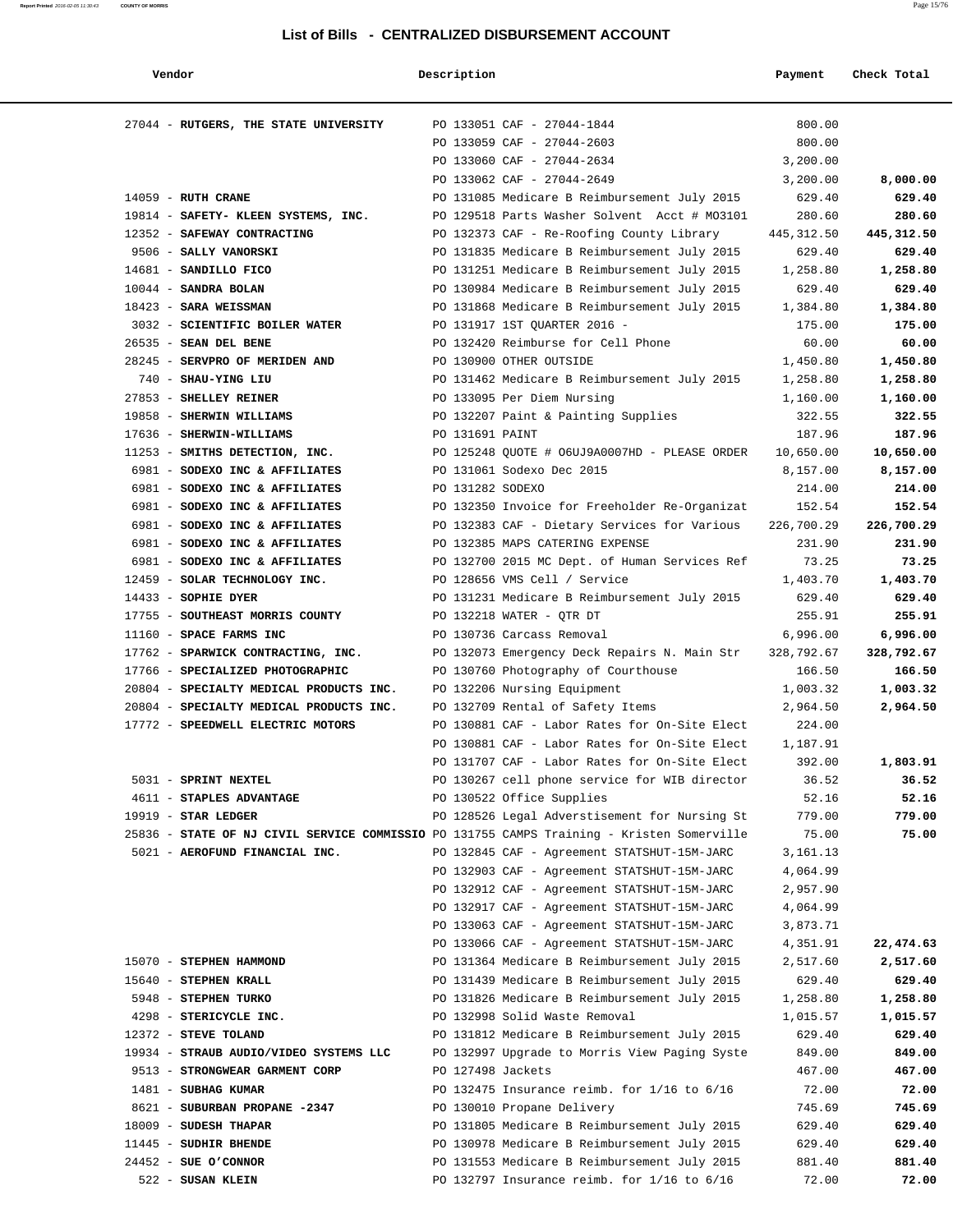# List of Bills - CENTRALIZED DISBURSEMENT ACCOUNT

| Vendor | Description | Payment | Check Total |
|---|---|---|---|
| 27044 - **RUTGERS, THE STATE UNIVERSITY** | PO 133051 CAF - 27044-1844 | 800.00 | |
| | PO 133059 CAF - 27044-2603 | 800.00 | |
| | PO 133060 CAF - 27044-2634 | 3,200.00 | |
| | PO 133062 CAF - 27044-2649 | 3,200.00 | **8,000.00** |
| 14059 - **RUTH CRANE** | PO 131085 Medicare B Reimbursement July 2015 | 629.40 | **629.40** |
| 19814 - **SAFETY- KLEEN SYSTEMS, INC.** | PO 129518 Parts Washer Solvent Acct # MO3101 | 280.60 | **280.60** |
| 12352 - **SAFEWAY CONTRACTING** | PO 132373 CAF - Re-Roofing County Library | 445,312.50 | **445,312.50** |
| 9506 - **SALLY VANORSKI** | PO 131835 Medicare B Reimbursement July 2015 | 629.40 | **629.40** |
| 14681 - **SANDILLO FICO** | PO 131251 Medicare B Reimbursement July 2015 | 1,258.80 | **1,258.80** |
| 10044 - **SANDRA BOLAN** | PO 130984 Medicare B Reimbursement July 2015 | 629.40 | **629.40** |
| 18423 - **SARA WEISSMAN** | PO 131868 Medicare B Reimbursement July 2015 | 1,384.80 | **1,384.80** |
| 3032 - **SCIENTIFIC BOILER WATER** | PO 131917 1ST QUARTER 2016 - | 175.00 | **175.00** |
| 26535 - **SEAN DEL BENE** | PO 132420 Reimburse for Cell Phone | 60.00 | **60.00** |
| 28245 - **SERVPRO OF MERIDEN AND** | PO 130900 OTHER OUTSIDE | 1,450.80 | **1,450.80** |
| 740 - **SHAU-YING LIU** | PO 131462 Medicare B Reimbursement July 2015 | 1,258.80 | **1,258.80** |
| 27853 - **SHELLEY REINER** | PO 133095 Per Diem Nursing | 1,160.00 | **1,160.00** |
| 19858 - **SHERWIN WILLIAMS** | PO 132207 Paint & Painting Supplies | 322.55 | **322.55** |
| 17636 - **SHERWIN-WILLIAMS** | PO 131691 PAINT | 187.96 | **187.96** |
| 11253 - **SMITHS DETECTION, INC.** | PO 125248 QUOTE # O6UJ9A0007HD - PLEASE ORDER | 10,650.00 | **10,650.00** |
| 6981 - **SODEXO INC & AFFILIATES** | PO 131061 Sodexo Dec 2015 | 8,157.00 | **8,157.00** |
| 6981 - **SODEXO INC & AFFILIATES** | PO 131282 SODEXO | 214.00 | **214.00** |
| 6981 - **SODEXO INC & AFFILIATES** | PO 132350 Invoice for Freeholder Re-Organizat | 152.54 | **152.54** |
| 6981 - **SODEXO INC & AFFILIATES** | PO 132383 CAF - Dietary Services for Various | 226,700.29 | **226,700.29** |
| 6981 - **SODEXO INC & AFFILIATES** | PO 132385 MAPS CATERING EXPENSE | 231.90 | **231.90** |
| 6981 - **SODEXO INC & AFFILIATES** | PO 132700 2015 MC Dept. of Human Services Ref | 73.25 | **73.25** |
| 12459 - **SOLAR TECHNOLOGY INC.** | PO 128656 VMS Cell / Service | 1,403.70 | **1,403.70** |
| 14433 - **SOPHIE DYER** | PO 131231 Medicare B Reimbursement July 2015 | 629.40 | **629.40** |
| 17755 - **SOUTHEAST MORRIS COUNTY** | PO 132218 WATER - QTR DT | 255.91 | **255.91** |
| 11160 - **SPACE FARMS INC** | PO 130736 Carcass Removal | 6,996.00 | **6,996.00** |
| 17762 - **SPARWICK CONTRACTING, INC.** | PO 132073 Emergency Deck Repairs N. Main Str | 328,792.67 | **328,792.67** |
| 17766 - **SPECIALIZED PHOTOGRAPHIC** | PO 130760 Photography of Courthouse | 166.50 | **166.50** |
| 20804 - **SPECIALTY MEDICAL PRODUCTS INC.** | PO 132206 Nursing Equipment | 1,003.32 | **1,003.32** |
| 20804 - **SPECIALTY MEDICAL PRODUCTS INC.** | PO 132709 Rental of Safety Items | 2,964.50 | **2,964.50** |
| 17772 - **SPEEDWELL ELECTRIC MOTORS** | PO 130881 CAF - Labor Rates for On-Site Elect | 224.00 | |
| | PO 130881 CAF - Labor Rates for On-Site Elect | 1,187.91 | |
| | PO 131707 CAF - Labor Rates for On-Site Elect | 392.00 | **1,803.91** |
| 5031 - **SPRINT NEXTEL** | PO 130267 cell phone service for WIB director | 36.52 | **36.52** |
| 4611 - **STAPLES ADVANTAGE** | PO 130522 Office Supplies | 52.16 | **52.16** |
| 19919 - **STAR LEDGER** | PO 128526 Legal Adverstisement for Nursing St | 779.00 | **779.00** |
| 25836 - **STATE OF NJ CIVIL SERVICE COMMISSIO** | PO 131755 CAMPS Training - Kristen Somerville | 75.00 | **75.00** |
| 5021 - **AEROFUND FINANCIAL INC.** | PO 132845 CAF - Agreement STATSHUT-15M-JARC | 3,161.13 | |
| | PO 132903 CAF - Agreement STATSHUT-15M-JARC | 4,064.99 | |
| | PO 132912 CAF - Agreement STATSHUT-15M-JARC | 2,957.90 | |
| | PO 132917 CAF - Agreement STATSHUT-15M-JARC | 4,064.99 | |
| | PO 133063 CAF - Agreement STATSHUT-15M-JARC | 3,873.71 | |
| | PO 133066 CAF - Agreement STATSHUT-15M-JARC | 4,351.91 | **22,474.63** |
| 15070 - **STEPHEN HAMMOND** | PO 131364 Medicare B Reimbursement July 2015 | 2,517.60 | **2,517.60** |
| 15640 - **STEPHEN KRALL** | PO 131439 Medicare B Reimbursement July 2015 | 629.40 | **629.40** |
| 5948 - **STEPHEN TURKO** | PO 131826 Medicare B Reimbursement July 2015 | 1,258.80 | **1,258.80** |
| 4298 - **STERICYCLE INC.** | PO 132998 Solid Waste Removal | 1,015.57 | **1,015.57** |
| 12372 - **STEVE TOLAND** | PO 131812 Medicare B Reimbursement July 2015 | 629.40 | **629.40** |
| 19934 - **STRAUB AUDIO/VIDEO SYSTEMS LLC** | PO 132997 Upgrade to Morris View Paging Syste | 849.00 | **849.00** |
| 9513 - **STRONGWEAR GARMENT CORP** | PO 127498 Jackets | 467.00 | **467.00** |
| 1481 - **SUBHAG KUMAR** | PO 132475 Insurance reimb. for 1/16 to 6/16 | 72.00 | **72.00** |
| 8621 - **SUBURBAN PROPANE -2347** | PO 130010 Propane Delivery | 745.69 | **745.69** |
| 18009 - **SUDESH THAPAR** | PO 131805 Medicare B Reimbursement July 2015 | 629.40 | **629.40** |
| 11445 - **SUDHIR BHENDE** | PO 130978 Medicare B Reimbursement July 2015 | 629.40 | **629.40** |
| 24452 - **SUE O'CONNOR** | PO 131553 Medicare B Reimbursement July 2015 | 881.40 | **881.40** |
| 522 - **SUSAN KLEIN** | PO 132797 Insurance reimb. for 1/16 to 6/16 | 72.00 | **72.00** |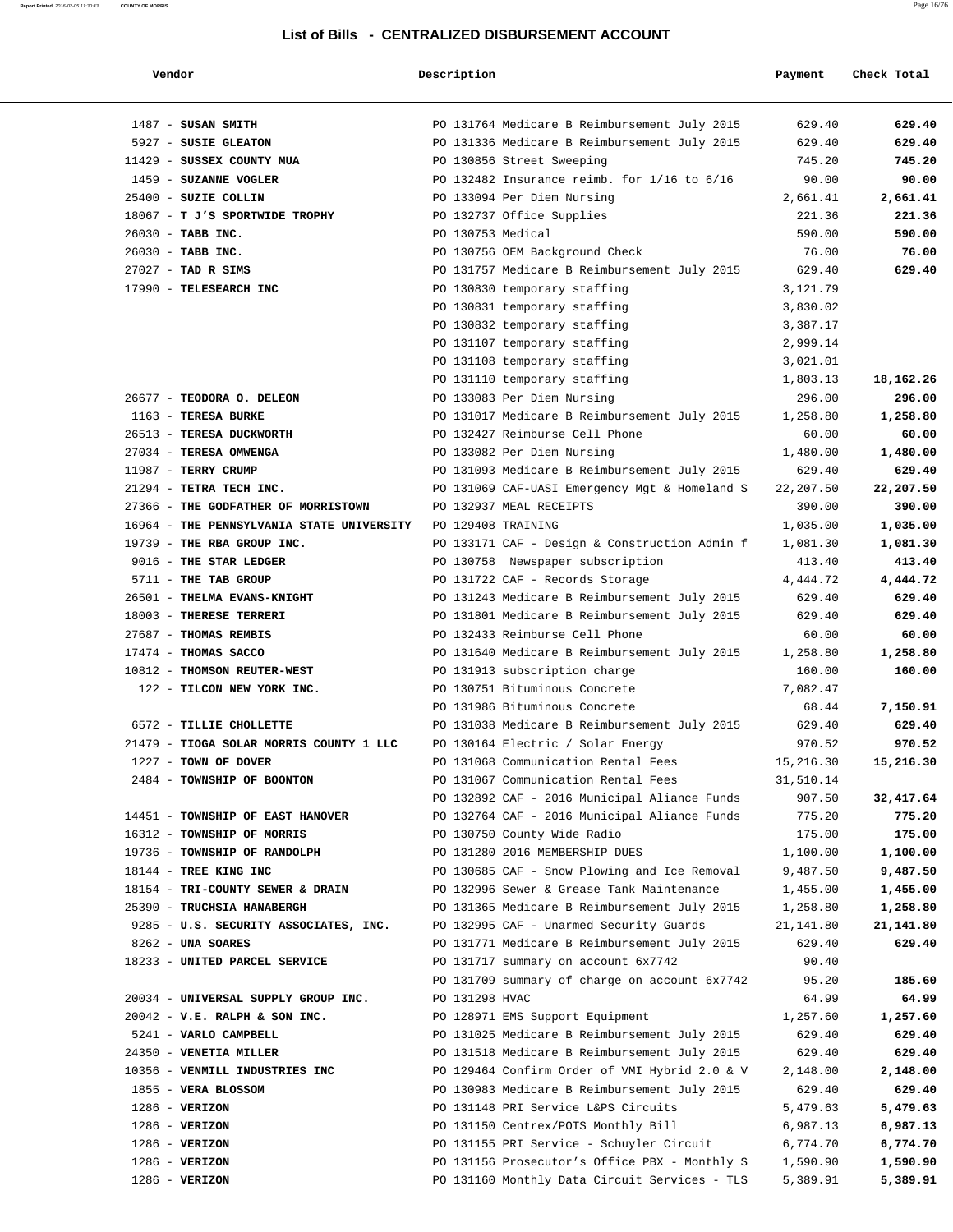# List of Bills - CENTRALIZED DISBURSEMENT ACCOUNT

| Vendor | Description | Payment | Check Total |
|---|---|---|---|
| 1487 - **SUSAN SMITH** | PO 131764 Medicare B Reimbursement July 2015 | 629.40 | **629.40** |
| 5927 - **SUSIE GLEATON** | PO 131336 Medicare B Reimbursement July 2015 | 629.40 | **629.40** |
| 11429 - **SUSSEX COUNTY MUA** | PO 130856 Street Sweeping | 745.20 | **745.20** |
| 1459 - **SUZANNE VOGLER** | PO 132482 Insurance reimb. for 1/16 to 6/16 | 90.00 | **90.00** |
| 25400 - **SUZIE COLLIN** | PO 133094 Per Diem Nursing | 2,661.41 | **2,661.41** |
| 18067 - **T J'S SPORTWIDE TROPHY** | PO 132737 Office Supplies | 221.36 | **221.36** |
| 26030 - **TABB INC.** | PO 130753 Medical | 590.00 | **590.00** |
| 26030 - **TABB INC.** | PO 130756 OEM Background Check | 76.00 | **76.00** |
| 27027 - **TAD R SIMS** | PO 131757 Medicare B Reimbursement July 2015 | 629.40 | **629.40** |
| 17990 - **TELESEARCH INC** | PO 130830 temporary staffing | 3,121.79 | |
| | PO 130831 temporary staffing | 3,830.02 | |
| | PO 130832 temporary staffing | 3,387.17 | |
| | PO 131107 temporary staffing | 2,999.14 | |
| | PO 131108 temporary staffing | 3,021.01 | |
| | PO 131110 temporary staffing | 1,803.13 | **18,162.26** |
| 26677 - **TEODORA O. DELEON** | PO 133083 Per Diem Nursing | 296.00 | **296.00** |
| 1163 - **TERESA BURKE** | PO 131017 Medicare B Reimbursement July 2015 | 1,258.80 | **1,258.80** |
| 26513 - **TERESA DUCKWORTH** | PO 132427 Reimburse Cell Phone | 60.00 | **60.00** |
| 27034 - **TERESA OMWENGA** | PO 133082 Per Diem Nursing | 1,480.00 | **1,480.00** |
| 11987 - **TERRY CRUMP** | PO 131093 Medicare B Reimbursement July 2015 | 629.40 | **629.40** |
| 21294 - **TETRA TECH INC.** | PO 131069 CAF-UASI Emergency Mgt & Homeland S | 22,207.50 | **22,207.50** |
| 27366 - **THE GODFATHER OF MORRISTOWN** | PO 132937 MEAL RECEIPTS | 390.00 | **390.00** |
| 16964 - **THE PENNSYLVANIA STATE UNIVERSITY** | PO 129408 TRAINING | 1,035.00 | **1,035.00** |
| 19739 - **THE RBA GROUP INC.** | PO 133171 CAF - Design & Construction Admin f | 1,081.30 | **1,081.30** |
| 9016 - **THE STAR LEDGER** | PO 130758 Newspaper subscription | 413.40 | **413.40** |
| 5711 - **THE TAB GROUP** | PO 131722 CAF - Records Storage | 4,444.72 | **4,444.72** |
| 26501 - **THELMA EVANS-KNIGHT** | PO 131243 Medicare B Reimbursement July 2015 | 629.40 | **629.40** |
| 18003 - **THERESE TERRERI** | PO 131801 Medicare B Reimbursement July 2015 | 629.40 | **629.40** |
| 27687 - **THOMAS REMBIS** | PO 132433 Reimburse Cell Phone | 60.00 | **60.00** |
| 17474 - **THOMAS SACCO** | PO 131640 Medicare B Reimbursement July 2015 | 1,258.80 | **1,258.80** |
| 10812 - **THOMSON REUTER-WEST** | PO 131913 subscription charge | 160.00 | **160.00** |
| 122 - **TILCON NEW YORK INC.** | PO 130751 Bituminous Concrete | 7,082.47 | |
| | PO 131986 Bituminous Concrete | 68.44 | **7,150.91** |
| 6572 - **TILLIE CHOLLETTE** | PO 131038 Medicare B Reimbursement July 2015 | 629.40 | **629.40** |
| 21479 - **TIOGA SOLAR MORRIS COUNTY 1 LLC** | PO 130164 Electric / Solar Energy | 970.52 | **970.52** |
| 1227 - **TOWN OF DOVER** | PO 131068 Communication Rental Fees | 15,216.30 | **15,216.30** |
| 2484 - **TOWNSHIP OF BOONTON** | PO 131067 Communication Rental Fees | 31,510.14 | |
| | PO 132892 CAF - 2016 Municipal Aliance Funds | 907.50 | **32,417.64** |
| 14451 - **TOWNSHIP OF EAST HANOVER** | PO 132764 CAF - 2016 Municipal Aliance Funds | 775.20 | **775.20** |
| 16312 - **TOWNSHIP OF MORRIS** | PO 130750 County Wide Radio | 175.00 | **175.00** |
| 19736 - **TOWNSHIP OF RANDOLPH** | PO 131280 2016 MEMBERSHIP DUES | 1,100.00 | **1,100.00** |
| 18144 - **TREE KING INC** | PO 130685 CAF - Snow Plowing and Ice Removal | 9,487.50 | **9,487.50** |
| 18154 - **TRI-COUNTY SEWER & DRAIN** | PO 132996 Sewer & Grease Tank Maintenance | 1,455.00 | **1,455.00** |
| 25390 - **TRUCHSIA HANABERGH** | PO 131365 Medicare B Reimbursement July 2015 | 1,258.80 | **1,258.80** |
| 9285 - **U.S. SECURITY ASSOCIATES, INC.** | PO 132995 CAF - Unarmed Security Guards | 21,141.80 | **21,141.80** |
| 8262 - **UNA SOARES** | PO 131771 Medicare B Reimbursement July 2015 | 629.40 | **629.40** |
| 18233 - **UNITED PARCEL SERVICE** | PO 131717 summary on account 6x7742 | 90.40 | |
| | PO 131709 summary of charge on account 6x7742 | 95.20 | **185.60** |
| 20034 - **UNIVERSAL SUPPLY GROUP INC.** | PO 131298 HVAC | 64.99 | **64.99** |
| 20042 - **V.E. RALPH & SON INC.** | PO 128971 EMS Support Equipment | 1,257.60 | **1,257.60** |
| 5241 - **VARLO CAMPBELL** | PO 131025 Medicare B Reimbursement July 2015 | 629.40 | **629.40** |
| 24350 - **VENETIA MILLER** | PO 131518 Medicare B Reimbursement July 2015 | 629.40 | **629.40** |
| 10356 - **VENMILL INDUSTRIES INC** | PO 129464 Confirm Order of VMI Hybrid 2.0 & V | 2,148.00 | **2,148.00** |
| 1855 - **VERA BLOSSOM** | PO 130983 Medicare B Reimbursement July 2015 | 629.40 | **629.40** |
| 1286 - **VERIZON** | PO 131148 PRI Service L&PS Circuits | 5,479.63 | **5,479.63** |
| 1286 - **VERIZON** | PO 131150 Centrex/POTS Monthly Bill | 6,987.13 | **6,987.13** |
| 1286 - **VERIZON** | PO 131155 PRI Service - Schuyler Circuit | 6,774.70 | **6,774.70** |
| 1286 - **VERIZON** | PO 131156 Prosecutor's Office PBX - Monthly S | 1,590.90 | **1,590.90** |
| 1286 - **VERIZON** | PO 131160 Monthly Data Circuit Services - TLS | 5,389.91 | **5,389.91** |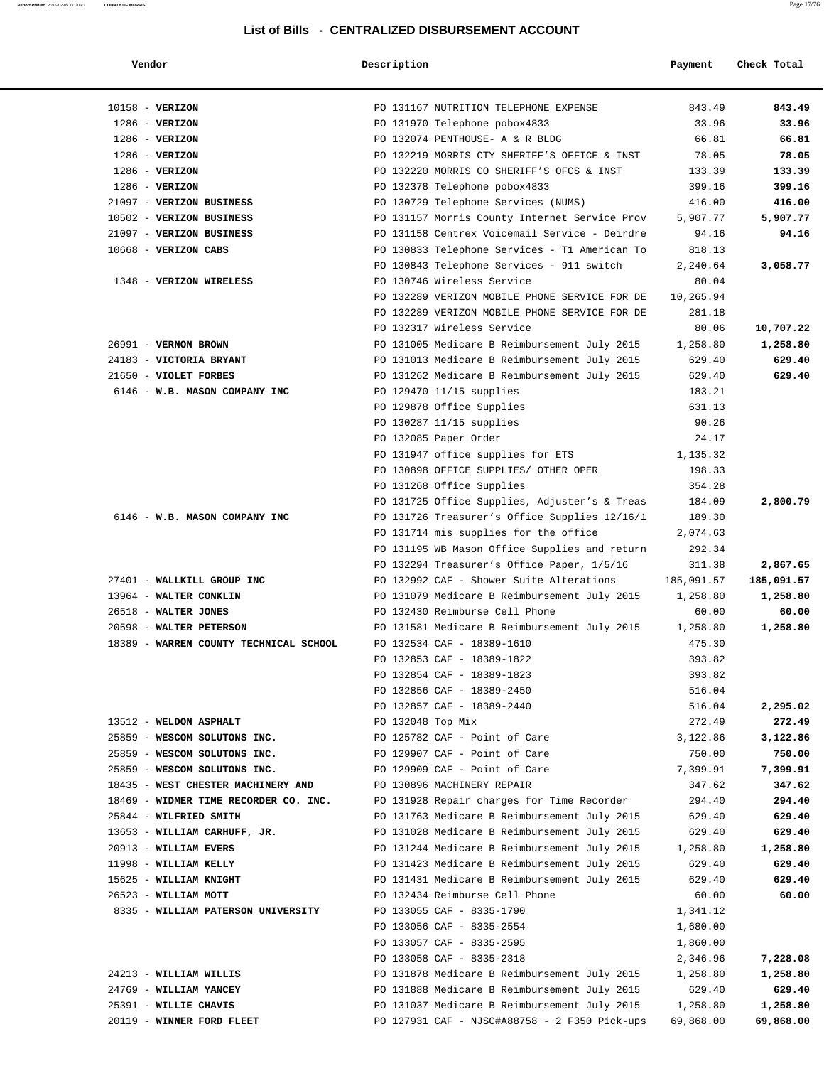# List of Bills - CENTRALIZED DISBURSEMENT ACCOUNT

| Vendor | Description | Payment | Check Total |
|---|---|---|---|
| 10158 - **VERIZON** | PO 131167 NUTRITION TELEPHONE EXPENSE | 843.49 | **843.49** |
| 1286 - **VERIZON** | PO 131970 Telephone pobox4833 | 33.96 | **33.96** |
| 1286 - **VERIZON** | PO 132074 PENTHOUSE- A & R BLDG | 66.81 | **66.81** |
| 1286 - **VERIZON** | PO 132219 MORRIS CTY SHERIFF'S OFFICE & INST | 78.05 | **78.05** |
| 1286 - **VERIZON** | PO 132220 MORRIS CO SHERIFF'S OFCS & INST | 133.39 | **133.39** |
| 1286 - **VERIZON** | PO 132378 Telephone pobox4833 | 399.16 | **399.16** |
| 21097 - **VERIZON BUSINESS** | PO 130729 Telephone Services (NUMS) | 416.00 | **416.00** |
| 10502 - **VERIZON BUSINESS** | PO 131157 Morris County Internet Service Prov | 5,907.77 | **5,907.77** |
| 21097 - **VERIZON BUSINESS** | PO 131158 Centrex Voicemail Service - Deirdre | 94.16 | **94.16** |
| 10668 - **VERIZON CABS** | PO 130833 Telephone Services - T1 American To | 818.13 | |
| | PO 130843 Telephone Services - 911 switch | 2,240.64 | **3,058.77** |
| 1348 - **VERIZON WIRELESS** | PO 130746 Wireless Service | 80.04 | |
| | PO 132289 VERIZON MOBILE PHONE SERVICE FOR DE | 10,265.94 | |
| | PO 132289 VERIZON MOBILE PHONE SERVICE FOR DE | 281.18 | |
| | PO 132317 Wireless Service | 80.06 | **10,707.22** |
| 26991 - **VERNON BROWN** | PO 131005 Medicare B Reimbursement July 2015 | 1,258.80 | **1,258.80** |
| 24183 - **VICTORIA BRYANT** | PO 131013 Medicare B Reimbursement July 2015 | 629.40 | **629.40** |
| 21650 - **VIOLET FORBES** | PO 131262 Medicare B Reimbursement July 2015 | 629.40 | **629.40** |
| 6146 - **W.B. MASON COMPANY INC** | PO 129470 11/15 supplies | 183.21 | |
| | PO 129878 Office Supplies | 631.13 | |
| | PO 130287 11/15 supplies | 90.26 | |
| | PO 132085 Paper Order | 24.17 | |
| | PO 131947 office supplies for ETS | 1,135.32 | |
| | PO 130898 OFFICE SUPPLIES/ OTHER OPER | 198.33 | |
| | PO 131268 Office Supplies | 354.28 | |
| | PO 131725 Office Supplies, Adjuster's & Treas | 184.09 | **2,800.79** |
| 6146 - **W.B. MASON COMPANY INC** | PO 131726 Treasurer's Office Supplies 12/16/1 | 189.30 | |
| | PO 131714 mis supplies for the office | 2,074.63 | |
| | PO 131195 WB Mason Office Supplies and return | 292.34 | |
| | PO 132294 Treasurer's Office Paper, 1/5/16 | 311.38 | **2,867.65** |
| 27401 - **WALLKILL GROUP INC** | PO 132992 CAF - Shower Suite Alterations | 185,091.57 | **185,091.57** |
| 13964 - **WALTER CONKLIN** | PO 131079 Medicare B Reimbursement July 2015 | 1,258.80 | **1,258.80** |
| 26518 - **WALTER JONES** | PO 132430 Reimburse Cell Phone | 60.00 | **60.00** |
| 20598 - **WALTER PETERSON** | PO 131581 Medicare B Reimbursement July 2015 | 1,258.80 | **1,258.80** |
| 18389 - **WARREN COUNTY TECHNICAL SCHOOL** | PO 132534 CAF - 18389-1610 | 475.30 | |
| | PO 132853 CAF - 18389-1822 | 393.82 | |
| | PO 132854 CAF - 18389-1823 | 393.82 | |
| | PO 132856 CAF - 18389-2450 | 516.04 | |
| | PO 132857 CAF - 18389-2440 | 516.04 | **2,295.02** |
| 13512 - **WELDON ASPHALT** | PO 132048 Top Mix | 272.49 | **272.49** |
| 25859 - **WESCOM SOLUTONS INC.** | PO 125782 CAF - Point of Care | 3,122.86 | **3,122.86** |
| 25859 - **WESCOM SOLUTONS INC.** | PO 129907 CAF - Point of Care | 750.00 | **750.00** |
| 25859 - **WESCOM SOLUTONS INC.** | PO 129909 CAF - Point of Care | 7,399.91 | **7,399.91** |
| 18435 - **WEST CHESTER MACHINERY AND** | PO 130896 MACHINERY REPAIR | 347.62 | **347.62** |
| 18469 - **WIDMER TIME RECORDER CO. INC.** | PO 131928 Repair charges for Time Recorder | 294.40 | **294.40** |
| 25844 - **WILFRIED SMITH** | PO 131763 Medicare B Reimbursement July 2015 | 629.40 | **629.40** |
| 13653 - **WILLIAM CARHUFF, JR.** | PO 131028 Medicare B Reimbursement July 2015 | 629.40 | **629.40** |
| 20913 - **WILLIAM EVERS** | PO 131244 Medicare B Reimbursement July 2015 | 1,258.80 | **1,258.80** |
| 11998 - **WILLIAM KELLY** | PO 131423 Medicare B Reimbursement July 2015 | 629.40 | **629.40** |
| 15625 - **WILLIAM KNIGHT** | PO 131431 Medicare B Reimbursement July 2015 | 629.40 | **629.40** |
| 26523 - **WILLIAM MOTT** | PO 132434 Reimburse Cell Phone | 60.00 | **60.00** |
| 8335 - **WILLIAM PATERSON UNIVERSITY** | PO 133055 CAF - 8335-1790 | 1,341.12 | |
| | PO 133056 CAF - 8335-2554 | 1,680.00 | |
| | PO 133057 CAF - 8335-2595 | 1,860.00 | |
| | PO 133058 CAF - 8335-2318 | 2,346.96 | **7,228.08** |
| 24213 - **WILLIAM WILLIS** | PO 131878 Medicare B Reimbursement July 2015 | 1,258.80 | **1,258.80** |
| 24769 - **WILLIAM YANCEY** | PO 131888 Medicare B Reimbursement July 2015 | 629.40 | **629.40** |
| 25391 - **WILLIE CHAVIS** | PO 131037 Medicare B Reimbursement July 2015 | 1,258.80 | **1,258.80** |
| 20119 - **WINNER FORD FLEET** | PO 127931 CAF - NJSC#A88758 - 2 F350 Pick-ups | 69,868.00 | **69,868.00** |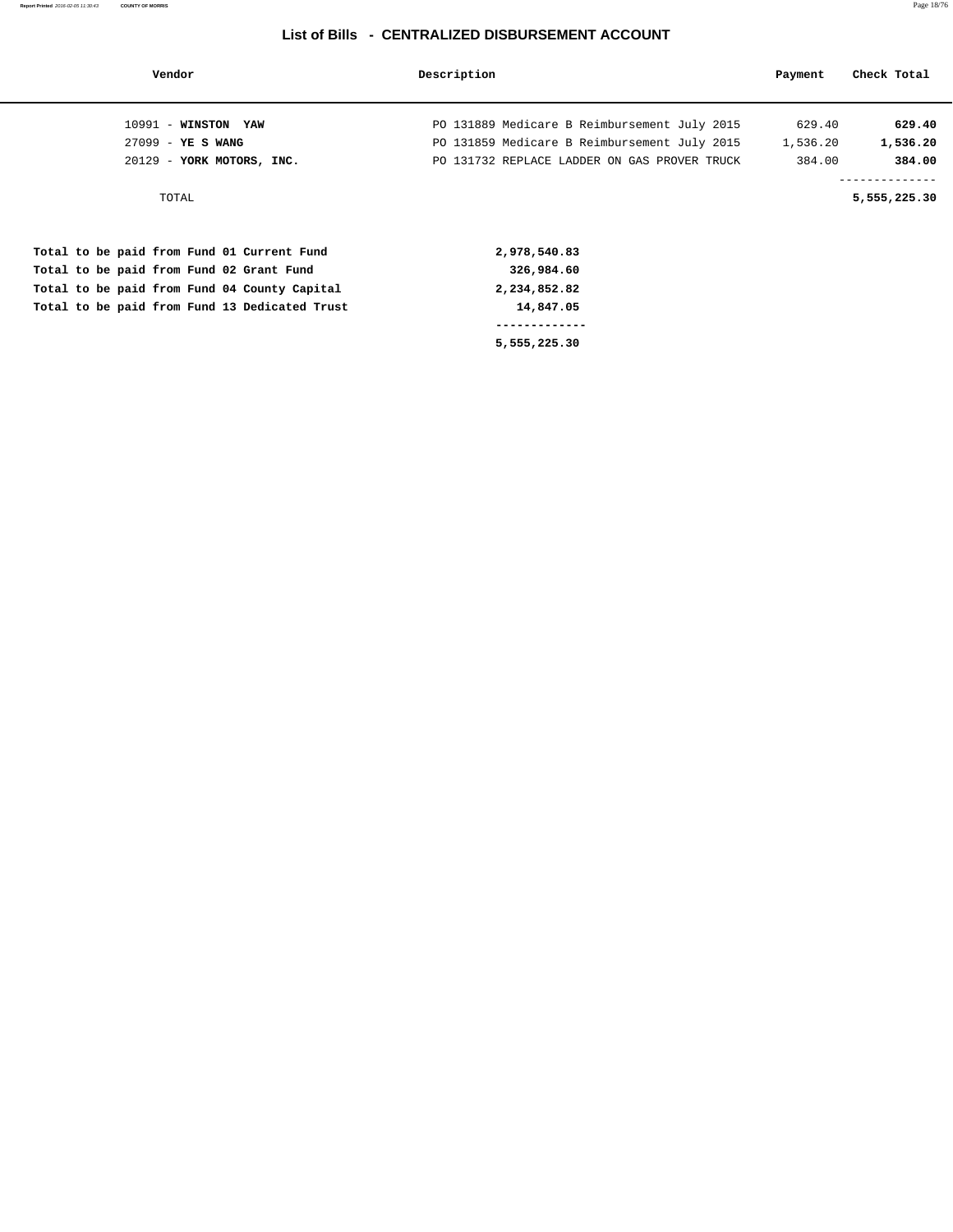# List of Bills - CENTRALIZED DISBURSEMENT ACCOUNT

| Vendor | Description | Payment | Check Total |
|---|---|---|---|
| 10991 - **WINSTON YAW** | PO 131889 Medicare B Reimbursement July 2015 | 629.40 | **629.40** |
| 27099 - **YE S WANG** | PO 131859 Medicare B Reimbursement July 2015 | 1,536.20 | **1,536.20** |
| 20129 - **YORK MOTORS, INC.** | PO 131732 REPLACE LADDER ON GAS PROVER TRUCK | 384.00 | **384.00** |
| TOTAL | | | **5,555,225.30** |

| | |
|---|---|
| **Total to be paid from Fund 01 Current Fund** | **2,978,540.83** |
| **Total to be paid from Fund 02 Grant Fund** | **326,984.60** |
| **Total to be paid from Fund 04 County Capital** | **2,234,852.82** |
| **Total to be paid from Fund 13 Dedicated Trust** | **14,847.05** |
| | **5,555,225.30** |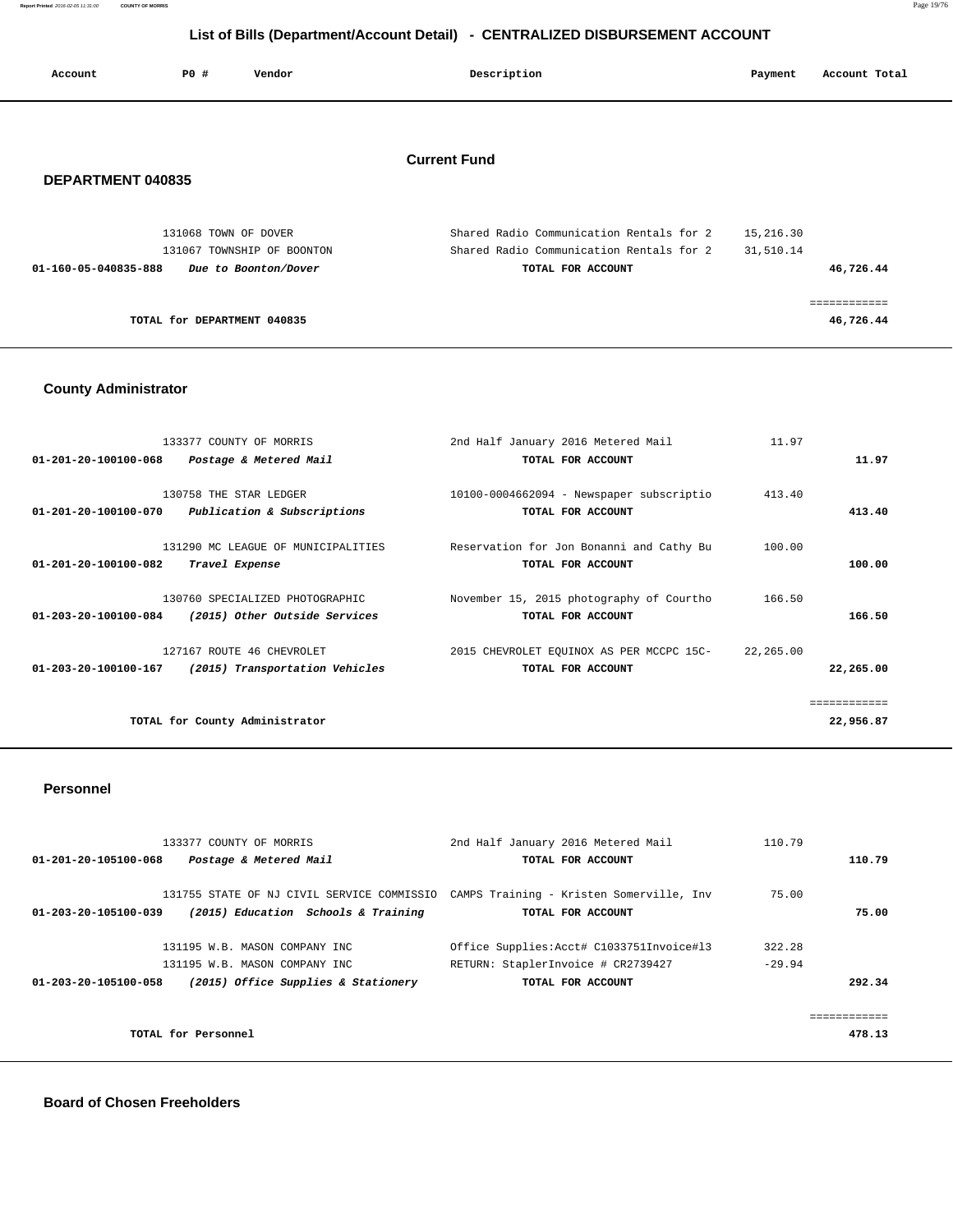# List of Bills (Department/Account Detail) - CENTRALIZED DISBURSEMENT ACCOUNT

| Account | PO # | Vendor | Description | Payment | Account Total |
|---|---|---|---|---|---|

## Current Fund

### DEPARTMENT 040835

| Account | PO # | Vendor | Description | Payment | Account Total |
|---|---|---|---|---|---|
| | 131068 | TOWN OF DOVER | Shared Radio Communication Rentals for 2 | 15,216.30 | |
| | 131067 | TOWNSHIP OF BOONTON | Shared Radio Communication Rentals for 2 | 31,510.14 | |
| 01-160-05-040835-888 | | *Due to Boonton/Dover* | TOTAL FOR ACCOUNT | | 46,726.44 |
| | | | | | ============ |
| | | TOTAL for DEPARTMENT 040835 | | | 46,726.44 |

### County Administrator

| Account | PO # | Vendor | Description | Payment | Account Total |
|---|---|---|---|---|---|
| | 133377 | COUNTY OF MORRIS | 2nd Half January 2016 Metered Mail | 11.97 | |
| 01-201-20-100100-068 | | *Postage & Metered Mail* | TOTAL FOR ACCOUNT | | 11.97 |
| | 130758 | THE STAR LEDGER | 10100-0004662094 - Newspaper subscriptio | 413.40 | |
| 01-201-20-100100-070 | | *Publication & Subscriptions* | TOTAL FOR ACCOUNT | | 413.40 |
| | 131290 | MC LEAGUE OF MUNICIPALITIES | Reservation for Jon Bonanni and Cathy Bu | 100.00 | |
| 01-201-20-100100-082 | | *Travel Expense* | TOTAL FOR ACCOUNT | | 100.00 |
| | 130760 | SPECIALIZED PHOTOGRAPHIC | November 15, 2015 photography of Courtho | 166.50 | |
| 01-203-20-100100-084 | | *(2015) Other Outside Services* | TOTAL FOR ACCOUNT | | 166.50 |
| | 127167 | ROUTE 46 CHEVROLET | 2015 CHEVROLET EQUINOX AS PER MCCPC 15C- | 22,265.00 | |
| 01-203-20-100100-167 | | *(2015) Transportation Vehicles* | TOTAL FOR ACCOUNT | | 22,265.00 |
| | | | | | ============ |
| | | TOTAL for County Administrator | | | 22,956.87 |

### Personnel

| Account | PO # | Vendor | Description | Payment | Account Total |
|---|---|---|---|---|---|
| | 133377 | COUNTY OF MORRIS | 2nd Half January 2016 Metered Mail | 110.79 | |
| 01-201-20-105100-068 | | *Postage & Metered Mail* | TOTAL FOR ACCOUNT | | 110.79 |
| | 131755 | STATE OF NJ CIVIL SERVICE COMMISSIO | CAMPS Training - Kristen Somerville, Inv | 75.00 | |
| 01-203-20-105100-039 | | *(2015) Education Schools & Training* | TOTAL FOR ACCOUNT | | 75.00 |
| | 131195 | W.B. MASON COMPANY INC | Office Supplies:Acct# C1033751Invoice#l3 | 322.28 | |
| | 131195 | W.B. MASON COMPANY INC | RETURN: StaplerInvoice # CR2739427 | -29.94 | |
| 01-203-20-105100-058 | | *(2015) Office Supplies & Stationery* | TOTAL FOR ACCOUNT | | 292.34 |
| | | | | | ============ |
| | | TOTAL for Personnel | | | 478.13 |

### Board of Chosen Freeholders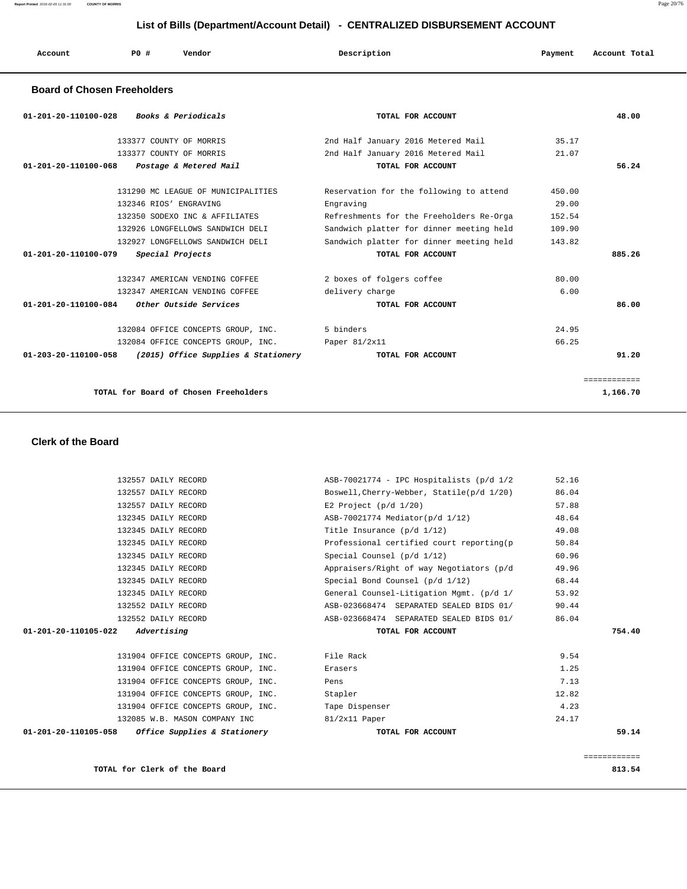## List of Bills (Department/Account Detail) - CENTRALIZED DISBURSEMENT ACCOUNT

| Account | PO # | Vendor | Description | Payment | Account Total |
|---|---|---|---|---|---|

### Board of Chosen Freeholders

| Account | PO # | Vendor | Description | Payment | Account Total |
|---|---|---|---|---|---|
| 01-201-20-110100-028 | | *Books & Periodicals* | **TOTAL FOR ACCOUNT** | | **48.00** |
| | 133377 | COUNTY OF MORRIS | 2nd Half January 2016 Metered Mail | 35.17 | |
| | 133377 | COUNTY OF MORRIS | 2nd Half January 2016 Metered Mail | 21.07 | |
| 01-201-20-110100-068 | | *Postage & Metered Mail* | **TOTAL FOR ACCOUNT** | | **56.24** |
| | 131290 | MC LEAGUE OF MUNICIPALITIES | Reservation for the following to attend | 450.00 | |
| | 132346 | RIOS' ENGRAVING | Engraving | 29.00 | |
| | 132350 | SODEXO INC & AFFILIATES | Refreshments for the Freeholders Re-Orga | 152.54 | |
| | 132926 | LONGFELLOWS SANDWICH DELI | Sandwich platter for dinner meeting held | 109.90 | |
| | 132927 | LONGFELLOWS SANDWICH DELI | Sandwich platter for dinner meeting held | 143.82 | |
| 01-201-20-110100-079 | | *Special Projects* | **TOTAL FOR ACCOUNT** | | **885.26** |
| | 132347 | AMERICAN VENDING COFFEE | 2 boxes of folgers coffee | 80.00 | |
| | 132347 | AMERICAN VENDING COFFEE | delivery charge | 6.00 | |
| 01-201-20-110100-084 | | *Other Outside Services* | **TOTAL FOR ACCOUNT** | | **86.00** |
| | 132084 | OFFICE CONCEPTS GROUP, INC. | 5 binders | 24.95 | |
| | 132084 | OFFICE CONCEPTS GROUP, INC. | Paper 81/2x11 | 66.25 | |
| 01-203-20-110100-058 | | *(2015) Office Supplies & Stationery* | **TOTAL FOR ACCOUNT** | | **91.20** |
| | | | | | ============ |
| | | **TOTAL for Board of Chosen Freeholders** | | | **1,166.70** |

### Clerk of the Board

| Account | PO # | Vendor | Description | Payment | Account Total |
|---|---|---|---|---|---|
| | 132557 | DAILY RECORD | ASB-70021774 - IPC Hospitalists (p/d 1/2 | 52.16 | |
| | 132557 | DAILY RECORD | Boswell,Cherry-Webber, Statile(p/d 1/20) | 86.04 | |
| | 132557 | DAILY RECORD | E2 Project (p/d 1/20) | 57.88 | |
| | 132345 | DAILY RECORD | ASB-70021774 Mediator(p/d 1/12) | 48.64 | |
| | 132345 | DAILY RECORD | Title Insurance (p/d 1/12) | 49.08 | |
| | 132345 | DAILY RECORD | Professional certified court reporting(p | 50.84 | |
| | 132345 | DAILY RECORD | Special Counsel (p/d 1/12) | 60.96 | |
| | 132345 | DAILY RECORD | Appraisers/Right of way Negotiators (p/d | 49.96 | |
| | 132345 | DAILY RECORD | Special Bond Counsel (p/d 1/12) | 68.44 | |
| | 132345 | DAILY RECORD | General Counsel-Litigation Mgmt. (p/d 1/ | 53.92 | |
| | 132552 | DAILY RECORD | ASB-023668474 SEPARATED SEALED BIDS 01/ | 90.44 | |
| | 132552 | DAILY RECORD | ASB-023668474 SEPARATED SEALED BIDS 01/ | 86.04 | |
| 01-201-20-110105-022 | | *Advertising* | **TOTAL FOR ACCOUNT** | | **754.40** |
| | 131904 | OFFICE CONCEPTS GROUP, INC. | File Rack | 9.54 | |
| | 131904 | OFFICE CONCEPTS GROUP, INC. | Erasers | 1.25 | |
| | 131904 | OFFICE CONCEPTS GROUP, INC. | Pens | 7.13 | |
| | 131904 | OFFICE CONCEPTS GROUP, INC. | Stapler | 12.82 | |
| | 131904 | OFFICE CONCEPTS GROUP, INC. | Tape Dispenser | 4.23 | |
| | 132085 | W.B. MASON COMPANY INC | 81/2x11 Paper | 24.17 | |
| 01-201-20-110105-058 | | *Office Supplies & Stationery* | **TOTAL FOR ACCOUNT** | | **59.14** |
| | | | | | ============ |
| | | **TOTAL for Clerk of the Board** | | | **813.54** |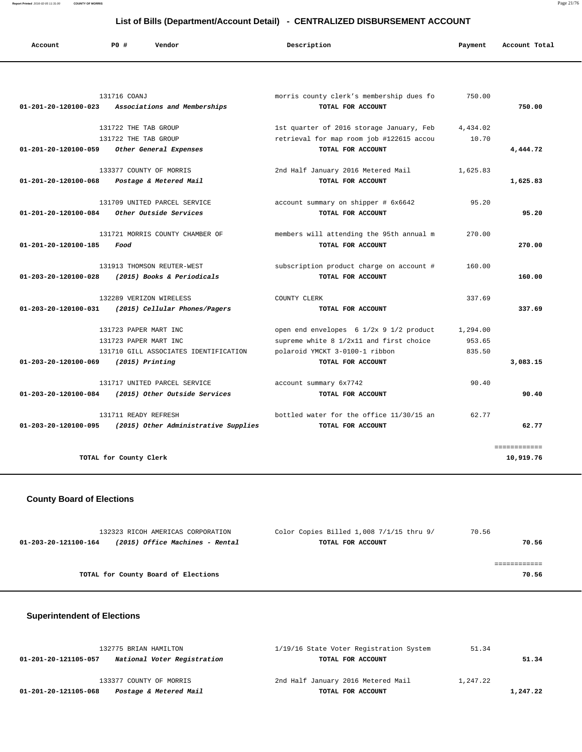## List of Bills (Department/Account Detail) - CENTRALIZED DISBURSEMENT ACCOUNT

| Account | PO # | Vendor | Description | Payment | Account Total |
|---|---|---|---|---|---|
| | 131716 | COANJ | morris county clerk's membership dues fo | 750.00 | |
| 01-201-20-120100-023 | | *Associations and Memberships* | TOTAL FOR ACCOUNT | | 750.00 |
| | 131722 | THE TAB GROUP | 1st quarter of 2016 storage January, Feb | 4,434.02 | |
| | 131722 | THE TAB GROUP | retrieval for map room job #122615 accou | 10.70 | |
| 01-201-20-120100-059 | | *Other General Expenses* | TOTAL FOR ACCOUNT | | 4,444.72 |
| | 133377 | COUNTY OF MORRIS | 2nd Half January 2016 Metered Mail | 1,625.83 | |
| 01-201-20-120100-068 | | *Postage & Metered Mail* | TOTAL FOR ACCOUNT | | 1,625.83 |
| | 131709 | UNITED PARCEL SERVICE | account summary on shipper # 6x6642 | 95.20 | |
| 01-201-20-120100-084 | | *Other Outside Services* | TOTAL FOR ACCOUNT | | 95.20 |
| | 131721 | MORRIS COUNTY CHAMBER OF | members will attending the 95th annual m | 270.00 | |
| 01-201-20-120100-185 | | *Food* | TOTAL FOR ACCOUNT | | 270.00 |
| | 131913 | THOMSON REUTER-WEST | subscription product charge on account # | 160.00 | |
| 01-203-20-120100-028 | | *(2015) Books & Periodicals* | TOTAL FOR ACCOUNT | | 160.00 |
| | 132289 | VERIZON WIRELESS | COUNTY CLERK | 337.69 | |
| 01-203-20-120100-031 | | *(2015) Cellular Phones/Pagers* | TOTAL FOR ACCOUNT | | 337.69 |
| | 131723 | PAPER MART INC | open end envelopes 6 1/2x 9 1/2 product | 1,294.00 | |
| | 131723 | PAPER MART INC | supreme white 8 1/2x11 and first choice | 953.65 | |
| | 131710 | GILL ASSOCIATES IDENTIFICATION | polaroid YMCKT 3-0100-1 ribbon | 835.50 | |
| 01-203-20-120100-069 | | *(2015) Printing* | TOTAL FOR ACCOUNT | | 3,083.15 |
| | 131717 | UNITED PARCEL SERVICE | account summary 6x7742 | 90.40 | |
| 01-203-20-120100-084 | | *(2015) Other Outside Services* | TOTAL FOR ACCOUNT | | 90.40 |
| | 131711 | READY REFRESH | bottled water for the office 11/30/15 an | 62.77 | |
| 01-203-20-120100-095 | | *(2015) Other Administrative Supplies* | TOTAL FOR ACCOUNT | | 62.77 |
| | | TOTAL for County Clerk | | | 10,919.76 |

## County Board of Elections

| Account | PO # | Vendor | Description | Payment | Account Total |
|---|---|---|---|---|---|
| | 132323 | RICOH AMERICAS CORPORATION | Color Copies Billed 1,008 7/1/15 thru 9/ | 70.56 | |
| 01-203-20-121100-164 | | *(2015) Office Machines - Rental* | TOTAL FOR ACCOUNT | | 70.56 |
| | | TOTAL for County Board of Elections | | | 70.56 |

## Superintendent of Elections

| Account | PO # | Vendor | Description | Payment | Account Total |
|---|---|---|---|---|---|
| | 132775 | BRIAN HAMILTON | 1/19/16 State Voter Registration System | 51.34 | |
| 01-201-20-121105-057 | | *National Voter Registration* | TOTAL FOR ACCOUNT | | 51.34 |
| | 133377 | COUNTY OF MORRIS | 2nd Half January 2016 Metered Mail | 1,247.22 | |
| 01-201-20-121105-068 | | *Postage & Metered Mail* | TOTAL FOR ACCOUNT | | 1,247.22 |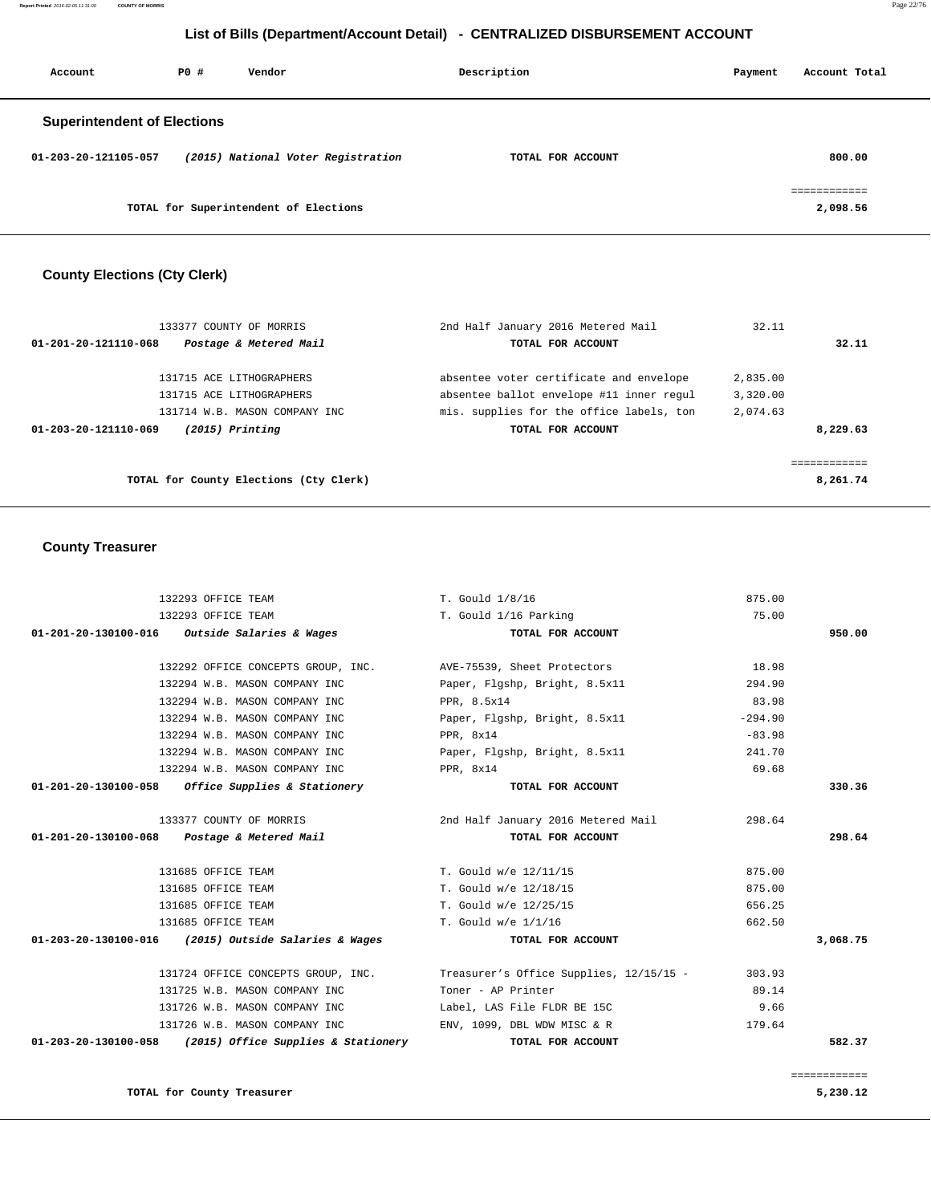# List of Bills (Department/Account Detail) - CENTRALIZED DISBURSEMENT ACCOUNT

| Account | PO # | Vendor | Description | Payment | Account Total |
|---|---|---|---|---|---|

## Superintendent of Elections

| Account | PO # | Vendor | Description | Payment | Account Total |
|---|---|---|---|---|---|
| 01-203-20-121105-057 | | *(2015) National Voter Registration* | TOTAL FOR ACCOUNT | | 800.00 |
| | | | | | ============ |
| | | TOTAL for Superintendent of Elections | | | 2,098.56 |

## County Elections (Cty Clerk)

| Account | PO # | Vendor | Description | Payment | Account Total |
|---|---|---|---|---|---|
| | 133377 | COUNTY OF MORRIS | 2nd Half January 2016 Metered Mail | 32.11 | |
| 01-201-20-121110-068 | | *Postage & Metered Mail* | TOTAL FOR ACCOUNT | | 32.11 |
| | 131715 | ACE LITHOGRAPHERS | absentee voter certificate and envelope | 2,835.00 | |
| | 131715 | ACE LITHOGRAPHERS | absentee ballot envelope #11 inner regul | 3,320.00 | |
| | 131714 | W.B. MASON COMPANY INC | mis. supplies for the office labels, ton | 2,074.63 | |
| 01-203-20-121110-069 | | *(2015) Printing* | TOTAL FOR ACCOUNT | | 8,229.63 |
| | | | | | ============ |
| | | TOTAL for County Elections (Cty Clerk) | | | 8,261.74 |

## County Treasurer

| Account | PO # | Vendor | Description | Payment | Account Total |
|---|---|---|---|---|---|
| | 132293 | OFFICE TEAM | T. Gould 1/8/16 | 875.00 | |
| | 132293 | OFFICE TEAM | T. Gould 1/16 Parking | 75.00 | |
| 01-201-20-130100-016 | | *Outside Salaries & Wages* | TOTAL FOR ACCOUNT | | 950.00 |
| | 132292 | OFFICE CONCEPTS GROUP, INC. | AVE-75539, Sheet Protectors | 18.98 | |
| | 132294 | W.B. MASON COMPANY INC | Paper, Flgshp, Bright, 8.5x11 | 294.90 | |
| | 132294 | W.B. MASON COMPANY INC | PPR, 8.5x14 | 83.98 | |
| | 132294 | W.B. MASON COMPANY INC | Paper, Flgshp, Bright, 8.5x11 | -294.90 | |
| | 132294 | W.B. MASON COMPANY INC | PPR, 8x14 | -83.98 | |
| | 132294 | W.B. MASON COMPANY INC | Paper, Flgshp, Bright, 8.5x11 | 241.70 | |
| | 132294 | W.B. MASON COMPANY INC | PPR, 8x14 | 69.68 | |
| 01-201-20-130100-058 | | *Office Supplies & Stationery* | TOTAL FOR ACCOUNT | | 330.36 |
| | 133377 | COUNTY OF MORRIS | 2nd Half January 2016 Metered Mail | 298.64 | |
| 01-201-20-130100-068 | | *Postage & Metered Mail* | TOTAL FOR ACCOUNT | | 298.64 |
| | 131685 | OFFICE TEAM | T. Gould w/e 12/11/15 | 875.00 | |
| | 131685 | OFFICE TEAM | T. Gould w/e 12/18/15 | 875.00 | |
| | 131685 | OFFICE TEAM | T. Gould w/e 12/25/15 | 656.25 | |
| | 131685 | OFFICE TEAM | T. Gould w/e 1/1/16 | 662.50 | |
| 01-203-20-130100-016 | | *(2015) Outside Salaries & Wages* | TOTAL FOR ACCOUNT | | 3,068.75 |
| | 131724 | OFFICE CONCEPTS GROUP, INC. | Treasurer's Office Supplies, 12/15/15 - | 303.93 | |
| | 131725 | W.B. MASON COMPANY INC | Toner - AP Printer | 89.14 | |
| | 131726 | W.B. MASON COMPANY INC | Label, LAS File FLDR BE 15C | 9.66 | |
| | 131726 | W.B. MASON COMPANY INC | ENV, 1099, DBL WDW MISC & R | 179.64 | |
| 01-203-20-130100-058 | | *(2015) Office Supplies & Stationery* | TOTAL FOR ACCOUNT | | 582.37 |
| | | | | | ============ |
| | | TOTAL for County Treasurer | | | 5,230.12 |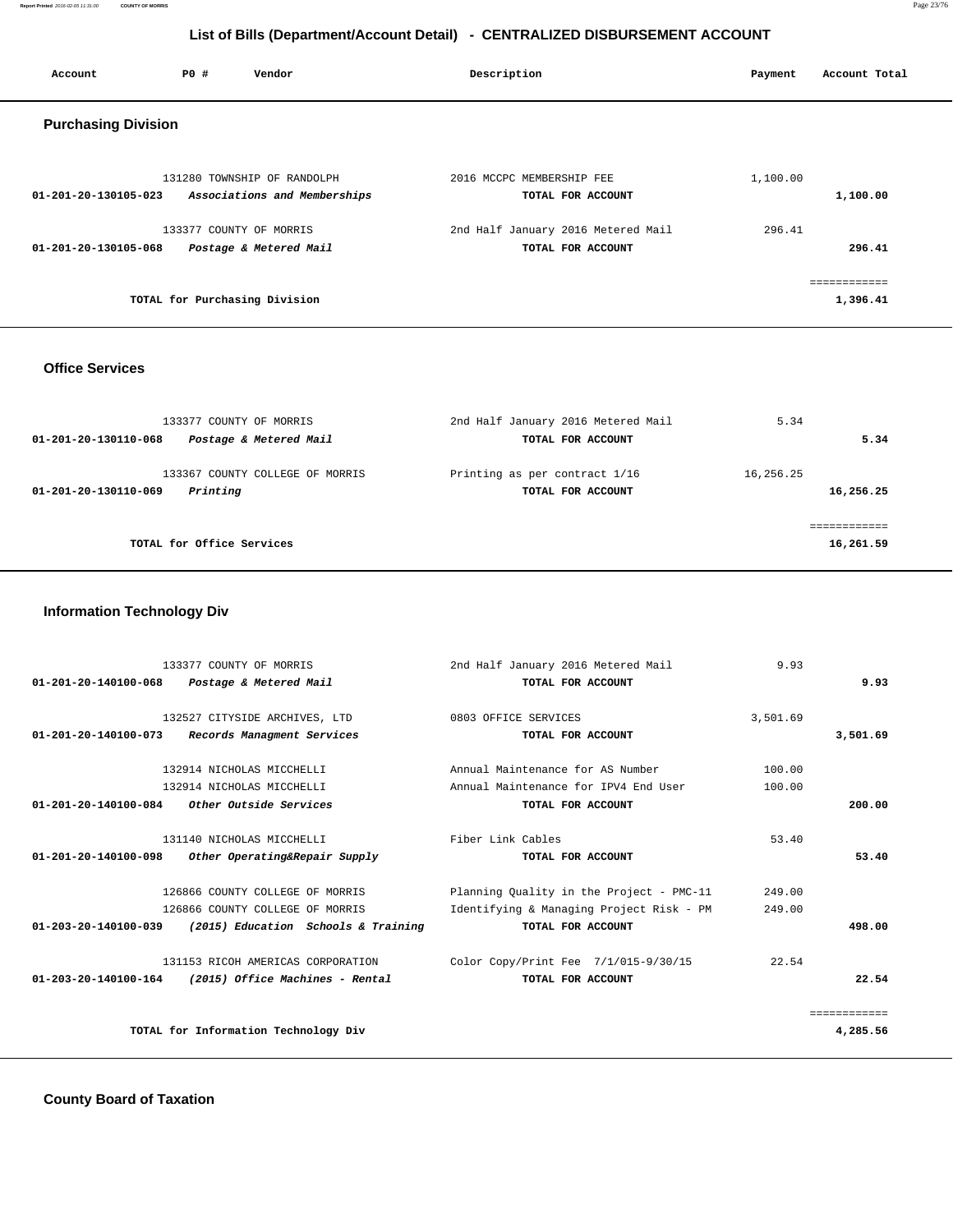# List of Bills (Department/Account Detail) - CENTRALIZED DISBURSEMENT ACCOUNT

| Account | PO # | Vendor | Description | Payment | Account Total |
|---|---|---|---|---|---|

## Purchasing Division

| Account | PO # | Vendor | Description | Payment | Account Total |
|---|---|---|---|---|---|
| | 131280 | TOWNSHIP OF RANDOLPH | 2016 MCCPC MEMBERSHIP FEE | 1,100.00 | |
| **01-201-20-130105-023** | | ***Associations and Memberships*** | **TOTAL FOR ACCOUNT** | | **1,100.00** |
| | 133377 | COUNTY OF MORRIS | 2nd Half January 2016 Metered Mail | 296.41 | |
| **01-201-20-130105-068** | | ***Postage & Metered Mail*** | **TOTAL FOR ACCOUNT** | | **296.41** |
| | | | | | ============ |
| | | **TOTAL for Purchasing Division** | | | **1,396.41** |

## Office Services

| Account | PO # | Vendor | Description | Payment | Account Total |
|---|---|---|---|---|---|
| | 133377 | COUNTY OF MORRIS | 2nd Half January 2016 Metered Mail | 5.34 | |
| **01-201-20-130110-068** | | ***Postage & Metered Mail*** | **TOTAL FOR ACCOUNT** | | **5.34** |
| | 133367 | COUNTY COLLEGE OF MORRIS | Printing as per contract 1/16 | 16,256.25 | |
| **01-201-20-130110-069** | | ***Printing*** | **TOTAL FOR ACCOUNT** | | **16,256.25** |
| | | | | | ============ |
| | | **TOTAL for Office Services** | | | **16,261.59** |

## Information Technology Div

| Account | PO # | Vendor | Description | Payment | Account Total |
|---|---|---|---|---|---|
| | 133377 | COUNTY OF MORRIS | 2nd Half January 2016 Metered Mail | 9.93 | |
| **01-201-20-140100-068** | | ***Postage & Metered Mail*** | **TOTAL FOR ACCOUNT** | | **9.93** |
| | 132527 | CITYSIDE ARCHIVES, LTD | 0803 OFFICE SERVICES | 3,501.69 | |
| **01-201-20-140100-073** | | ***Records Managment Services*** | **TOTAL FOR ACCOUNT** | | **3,501.69** |
| | 132914 | NICHOLAS MICCHELLI | Annual Maintenance for AS Number | 100.00 | |
| | 132914 | NICHOLAS MICCHELLI | Annual Maintenance for IPV4 End User | 100.00 | |
| **01-201-20-140100-084** | | ***Other Outside Services*** | **TOTAL FOR ACCOUNT** | | **200.00** |
| | 131140 | NICHOLAS MICCHELLI | Fiber Link Cables | 53.40 | |
| **01-201-20-140100-098** | | ***Other Operating&Repair Supply*** | **TOTAL FOR ACCOUNT** | | **53.40** |
| | 126866 | COUNTY COLLEGE OF MORRIS | Planning Quality in the Project - PMC-11 | 249.00 | |
| | 126866 | COUNTY COLLEGE OF MORRIS | Identifying & Managing Project Risk - PM | 249.00 | |
| **01-203-20-140100-039** | | ***(2015) Education Schools & Training*** | **TOTAL FOR ACCOUNT** | | **498.00** |
| | 131153 | RICOH AMERICAS CORPORATION | Color Copy/Print Fee 7/1/015-9/30/15 | 22.54 | |
| **01-203-20-140100-164** | | ***(2015) Office Machines - Rental*** | **TOTAL FOR ACCOUNT** | | **22.54** |
| | | | | | ============ |
| | | **TOTAL for Information Technology Div** | | | **4,285.56** |

## County Board of Taxation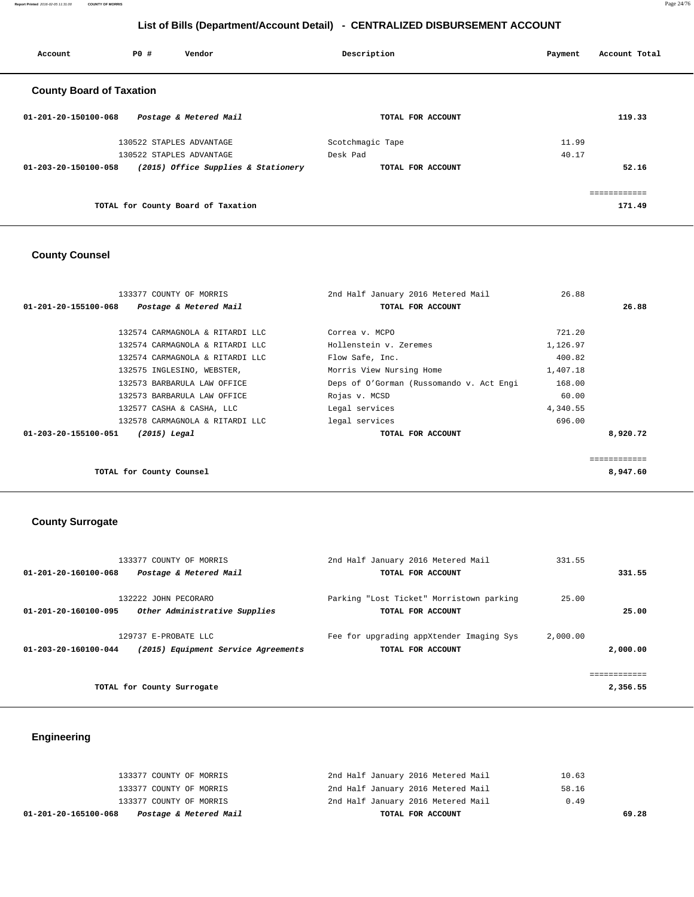# List of Bills (Department/Account Detail) - CENTRALIZED DISBURSEMENT ACCOUNT

| Account | PO # | Vendor | Description | Payment | Account Total |
|---|---|---|---|---|---|

## County Board of Taxation

| Account | PO # | Vendor | Description | Payment | Account Total |
|---|---|---|---|---|---|
| 01-201-20-150100-068 | | *Postage & Metered Mail* | TOTAL FOR ACCOUNT | | 119.33 |
| | 130522 | STAPLES ADVANTAGE | Scotchmagic Tape | 11.99 | |
| | 130522 | STAPLES ADVANTAGE | Desk Pad | 40.17 | |
| 01-203-20-150100-058 | | *(2015) Office Supplies & Stationery* | TOTAL FOR ACCOUNT | | 52.16 |
| | | TOTAL for County Board of Taxation | | | 171.49 |

## County Counsel

| Account | PO # | Vendor | Description | Payment | Account Total |
|---|---|---|---|---|---|
| | 133377 | COUNTY OF MORRIS | 2nd Half January 2016 Metered Mail | 26.88 | |
| 01-201-20-155100-068 | | *Postage & Metered Mail* | TOTAL FOR ACCOUNT | | 26.88 |
| | 132574 | CARMAGNOLA & RITARDI LLC | Correa v. MCPO | 721.20 | |
| | 132574 | CARMAGNOLA & RITARDI LLC | Hollenstein v. Zeremes | 1,126.97 | |
| | 132574 | CARMAGNOLA & RITARDI LLC | Flow Safe, Inc. | 400.82 | |
| | 132575 | INGLESINO, WEBSTER, | Morris View Nursing Home | 1,407.18 | |
| | 132573 | BARBARULA LAW OFFICE | Deps of O'Gorman (Russomando v. Act Engi | 168.00 | |
| | 132573 | BARBARULA LAW OFFICE | Rojas v. MCSD | 60.00 | |
| | 132577 | CASHA & CASHA, LLC | Legal services | 4,340.55 | |
| | 132578 | CARMAGNOLA & RITARDI LLC | legal services | 696.00 | |
| 01-203-20-155100-051 | | *(2015) Legal* | TOTAL FOR ACCOUNT | | 8,920.72 |
| | | TOTAL for County Counsel | | | 8,947.60 |

## County Surrogate

| Account | PO # | Vendor | Description | Payment | Account Total |
|---|---|---|---|---|---|
| | 133377 | COUNTY OF MORRIS | 2nd Half January 2016 Metered Mail | 331.55 | |
| 01-201-20-160100-068 | | *Postage & Metered Mail* | TOTAL FOR ACCOUNT | | 331.55 |
| | 132222 | JOHN PECORARO | Parking "Lost Ticket" Morristown parking | 25.00 | |
| 01-201-20-160100-095 | | *Other Administrative Supplies* | TOTAL FOR ACCOUNT | | 25.00 |
| | 129737 | E-PROBATE LLC | Fee for upgrading appXtender Imaging Sys | 2,000.00 | |
| 01-203-20-160100-044 | | *(2015) Equipment Service Agreements* | TOTAL FOR ACCOUNT | | 2,000.00 |
| | | TOTAL for County Surrogate | | | 2,356.55 |

## Engineering

| Account | PO # | Vendor | Description | Payment | Account Total |
|---|---|---|---|---|---|
| | 133377 | COUNTY OF MORRIS | 2nd Half January 2016 Metered Mail | 10.63 | |
| | 133377 | COUNTY OF MORRIS | 2nd Half January 2016 Metered Mail | 58.16 | |
| | 133377 | COUNTY OF MORRIS | 2nd Half January 2016 Metered Mail | 0.49 | |
| 01-201-20-165100-068 | | *Postage & Metered Mail* | TOTAL FOR ACCOUNT | | 69.28 |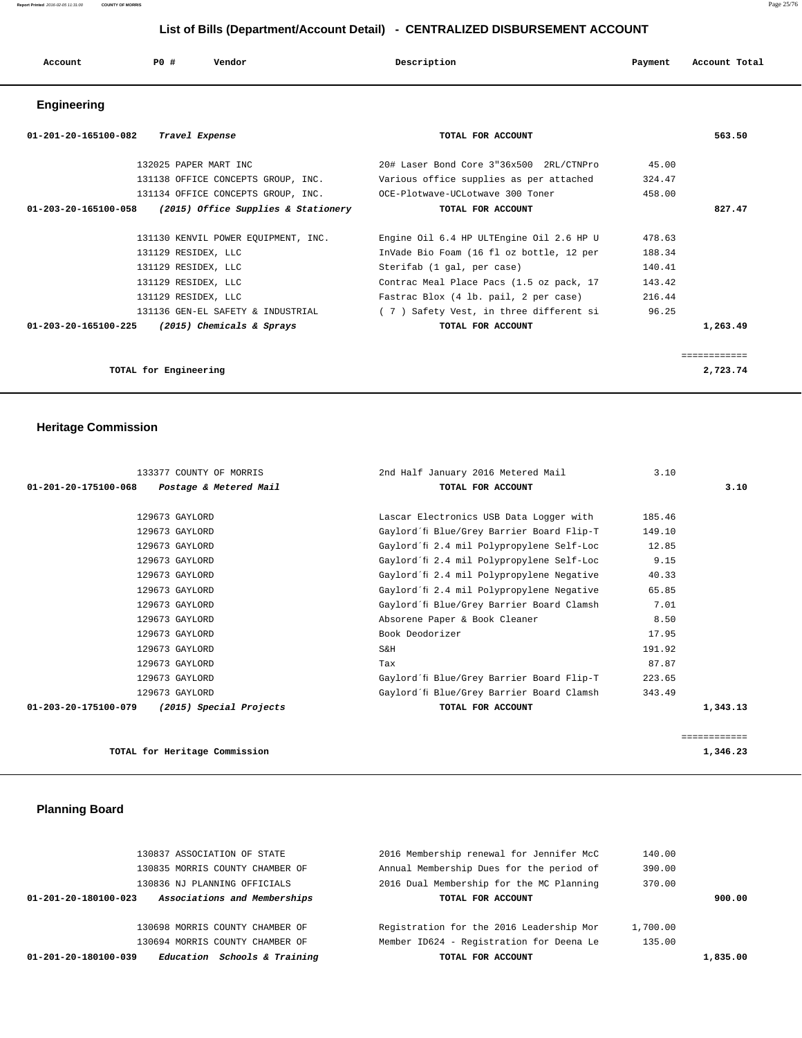## List of Bills (Department/Account Detail) - CENTRALIZED DISBURSEMENT ACCOUNT

| Account | PO # | Vendor | Description | Payment | Account Total |
|---|---|---|---|---|---|

### Engineering

| Account | PO # | Vendor | Description | Payment | Account Total |
|---|---|---|---|---|---|
| 01-201-20-165100-082 | | *Travel Expense* | TOTAL FOR ACCOUNT | | 563.50 |
| | 132025 | PAPER MART INC | 20# Laser Bond Core 3"36x500 2RL/CTNPro | 45.00 | |
| | 131138 | OFFICE CONCEPTS GROUP, INC. | Various office supplies as per attached | 324.47 | |
| | 131134 | OFFICE CONCEPTS GROUP, INC. | OCE-Plotwave-UCLotwave 300 Toner | 458.00 | |
| 01-203-20-165100-058 | | *(2015) Office Supplies & Stationery* | TOTAL FOR ACCOUNT | | 827.47 |
| | 131130 | KENVIL POWER EQUIPMENT, INC. | Engine Oil 6.4 HP ULTEngine Oil 2.6 HP U | 478.63 | |
| | 131129 | RESIDEX, LLC | InVade Bio Foam (16 fl oz bottle, 12 per | 188.34 | |
| | 131129 | RESIDEX, LLC | Sterifab (1 gal, per case) | 140.41 | |
| | 131129 | RESIDEX, LLC | Contrac Meal Place Pacs (1.5 oz pack, 17 | 143.42 | |
| | 131129 | RESIDEX, LLC | Fastrac Blox (4 lb. pail, 2 per case) | 216.44 | |
| | 131136 | GEN-EL SAFETY & INDUSTRIAL | ( 7 ) Safety Vest, in three different si | 96.25 | |
| 01-203-20-165100-225 | | *(2015) Chemicals & Sprays* | TOTAL FOR ACCOUNT | | 1,263.49 |
| | | TOTAL for Engineering | | | 2,723.74 |

### Heritage Commission

| Account | PO # | Vendor | Description | Payment | Account Total |
|---|---|---|---|---|---|
| | 133377 | COUNTY OF MORRIS | 2nd Half January 2016 Metered Mail | 3.10 | |
| 01-201-20-175100-068 | | *Postage & Metered Mail* | TOTAL FOR ACCOUNT | | 3.10 |
| | 129673 | GAYLORD | Lascar Electronics USB Data Logger with | 185.46 | |
| | 129673 | GAYLORD | Gaylord´fi Blue/Grey Barrier Board Flip-T | 149.10 | |
| | 129673 | GAYLORD | Gaylord´fi 2.4 mil Polypropylene Self-Loc | 12.85 | |
| | 129673 | GAYLORD | Gaylord´fi 2.4 mil Polypropylene Self-Loc | 9.15 | |
| | 129673 | GAYLORD | Gaylord´fi 2.4 mil Polypropylene Negative | 40.33 | |
| | 129673 | GAYLORD | Gaylord´fi 2.4 mil Polypropylene Negative | 65.85 | |
| | 129673 | GAYLORD | Gaylord´fi Blue/Grey Barrier Board Clamsh | 7.01 | |
| | 129673 | GAYLORD | Absorene Paper & Book Cleaner | 8.50 | |
| | 129673 | GAYLORD | Book Deodorizer | 17.95 | |
| | 129673 | GAYLORD | S&H | 191.92 | |
| | 129673 | GAYLORD | Tax | 87.87 | |
| | 129673 | GAYLORD | Gaylord´fi Blue/Grey Barrier Board Flip-T | 223.65 | |
| | 129673 | GAYLORD | Gaylord´fi Blue/Grey Barrier Board Clamsh | 343.49 | |
| 01-203-20-175100-079 | | *(2015) Special Projects* | TOTAL FOR ACCOUNT | | 1,343.13 |
| | | TOTAL for Heritage Commission | | | 1,346.23 |

### Planning Board

| Account | PO # | Vendor | Description | Payment | Account Total |
|---|---|---|---|---|---|
| | 130837 | ASSOCIATION OF STATE | 2016 Membership renewal for Jennifer McC | 140.00 | |
| | 130835 | MORRIS COUNTY CHAMBER OF | Annual Membership Dues for the period of | 390.00 | |
| | 130836 | NJ PLANNING OFFICIALS | 2016 Dual Membership for the MC Planning | 370.00 | |
| 01-201-20-180100-023 | | *Associations and Memberships* | TOTAL FOR ACCOUNT | | 900.00 |
| | 130698 | MORRIS COUNTY CHAMBER OF | Registration for the 2016 Leadership Mor | 1,700.00 | |
| | 130694 | MORRIS COUNTY CHAMBER OF | Member ID624 - Registration for Deena Le | 135.00 | |
| 01-201-20-180100-039 | | *Education Schools & Training* | TOTAL FOR ACCOUNT | | 1,835.00 |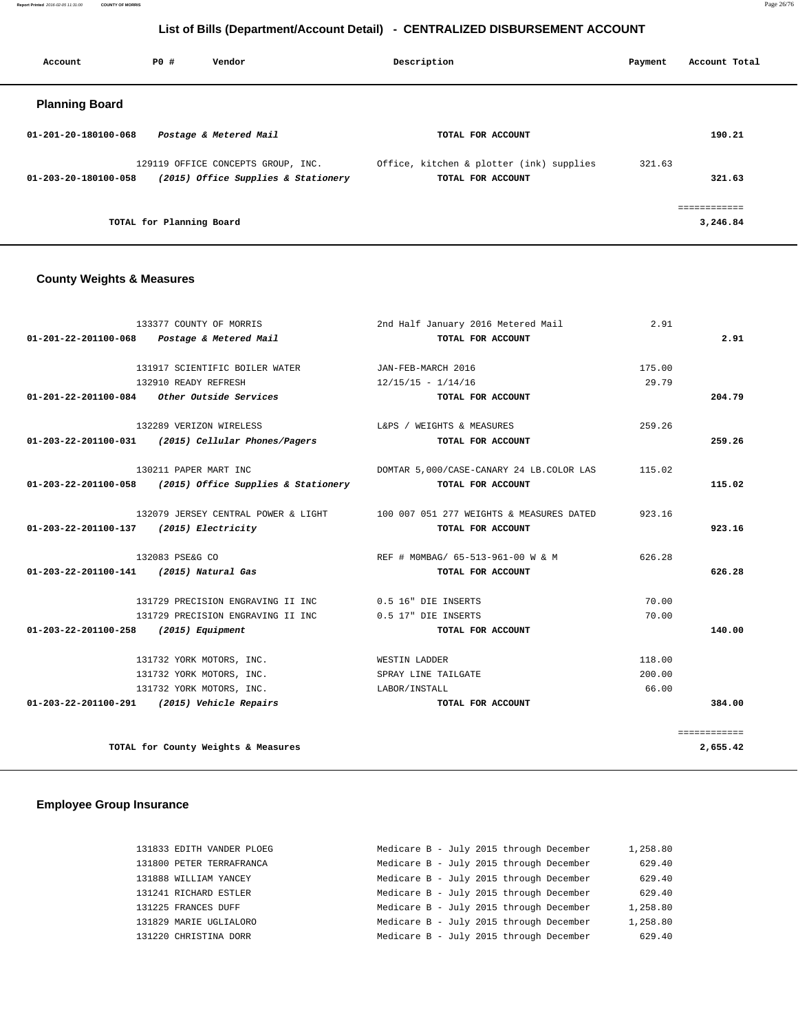# List of Bills (Department/Account Detail) - CENTRALIZED DISBURSEMENT ACCOUNT

| Account | PO # | Vendor | Description | Payment | Account Total |
|---|---|---|---|---|---|

## Planning Board

| Account | PO # | Vendor | Description | Payment | Account Total |
|---|---|---|---|---|---|
| 01-201-20-180100-068 | | *Postage & Metered Mail* | TOTAL FOR ACCOUNT | | 190.21 |
| | 129119 | OFFICE CONCEPTS GROUP, INC. | Office, kitchen & plotter (ink) supplies | 321.63 | |
| 01-203-20-180100-058 | | *(2015) Office Supplies & Stationery* | TOTAL FOR ACCOUNT | | 321.63 |
| | | | | | ============ |
| | | TOTAL for Planning Board | | | 3,246.84 |

## County Weights & Measures

| Account | PO # | Vendor | Description | Payment | Account Total |
|---|---|---|---|---|---|
| | 133377 | COUNTY OF MORRIS | 2nd Half January 2016 Metered Mail | 2.91 | |
| 01-201-22-201100-068 | | *Postage & Metered Mail* | TOTAL FOR ACCOUNT | | 2.91 |
| | 131917 | SCIENTIFIC BOILER WATER | JAN-FEB-MARCH 2016 | 175.00 | |
| | 132910 | READY REFRESH | 12/15/15 - 1/14/16 | 29.79 | |
| 01-201-22-201100-084 | | *Other Outside Services* | TOTAL FOR ACCOUNT | | 204.79 |
| | 132289 | VERIZON WIRELESS | L&PS / WEIGHTS & MEASURES | 259.26 | |
| 01-203-22-201100-031 | | *(2015) Cellular Phones/Pagers* | TOTAL FOR ACCOUNT | | 259.26 |
| | 130211 | PAPER MART INC | DOMTAR 5,000/CASE-CANARY 24 LB.COLOR LAS | 115.02 | |
| 01-203-22-201100-058 | | *(2015) Office Supplies & Stationery* | TOTAL FOR ACCOUNT | | 115.02 |
| | 132079 | JERSEY CENTRAL POWER & LIGHT | 100 007 051 277 WEIGHTS & MEASURES DATED | 923.16 | |
| 01-203-22-201100-137 | | *(2015) Electricity* | TOTAL FOR ACCOUNT | | 923.16 |
| | 132083 | PSE&G CO | REF # M0MBAG/ 65-513-961-00 W & M | 626.28 | |
| 01-203-22-201100-141 | | *(2015) Natural Gas* | TOTAL FOR ACCOUNT | | 626.28 |
| | 131729 | PRECISION ENGRAVING II INC | 0.5 16" DIE INSERTS | 70.00 | |
| | 131729 | PRECISION ENGRAVING II INC | 0.5 17" DIE INSERTS | 70.00 | |
| 01-203-22-201100-258 | | *(2015) Equipment* | TOTAL FOR ACCOUNT | | 140.00 |
| | 131732 | YORK MOTORS, INC. | WESTIN LADDER | 118.00 | |
| | 131732 | YORK MOTORS, INC. | SPRAY LINE TAILGATE | 200.00 | |
| | 131732 | YORK MOTORS, INC. | LABOR/INSTALL | 66.00 | |
| 01-203-22-201100-291 | | *(2015) Vehicle Repairs* | TOTAL FOR ACCOUNT | | 384.00 |
| | | | | | ============ |
| | | TOTAL for County Weights & Measures | | | 2,655.42 |

## Employee Group Insurance

| Account | PO # | Vendor | Description | Payment | Account Total |
|---|---|---|---|---|---|
| | 131833 | EDITH VANDER PLOEG | Medicare B - July 2015 through December | 1,258.80 | |
| | 131800 | PETER TERRAFRANCA | Medicare B - July 2015 through December | 629.40 | |
| | 131888 | WILLIAM YANCEY | Medicare B - July 2015 through December | 629.40 | |
| | 131241 | RICHARD ESTLER | Medicare B - July 2015 through December | 629.40 | |
| | 131225 | FRANCES DUFF | Medicare B - July 2015 through December | 1,258.80 | |
| | 131829 | MARIE UGLIALORO | Medicare B - July 2015 through December | 1,258.80 | |
| | 131220 | CHRISTINA DORR | Medicare B - July 2015 through December | 629.40 | |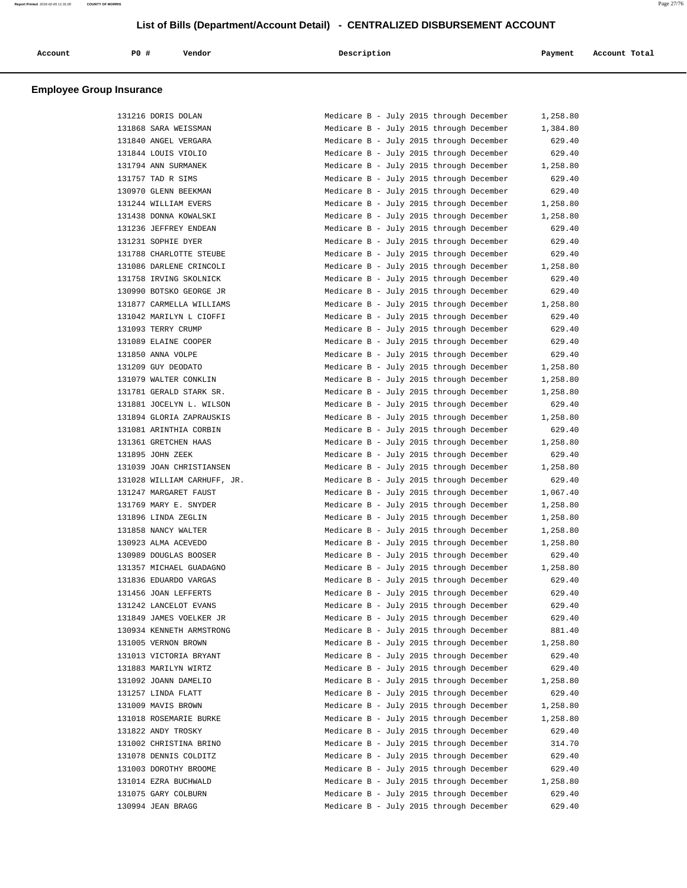# List of Bills (Department/Account Detail) - CENTRALIZED DISBURSEMENT ACCOUNT

## Employee Group Insurance

| Account | PO # | Vendor | Description | Payment | Account Total |
|---|---|---|---|---|---|
| | 131216 | DORIS DOLAN | Medicare B - July 2015 through December | 1,258.80 | |
| | 131868 | SARA WEISSMAN | Medicare B - July 2015 through December | 1,384.80 | |
| | 131840 | ANGEL VERGARA | Medicare B - July 2015 through December | 629.40 | |
| | 131844 | LOUIS VIOLIO | Medicare B - July 2015 through December | 629.40 | |
| | 131794 | ANN SURMANEK | Medicare B - July 2015 through December | 1,258.80 | |
| | 131757 | TAD R SIMS | Medicare B - July 2015 through December | 629.40 | |
| | 130970 | GLENN BEEKMAN | Medicare B - July 2015 through December | 629.40 | |
| | 131244 | WILLIAM EVERS | Medicare B - July 2015 through December | 1,258.80 | |
| | 131438 | DONNA KOWALSKI | Medicare B - July 2015 through December | 1,258.80 | |
| | 131236 | JEFFREY ENDEAN | Medicare B - July 2015 through December | 629.40 | |
| | 131231 | SOPHIE DYER | Medicare B - July 2015 through December | 629.40 | |
| | 131788 | CHARLOTTE STEUBE | Medicare B - July 2015 through December | 629.40 | |
| | 131086 | DARLENE CRINCOLI | Medicare B - July 2015 through December | 1,258.80 | |
| | 131758 | IRVING SKOLNICK | Medicare B - July 2015 through December | 629.40 | |
| | 130990 | BOTSKO GEORGE JR | Medicare B - July 2015 through December | 629.40 | |
| | 131877 | CARMELLA WILLIAMS | Medicare B - July 2015 through December | 1,258.80 | |
| | 131042 | MARILYN L CIOFFI | Medicare B - July 2015 through December | 629.40 | |
| | 131093 | TERRY CRUMP | Medicare B - July 2015 through December | 629.40 | |
| | 131089 | ELAINE COOPER | Medicare B - July 2015 through December | 629.40 | |
| | 131850 | ANNA VOLPE | Medicare B - July 2015 through December | 629.40 | |
| | 131209 | GUY DEODATO | Medicare B - July 2015 through December | 1,258.80 | |
| | 131079 | WALTER CONKLIN | Medicare B - July 2015 through December | 1,258.80 | |
| | 131781 | GERALD STARK SR. | Medicare B - July 2015 through December | 1,258.80 | |
| | 131881 | JOCELYN L. WILSON | Medicare B - July 2015 through December | 629.40 | |
| | 131894 | GLORIA ZAPRAUSKIS | Medicare B - July 2015 through December | 1,258.80 | |
| | 131081 | ARINTHIA CORBIN | Medicare B - July 2015 through December | 629.40 | |
| | 131361 | GRETCHEN HAAS | Medicare B - July 2015 through December | 1,258.80 | |
| | 131895 | JOHN ZEEK | Medicare B - July 2015 through December | 629.40 | |
| | 131039 | JOAN CHRISTIANSEN | Medicare B - July 2015 through December | 1,258.80 | |
| | 131028 | WILLIAM CARHUFF, JR. | Medicare B - July 2015 through December | 629.40 | |
| | 131247 | MARGARET FAUST | Medicare B - July 2015 through December | 1,067.40 | |
| | 131769 | MARY E. SNYDER | Medicare B - July 2015 through December | 1,258.80 | |
| | 131896 | LINDA ZEGLIN | Medicare B - July 2015 through December | 1,258.80 | |
| | 131858 | NANCY WALTER | Medicare B - July 2015 through December | 1,258.80 | |
| | 130923 | ALMA ACEVEDO | Medicare B - July 2015 through December | 1,258.80 | |
| | 130989 | DOUGLAS BOOSER | Medicare B - July 2015 through December | 629.40 | |
| | 131357 | MICHAEL GUADAGNO | Medicare B - July 2015 through December | 1,258.80 | |
| | 131836 | EDUARDO VARGAS | Medicare B - July 2015 through December | 629.40 | |
| | 131456 | JOAN LEFFERTS | Medicare B - July 2015 through December | 629.40 | |
| | 131242 | LANCELOT EVANS | Medicare B - July 2015 through December | 629.40 | |
| | 131849 | JAMES VOELKER JR | Medicare B - July 2015 through December | 629.40 | |
| | 130934 | KENNETH ARMSTRONG | Medicare B - July 2015 through December | 881.40 | |
| | 131005 | VERNON BROWN | Medicare B - July 2015 through December | 1,258.80 | |
| | 131013 | VICTORIA BRYANT | Medicare B - July 2015 through December | 629.40 | |
| | 131883 | MARILYN WIRTZ | Medicare B - July 2015 through December | 629.40 | |
| | 131092 | JOANN DAMELIO | Medicare B - July 2015 through December | 1,258.80 | |
| | 131257 | LINDA FLATT | Medicare B - July 2015 through December | 629.40 | |
| | 131009 | MAVIS BROWN | Medicare B - July 2015 through December | 1,258.80 | |
| | 131018 | ROSEMARIE BURKE | Medicare B - July 2015 through December | 1,258.80 | |
| | 131822 | ANDY TROSKY | Medicare B - July 2015 through December | 629.40 | |
| | 131002 | CHRISTINA BRINO | Medicare B - July 2015 through December | 314.70 | |
| | 131078 | DENNIS COLDITZ | Medicare B - July 2015 through December | 629.40 | |
| | 131003 | DOROTHY BROOME | Medicare B - July 2015 through December | 629.40 | |
| | 131014 | EZRA BUCHWALD | Medicare B - July 2015 through December | 1,258.80 | |
| | 131075 | GARY COLBURN | Medicare B - July 2015 through December | 629.40 | |
| | 130994 | JEAN BRAGG | Medicare B - July 2015 through December | 629.40 | |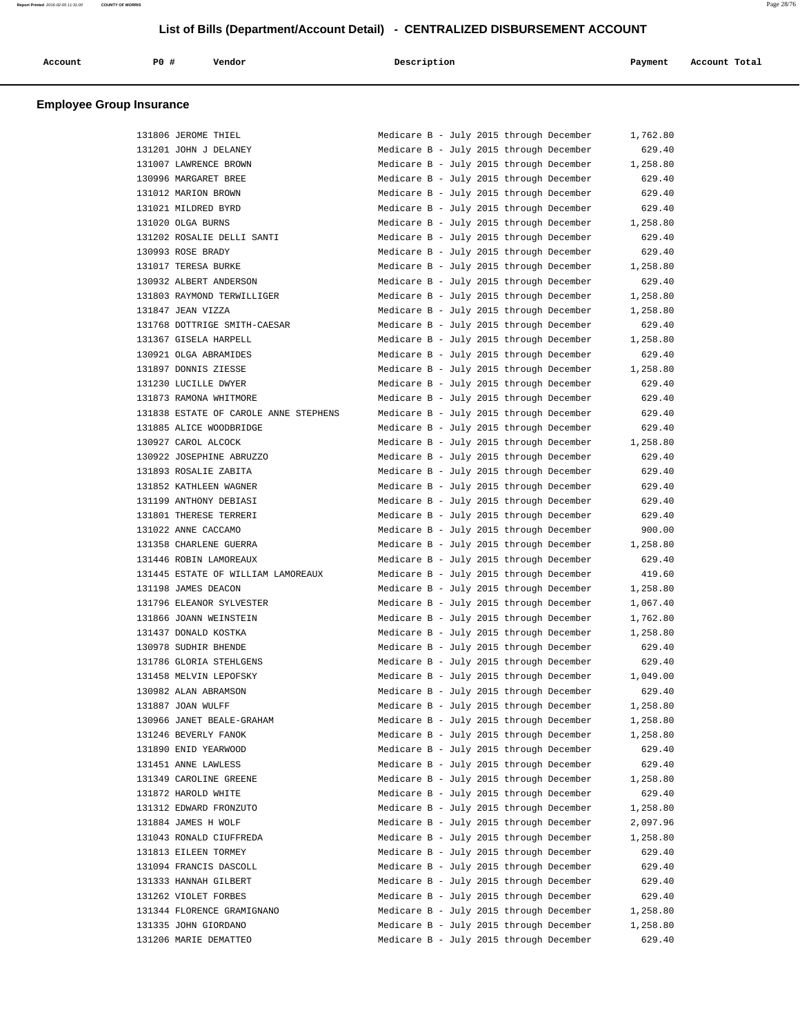# List of Bills (Department/Account Detail) - CENTRALIZED DISBURSEMENT ACCOUNT

## Employee Group Insurance

| Account | PO # | Vendor | Description | Payment | Account Total |
|---|---|---|---|---|---|
| | 131806 | JEROME THIEL | Medicare B - July 2015 through December | 1,762.80 | |
| | 131201 | JOHN J DELANEY | Medicare B - July 2015 through December | 629.40 | |
| | 131007 | LAWRENCE BROWN | Medicare B - July 2015 through December | 1,258.80 | |
| | 130996 | MARGARET BREE | Medicare B - July 2015 through December | 629.40 | |
| | 131012 | MARION BROWN | Medicare B - July 2015 through December | 629.40 | |
| | 131021 | MILDRED BYRD | Medicare B - July 2015 through December | 629.40 | |
| | 131020 | OLGA BURNS | Medicare B - July 2015 through December | 1,258.80 | |
| | 131202 | ROSALIE DELLI SANTI | Medicare B - July 2015 through December | 629.40 | |
| | 130993 | ROSE BRADY | Medicare B - July 2015 through December | 629.40 | |
| | 131017 | TERESA BURKE | Medicare B - July 2015 through December | 1,258.80 | |
| | 130932 | ALBERT ANDERSON | Medicare B - July 2015 through December | 629.40 | |
| | 131803 | RAYMOND TERWILLIGER | Medicare B - July 2015 through December | 1,258.80 | |
| | 131847 | JEAN VIZZA | Medicare B - July 2015 through December | 1,258.80 | |
| | 131768 | DOTTRIGE SMITH-CAESAR | Medicare B - July 2015 through December | 629.40 | |
| | 131367 | GISELA HARPELL | Medicare B - July 2015 through December | 1,258.80 | |
| | 130921 | OLGA ABRAMIDES | Medicare B - July 2015 through December | 629.40 | |
| | 131897 | DONNIS ZIESSE | Medicare B - July 2015 through December | 1,258.80 | |
| | 131230 | LUCILLE DWYER | Medicare B - July 2015 through December | 629.40 | |
| | 131873 | RAMONA WHITMORE | Medicare B - July 2015 through December | 629.40 | |
| | 131838 | ESTATE OF CAROLE ANNE STEPHENS | Medicare B - July 2015 through December | 629.40 | |
| | 131885 | ALICE WOODBRIDGE | Medicare B - July 2015 through December | 629.40 | |
| | 130927 | CAROL ALCOCK | Medicare B - July 2015 through December | 1,258.80 | |
| | 130922 | JOSEPHINE ABRUZZO | Medicare B - July 2015 through December | 629.40 | |
| | 131893 | ROSALIE ZABITA | Medicare B - July 2015 through December | 629.40 | |
| | 131852 | KATHLEEN WAGNER | Medicare B - July 2015 through December | 629.40 | |
| | 131199 | ANTHONY DEBIASI | Medicare B - July 2015 through December | 629.40 | |
| | 131801 | THERESE TERRERI | Medicare B - July 2015 through December | 629.40 | |
| | 131022 | ANNE CACCAMO | Medicare B - July 2015 through December | 900.00 | |
| | 131358 | CHARLENE GUERRA | Medicare B - July 2015 through December | 1,258.80 | |
| | 131446 | ROBIN LAMOREAUX | Medicare B - July 2015 through December | 629.40 | |
| | 131445 | ESTATE OF WILLIAM LAMOREAUX | Medicare B - July 2015 through December | 419.60 | |
| | 131198 | JAMES DEACON | Medicare B - July 2015 through December | 1,258.80 | |
| | 131796 | ELEANOR SYLVESTER | Medicare B - July 2015 through December | 1,067.40 | |
| | 131866 | JOANN WEINSTEIN | Medicare B - July 2015 through December | 1,762.80 | |
| | 131437 | DONALD KOSTKA | Medicare B - July 2015 through December | 1,258.80 | |
| | 130978 | SUDHIR BHENDE | Medicare B - July 2015 through December | 629.40 | |
| | 131786 | GLORIA STEHLGENS | Medicare B - July 2015 through December | 629.40 | |
| | 131458 | MELVIN LEPOFSKY | Medicare B - July 2015 through December | 1,049.00 | |
| | 130982 | ALAN ABRAMSON | Medicare B - July 2015 through December | 629.40 | |
| | 131887 | JOAN WULFF | Medicare B - July 2015 through December | 1,258.80 | |
| | 130966 | JANET BEALE-GRAHAM | Medicare B - July 2015 through December | 1,258.80 | |
| | 131246 | BEVERLY FANOK | Medicare B - July 2015 through December | 1,258.80 | |
| | 131890 | ENID YEARWOOD | Medicare B - July 2015 through December | 629.40 | |
| | 131451 | ANNE LAWLESS | Medicare B - July 2015 through December | 629.40 | |
| | 131349 | CAROLINE GREENE | Medicare B - July 2015 through December | 1,258.80 | |
| | 131872 | HAROLD WHITE | Medicare B - July 2015 through December | 629.40 | |
| | 131312 | EDWARD FRONZUTO | Medicare B - July 2015 through December | 1,258.80 | |
| | 131884 | JAMES H WOLF | Medicare B - July 2015 through December | 2,097.96 | |
| | 131043 | RONALD CIUFFREDA | Medicare B - July 2015 through December | 1,258.80 | |
| | 131813 | EILEEN TORMEY | Medicare B - July 2015 through December | 629.40 | |
| | 131094 | FRANCIS DASCOLL | Medicare B - July 2015 through December | 629.40 | |
| | 131333 | HANNAH GILBERT | Medicare B - July 2015 through December | 629.40 | |
| | 131262 | VIOLET FORBES | Medicare B - July 2015 through December | 629.40 | |
| | 131344 | FLORENCE GRAMIGNANO | Medicare B - July 2015 through December | 1,258.80 | |
| | 131335 | JOHN GIORDANO | Medicare B - July 2015 through December | 1,258.80 | |
| | 131206 | MARIE DEMATTEO | Medicare B - July 2015 through December | 629.40 | |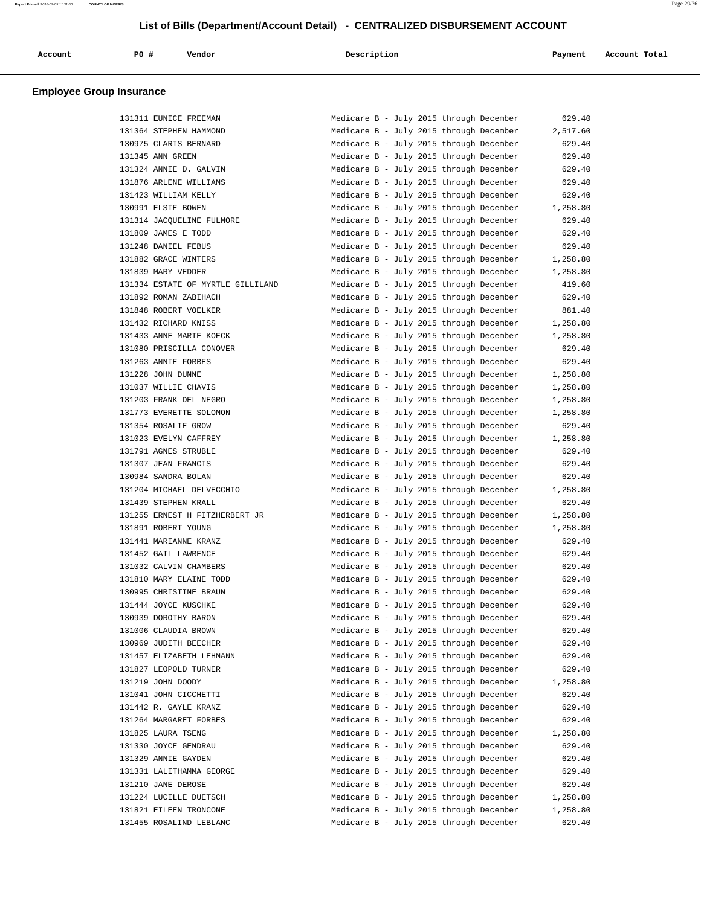# List of Bills (Department/Account Detail) - CENTRALIZED DISBURSEMENT ACCOUNT

## Employee Group Insurance

| Account | PO # | Vendor | Description | Payment | Account Total |
|---|---|---|---|---|---|
| | 131311 | EUNICE FREEMAN | Medicare B - July 2015 through December | 629.40 | |
| | 131364 | STEPHEN HAMMOND | Medicare B - July 2015 through December | 2,517.60 | |
| | 130975 | CLARIS BERNARD | Medicare B - July 2015 through December | 629.40 | |
| | 131345 | ANN GREEN | Medicare B - July 2015 through December | 629.40 | |
| | 131324 | ANNIE D. GALVIN | Medicare B - July 2015 through December | 629.40 | |
| | 131876 | ARLENE WILLIAMS | Medicare B - July 2015 through December | 629.40 | |
| | 131423 | WILLIAM KELLY | Medicare B - July 2015 through December | 629.40 | |
| | 130991 | ELSIE BOWEN | Medicare B - July 2015 through December | 1,258.80 | |
| | 131314 | JACQUELINE FULMORE | Medicare B - July 2015 through December | 629.40 | |
| | 131809 | JAMES E TODD | Medicare B - July 2015 through December | 629.40 | |
| | 131248 | DANIEL FEBUS | Medicare B - July 2015 through December | 629.40 | |
| | 131882 | GRACE WINTERS | Medicare B - July 2015 through December | 1,258.80 | |
| | 131839 | MARY VEDDER | Medicare B - July 2015 through December | 1,258.80 | |
| | 131334 | ESTATE OF MYRTLE GILLILAND | Medicare B - July 2015 through December | 419.60 | |
| | 131892 | ROMAN ZABIHACH | Medicare B - July 2015 through December | 629.40 | |
| | 131848 | ROBERT VOELKER | Medicare B - July 2015 through December | 881.40 | |
| | 131432 | RICHARD KNISS | Medicare B - July 2015 through December | 1,258.80 | |
| | 131433 | ANNE MARIE KOECK | Medicare B - July 2015 through December | 1,258.80 | |
| | 131080 | PRISCILLA CONOVER | Medicare B - July 2015 through December | 629.40 | |
| | 131263 | ANNIE FORBES | Medicare B - July 2015 through December | 629.40 | |
| | 131228 | JOHN DUNNE | Medicare B - July 2015 through December | 1,258.80 | |
| | 131037 | WILLIE CHAVIS | Medicare B - July 2015 through December | 1,258.80 | |
| | 131203 | FRANK DEL NEGRO | Medicare B - July 2015 through December | 1,258.80 | |
| | 131773 | EVERETTE SOLOMON | Medicare B - July 2015 through December | 1,258.80 | |
| | 131354 | ROSALIE GROW | Medicare B - July 2015 through December | 629.40 | |
| | 131023 | EVELYN CAFFREY | Medicare B - July 2015 through December | 1,258.80 | |
| | 131791 | AGNES STRUBLE | Medicare B - July 2015 through December | 629.40 | |
| | 131307 | JEAN FRANCIS | Medicare B - July 2015 through December | 629.40 | |
| | 130984 | SANDRA BOLAN | Medicare B - July 2015 through December | 629.40 | |
| | 131204 | MICHAEL DELVECCHIO | Medicare B - July 2015 through December | 1,258.80 | |
| | 131439 | STEPHEN KRALL | Medicare B - July 2015 through December | 629.40 | |
| | 131255 | ERNEST H FITZHERBERT JR | Medicare B - July 2015 through December | 1,258.80 | |
| | 131891 | ROBERT YOUNG | Medicare B - July 2015 through December | 1,258.80 | |
| | 131441 | MARIANNE KRANZ | Medicare B - July 2015 through December | 629.40 | |
| | 131452 | GAIL LAWRENCE | Medicare B - July 2015 through December | 629.40 | |
| | 131032 | CALVIN CHAMBERS | Medicare B - July 2015 through December | 629.40 | |
| | 131810 | MARY ELAINE TODD | Medicare B - July 2015 through December | 629.40 | |
| | 130995 | CHRISTINE BRAUN | Medicare B - July 2015 through December | 629.40 | |
| | 131444 | JOYCE KUSCHKE | Medicare B - July 2015 through December | 629.40 | |
| | 130939 | DOROTHY BARON | Medicare B - July 2015 through December | 629.40 | |
| | 131006 | CLAUDIA BROWN | Medicare B - July 2015 through December | 629.40 | |
| | 130969 | JUDITH BEECHER | Medicare B - July 2015 through December | 629.40 | |
| | 131457 | ELIZABETH LEHMANN | Medicare B - July 2015 through December | 629.40 | |
| | 131827 | LEOPOLD TURNER | Medicare B - July 2015 through December | 629.40 | |
| | 131219 | JOHN DOODY | Medicare B - July 2015 through December | 1,258.80 | |
| | 131041 | JOHN CICCHETTI | Medicare B - July 2015 through December | 629.40 | |
| | 131442 | R. GAYLE KRANZ | Medicare B - July 2015 through December | 629.40 | |
| | 131264 | MARGARET FORBES | Medicare B - July 2015 through December | 629.40 | |
| | 131825 | LAURA TSENG | Medicare B - July 2015 through December | 1,258.80 | |
| | 131330 | JOYCE GENDRAU | Medicare B - July 2015 through December | 629.40 | |
| | 131329 | ANNIE GAYDEN | Medicare B - July 2015 through December | 629.40 | |
| | 131331 | LALITHAMMA GEORGE | Medicare B - July 2015 through December | 629.40 | |
| | 131210 | JANE DEROSE | Medicare B - July 2015 through December | 629.40 | |
| | 131224 | LUCILLE DUETSCH | Medicare B - July 2015 through December | 1,258.80 | |
| | 131821 | EILEEN TRONCONE | Medicare B - July 2015 through December | 1,258.80 | |
| | 131455 | ROSALIND LEBLANC | Medicare B - July 2015 through December | 629.40 | |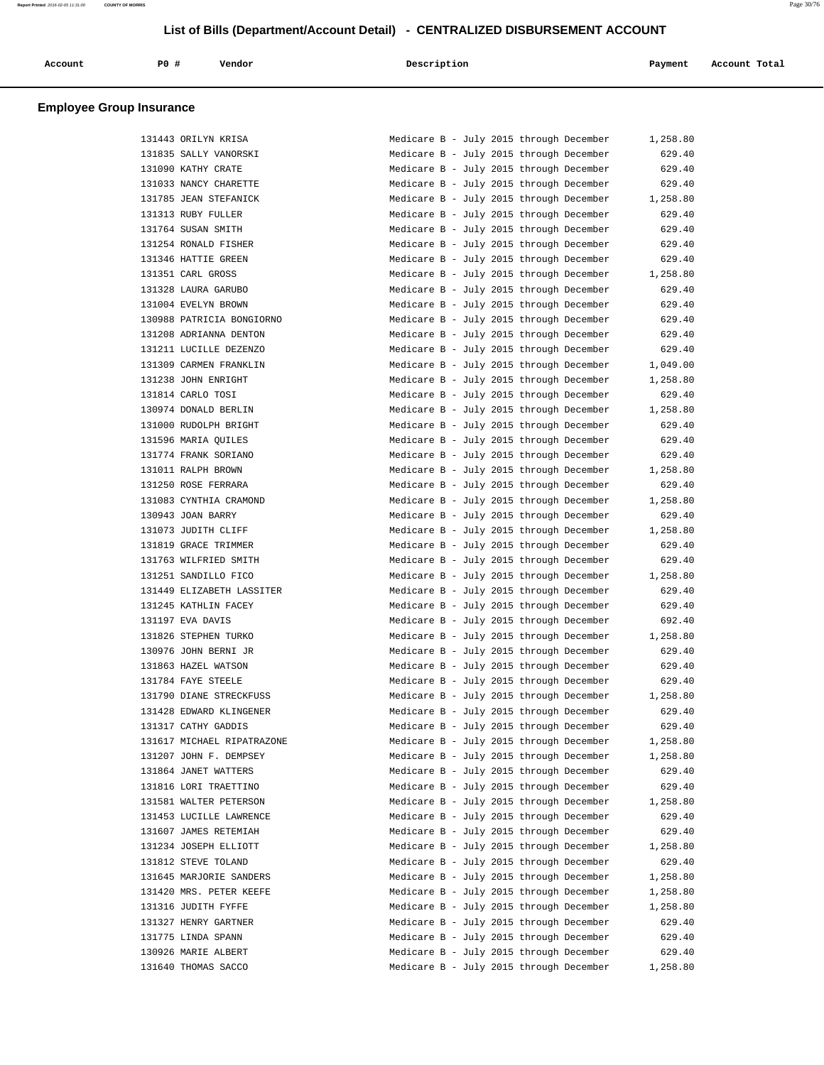# List of Bills (Department/Account Detail) - CENTRALIZED DISBURSEMENT ACCOUNT

## Employee Group Insurance

| Account | PO # | Vendor | Description | Payment | Account Total |
|---|---|---|---|---|---|
| | 131443 | ORILYN KRISA | Medicare B - July 2015 through December | 1,258.80 | |
| | 131835 | SALLY VANORSKI | Medicare B - July 2015 through December | 629.40 | |
| | 131090 | KATHY CRATE | Medicare B - July 2015 through December | 629.40 | |
| | 131033 | NANCY CHARETTE | Medicare B - July 2015 through December | 629.40 | |
| | 131785 | JEAN STEFANICK | Medicare B - July 2015 through December | 1,258.80 | |
| | 131313 | RUBY FULLER | Medicare B - July 2015 through December | 629.40 | |
| | 131764 | SUSAN SMITH | Medicare B - July 2015 through December | 629.40 | |
| | 131254 | RONALD FISHER | Medicare B - July 2015 through December | 629.40 | |
| | 131346 | HATTIE GREEN | Medicare B - July 2015 through December | 629.40 | |
| | 131351 | CARL GROSS | Medicare B - July 2015 through December | 1,258.80 | |
| | 131328 | LAURA GARUBO | Medicare B - July 2015 through December | 629.40 | |
| | 131004 | EVELYN BROWN | Medicare B - July 2015 through December | 629.40 | |
| | 130988 | PATRICIA BONGIORNO | Medicare B - July 2015 through December | 629.40 | |
| | 131208 | ADRIANNA DENTON | Medicare B - July 2015 through December | 629.40 | |
| | 131211 | LUCILLE DEZENZO | Medicare B - July 2015 through December | 629.40 | |
| | 131309 | CARMEN FRANKLIN | Medicare B - July 2015 through December | 1,049.00 | |
| | 131238 | JOHN ENRIGHT | Medicare B - July 2015 through December | 1,258.80 | |
| | 131814 | CARLO TOSI | Medicare B - July 2015 through December | 629.40 | |
| | 130974 | DONALD BERLIN | Medicare B - July 2015 through December | 1,258.80 | |
| | 131000 | RUDOLPH BRIGHT | Medicare B - July 2015 through December | 629.40 | |
| | 131596 | MARIA QUILES | Medicare B - July 2015 through December | 629.40 | |
| | 131774 | FRANK SORIANO | Medicare B - July 2015 through December | 629.40 | |
| | 131011 | RALPH BROWN | Medicare B - July 2015 through December | 1,258.80 | |
| | 131250 | ROSE FERRARA | Medicare B - July 2015 through December | 629.40 | |
| | 131083 | CYNTHIA CRAMOND | Medicare B - July 2015 through December | 1,258.80 | |
| | 130943 | JOAN BARRY | Medicare B - July 2015 through December | 629.40 | |
| | 131073 | JUDITH CLIFF | Medicare B - July 2015 through December | 1,258.80 | |
| | 131819 | GRACE TRIMMER | Medicare B - July 2015 through December | 629.40 | |
| | 131763 | WILFRIED SMITH | Medicare B - July 2015 through December | 629.40 | |
| | 131251 | SANDILLO FICO | Medicare B - July 2015 through December | 1,258.80 | |
| | 131449 | ELIZABETH LASSITER | Medicare B - July 2015 through December | 629.40 | |
| | 131245 | KATHLIN FACEY | Medicare B - July 2015 through December | 629.40 | |
| | 131197 | EVA DAVIS | Medicare B - July 2015 through December | 692.40 | |
| | 131826 | STEPHEN TURKO | Medicare B - July 2015 through December | 1,258.80 | |
| | 130976 | JOHN BERNI JR | Medicare B - July 2015 through December | 629.40 | |
| | 131863 | HAZEL WATSON | Medicare B - July 2015 through December | 629.40 | |
| | 131784 | FAYE STEELE | Medicare B - July 2015 through December | 629.40 | |
| | 131790 | DIANE STRECKFUSS | Medicare B - July 2015 through December | 1,258.80 | |
| | 131428 | EDWARD KLINGENER | Medicare B - July 2015 through December | 629.40 | |
| | 131317 | CATHY GADDIS | Medicare B - July 2015 through December | 629.40 | |
| | 131617 | MICHAEL RIPATRAZONE | Medicare B - July 2015 through December | 1,258.80 | |
| | 131207 | JOHN F. DEMPSEY | Medicare B - July 2015 through December | 1,258.80 | |
| | 131864 | JANET WATTERS | Medicare B - July 2015 through December | 629.40 | |
| | 131816 | LORI TRAETTINO | Medicare B - July 2015 through December | 629.40 | |
| | 131581 | WALTER PETERSON | Medicare B - July 2015 through December | 1,258.80 | |
| | 131453 | LUCILLE LAWRENCE | Medicare B - July 2015 through December | 629.40 | |
| | 131607 | JAMES RETEMIAH | Medicare B - July 2015 through December | 629.40 | |
| | 131234 | JOSEPH ELLIOTT | Medicare B - July 2015 through December | 1,258.80 | |
| | 131812 | STEVE TOLAND | Medicare B - July 2015 through December | 629.40 | |
| | 131645 | MARJORIE SANDERS | Medicare B - July 2015 through December | 1,258.80 | |
| | 131420 | MRS. PETER KEEFE | Medicare B - July 2015 through December | 1,258.80 | |
| | 131316 | JUDITH FYFFE | Medicare B - July 2015 through December | 1,258.80 | |
| | 131327 | HENRY GARTNER | Medicare B - July 2015 through December | 629.40 | |
| | 131775 | LINDA SPANN | Medicare B - July 2015 through December | 629.40 | |
| | 130926 | MARIE ALBERT | Medicare B - July 2015 through December | 629.40 | |
| | 131640 | THOMAS SACCO | Medicare B - July 2015 through December | 1,258.80 | |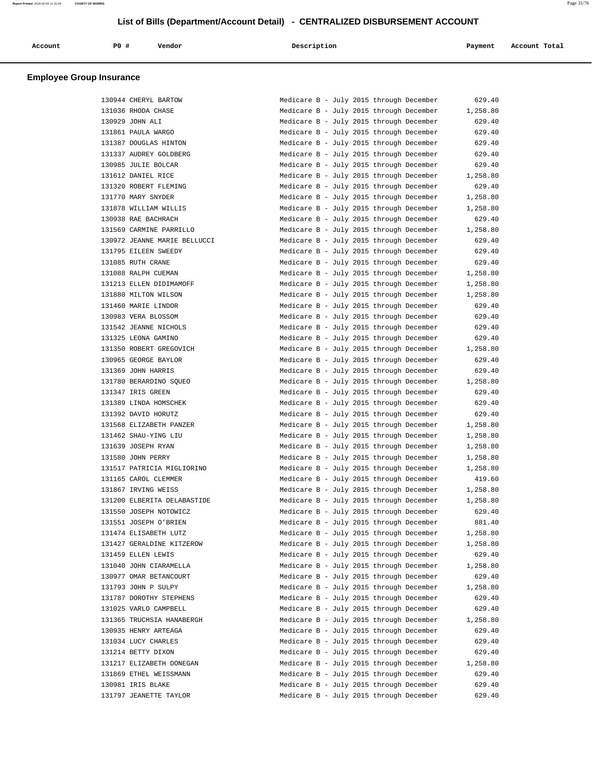## List of Bills (Department/Account Detail) - CENTRALIZED DISBURSEMENT ACCOUNT

### Employee Group Insurance

| Account | PO # | Vendor | Description | Payment | Account Total |
|---|---|---|---|---|---|
| | 130944 | CHERYL BARTOW | Medicare B - July 2015 through December | 629.40 | |
| | 131036 | RHODA CHASE | Medicare B - July 2015 through December | 1,258.80 | |
| | 130929 | JOHN ALI | Medicare B - July 2015 through December | 629.40 | |
| | 131861 | PAULA WARGO | Medicare B - July 2015 through December | 629.40 | |
| | 131387 | DOUGLAS HINTON | Medicare B - July 2015 through December | 629.40 | |
| | 131337 | AUDREY GOLDBERG | Medicare B - July 2015 through December | 629.40 | |
| | 130985 | JULIE BOLCAR | Medicare B - July 2015 through December | 629.40 | |
| | 131612 | DANIEL RICE | Medicare B - July 2015 through December | 1,258.80 | |
| | 131320 | ROBERT FLEMING | Medicare B - July 2015 through December | 629.40 | |
| | 131770 | MARY SNYDER | Medicare B - July 2015 through December | 1,258.80 | |
| | 131878 | WILLIAM WILLIS | Medicare B - July 2015 through December | 1,258.80 | |
| | 130938 | RAE BACHRACH | Medicare B - July 2015 through December | 629.40 | |
| | 131569 | CARMINE PARRILLO | Medicare B - July 2015 through December | 1,258.80 | |
| | 130972 | JEANNE MARIE BELLUCCI | Medicare B - July 2015 through December | 629.40 | |
| | 131795 | EILEEN SWEEDY | Medicare B - July 2015 through December | 629.40 | |
| | 131085 | RUTH CRANE | Medicare B - July 2015 through December | 629.40 | |
| | 131088 | RALPH CUEMAN | Medicare B - July 2015 through December | 1,258.80 | |
| | 131213 | ELLEN DIDIMAMOFF | Medicare B - July 2015 through December | 1,258.80 | |
| | 131880 | MILTON WILSON | Medicare B - July 2015 through December | 1,258.80 | |
| | 131460 | MARIE LINDOR | Medicare B - July 2015 through December | 629.40 | |
| | 130983 | VERA BLOSSOM | Medicare B - July 2015 through December | 629.40 | |
| | 131542 | JEANNE NICHOLS | Medicare B - July 2015 through December | 629.40 | |
| | 131325 | LEONA GAMINO | Medicare B - July 2015 through December | 629.40 | |
| | 131350 | ROBERT GREGOVICH | Medicare B - July 2015 through December | 1,258.80 | |
| | 130965 | GEORGE BAYLOR | Medicare B - July 2015 through December | 629.40 | |
| | 131369 | JOHN HARRIS | Medicare B - July 2015 through December | 629.40 | |
| | 131780 | BERARDINO SQUEO | Medicare B - July 2015 through December | 1,258.80 | |
| | 131347 | IRIS GREEN | Medicare B - July 2015 through December | 629.40 | |
| | 131389 | LINDA HOMSCHEK | Medicare B - July 2015 through December | 629.40 | |
| | 131392 | DAVID HORUTZ | Medicare B - July 2015 through December | 629.40 | |
| | 131568 | ELIZABETH PANZER | Medicare B - July 2015 through December | 1,258.80 | |
| | 131462 | SHAU-YING LIU | Medicare B - July 2015 through December | 1,258.80 | |
| | 131639 | JOSEPH RYAN | Medicare B - July 2015 through December | 1,258.80 | |
| | 131580 | JOHN PERRY | Medicare B - July 2015 through December | 1,258.80 | |
| | 131517 | PATRICIA MIGLIORINO | Medicare B - July 2015 through December | 1,258.80 | |
| | 131165 | CAROL CLEMMER | Medicare B - July 2015 through December | 419.60 | |
| | 131867 | IRVING WEISS | Medicare B - July 2015 through December | 1,258.80 | |
| | 131200 | ELBERITA DELABASTIDE | Medicare B - July 2015 through December | 1,258.80 | |
| | 131550 | JOSEPH NOTOWICZ | Medicare B - July 2015 through December | 629.40 | |
| | 131551 | JOSEPH O'BRIEN | Medicare B - July 2015 through December | 881.40 | |
| | 131474 | ELISABETH LUTZ | Medicare B - July 2015 through December | 1,258.80 | |
| | 131427 | GERALDINE KITZEROW | Medicare B - July 2015 through December | 1,258.80 | |
| | 131459 | ELLEN LEWIS | Medicare B - July 2015 through December | 629.40 | |
| | 131040 | JOHN CIARAMELLA | Medicare B - July 2015 through December | 1,258.80 | |
| | 130977 | OMAR BETANCOURT | Medicare B - July 2015 through December | 629.40 | |
| | 131793 | JOHN P SULPY | Medicare B - July 2015 through December | 1,258.80 | |
| | 131787 | DOROTHY STEPHENS | Medicare B - July 2015 through December | 629.40 | |
| | 131025 | VARLO CAMPBELL | Medicare B - July 2015 through December | 629.40 | |
| | 131365 | TRUCHSIA HANABERGH | Medicare B - July 2015 through December | 1,258.80 | |
| | 130935 | HENRY ARTEAGA | Medicare B - July 2015 through December | 629.40 | |
| | 131034 | LUCY CHARLES | Medicare B - July 2015 through December | 629.40 | |
| | 131214 | BETTY DIXON | Medicare B - July 2015 through December | 629.40 | |
| | 131217 | ELIZABETH DONEGAN | Medicare B - July 2015 through December | 1,258.80 | |
| | 131869 | ETHEL WEISSMANN | Medicare B - July 2015 through December | 629.40 | |
| | 130981 | IRIS BLAKE | Medicare B - July 2015 through December | 629.40 | |
| | 131797 | JEANETTE TAYLOR | Medicare B - July 2015 through December | 629.40 | |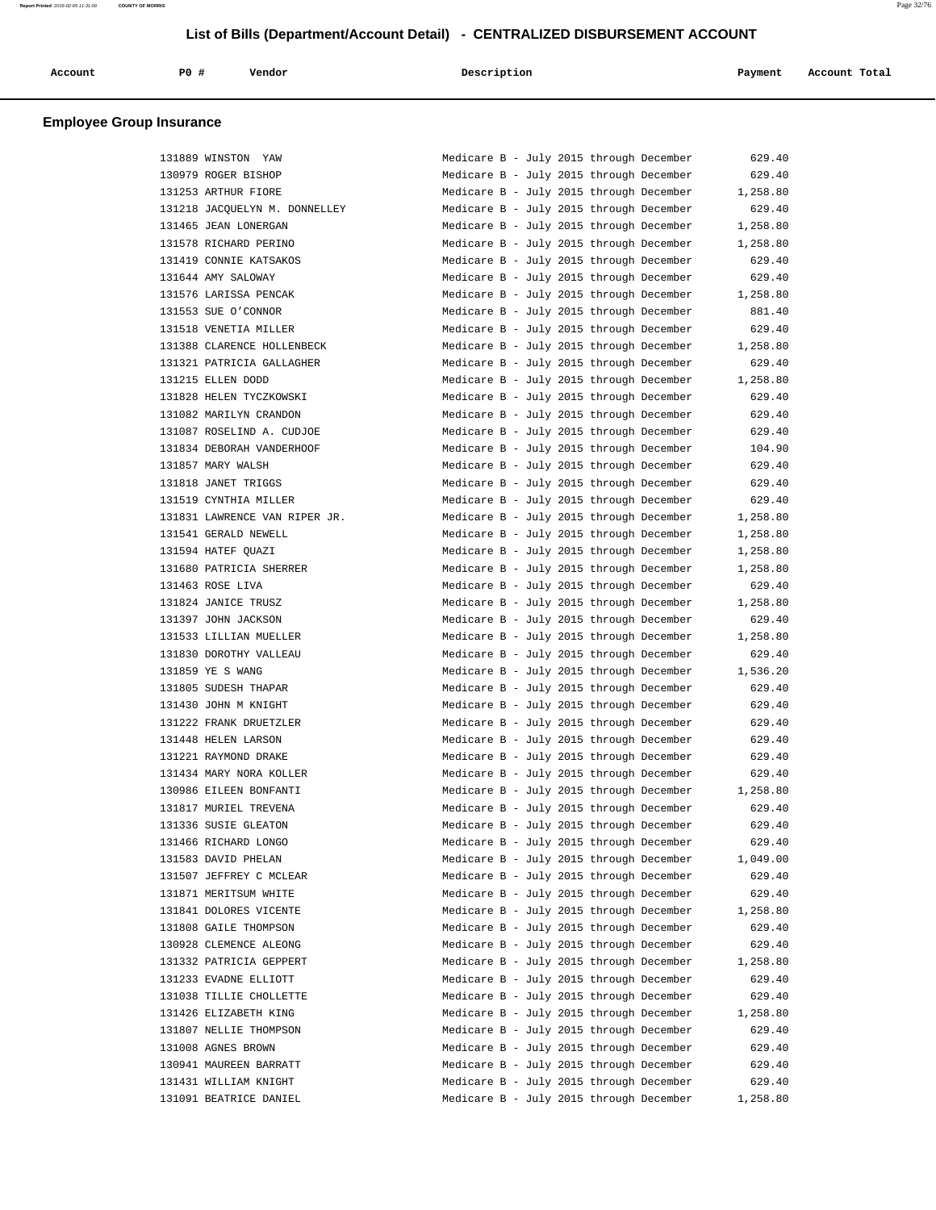# List of Bills (Department/Account Detail) - CENTRALIZED DISBURSEMENT ACCOUNT

| Account | PO # | Vendor | Description | Payment | Account Total |
|---|---|---|---|---|---|

## Employee Group Insurance

| Account | PO # | Vendor | Description | Payment | Account Total |
|---|---|---|---|---|---|
| | 131889 | WINSTON YAW | Medicare B - July 2015 through December | 629.40 | |
| | 130979 | ROGER BISHOP | Medicare B - July 2015 through December | 629.40 | |
| | 131253 | ARTHUR FIORE | Medicare B - July 2015 through December | 1,258.80 | |
| | 131218 | JACQUELYN M. DONNELLEY | Medicare B - July 2015 through December | 629.40 | |
| | 131465 | JEAN LONERGAN | Medicare B - July 2015 through December | 1,258.80 | |
| | 131578 | RICHARD PERINO | Medicare B - July 2015 through December | 1,258.80 | |
| | 131419 | CONNIE KATSAKOS | Medicare B - July 2015 through December | 629.40 | |
| | 131644 | AMY SALOWAY | Medicare B - July 2015 through December | 629.40 | |
| | 131576 | LARISSA PENCAK | Medicare B - July 2015 through December | 1,258.80 | |
| | 131553 | SUE O'CONNOR | Medicare B - July 2015 through December | 881.40 | |
| | 131518 | VENETIA MILLER | Medicare B - July 2015 through December | 629.40 | |
| | 131388 | CLARENCE HOLLENBECK | Medicare B - July 2015 through December | 1,258.80 | |
| | 131321 | PATRICIA GALLAGHER | Medicare B - July 2015 through December | 629.40 | |
| | 131215 | ELLEN DODD | Medicare B - July 2015 through December | 1,258.80 | |
| | 131828 | HELEN TYCZKOWSKI | Medicare B - July 2015 through December | 629.40 | |
| | 131082 | MARILYN CRANDON | Medicare B - July 2015 through December | 629.40 | |
| | 131087 | ROSELIND A. CUDJOE | Medicare B - July 2015 through December | 629.40 | |
| | 131834 | DEBORAH VANDERHOOF | Medicare B - July 2015 through December | 104.90 | |
| | 131857 | MARY WALSH | Medicare B - July 2015 through December | 629.40 | |
| | 131818 | JANET TRIGGS | Medicare B - July 2015 through December | 629.40 | |
| | 131519 | CYNTHIA MILLER | Medicare B - July 2015 through December | 629.40 | |
| | 131831 | LAWRENCE VAN RIPER JR. | Medicare B - July 2015 through December | 1,258.80 | |
| | 131541 | GERALD NEWELL | Medicare B - July 2015 through December | 1,258.80 | |
| | 131594 | HATEF QUAZI | Medicare B - July 2015 through December | 1,258.80 | |
| | 131680 | PATRICIA SHERRER | Medicare B - July 2015 through December | 1,258.80 | |
| | 131463 | ROSE LIVA | Medicare B - July 2015 through December | 629.40 | |
| | 131824 | JANICE TRUSZ | Medicare B - July 2015 through December | 1,258.80 | |
| | 131397 | JOHN JACKSON | Medicare B - July 2015 through December | 629.40 | |
| | 131533 | LILLIAN MUELLER | Medicare B - July 2015 through December | 1,258.80 | |
| | 131830 | DOROTHY VALLEAU | Medicare B - July 2015 through December | 629.40 | |
| | 131859 | YE S WANG | Medicare B - July 2015 through December | 1,536.20 | |
| | 131805 | SUDESH THAPAR | Medicare B - July 2015 through December | 629.40 | |
| | 131430 | JOHN M KNIGHT | Medicare B - July 2015 through December | 629.40 | |
| | 131222 | FRANK DRUETZLER | Medicare B - July 2015 through December | 629.40 | |
| | 131448 | HELEN LARSON | Medicare B - July 2015 through December | 629.40 | |
| | 131221 | RAYMOND DRAKE | Medicare B - July 2015 through December | 629.40 | |
| | 131434 | MARY NORA KOLLER | Medicare B - July 2015 through December | 629.40 | |
| | 130986 | EILEEN BONFANTI | Medicare B - July 2015 through December | 1,258.80 | |
| | 131817 | MURIEL TREVENA | Medicare B - July 2015 through December | 629.40 | |
| | 131336 | SUSIE GLEATON | Medicare B - July 2015 through December | 629.40 | |
| | 131466 | RICHARD LONGO | Medicare B - July 2015 through December | 629.40 | |
| | 131583 | DAVID PHELAN | Medicare B - July 2015 through December | 1,049.00 | |
| | 131507 | JEFFREY C MCLEAR | Medicare B - July 2015 through December | 629.40 | |
| | 131871 | MERITSUM WHITE | Medicare B - July 2015 through December | 629.40 | |
| | 131841 | DOLORES VICENTE | Medicare B - July 2015 through December | 1,258.80 | |
| | 131808 | GAILE THOMPSON | Medicare B - July 2015 through December | 629.40 | |
| | 130928 | CLEMENCE ALEONG | Medicare B - July 2015 through December | 629.40 | |
| | 131332 | PATRICIA GEPPERT | Medicare B - July 2015 through December | 1,258.80 | |
| | 131233 | EVADNE ELLIOTT | Medicare B - July 2015 through December | 629.40 | |
| | 131038 | TILLIE CHOLLETTE | Medicare B - July 2015 through December | 629.40 | |
| | 131426 | ELIZABETH KING | Medicare B - July 2015 through December | 1,258.80 | |
| | 131807 | NELLIE THOMPSON | Medicare B - July 2015 through December | 629.40 | |
| | 131008 | AGNES BROWN | Medicare B - July 2015 through December | 629.40 | |
| | 130941 | MAUREEN BARRATT | Medicare B - July 2015 through December | 629.40 | |
| | 131431 | WILLIAM KNIGHT | Medicare B - July 2015 through December | 629.40 | |
| | 131091 | BEATRICE DANIEL | Medicare B - July 2015 through December | 1,258.80 | |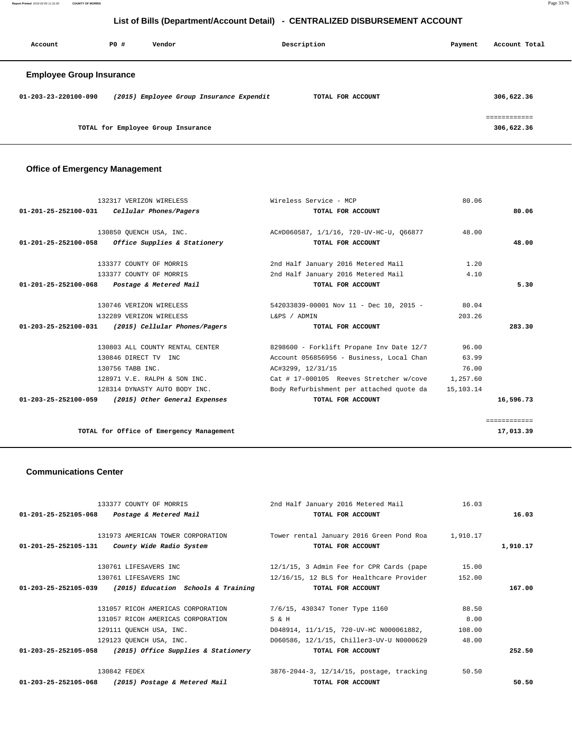## List of Bills (Department/Account Detail) - CENTRALIZED DISBURSEMENT ACCOUNT

| Account | PO # | Vendor | Description | Payment | Account Total |
|---|---|---|---|---|---|

### Employee Group Insurance

| Account | PO # | Vendor | Description | Payment | Account Total |
|---|---|---|---|---|---|
| 01-203-23-220100-090 | | *(2015) Employee Group Insurance Expendit* | TOTAL FOR ACCOUNT | | 306,622.36 |
| | | | | | ============ |
| | | TOTAL for Employee Group Insurance | | | 306,622.36 |

### Office of Emergency Management

| Account | PO # | Vendor | Description | Payment | Account Total |
|---|---|---|---|---|---|
| | 132317 | VERIZON WIRELESS | Wireless Service - MCP | 80.06 | |
| 01-201-25-252100-031 | | *Cellular Phones/Pagers* | TOTAL FOR ACCOUNT | | 80.06 |
| | 130850 | QUENCH USA, INC. | AC#D060587, 1/1/16, 720-UV-HC-U, Q66877 | 48.00 | |
| 01-201-25-252100-058 | | *Office Supplies & Stationery* | TOTAL FOR ACCOUNT | | 48.00 |
| | 133377 | COUNTY OF MORRIS | 2nd Half January 2016 Metered Mail | 1.20 | |
| | 133377 | COUNTY OF MORRIS | 2nd Half January 2016 Metered Mail | 4.10 | |
| 01-201-25-252100-068 | | *Postage & Metered Mail* | TOTAL FOR ACCOUNT | | 5.30 |
| | 130746 | VERIZON WIRELESS | 542033839-00001 Nov 11 - Dec 10, 2015 - | 80.04 | |
| | 132289 | VERIZON WIRELESS | L&PS / ADMIN | 203.26 | |
| 01-203-25-252100-031 | | *(2015) Cellular Phones/Pagers* | TOTAL FOR ACCOUNT | | 283.30 |
| | 130803 | ALL COUNTY RENTAL CENTER | 8298600 - Forklift Propane Inv Date 12/7 | 96.00 | |
| | 130846 | DIRECT TV INC | Account 056856956 - Business, Local Chan | 63.99 | |
| | 130756 | TABB INC. | AC#3299, 12/31/15 | 76.00 | |
| | 128971 | V.E. RALPH & SON INC. | Cat # 17-000105 Reeves Stretcher w/cove | 1,257.60 | |
| | 128314 | DYNASTY AUTO BODY INC. | Body Refurbishment per attached quote da | 15,103.14 | |
| 01-203-25-252100-059 | | *(2015) Other General Expenses* | TOTAL FOR ACCOUNT | | 16,596.73 |
| | | | | | ============ |
| | | TOTAL for Office of Emergency Management | | | 17,013.39 |

### Communications Center

| Account | PO # | Vendor | Description | Payment | Account Total |
|---|---|---|---|---|---|
| | 133377 | COUNTY OF MORRIS | 2nd Half January 2016 Metered Mail | 16.03 | |
| 01-201-25-252105-068 | | *Postage & Metered Mail* | TOTAL FOR ACCOUNT | | 16.03 |
| | 131973 | AMERICAN TOWER CORPORATION | Tower rental January 2016 Green Pond Roa | 1,910.17 | |
| 01-201-25-252105-131 | | *County Wide Radio System* | TOTAL FOR ACCOUNT | | 1,910.17 |
| | 130761 | LIFESAVERS INC | 12/1/15, 3 Admin Fee for CPR Cards (pape | 15.00 | |
| | 130761 | LIFESAVERS INC | 12/16/15, 12 BLS for Healthcare Provider | 152.00 | |
| 01-203-25-252105-039 | | *(2015) Education Schools & Training* | TOTAL FOR ACCOUNT | | 167.00 |
| | 131057 | RICOH AMERICAS CORPORATION | 7/6/15, 430347 Toner Type 1160 | 88.50 | |
| | 131057 | RICOH AMERICAS CORPORATION | S & H | 8.00 | |
| | 129111 | QUENCH USA, INC. | D048914, 11/1/15, 720-UV-HC N000061882, | 108.00 | |
| | 129123 | QUENCH USA, INC. | D060586, 12/1/15, Chiller3-UV-U N0000629 | 48.00 | |
| 01-203-25-252105-058 | | *(2015) Office Supplies & Stationery* | TOTAL FOR ACCOUNT | | 252.50 |
| | 130842 | FEDEX | 3876-2044-3, 12/14/15, postage, tracking | 50.50 | |
| 01-203-25-252105-068 | | *(2015) Postage & Metered Mail* | TOTAL FOR ACCOUNT | | 50.50 |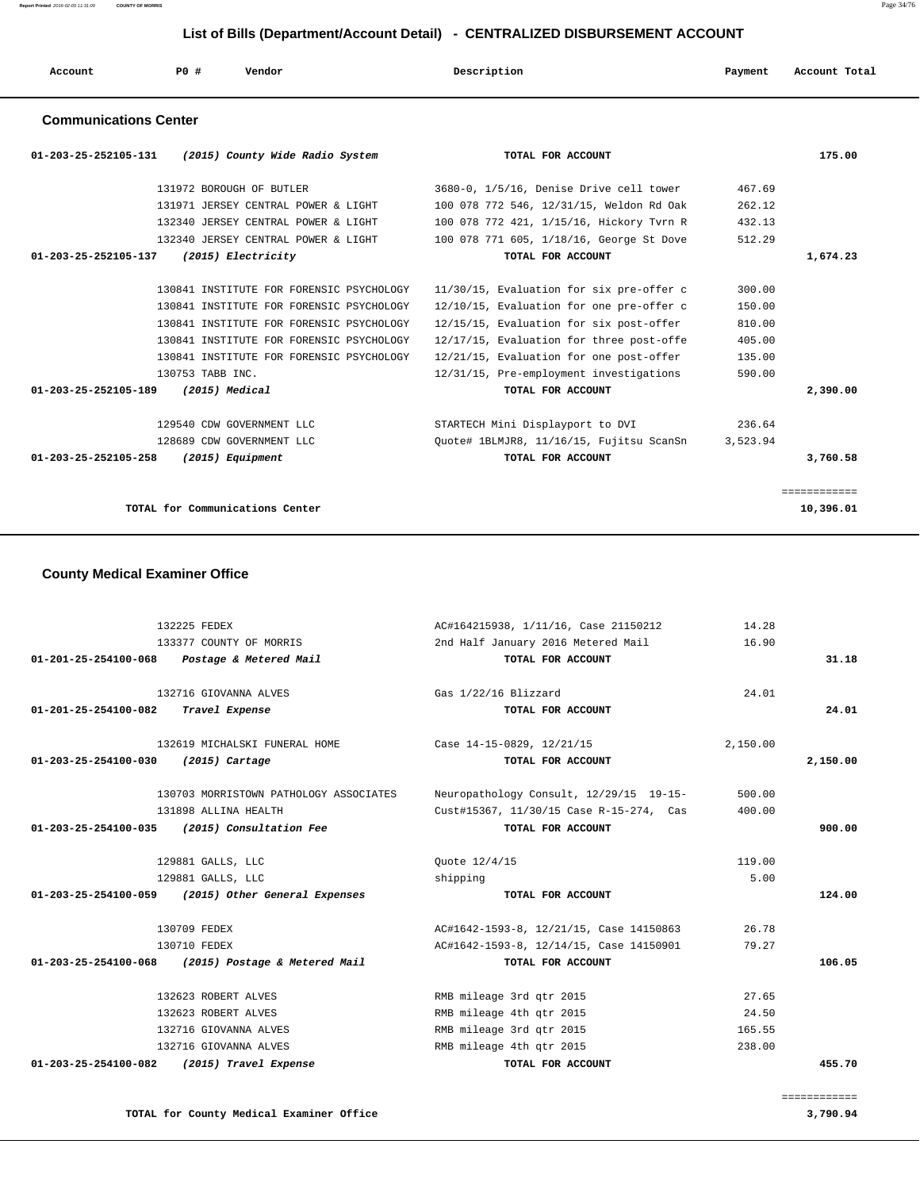## List of Bills (Department/Account Detail) - CENTRALIZED DISBURSEMENT ACCOUNT

| Account | PO # | Vendor | Description | Payment | Account Total |
|---|---|---|---|---|---|

### Communications Center

| Account | PO # | Vendor | Description | Payment | Account Total |
|---|---|---|---|---|---|
| **01-203-25-252105-131** | | ***(2015) County Wide Radio System*** | **TOTAL FOR ACCOUNT** | | **175.00** |
| | 131972 | BOROUGH OF BUTLER | 3680-0, 1/5/16, Denise Drive cell tower | 467.69 | |
| | 131971 | JERSEY CENTRAL POWER & LIGHT | 100 078 772 546, 12/31/15, Weldon Rd Oak | 262.12 | |
| | 132340 | JERSEY CENTRAL POWER & LIGHT | 100 078 772 421, 1/15/16, Hickory Tvrn R | 432.13 | |
| | 132340 | JERSEY CENTRAL POWER & LIGHT | 100 078 771 605, 1/18/16, George St Dove | 512.29 | |
| **01-203-25-252105-137** | | ***(2015) Electricity*** | **TOTAL FOR ACCOUNT** | | **1,674.23** |
| | 130841 | INSTITUTE FOR FORENSIC PSYCHOLOGY | 11/30/15, Evaluation for six pre-offer c | 300.00 | |
| | 130841 | INSTITUTE FOR FORENSIC PSYCHOLOGY | 12/10/15, Evaluation for one pre-offer c | 150.00 | |
| | 130841 | INSTITUTE FOR FORENSIC PSYCHOLOGY | 12/15/15, Evaluation for six post-offer | 810.00 | |
| | 130841 | INSTITUTE FOR FORENSIC PSYCHOLOGY | 12/17/15, Evaluation for three post-offe | 405.00 | |
| | 130841 | INSTITUTE FOR FORENSIC PSYCHOLOGY | 12/21/15, Evaluation for one post-offer | 135.00 | |
| | 130753 | TABB INC. | 12/31/15, Pre-employment investigations | 590.00 | |
| **01-203-25-252105-189** | | ***(2015) Medical*** | **TOTAL FOR ACCOUNT** | | **2,390.00** |
| | 129540 | CDW GOVERNMENT LLC | STARTECH Mini Displayport to DVI | 236.64 | |
| | 128689 | CDW GOVERNMENT LLC | Quote# 1BLMJR8, 11/16/15, Fujitsu ScanSn | 3,523.94 | |
| **01-203-25-252105-258** | | ***(2015) Equipment*** | **TOTAL FOR ACCOUNT** | | **3,760.58** |
| | | **TOTAL for Communications Center** | | | **10,396.01** |

### County Medical Examiner Office

| Account | PO # | Vendor | Description | Payment | Account Total |
|---|---|---|---|---|---|
| | 132225 | FEDEX | AC#164215938, 1/11/16, Case 21150212 | 14.28 | |
| | 133377 | COUNTY OF MORRIS | 2nd Half January 2016 Metered Mail | 16.90 | |
| **01-201-25-254100-068** | | ***Postage & Metered Mail*** | **TOTAL FOR ACCOUNT** | | **31.18** |
| | 132716 | GIOVANNA ALVES | Gas 1/22/16 Blizzard | 24.01 | |
| **01-201-25-254100-082** | | ***Travel Expense*** | **TOTAL FOR ACCOUNT** | | **24.01** |
| | 132619 | MICHALSKI FUNERAL HOME | Case 14-15-0829, 12/21/15 | 2,150.00 | |
| **01-203-25-254100-030** | | ***(2015) Cartage*** | **TOTAL FOR ACCOUNT** | | **2,150.00** |
| | 130703 | MORRISTOWN PATHOLOGY ASSOCIATES | Neuropathology Consult, 12/29/15 19-15- | 500.00 | |
| | 131898 | ALLINA HEALTH | Cust#15367, 11/30/15 Case R-15-274, Cas | 400.00 | |
| **01-203-25-254100-035** | | ***(2015) Consultation Fee*** | **TOTAL FOR ACCOUNT** | | **900.00** |
| | 129881 | GALLS, LLC | Quote 12/4/15 | 119.00 | |
| | 129881 | GALLS, LLC | shipping | 5.00 | |
| **01-203-25-254100-059** | | ***(2015) Other General Expenses*** | **TOTAL FOR ACCOUNT** | | **124.00** |
| | 130709 | FEDEX | AC#1642-1593-8, 12/21/15, Case 14150863 | 26.78 | |
| | 130710 | FEDEX | AC#1642-1593-8, 12/14/15, Case 14150901 | 79.27 | |
| **01-203-25-254100-068** | | ***(2015) Postage & Metered Mail*** | **TOTAL FOR ACCOUNT** | | **106.05** |
| | 132623 | ROBERT ALVES | RMB mileage 3rd qtr 2015 | 27.65 | |
| | 132623 | ROBERT ALVES | RMB mileage 4th qtr 2015 | 24.50 | |
| | 132716 | GIOVANNA ALVES | RMB mileage 3rd qtr 2015 | 165.55 | |
| | 132716 | GIOVANNA ALVES | RMB mileage 4th qtr 2015 | 238.00 | |
| **01-203-25-254100-082** | | ***(2015) Travel Expense*** | **TOTAL FOR ACCOUNT** | | **455.70** |
| | | **TOTAL for County Medical Examiner Office** | | | **3,790.94** |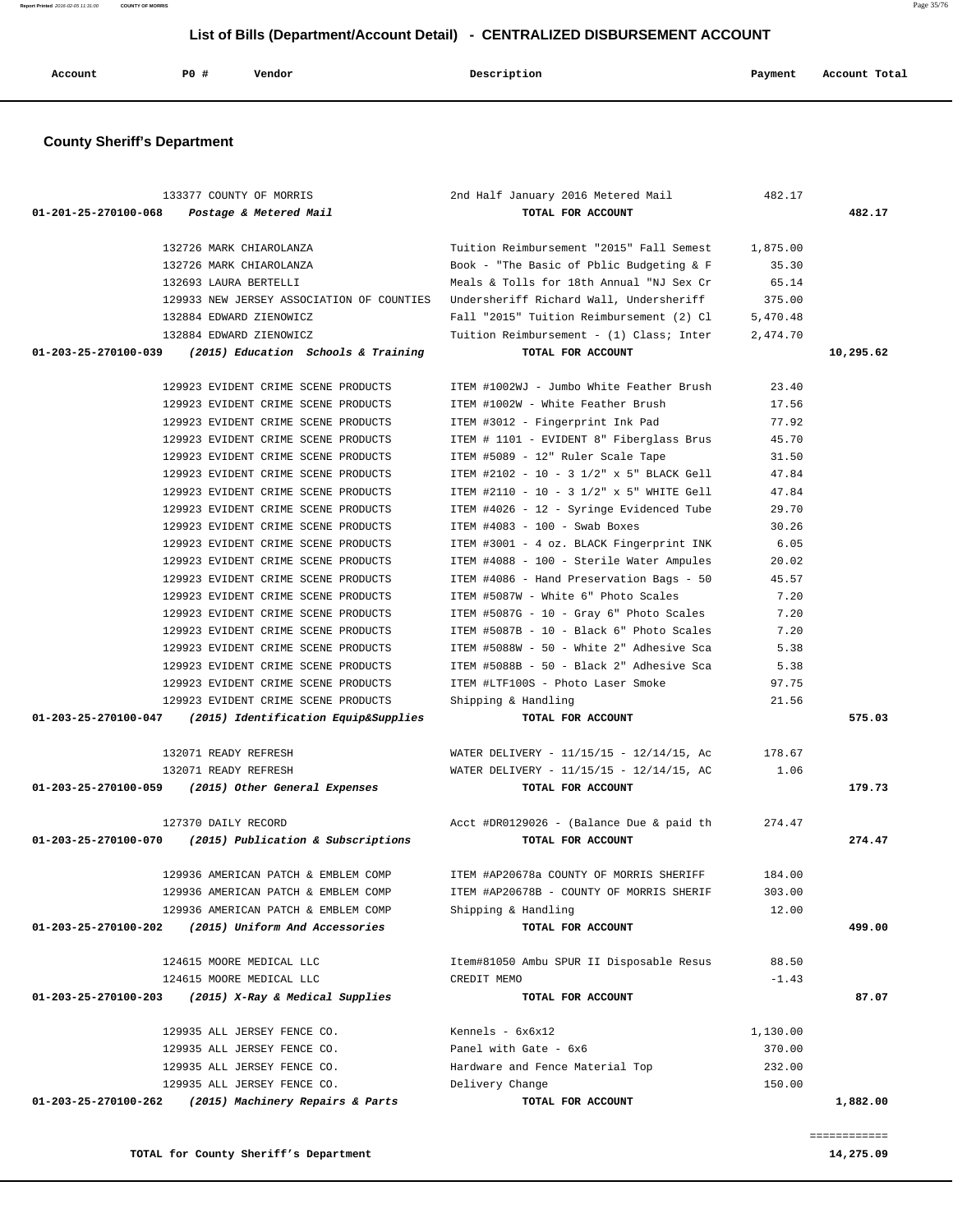## List of Bills (Department/Account Detail) - CENTRALIZED DISBURSEMENT ACCOUNT

| Account | PO # | Vendor | Description | Payment | Account Total |
|---|---|---|---|---|---|

### County Sheriff's Department

| Account | PO # | Vendor | Description | Payment | Account Total |
|---|---|---|---|---|---|
| | 133377 | COUNTY OF MORRIS | 2nd Half January 2016 Metered Mail | 482.17 | |
| **01-201-25-270100-068** | | *Postage & Metered Mail* | **TOTAL FOR ACCOUNT** | | **482.17** |
| | 132726 | MARK CHIAROLANZA | Tuition Reimbursement "2015" Fall Semest | 1,875.00 | |
| | 132726 | MARK CHIAROLANZA | Book - "The Basic of Pblic Budgeting & F | 35.30 | |
| | 132693 | LAURA BERTELLI | Meals & Tolls for 18th Annual "NJ Sex Cr | 65.14 | |
| | 129933 | NEW JERSEY ASSOCIATION OF COUNTIES | Undersheriff Richard Wall, Undersheriff | 375.00 | |
| | 132884 | EDWARD ZIENOWICZ | Fall "2015" Tuition Reimbursement (2) Cl | 5,470.48 | |
| | 132884 | EDWARD ZIENOWICZ | Tuition Reimbursement - (1) Class; Inter | 2,474.70 | |
| **01-203-25-270100-039** | | *(2015) Education Schools & Training* | **TOTAL FOR ACCOUNT** | | **10,295.62** |
| | 129923 | EVIDENT CRIME SCENE PRODUCTS | ITEM #1002WJ - Jumbo White Feather Brush | 23.40 | |
| | 129923 | EVIDENT CRIME SCENE PRODUCTS | ITEM #1002W - White Feather Brush | 17.56 | |
| | 129923 | EVIDENT CRIME SCENE PRODUCTS | ITEM #3012 - Fingerprint Ink Pad | 77.92 | |
| | 129923 | EVIDENT CRIME SCENE PRODUCTS | ITEM # 1101 - EVIDENT 8" Fiberglass Brus | 45.70 | |
| | 129923 | EVIDENT CRIME SCENE PRODUCTS | ITEM #5089 - 12" Ruler Scale Tape | 31.50 | |
| | 129923 | EVIDENT CRIME SCENE PRODUCTS | ITEM #2102 - 10 - 3 1/2" x 5" BLACK Gell | 47.84 | |
| | 129923 | EVIDENT CRIME SCENE PRODUCTS | ITEM #2110 - 10 - 3 1/2" x 5" WHITE Gell | 47.84 | |
| | 129923 | EVIDENT CRIME SCENE PRODUCTS | ITEM #4026 - 12 - Syringe Evidenced Tube | 29.70 | |
| | 129923 | EVIDENT CRIME SCENE PRODUCTS | ITEM #4083 - 100 - Swab Boxes | 30.26 | |
| | 129923 | EVIDENT CRIME SCENE PRODUCTS | ITEM #3001 - 4 oz. BLACK Fingerprint INK | 6.05 | |
| | 129923 | EVIDENT CRIME SCENE PRODUCTS | ITEM #4088 - 100 - Sterile Water Ampules | 20.02 | |
| | 129923 | EVIDENT CRIME SCENE PRODUCTS | ITEM #4086 - Hand Preservation Bags - 50 | 45.57 | |
| | 129923 | EVIDENT CRIME SCENE PRODUCTS | ITEM #5087W - White 6" Photo Scales | 7.20 | |
| | 129923 | EVIDENT CRIME SCENE PRODUCTS | ITEM #5087G - 10 - Gray 6" Photo Scales | 7.20 | |
| | 129923 | EVIDENT CRIME SCENE PRODUCTS | ITEM #5087B - 10 - Black 6" Photo Scales | 7.20 | |
| | 129923 | EVIDENT CRIME SCENE PRODUCTS | ITEM #5088W - 50 - White 2" Adhesive Sca | 5.38 | |
| | 129923 | EVIDENT CRIME SCENE PRODUCTS | ITEM #5088B - 50 - Black 2" Adhesive Sca | 5.38 | |
| | 129923 | EVIDENT CRIME SCENE PRODUCTS | ITEM #LTF100S - Photo Laser Smoke | 97.75 | |
| | 129923 | EVIDENT CRIME SCENE PRODUCTS | Shipping & Handling | 21.56 | |
| **01-203-25-270100-047** | | *(2015) Identification Equip&Supplies* | **TOTAL FOR ACCOUNT** | | **575.03** |
| | 132071 | READY REFRESH | WATER DELIVERY - 11/15/15 - 12/14/15, Ac | 178.67 | |
| | 132071 | READY REFRESH | WATER DELIVERY - 11/15/15 - 12/14/15, AC | 1.06 | |
| **01-203-25-270100-059** | | *(2015) Other General Expenses* | **TOTAL FOR ACCOUNT** | | **179.73** |
| | 127370 | DAILY RECORD | Acct #DR0129026 - (Balance Due & paid th | 274.47 | |
| **01-203-25-270100-070** | | *(2015) Publication & Subscriptions* | **TOTAL FOR ACCOUNT** | | **274.47** |
| | 129936 | AMERICAN PATCH & EMBLEM COMP | ITEM #AP20678a COUNTY OF MORRIS SHERIFF | 184.00 | |
| | 129936 | AMERICAN PATCH & EMBLEM COMP | ITEM #AP20678B - COUNTY OF MORRIS SHERIF | 303.00 | |
| | 129936 | AMERICAN PATCH & EMBLEM COMP | Shipping & Handling | 12.00 | |
| **01-203-25-270100-202** | | *(2015) Uniform And Accessories* | **TOTAL FOR ACCOUNT** | | **499.00** |
| | 124615 | MOORE MEDICAL LLC | Item#81050 Ambu SPUR II Disposable Resus | 88.50 | |
| | 124615 | MOORE MEDICAL LLC | CREDIT MEMO | -1.43 | |
| **01-203-25-270100-203** | | *(2015) X-Ray & Medical Supplies* | **TOTAL FOR ACCOUNT** | | **87.07** |
| | 129935 | ALL JERSEY FENCE CO. | Kennels - 6x6x12 | 1,130.00 | |
| | 129935 | ALL JERSEY FENCE CO. | Panel with Gate - 6x6 | 370.00 | |
| | 129935 | ALL JERSEY FENCE CO. | Hardware and Fence Material Top | 232.00 | |
| | 129935 | ALL JERSEY FENCE CO. | Delivery Change | 150.00 | |
| **01-203-25-270100-262** | | *(2015) Machinery Repairs & Parts* | **TOTAL FOR ACCOUNT** | | **1,882.00** |
| | | | | | ============ |
| | | **TOTAL for County Sheriff's Department** | | | **14,275.09** |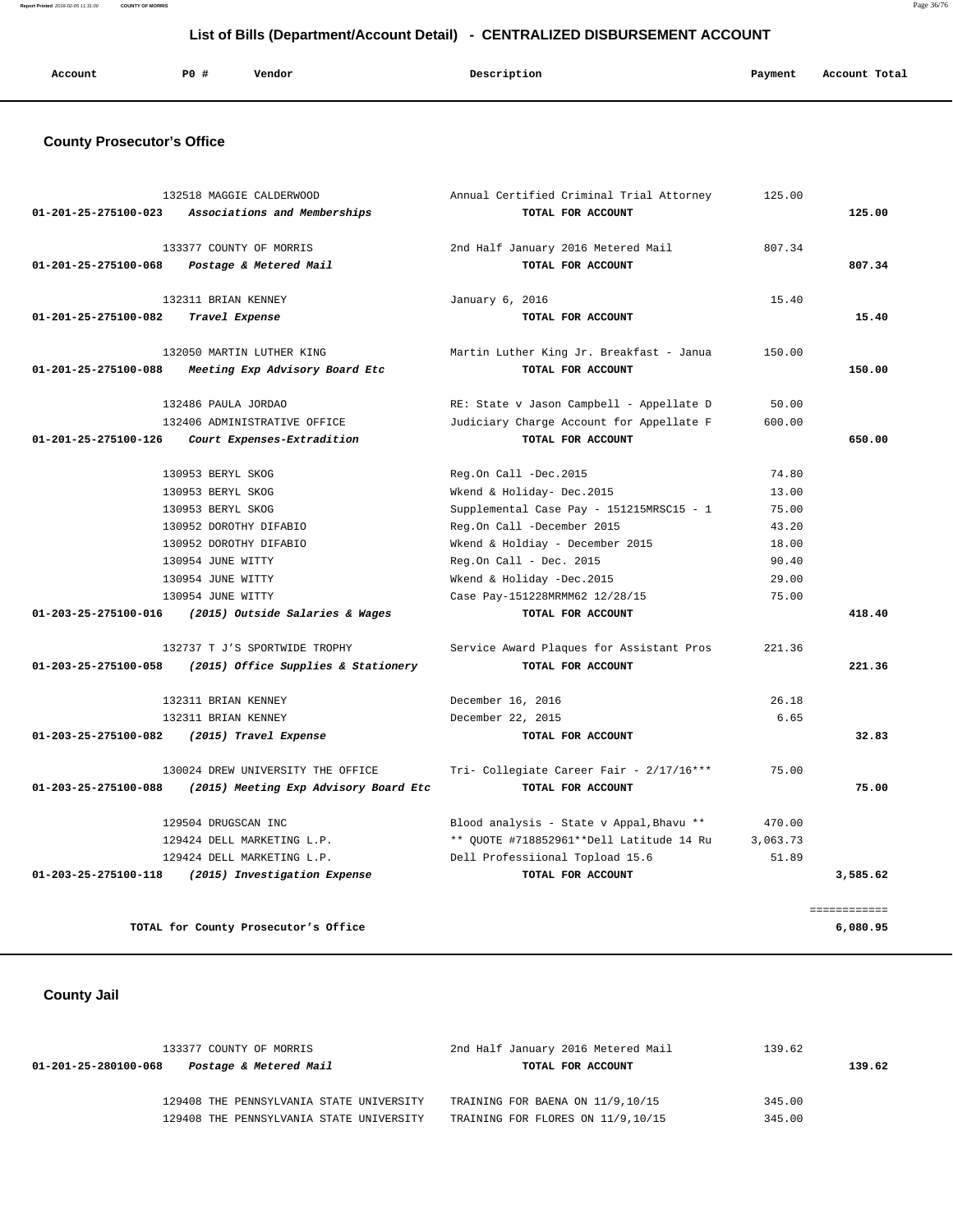## List of Bills (Department/Account Detail) - CENTRALIZED DISBURSEMENT ACCOUNT

| Account | PO # | Vendor | Description | Payment | Account Total |
|---|---|---|---|---|---|

### County Prosecutor's Office

| Account | PO # | Vendor | Description | Payment | Account Total |
|---|---|---|---|---|---|
| | 132518 | MAGGIE CALDERWOOD | Annual Certified Criminal Trial Attorney | 125.00 | |
| 01-201-25-275100-023 | | *Associations and Memberships* | TOTAL FOR ACCOUNT | | 125.00 |
| | 133377 | COUNTY OF MORRIS | 2nd Half January 2016 Metered Mail | 807.34 | |
| 01-201-25-275100-068 | | *Postage & Metered Mail* | TOTAL FOR ACCOUNT | | 807.34 |
| | 132311 | BRIAN KENNEY | January 6, 2016 | 15.40 | |
| 01-201-25-275100-082 | | *Travel Expense* | TOTAL FOR ACCOUNT | | 15.40 |
| | 132050 | MARTIN LUTHER KING | Martin Luther King Jr. Breakfast - Janua | 150.00 | |
| 01-201-25-275100-088 | | *Meeting Exp Advisory Board Etc* | TOTAL FOR ACCOUNT | | 150.00 |
| | 132486 | PAULA JORDAO | RE: State v Jason Campbell - Appellate D | 50.00 | |
| | 132406 | ADMINISTRATIVE OFFICE | Judiciary Charge Account for Appellate F | 600.00 | |
| 01-201-25-275100-126 | | *Court Expenses-Extradition* | TOTAL FOR ACCOUNT | | 650.00 |
| | 130953 | BERYL SKOG | Reg.On Call -Dec.2015 | 74.80 | |
| | 130953 | BERYL SKOG | Wkend & Holiday- Dec.2015 | 13.00 | |
| | 130953 | BERYL SKOG | Supplemental Case Pay - 151215MRSC15 - 1 | 75.00 | |
| | 130952 | DOROTHY DIFABIO | Reg.On Call -December 2015 | 43.20 | |
| | 130952 | DOROTHY DIFABIO | Wkend & Holdiay - December 2015 | 18.00 | |
| | 130954 | JUNE WITTY | Reg.On Call - Dec. 2015 | 90.40 | |
| | 130954 | JUNE WITTY | Wkend & Holiday -Dec.2015 | 29.00 | |
| | 130954 | JUNE WITTY | Case Pay-151228MRMM62 12/28/15 | 75.00 | |
| 01-203-25-275100-016 | | *(2015) Outside Salaries & Wages* | TOTAL FOR ACCOUNT | | 418.40 |
| | 132737 | T J'S SPORTWIDE TROPHY | Service Award Plaques for Assistant Pros | 221.36 | |
| 01-203-25-275100-058 | | *(2015) Office Supplies & Stationery* | TOTAL FOR ACCOUNT | | 221.36 |
| | 132311 | BRIAN KENNEY | December 16, 2016 | 26.18 | |
| | 132311 | BRIAN KENNEY | December 22, 2015 | 6.65 | |
| 01-203-25-275100-082 | | *(2015) Travel Expense* | TOTAL FOR ACCOUNT | | 32.83 |
| | 130024 | DREW UNIVERSITY THE OFFICE | Tri- Collegiate Career Fair - 2/17/16*** | 75.00 | |
| 01-203-25-275100-088 | | *(2015) Meeting Exp Advisory Board Etc* | TOTAL FOR ACCOUNT | | 75.00 |
| | 129504 | DRUGSCAN INC | Blood analysis - State v Appal,Bhavu ** | 470.00 | |
| | 129424 | DELL MARKETING L.P. | ** QUOTE #718852961**Dell Latitude 14 Ru | 3,063.73 | |
| | 129424 | DELL MARKETING L.P. | Dell Professiional Topload 15.6 | 51.89 | |
| 01-203-25-275100-118 | | *(2015) Investigation Expense* | TOTAL FOR ACCOUNT | | 3,585.62 |
| | | | | | ============ |
| | | TOTAL for County Prosecutor's Office | | | 6,080.95 |

### County Jail

| Account | PO # | Vendor | Description | Payment | Account Total |
|---|---|---|---|---|---|
| | 133377 | COUNTY OF MORRIS | 2nd Half January 2016 Metered Mail | 139.62 | |
| 01-201-25-280100-068 | | *Postage & Metered Mail* | TOTAL FOR ACCOUNT | | 139.62 |
| | 129408 | THE PENNSYLVANIA STATE UNIVERSITY | TRAINING FOR BAENA ON 11/9,10/15 | 345.00 | |
| | 129408 | THE PENNSYLVANIA STATE UNIVERSITY | TRAINING FOR FLORES ON 11/9,10/15 | 345.00 | |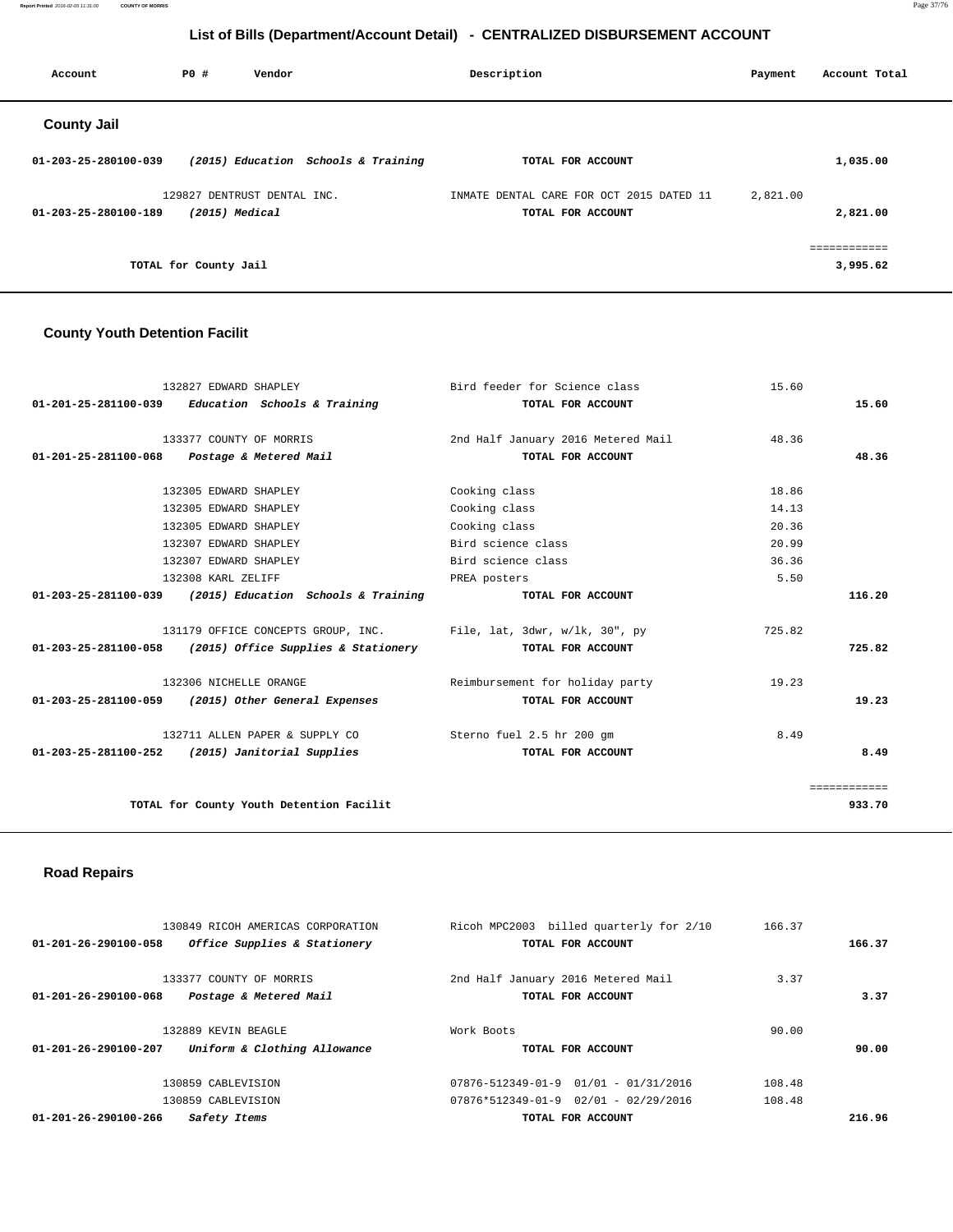## List of Bills (Department/Account Detail) - CENTRALIZED DISBURSEMENT ACCOUNT

| Account | PO # | Vendor | Description | Payment | Account Total |
|---|---|---|---|---|---|

### County Jail

| Account | PO # | Vendor | Description | Payment | Account Total |
|---|---|---|---|---|---|
| 01-203-25-280100-039 | | *(2015) Education Schools & Training* | TOTAL FOR ACCOUNT | | 1,035.00 |
| | 129827 | DENTRUST DENTAL INC. | INMATE DENTAL CARE FOR OCT 2015 DATED 11 | 2,821.00 | |
| 01-203-25-280100-189 | | *(2015) Medical* | TOTAL FOR ACCOUNT | | 2,821.00 |
| | | | | | ============ |
| | | TOTAL for County Jail | | | 3,995.62 |

### County Youth Detention Facilit

| Account | PO # | Vendor | Description | Payment | Account Total |
|---|---|---|---|---|---|
| | 132827 | EDWARD SHAPLEY | Bird feeder for Science class | 15.60 | |
| 01-201-25-281100-039 | | *Education Schools & Training* | TOTAL FOR ACCOUNT | | 15.60 |
| | 133377 | COUNTY OF MORRIS | 2nd Half January 2016 Metered Mail | 48.36 | |
| 01-201-25-281100-068 | | *Postage & Metered Mail* | TOTAL FOR ACCOUNT | | 48.36 |
| | 132305 | EDWARD SHAPLEY | Cooking class | 18.86 | |
| | 132305 | EDWARD SHAPLEY | Cooking class | 14.13 | |
| | 132305 | EDWARD SHAPLEY | Cooking class | 20.36 | |
| | 132307 | EDWARD SHAPLEY | Bird science class | 20.99 | |
| | 132307 | EDWARD SHAPLEY | Bird science class | 36.36 | |
| | 132308 | KARL ZELIFF | PREA posters | 5.50 | |
| 01-203-25-281100-039 | | *(2015) Education Schools & Training* | TOTAL FOR ACCOUNT | | 116.20 |
| | 131179 | OFFICE CONCEPTS GROUP, INC. | File, lat, 3dwr, w/lk, 30", py | 725.82 | |
| 01-203-25-281100-058 | | *(2015) Office Supplies & Stationery* | TOTAL FOR ACCOUNT | | 725.82 |
| | 132306 | NICHELLE ORANGE | Reimbursement for holiday party | 19.23 | |
| 01-203-25-281100-059 | | *(2015) Other General Expenses* | TOTAL FOR ACCOUNT | | 19.23 |
| | 132711 | ALLEN PAPER & SUPPLY CO | Sterno fuel 2.5 hr 200 gm | 8.49 | |
| 01-203-25-281100-252 | | *(2015) Janitorial Supplies* | TOTAL FOR ACCOUNT | | 8.49 |
| | | | | | ============ |
| | | TOTAL for County Youth Detention Facilit | | | 933.70 |

### Road Repairs

| Account | PO # | Vendor | Description | Payment | Account Total |
|---|---|---|---|---|---|
| | 130849 | RICOH AMERICAS CORPORATION | Ricoh MPC2003 billed quarterly for 2/10 | 166.37 | |
| 01-201-26-290100-058 | | *Office Supplies & Stationery* | TOTAL FOR ACCOUNT | | 166.37 |
| | 133377 | COUNTY OF MORRIS | 2nd Half January 2016 Metered Mail | 3.37 | |
| 01-201-26-290100-068 | | *Postage & Metered Mail* | TOTAL FOR ACCOUNT | | 3.37 |
| | 132889 | KEVIN BEAGLE | Work Boots | 90.00 | |
| 01-201-26-290100-207 | | *Uniform & Clothing Allowance* | TOTAL FOR ACCOUNT | | 90.00 |
| | 130859 | CABLEVISION | 07876-512349-01-9 01/01 - 01/31/2016 | 108.48 | |
| | 130859 | CABLEVISION | 07876*512349-01-9 02/01 - 02/29/2016 | 108.48 | |
| 01-201-26-290100-266 | | *Safety Items* | TOTAL FOR ACCOUNT | | 216.96 |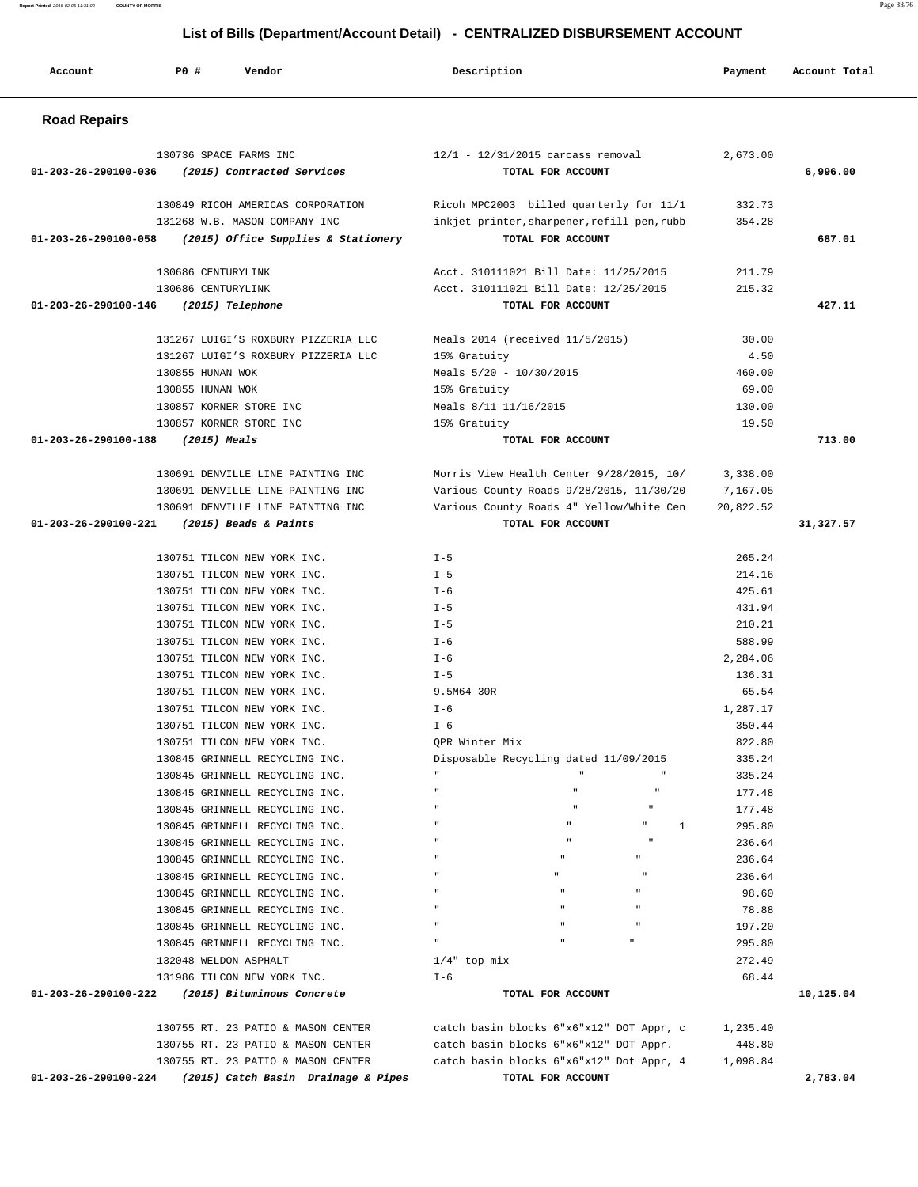## List of Bills (Department/Account Detail) - CENTRALIZED DISBURSEMENT ACCOUNT

| Account | PO # | Vendor | Description | Payment | Account Total |
|---|---|---|---|---|---|

### Road Repairs

| Account | PO # | Vendor | Description | Payment | Account Total |
|---|---|---|---|---|---|
| | 130736 | SPACE FARMS INC | 12/1 - 12/31/2015 carcass removal | 2,673.00 | |
| 01-203-26-290100-036 | | *(2015) Contracted Services* | TOTAL FOR ACCOUNT | | 6,996.00 |
| | 130849 | RICOH AMERICAS CORPORATION | Ricoh MPC2003 billed quarterly for 11/1 | 332.73 | |
| | 131268 | W.B. MASON COMPANY INC | inkjet printer,sharpener,refill pen,rubb | 354.28 | |
| 01-203-26-290100-058 | | *(2015) Office Supplies & Stationery* | TOTAL FOR ACCOUNT | | 687.01 |
| | 130686 | CENTURYLINK | Acct. 310111021 Bill Date: 11/25/2015 | 211.79 | |
| | 130686 | CENTURYLINK | Acct. 310111021 Bill Date: 12/25/2015 | 215.32 | |
| 01-203-26-290100-146 | | *(2015) Telephone* | TOTAL FOR ACCOUNT | | 427.11 |
| | 131267 | LUIGI'S ROXBURY PIZZERIA LLC | Meals 2014 (received 11/5/2015) | 30.00 | |
| | 131267 | LUIGI'S ROXBURY PIZZERIA LLC | 15% Gratuity | 4.50 | |
| | 130855 | HUNAN WOK | Meals 5/20 - 10/30/2015 | 460.00 | |
| | 130855 | HUNAN WOK | 15% Gratuity | 69.00 | |
| | 130857 | KORNER STORE INC | Meals 8/11 11/16/2015 | 130.00 | |
| | 130857 | KORNER STORE INC | 15% Gratuity | 19.50 | |
| 01-203-26-290100-188 | | *(2015) Meals* | TOTAL FOR ACCOUNT | | 713.00 |
| | 130691 | DENVILLE LINE PAINTING INC | Morris View Health Center 9/28/2015, 10/ | 3,338.00 | |
| | 130691 | DENVILLE LINE PAINTING INC | Various County Roads 9/28/2015, 11/30/20 | 7,167.05 | |
| | 130691 | DENVILLE LINE PAINTING INC | Various County Roads 4" Yellow/White Cen | 20,822.52 | |
| 01-203-26-290100-221 | | *(2015) Beads & Paints* | TOTAL FOR ACCOUNT | | 31,327.57 |
| | 130751 | TILCON NEW YORK INC. | I-5 | 265.24 | |
| | 130751 | TILCON NEW YORK INC. | I-5 | 214.16 | |
| | 130751 | TILCON NEW YORK INC. | I-6 | 425.61 | |
| | 130751 | TILCON NEW YORK INC. | I-5 | 431.94 | |
| | 130751 | TILCON NEW YORK INC. | I-5 | 210.21 | |
| | 130751 | TILCON NEW YORK INC. | I-6 | 588.99 | |
| | 130751 | TILCON NEW YORK INC. | I-6 | 2,284.06 | |
| | 130751 | TILCON NEW YORK INC. | I-5 | 136.31 | |
| | 130751 | TILCON NEW YORK INC. | 9.5M64 30R | 65.54 | |
| | 130751 | TILCON NEW YORK INC. | I-6 | 1,287.17 | |
| | 130751 | TILCON NEW YORK INC. | I-6 | 350.44 | |
| | 130751 | TILCON NEW YORK INC. | QPR Winter Mix | 822.80 | |
| | 130845 | GRINNELL RECYCLING INC. | Disposable Recycling dated 11/09/2015 | 335.24 | |
| | 130845 | GRINNELL RECYCLING INC. | " " " | 335.24 | |
| | 130845 | GRINNELL RECYCLING INC. | " " " | 177.48 | |
| | 130845 | GRINNELL RECYCLING INC. | " " " | 177.48 | |
| | 130845 | GRINNELL RECYCLING INC. | " " " 1 | 295.80 | |
| | 130845 | GRINNELL RECYCLING INC. | " " " | 236.64 | |
| | 130845 | GRINNELL RECYCLING INC. | " " " | 236.64 | |
| | 130845 | GRINNELL RECYCLING INC. | " " " | 236.64 | |
| | 130845 | GRINNELL RECYCLING INC. | " " " | 98.60 | |
| | 130845 | GRINNELL RECYCLING INC. | " " " | 78.88 | |
| | 130845 | GRINNELL RECYCLING INC. | " " " | 197.20 | |
| | 130845 | GRINNELL RECYCLING INC. | " " " | 295.80 | |
| | 132048 | WELDON ASPHALT | 1/4" top mix | 272.49 | |
| | 131986 | TILCON NEW YORK INC. | I-6 | 68.44 | |
| 01-203-26-290100-222 | | *(2015) Bituminous Concrete* | TOTAL FOR ACCOUNT | | 10,125.04 |
| | 130755 | RT. 23 PATIO & MASON CENTER | catch basin blocks 6"x6"x12" DOT Appr, c | 1,235.40 | |
| | 130755 | RT. 23 PATIO & MASON CENTER | catch basin blocks 6"x6"x12" DOT Appr. | 448.80 | |
| | 130755 | RT. 23 PATIO & MASON CENTER | catch basin blocks 6"x6"x12" Dot Appr, 4 | 1,098.84 | |
| 01-203-26-290100-224 | | *(2015) Catch Basin Drainage & Pipes* | TOTAL FOR ACCOUNT | | 2,783.04 |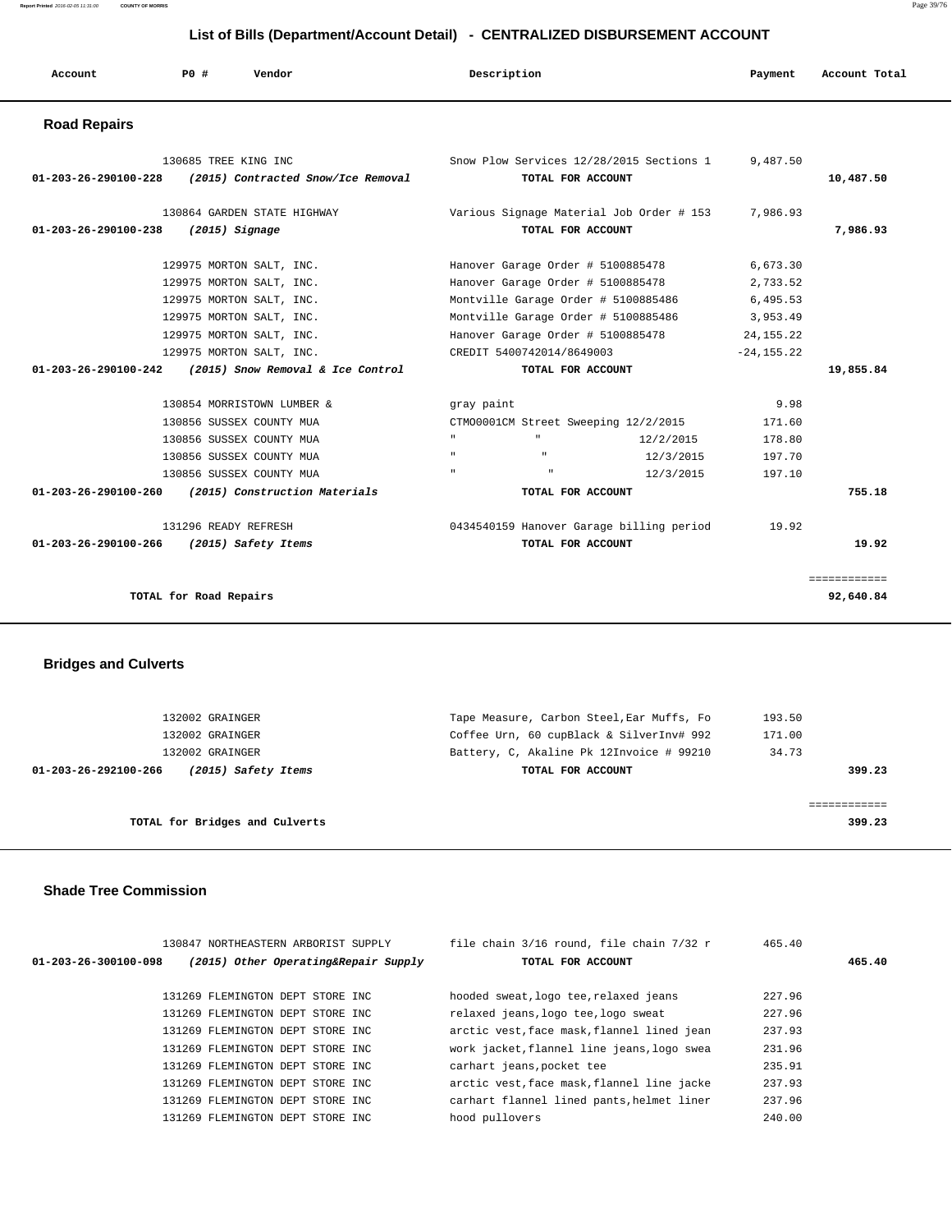# List of Bills (Department/Account Detail) - CENTRALIZED DISBURSEMENT ACCOUNT

| Account | PO # | Vendor | Description | Payment | Account Total |
|---|---|---|---|---|---|

## Road Repairs

| Account | PO # | Vendor | Description | Payment | Account Total |
|---|---|---|---|---|---|
| | 130685 | TREE KING INC | Snow Plow Services 12/28/2015 Sections 1 | 9,487.50 | |
| 01-203-26-290100-228 | | *(2015) Contracted Snow/Ice Removal* | TOTAL FOR ACCOUNT | | 10,487.50 |
| | 130864 | GARDEN STATE HIGHWAY | Various Signage Material Job Order # 153 | 7,986.93 | |
| 01-203-26-290100-238 | | *(2015) Signage* | TOTAL FOR ACCOUNT | | 7,986.93 |
| | 129975 | MORTON SALT, INC. | Hanover Garage Order # 5100885478 | 6,673.30 | |
| | 129975 | MORTON SALT, INC. | Hanover Garage Order # 5100885478 | 2,733.52 | |
| | 129975 | MORTON SALT, INC. | Montville Garage Order # 5100885486 | 6,495.53 | |
| | 129975 | MORTON SALT, INC. | Montville Garage Order # 5100885486 | 3,953.49 | |
| | 129975 | MORTON SALT, INC. | Hanover Garage Order # 5100885478 | 24,155.22 | |
| | 129975 | MORTON SALT, INC. | CREDIT 5400742014/8649003 | -24,155.22 | |
| 01-203-26-290100-242 | | *(2015) Snow Removal & Ice Control* | TOTAL FOR ACCOUNT | | 19,855.84 |
| | 130854 | MORRISTOWN LUMBER & | gray paint | 9.98 | |
| | 130856 | SUSSEX COUNTY MUA | CTMO0001CM Street Sweeping 12/2/2015 | 171.60 | |
| | 130856 | SUSSEX COUNTY MUA | " " 12/2/2015 | 178.80 | |
| | 130856 | SUSSEX COUNTY MUA | " " 12/3/2015 | 197.70 | |
| | 130856 | SUSSEX COUNTY MUA | " " 12/3/2015 | 197.10 | |
| 01-203-26-290100-260 | | *(2015) Construction Materials* | TOTAL FOR ACCOUNT | | 755.18 |
| | 131296 | READY REFRESH | 0434540159 Hanover Garage billing period | 19.92 | |
| 01-203-26-290100-266 | | *(2015) Safety Items* | TOTAL FOR ACCOUNT | | 19.92 |
| | | | | | ============ |
| | | TOTAL for Road Repairs | | | 92,640.84 |

## Bridges and Culverts

| Account | PO # | Vendor | Description | Payment | Account Total |
|---|---|---|---|---|---|
| | 132002 | GRAINGER | Tape Measure, Carbon Steel,Ear Muffs, Fo | 193.50 | |
| | 132002 | GRAINGER | Coffee Urn, 60 cupBlack & SilverInv# 992 | 171.00 | |
| | 132002 | GRAINGER | Battery, C, Akaline Pk 12Invoice # 99210 | 34.73 | |
| 01-203-26-292100-266 | | *(2015) Safety Items* | TOTAL FOR ACCOUNT | | 399.23 |
| | | | | | ============ |
| | | TOTAL for Bridges and Culverts | | | 399.23 |

## Shade Tree Commission

| Account | PO # | Vendor | Description | Payment | Account Total |
|---|---|---|---|---|---|
| | 130847 | NORTHEASTERN ARBORIST SUPPLY | file chain 3/16 round, file chain 7/32 r | 465.40 | |
| 01-203-26-300100-098 | | *(2015) Other Operating&Repair Supply* | TOTAL FOR ACCOUNT | | 465.40 |
| | 131269 | FLEMINGTON DEPT STORE INC | hooded sweat,logo tee,relaxed jeans | 227.96 | |
| | 131269 | FLEMINGTON DEPT STORE INC | relaxed jeans,logo tee,logo sweat | 227.96 | |
| | 131269 | FLEMINGTON DEPT STORE INC | arctic vest,face mask,flannel lined jean | 237.93 | |
| | 131269 | FLEMINGTON DEPT STORE INC | work jacket,flannel line jeans,logo swea | 231.96 | |
| | 131269 | FLEMINGTON DEPT STORE INC | carhart jeans,pocket tee | 235.91 | |
| | 131269 | FLEMINGTON DEPT STORE INC | arctic vest,face mask,flannel line jacke | 237.93 | |
| | 131269 | FLEMINGTON DEPT STORE INC | carhart flannel lined pants,helmet liner | 237.96 | |
| | 131269 | FLEMINGTON DEPT STORE INC | hood pullovers | 240.00 | |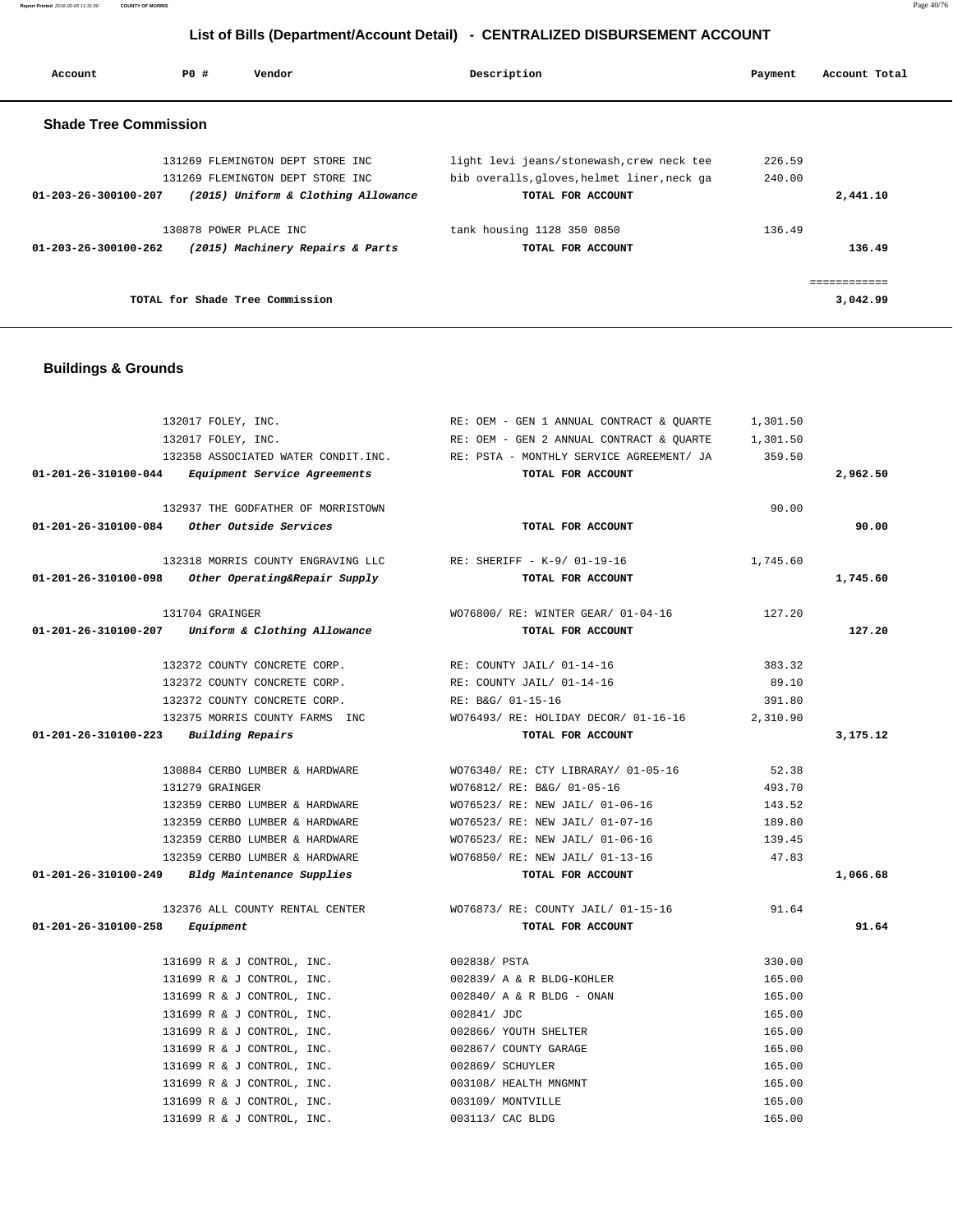# List of Bills (Department/Account Detail) - CENTRALIZED DISBURSEMENT ACCOUNT

| Account | PO # | Vendor | Description | Payment | Account Total |
|---|---|---|---|---|---|

## Shade Tree Commission

| Account | PO # | Vendor | Description | Payment | Account Total |
|---|---|---|---|---|---|
| | 131269 | FLEMINGTON DEPT STORE INC | light levi jeans/stonewash,crew neck tee | 226.59 | |
| | 131269 | FLEMINGTON DEPT STORE INC | bib overalls,gloves,helmet liner,neck ga | 240.00 | |
| 01-203-26-300100-207 | | *(2015) Uniform & Clothing Allowance* | TOTAL FOR ACCOUNT | | 2,441.10 |
| | 130878 | POWER PLACE INC | tank housing 1128 350 0850 | 136.49 | |
| 01-203-26-300100-262 | | *(2015) Machinery Repairs & Parts* | TOTAL FOR ACCOUNT | | 136.49 |
| | | TOTAL for Shade Tree Commission | | | 3,042.99 |

## Buildings & Grounds

| Account | PO # | Vendor | Description | Payment | Account Total |
|---|---|---|---|---|---|
| | 132017 | FOLEY, INC. | RE: OEM - GEN 1 ANNUAL CONTRACT & QUARTE | 1,301.50 | |
| | 132017 | FOLEY, INC. | RE: OEM - GEN 2 ANNUAL CONTRACT & QUARTE | 1,301.50 | |
| | 132358 | ASSOCIATED WATER CONDIT.INC. | RE: PSTA - MONTHLY SERVICE AGREEMENT/ JA | 359.50 | |
| 01-201-26-310100-044 | | *Equipment Service Agreements* | TOTAL FOR ACCOUNT | | 2,962.50 |
| | 132937 | THE GODFATHER OF MORRISTOWN | | 90.00 | |
| 01-201-26-310100-084 | | *Other Outside Services* | TOTAL FOR ACCOUNT | | 90.00 |
| | 132318 | MORRIS COUNTY ENGRAVING LLC | RE: SHERIFF - K-9/ 01-19-16 | 1,745.60 | |
| 01-201-26-310100-098 | | *Other Operating&Repair Supply* | TOTAL FOR ACCOUNT | | 1,745.60 |
| | 131704 | GRAINGER | WO76800/ RE: WINTER GEAR/ 01-04-16 | 127.20 | |
| 01-201-26-310100-207 | | *Uniform & Clothing Allowance* | TOTAL FOR ACCOUNT | | 127.20 |
| | 132372 | COUNTY CONCRETE CORP. | RE: COUNTY JAIL/ 01-14-16 | 383.32 | |
| | 132372 | COUNTY CONCRETE CORP. | RE: COUNTY JAIL/ 01-14-16 | 89.10 | |
| | 132372 | COUNTY CONCRETE CORP. | RE: B&G/ 01-15-16 | 391.80 | |
| | 132375 | MORRIS COUNTY FARMS INC | WO76493/ RE: HOLIDAY DECOR/ 01-16-16 | 2,310.90 | |
| 01-201-26-310100-223 | | *Building Repairs* | TOTAL FOR ACCOUNT | | 3,175.12 |
| | 130884 | CERBO LUMBER & HARDWARE | WO76340/ RE: CTY LIBRARAY/ 01-05-16 | 52.38 | |
| | 131279 | GRAINGER | WO76812/ RE: B&G/ 01-05-16 | 493.70 | |
| | 132359 | CERBO LUMBER & HARDWARE | WO76523/ RE: NEW JAIL/ 01-06-16 | 143.52 | |
| | 132359 | CERBO LUMBER & HARDWARE | WO76523/ RE: NEW JAIL/ 01-07-16 | 189.80 | |
| | 132359 | CERBO LUMBER & HARDWARE | WO76523/ RE: NEW JAIL/ 01-06-16 | 139.45 | |
| | 132359 | CERBO LUMBER & HARDWARE | WO76850/ RE: NEW JAIL/ 01-13-16 | 47.83 | |
| 01-201-26-310100-249 | | *Bldg Maintenance Supplies* | TOTAL FOR ACCOUNT | | 1,066.68 |
| | 132376 | ALL COUNTY RENTAL CENTER | WO76873/ RE: COUNTY JAIL/ 01-15-16 | 91.64 | |
| 01-201-26-310100-258 | | *Equipment* | TOTAL FOR ACCOUNT | | 91.64 |
| | 131699 | R & J CONTROL, INC. | 002838/ PSTA | 330.00 | |
| | 131699 | R & J CONTROL, INC. | 002839/ A & R BLDG-KOHLER | 165.00 | |
| | 131699 | R & J CONTROL, INC. | 002840/ A & R BLDG - ONAN | 165.00 | |
| | 131699 | R & J CONTROL, INC. | 002841/ JDC | 165.00 | |
| | 131699 | R & J CONTROL, INC. | 002866/ YOUTH SHELTER | 165.00 | |
| | 131699 | R & J CONTROL, INC. | 002867/ COUNTY GARAGE | 165.00 | |
| | 131699 | R & J CONTROL, INC. | 002869/ SCHUYLER | 165.00 | |
| | 131699 | R & J CONTROL, INC. | 003108/ HEALTH MNGMNT | 165.00 | |
| | 131699 | R & J CONTROL, INC. | 003109/ MONTVILLE | 165.00 | |
| | 131699 | R & J CONTROL, INC. | 003113/ CAC BLDG | 165.00 | |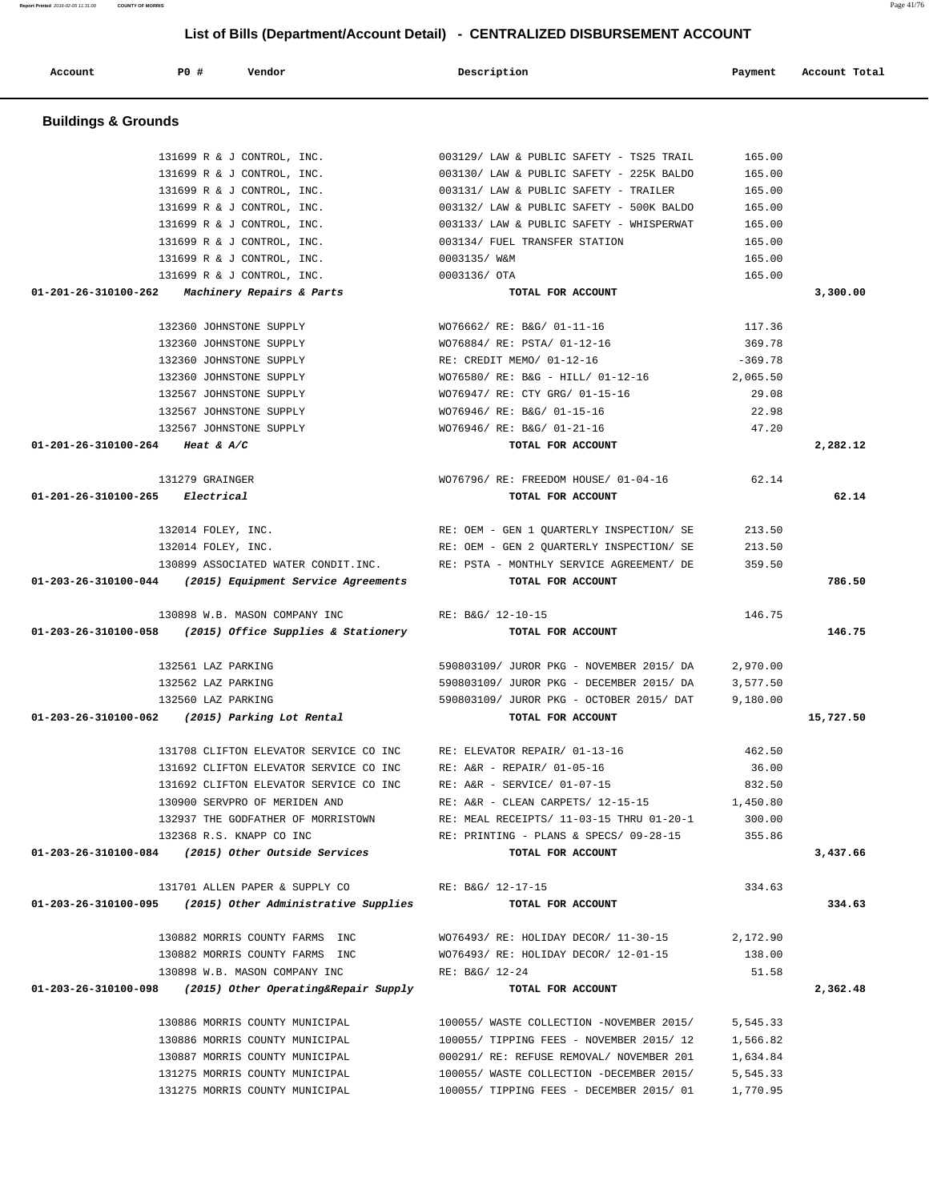# List of Bills (Department/Account Detail) - CENTRALIZED DISBURSEMENT ACCOUNT

| Account | PO # | Vendor | Description | Payment | Account Total |
|---|---|---|---|---|---|

## Buildings & Grounds

| Account | PO # | Vendor | Description | Payment | Account Total |
|---|---|---|---|---|---|
| | 131699 | R & J CONTROL, INC. | 003129/ LAW & PUBLIC SAFETY - TS25 TRAIL | 165.00 | |
| | 131699 | R & J CONTROL, INC. | 003130/ LAW & PUBLIC SAFETY - 225K BALDO | 165.00 | |
| | 131699 | R & J CONTROL, INC. | 003131/ LAW & PUBLIC SAFETY - TRAILER | 165.00 | |
| | 131699 | R & J CONTROL, INC. | 003132/ LAW & PUBLIC SAFETY - 500K BALDO | 165.00 | |
| | 131699 | R & J CONTROL, INC. | 003133/ LAW & PUBLIC SAFETY - WHISPERWAT | 165.00 | |
| | 131699 | R & J CONTROL, INC. | 003134/ FUEL TRANSFER STATION | 165.00 | |
| | 131699 | R & J CONTROL, INC. | 0003135/ W&M | 165.00 | |
| | 131699 | R & J CONTROL, INC. | 0003136/ OTA | 165.00 | |
| **01-201-26-310100-262** | | *Machinery Repairs & Parts* | **TOTAL FOR ACCOUNT** | | **3,300.00** |
| | 132360 | JOHNSTONE SUPPLY | WO76662/ RE: B&G/ 01-11-16 | 117.36 | |
| | 132360 | JOHNSTONE SUPPLY | WO76884/ RE: PSTA/ 01-12-16 | 369.78 | |
| | 132360 | JOHNSTONE SUPPLY | RE: CREDIT MEMO/ 01-12-16 | -369.78 | |
| | 132360 | JOHNSTONE SUPPLY | WO76580/ RE: B&G - HILL/ 01-12-16 | 2,065.50 | |
| | 132567 | JOHNSTONE SUPPLY | WO76947/ RE: CTY GRG/ 01-15-16 | 29.08 | |
| | 132567 | JOHNSTONE SUPPLY | WO76946/ RE: B&G/ 01-15-16 | 22.98 | |
| | 132567 | JOHNSTONE SUPPLY | WO76946/ RE: B&G/ 01-21-16 | 47.20 | |
| **01-201-26-310100-264** | | *Heat & A/C* | **TOTAL FOR ACCOUNT** | | **2,282.12** |
| | 131279 | GRAINGER | WO76796/ RE: FREEDOM HOUSE/ 01-04-16 | 62.14 | |
| **01-201-26-310100-265** | | *Electrical* | **TOTAL FOR ACCOUNT** | | **62.14** |
| | 132014 | FOLEY, INC. | RE: OEM - GEN 1 QUARTERLY INSPECTION/ SE | 213.50 | |
| | 132014 | FOLEY, INC. | RE: OEM - GEN 2 QUARTERLY INSPECTION/ SE | 213.50 | |
| | 130899 | ASSOCIATED WATER CONDIT.INC. | RE: PSTA - MONTHLY SERVICE AGREEMENT/ DE | 359.50 | |
| **01-203-26-310100-044** | | *(2015) Equipment Service Agreements* | **TOTAL FOR ACCOUNT** | | **786.50** |
| | 130898 | W.B. MASON COMPANY INC | RE: B&G/ 12-10-15 | 146.75 | |
| **01-203-26-310100-058** | | *(2015) Office Supplies & Stationery* | **TOTAL FOR ACCOUNT** | | **146.75** |
| | 132561 | LAZ PARKING | 590803109/ JUROR PKG - NOVEMBER 2015/ DA | 2,970.00 | |
| | 132562 | LAZ PARKING | 590803109/ JUROR PKG - DECEMBER 2015/ DA | 3,577.50 | |
| | 132560 | LAZ PARKING | 590803109/ JUROR PKG - OCTOBER 2015/ DAT | 9,180.00 | |
| **01-203-26-310100-062** | | *(2015) Parking Lot Rental* | **TOTAL FOR ACCOUNT** | | **15,727.50** |
| | 131708 | CLIFTON ELEVATOR SERVICE CO INC | RE: ELEVATOR REPAIR/ 01-13-16 | 462.50 | |
| | 131692 | CLIFTON ELEVATOR SERVICE CO INC | RE: A&R - REPAIR/ 01-05-16 | 36.00 | |
| | 131692 | CLIFTON ELEVATOR SERVICE CO INC | RE: A&R - SERVICE/ 01-07-15 | 832.50 | |
| | 130900 | SERVPRO OF MERIDEN AND | RE: A&R - CLEAN CARPETS/ 12-15-15 | 1,450.80 | |
| | 132937 | THE GODFATHER OF MORRISTOWN | RE: MEAL RECEIPTS/ 11-03-15 THRU 01-20-1 | 300.00 | |
| | 132368 | R.S. KNAPP CO INC | RE: PRINTING - PLANS & SPECS/ 09-28-15 | 355.86 | |
| **01-203-26-310100-084** | | *(2015) Other Outside Services* | **TOTAL FOR ACCOUNT** | | **3,437.66** |
| | 131701 | ALLEN PAPER & SUPPLY CO | RE: B&G/ 12-17-15 | 334.63 | |
| **01-203-26-310100-095** | | *(2015) Other Administrative Supplies* | **TOTAL FOR ACCOUNT** | | **334.63** |
| | 130882 | MORRIS COUNTY FARMS INC | WO76493/ RE: HOLIDAY DECOR/ 11-30-15 | 2,172.90 | |
| | 130882 | MORRIS COUNTY FARMS INC | WO76493/ RE: HOLIDAY DECOR/ 12-01-15 | 138.00 | |
| | 130898 | W.B. MASON COMPANY INC | RE: B&G/ 12-24 | 51.58 | |
| **01-203-26-310100-098** | | *(2015) Other Operating&Repair Supply* | **TOTAL FOR ACCOUNT** | | **2,362.48** |
| | 130886 | MORRIS COUNTY MUNICIPAL | 100055/ WASTE COLLECTION -NOVEMBER 2015/ | 5,545.33 | |
| | 130886 | MORRIS COUNTY MUNICIPAL | 100055/ TIPPING FEES - NOVEMBER 2015/ 12 | 1,566.82 | |
| | 130887 | MORRIS COUNTY MUNICIPAL | 000291/ RE: REFUSE REMOVAL/ NOVEMBER 201 | 1,634.84 | |
| | 131275 | MORRIS COUNTY MUNICIPAL | 100055/ WASTE COLLECTION -DECEMBER 2015/ | 5,545.33 | |
| | 131275 | MORRIS COUNTY MUNICIPAL | 100055/ TIPPING FEES - DECEMBER 2015/ 01 | 1,770.95 | |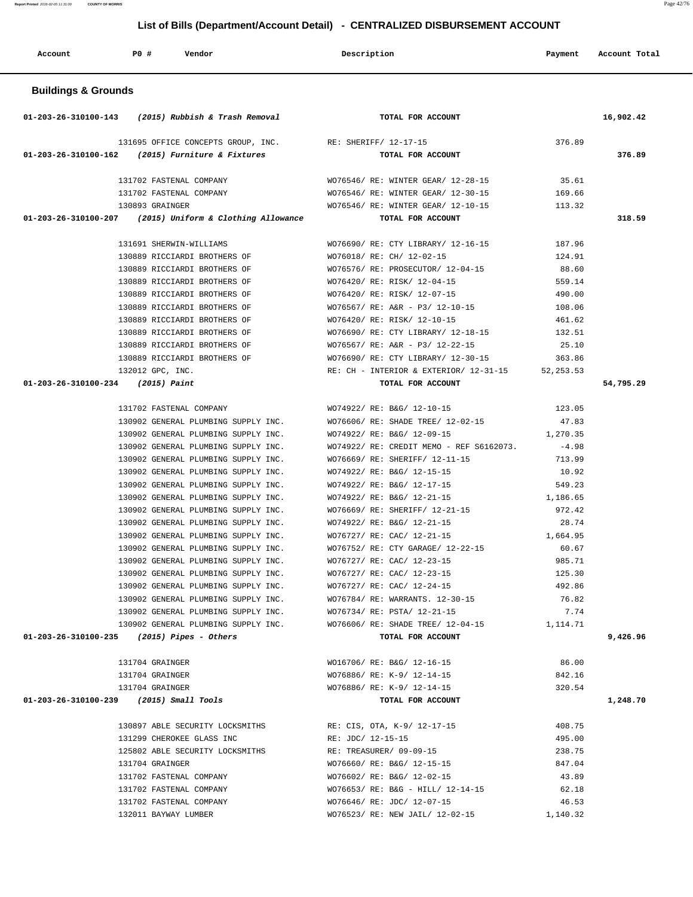# List of Bills (Department/Account Detail) - CENTRALIZED DISBURSEMENT ACCOUNT

| Account | PO # | Vendor | Description | Payment | Account Total |
|---|---|---|---|---|---|

## Buildings & Grounds

| Account | PO # | Vendor | Description | Payment | Account Total |
|---|---|---|---|---|---|
| 01-203-26-310100-143 | | *(2015) Rubbish & Trash Removal* | TOTAL FOR ACCOUNT | | 16,902.42 |
| | 131695 | OFFICE CONCEPTS GROUP, INC. | RE: SHERIFF/ 12-17-15 | 376.89 | |
| 01-203-26-310100-162 | | *(2015) Furniture & Fixtures* | TOTAL FOR ACCOUNT | | 376.89 |
| | 131702 | FASTENAL COMPANY | WO76546/ RE: WINTER GEAR/ 12-28-15 | 35.61 | |
| | 131702 | FASTENAL COMPANY | WO76546/ RE: WINTER GEAR/ 12-30-15 | 169.66 | |
| | 130893 | GRAINGER | WO76546/ RE: WINTER GEAR/ 12-10-15 | 113.32 | |
| 01-203-26-310100-207 | | *(2015) Uniform & Clothing Allowance* | TOTAL FOR ACCOUNT | | 318.59 |
| | 131691 | SHERWIN-WILLIAMS | WO76690/ RE: CTY LIBRARY/ 12-16-15 | 187.96 | |
| | 130889 | RICCIARDI BROTHERS OF | WO76018/ RE: CH/ 12-02-15 | 124.91 | |
| | 130889 | RICCIARDI BROTHERS OF | WO76576/ RE: PROSECUTOR/ 12-04-15 | 88.60 | |
| | 130889 | RICCIARDI BROTHERS OF | WO76420/ RE: RISK/ 12-04-15 | 559.14 | |
| | 130889 | RICCIARDI BROTHERS OF | WO76420/ RE: RISK/ 12-07-15 | 490.00 | |
| | 130889 | RICCIARDI BROTHERS OF | WO76567/ RE: A&R - P3/ 12-10-15 | 108.06 | |
| | 130889 | RICCIARDI BROTHERS OF | WO76420/ RE: RISK/ 12-10-15 | 461.62 | |
| | 130889 | RICCIARDI BROTHERS OF | WO76690/ RE: CTY LIBRARY/ 12-18-15 | 132.51 | |
| | 130889 | RICCIARDI BROTHERS OF | WO76567/ RE: A&R - P3/ 12-22-15 | 25.10 | |
| | 130889 | RICCIARDI BROTHERS OF | WO76690/ RE: CTY LIBRARY/ 12-30-15 | 363.86 | |
| | 132012 | GPC, INC. | RE: CH - INTERIOR & EXTERIOR/ 12-31-15 | 52,253.53 | |
| 01-203-26-310100-234 | | *(2015) Paint* | TOTAL FOR ACCOUNT | | 54,795.29 |
| | 131702 | FASTENAL COMPANY | WO74922/ RE: B&G/ 12-10-15 | 123.05 | |
| | 130902 | GENERAL PLUMBING SUPPLY INC. | WO76606/ RE: SHADE TREE/ 12-02-15 | 47.83 | |
| | 130902 | GENERAL PLUMBING SUPPLY INC. | WO74922/ RE: B&G/ 12-09-15 | 1,270.35 | |
| | 130902 | GENERAL PLUMBING SUPPLY INC. | WO74922/ RE: CREDIT MEMO - REF S6162073. | -4.98 | |
| | 130902 | GENERAL PLUMBING SUPPLY INC. | WO76669/ RE: SHERIFF/ 12-11-15 | 713.99 | |
| | 130902 | GENERAL PLUMBING SUPPLY INC. | WO74922/ RE: B&G/ 12-15-15 | 10.92 | |
| | 130902 | GENERAL PLUMBING SUPPLY INC. | WO74922/ RE: B&G/ 12-17-15 | 549.23 | |
| | 130902 | GENERAL PLUMBING SUPPLY INC. | WO74922/ RE: B&G/ 12-21-15 | 1,186.65 | |
| | 130902 | GENERAL PLUMBING SUPPLY INC. | WO76669/ RE: SHERIFF/ 12-21-15 | 972.42 | |
| | 130902 | GENERAL PLUMBING SUPPLY INC. | WO74922/ RE: B&G/ 12-21-15 | 28.74 | |
| | 130902 | GENERAL PLUMBING SUPPLY INC. | WO76727/ RE: CAC/ 12-21-15 | 1,664.95 | |
| | 130902 | GENERAL PLUMBING SUPPLY INC. | WO76752/ RE: CTY GARAGE/ 12-22-15 | 60.67 | |
| | 130902 | GENERAL PLUMBING SUPPLY INC. | WO76727/ RE: CAC/ 12-23-15 | 985.71 | |
| | 130902 | GENERAL PLUMBING SUPPLY INC. | WO76727/ RE: CAC/ 12-23-15 | 125.30 | |
| | 130902 | GENERAL PLUMBING SUPPLY INC. | WO76727/ RE: CAC/ 12-24-15 | 492.86 | |
| | 130902 | GENERAL PLUMBING SUPPLY INC. | WO76784/ RE: WARRANTS. 12-30-15 | 76.82 | |
| | 130902 | GENERAL PLUMBING SUPPLY INC. | WO76734/ RE: PSTA/ 12-21-15 | 7.74 | |
| | 130902 | GENERAL PLUMBING SUPPLY INC. | WO76606/ RE: SHADE TREE/ 12-04-15 | 1,114.71 | |
| 01-203-26-310100-235 | | *(2015) Pipes - Others* | TOTAL FOR ACCOUNT | | 9,426.96 |
| | 131704 | GRAINGER | WO16706/ RE: B&G/ 12-16-15 | 86.00 | |
| | 131704 | GRAINGER | WO76886/ RE: K-9/ 12-14-15 | 842.16 | |
| | 131704 | GRAINGER | WO76886/ RE: K-9/ 12-14-15 | 320.54 | |
| 01-203-26-310100-239 | | *(2015) Small Tools* | TOTAL FOR ACCOUNT | | 1,248.70 |
| | 130897 | ABLE SECURITY LOCKSMITHS | RE: CIS, OTA, K-9/ 12-17-15 | 408.75 | |
| | 131299 | CHEROKEE GLASS INC | RE: JDC/ 12-15-15 | 495.00 | |
| | 125802 | ABLE SECURITY LOCKSMITHS | RE: TREASURER/ 09-09-15 | 238.75 | |
| | 131704 | GRAINGER | WO76660/ RE: B&G/ 12-15-15 | 847.04 | |
| | 131702 | FASTENAL COMPANY | WO76602/ RE: B&G/ 12-02-15 | 43.89 | |
| | 131702 | FASTENAL COMPANY | WO76653/ RE: B&G - HILL/ 12-14-15 | 62.18 | |
| | 131702 | FASTENAL COMPANY | WO76646/ RE: JDC/ 12-07-15 | 46.53 | |
| | 132011 | BAYWAY LUMBER | WO76523/ RE: NEW JAIL/ 12-02-15 | 1,140.32 | |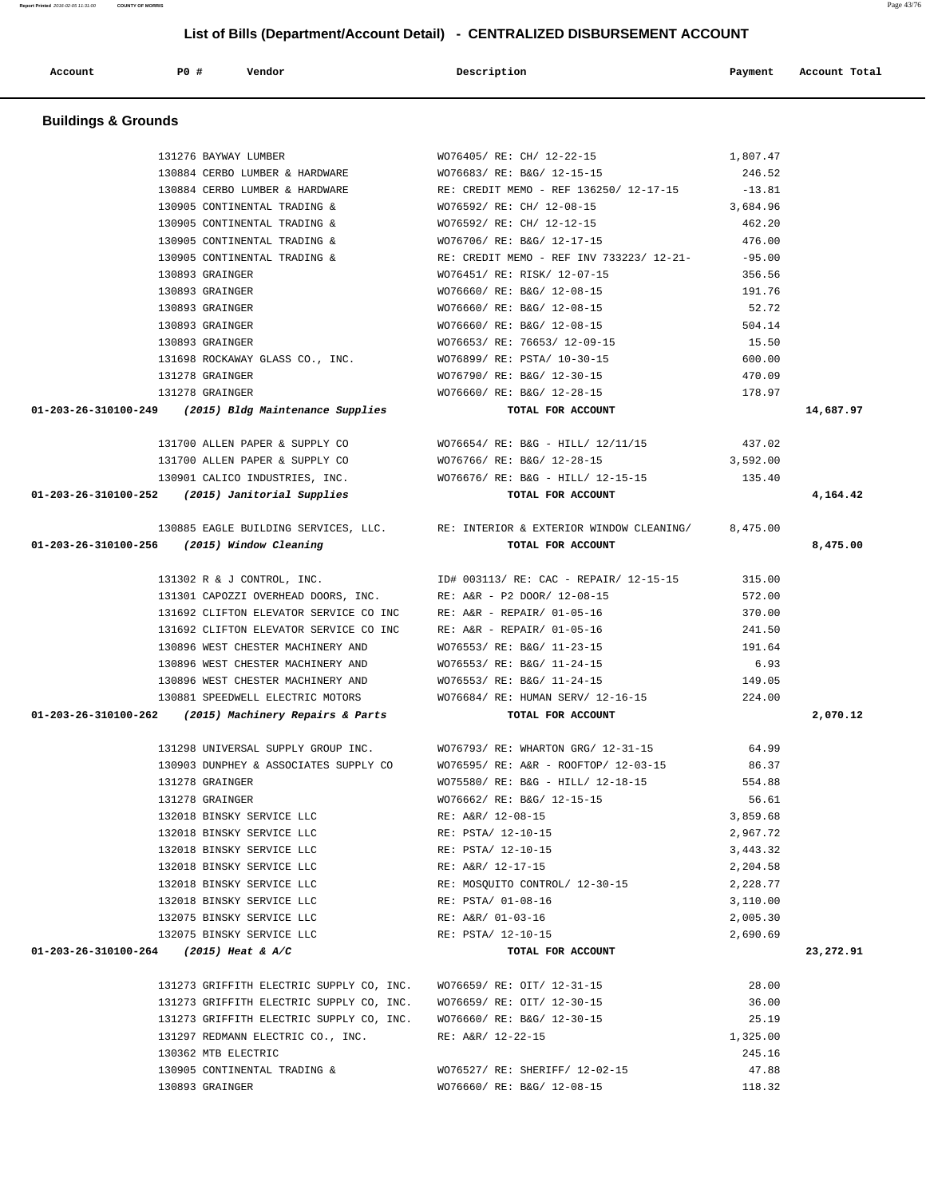## List of Bills (Department/Account Detail) - CENTRALIZED DISBURSEMENT ACCOUNT

| Account | PO # | Vendor | Description | Payment | Account Total |
|---|---|---|---|---|---|

### Buildings & Grounds

| Account | PO # | Vendor | Description | Payment | Account Total |
|---|---|---|---|---|---|
| | 131276 | BAYWAY LUMBER | WO76405/ RE: CH/ 12-22-15 | 1,807.47 | |
| | 130884 | CERBO LUMBER & HARDWARE | WO76683/ RE: B&G/ 12-15-15 | 246.52 | |
| | 130884 | CERBO LUMBER & HARDWARE | RE: CREDIT MEMO - REF 136250/ 12-17-15 | -13.81 | |
| | 130905 | CONTINENTAL TRADING & | WO76592/ RE: CH/ 12-08-15 | 3,684.96 | |
| | 130905 | CONTINENTAL TRADING & | WO76592/ RE: CH/ 12-12-15 | 462.20 | |
| | 130905 | CONTINENTAL TRADING & | WO76706/ RE: B&G/ 12-17-15 | 476.00 | |
| | 130905 | CONTINENTAL TRADING & | RE: CREDIT MEMO - REF INV 733223/ 12-21- | -95.00 | |
| | 130893 | GRAINGER | WO76451/ RE: RISK/ 12-07-15 | 356.56 | |
| | 130893 | GRAINGER | WO76660/ RE: B&G/ 12-08-15 | 191.76 | |
| | 130893 | GRAINGER | WO76660/ RE: B&G/ 12-08-15 | 52.72 | |
| | 130893 | GRAINGER | WO76660/ RE: B&G/ 12-08-15 | 504.14 | |
| | 130893 | GRAINGER | WO76653/ RE: 76653/ 12-09-15 | 15.50 | |
| | 131698 | ROCKAWAY GLASS CO., INC. | WO76899/ RE: PSTA/ 10-30-15 | 600.00 | |
| | 131278 | GRAINGER | WO76790/ RE: B&G/ 12-30-15 | 470.09 | |
| | 131278 | GRAINGER | WO76660/ RE: B&G/ 12-28-15 | 178.97 | |
| **01-203-26-310100-249** | | ***(2015) Bldg Maintenance Supplies*** | **TOTAL FOR ACCOUNT** | | **14,687.97** |
| | 131700 | ALLEN PAPER & SUPPLY CO | WO76654/ RE: B&G - HILL/ 12/11/15 | 437.02 | |
| | 131700 | ALLEN PAPER & SUPPLY CO | WO76766/ RE: B&G/ 12-28-15 | 3,592.00 | |
| | 130901 | CALICO INDUSTRIES, INC. | WO76676/ RE: B&G - HILL/ 12-15-15 | 135.40 | |
| **01-203-26-310100-252** | | ***(2015) Janitorial Supplies*** | **TOTAL FOR ACCOUNT** | | **4,164.42** |
| | 130885 | EAGLE BUILDING SERVICES, LLC. | RE: INTERIOR & EXTERIOR WINDOW CLEANING/ | 8,475.00 | |
| **01-203-26-310100-256** | | ***(2015) Window Cleaning*** | **TOTAL FOR ACCOUNT** | | **8,475.00** |
| | 131302 | R & J CONTROL, INC. | ID# 003113/ RE: CAC - REPAIR/ 12-15-15 | 315.00 | |
| | 131301 | CAPOZZI OVERHEAD DOORS, INC. | RE: A&R - P2 DOOR/ 12-08-15 | 572.00 | |
| | 131692 | CLIFTON ELEVATOR SERVICE CO INC | RE: A&R - REPAIR/ 01-05-16 | 370.00 | |
| | 131692 | CLIFTON ELEVATOR SERVICE CO INC | RE: A&R - REPAIR/ 01-05-16 | 241.50 | |
| | 130896 | WEST CHESTER MACHINERY AND | WO76553/ RE: B&G/ 11-23-15 | 191.64 | |
| | 130896 | WEST CHESTER MACHINERY AND | WO76553/ RE: B&G/ 11-24-15 | 6.93 | |
| | 130896 | WEST CHESTER MACHINERY AND | WO76553/ RE: B&G/ 11-24-15 | 149.05 | |
| | 130881 | SPEEDWELL ELECTRIC MOTORS | WO76684/ RE: HUMAN SERV/ 12-16-15 | 224.00 | |
| **01-203-26-310100-262** | | ***(2015) Machinery Repairs & Parts*** | **TOTAL FOR ACCOUNT** | | **2,070.12** |
| | 131298 | UNIVERSAL SUPPLY GROUP INC. | WO76793/ RE: WHARTON GRG/ 12-31-15 | 64.99 | |
| | 130903 | DUNPHEY & ASSOCIATES SUPPLY CO | WO76595/ RE: A&R - ROOFTOP/ 12-03-15 | 86.37 | |
| | 131278 | GRAINGER | WO75580/ RE: B&G - HILL/ 12-18-15 | 554.88 | |
| | 131278 | GRAINGER | WO76662/ RE: B&G/ 12-15-15 | 56.61 | |
| | 132018 | BINSKY SERVICE LLC | RE: A&R/ 12-08-15 | 3,859.68 | |
| | 132018 | BINSKY SERVICE LLC | RE: PSTA/ 12-10-15 | 2,967.72 | |
| | 132018 | BINSKY SERVICE LLC | RE: PSTA/ 12-10-15 | 3,443.32 | |
| | 132018 | BINSKY SERVICE LLC | RE: A&R/ 12-17-15 | 2,204.58 | |
| | 132018 | BINSKY SERVICE LLC | RE: MOSQUITO CONTROL/ 12-30-15 | 2,228.77 | |
| | 132018 | BINSKY SERVICE LLC | RE: PSTA/ 01-08-16 | 3,110.00 | |
| | 132075 | BINSKY SERVICE LLC | RE: A&R/ 01-03-16 | 2,005.30 | |
| | 132075 | BINSKY SERVICE LLC | RE: PSTA/ 12-10-15 | 2,690.69 | |
| **01-203-26-310100-264** | | ***(2015) Heat & A/C*** | **TOTAL FOR ACCOUNT** | | **23,272.91** |
| | 131273 | GRIFFITH ELECTRIC SUPPLY CO, INC. | WO76659/ RE: OIT/ 12-31-15 | 28.00 | |
| | 131273 | GRIFFITH ELECTRIC SUPPLY CO, INC. | WO76659/ RE: OIT/ 12-30-15 | 36.00 | |
| | 131273 | GRIFFITH ELECTRIC SUPPLY CO, INC. | WO76660/ RE: B&G/ 12-30-15 | 25.19 | |
| | 131297 | REDMANN ELECTRIC CO., INC. | RE: A&R/ 12-22-15 | 1,325.00 | |
| | 130362 | MTB ELECTRIC | | 245.16 | |
| | 130905 | CONTINENTAL TRADING & | WO76527/ RE: SHERIFF/ 12-02-15 | 47.88 | |
| | 130893 | GRAINGER | WO76660/ RE: B&G/ 12-08-15 | 118.32 | |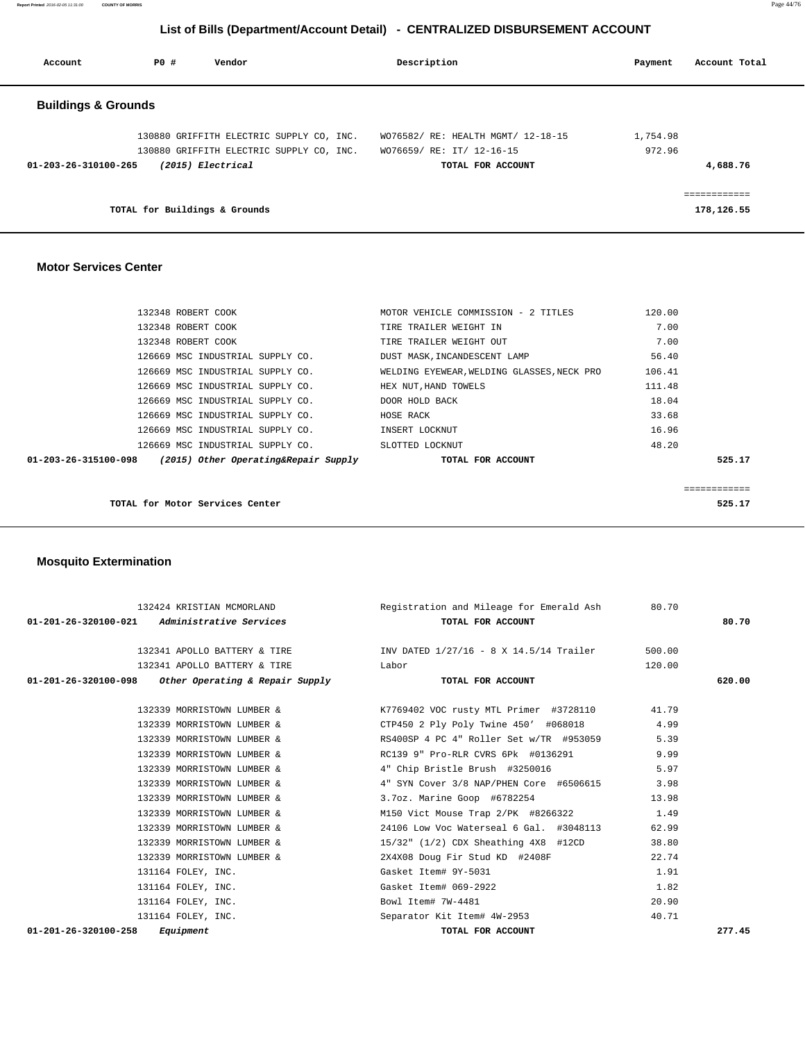## List of Bills (Department/Account Detail) - CENTRALIZED DISBURSEMENT ACCOUNT

| Account | PO # | Vendor | Description | Payment | Account Total |
|---|---|---|---|---|---|

### Buildings & Grounds

| Account | PO # | Vendor | Description | Payment | Account Total |
|---|---|---|---|---|---|
| | 130880 | GRIFFITH ELECTRIC SUPPLY CO, INC. | WO76582/ RE: HEALTH MGMT/ 12-18-15 | 1,754.98 | |
| | 130880 | GRIFFITH ELECTRIC SUPPLY CO, INC. | WO76659/ RE: IT/ 12-16-15 | 972.96 | |
| 01-203-26-310100-265 | | *(2015) Electrical* | TOTAL FOR ACCOUNT | | 4,688.76 |
| | | | | | ============ |
| | | TOTAL for Buildings & Grounds | | | 178,126.55 |

### Motor Services Center

| Account | PO # | Vendor | Description | Payment | Account Total |
|---|---|---|---|---|---|
| | 132348 | ROBERT COOK | MOTOR VEHICLE COMMISSION - 2 TITLES | 120.00 | |
| | 132348 | ROBERT COOK | TIRE TRAILER WEIGHT IN | 7.00 | |
| | 132348 | ROBERT COOK | TIRE TRAILER WEIGHT OUT | 7.00 | |
| | 126669 | MSC INDUSTRIAL SUPPLY CO. | DUST MASK,INCANDESCENT LAMP | 56.40 | |
| | 126669 | MSC INDUSTRIAL SUPPLY CO. | WELDING EYEWEAR,WELDING GLASSES,NECK PRO | 106.41 | |
| | 126669 | MSC INDUSTRIAL SUPPLY CO. | HEX NUT,HAND TOWELS | 111.48 | |
| | 126669 | MSC INDUSTRIAL SUPPLY CO. | DOOR HOLD BACK | 18.04 | |
| | 126669 | MSC INDUSTRIAL SUPPLY CO. | HOSE RACK | 33.68 | |
| | 126669 | MSC INDUSTRIAL SUPPLY CO. | INSERT LOCKNUT | 16.96 | |
| | 126669 | MSC INDUSTRIAL SUPPLY CO. | SLOTTED LOCKNUT | 48.20 | |
| 01-203-26-315100-098 | | *(2015) Other Operating&Repair Supply* | TOTAL FOR ACCOUNT | | 525.17 |
| | | | | | ============ |
| | | TOTAL for Motor Services Center | | | 525.17 |

### Mosquito Extermination

| Account | PO # | Vendor | Description | Payment | Account Total |
|---|---|---|---|---|---|
| | 132424 | KRISTIAN MCMORLAND | Registration and Mileage for Emerald Ash | 80.70 | |
| 01-201-26-320100-021 | | *Administrative Services* | TOTAL FOR ACCOUNT | | 80.70 |
| | 132341 | APOLLO BATTERY & TIRE | INV DATED 1/27/16 - 8 X 14.5/14 Trailer | 500.00 | |
| | 132341 | APOLLO BATTERY & TIRE | Labor | 120.00 | |
| 01-201-26-320100-098 | | *Other Operating & Repair Supply* | TOTAL FOR ACCOUNT | | 620.00 |
| | 132339 | MORRISTOWN LUMBER & | K7769402 VOC rusty MTL Primer #3728110 | 41.79 | |
| | 132339 | MORRISTOWN LUMBER & | CTP450 2 Ply Poly Twine 450' #068018 | 4.99 | |
| | 132339 | MORRISTOWN LUMBER & | RS400SP 4 PC 4" Roller Set w/TR #953059 | 5.39 | |
| | 132339 | MORRISTOWN LUMBER & | RC139 9" Pro-RLR CVRS 6Pk #0136291 | 9.99 | |
| | 132339 | MORRISTOWN LUMBER & | 4" Chip Bristle Brush #3250016 | 5.97 | |
| | 132339 | MORRISTOWN LUMBER & | 4" SYN Cover 3/8 NAP/PHEN Core #6506615 | 3.98 | |
| | 132339 | MORRISTOWN LUMBER & | 3.7oz. Marine Goop #6782254 | 13.98 | |
| | 132339 | MORRISTOWN LUMBER & | M150 Vict Mouse Trap 2/PK #8266322 | 1.49 | |
| | 132339 | MORRISTOWN LUMBER & | 24106 Low Voc Waterseal 6 Gal. #3048113 | 62.99 | |
| | 132339 | MORRISTOWN LUMBER & | 15/32" (1/2) CDX Sheathing 4X8 #12CD | 38.80 | |
| | 132339 | MORRISTOWN LUMBER & | 2X4X08 Doug Fir Stud KD #2408F | 22.74 | |
| | 131164 | FOLEY, INC. | Gasket Item# 9Y-5031 | 1.91 | |
| | 131164 | FOLEY, INC. | Gasket Item# 069-2922 | 1.82 | |
| | 131164 | FOLEY, INC. | Bowl Item# 7W-4481 | 20.90 | |
| | 131164 | FOLEY, INC. | Separator Kit Item# 4W-2953 | 40.71 | |
| 01-201-26-320100-258 | | *Equipment* | TOTAL FOR ACCOUNT | | 277.45 |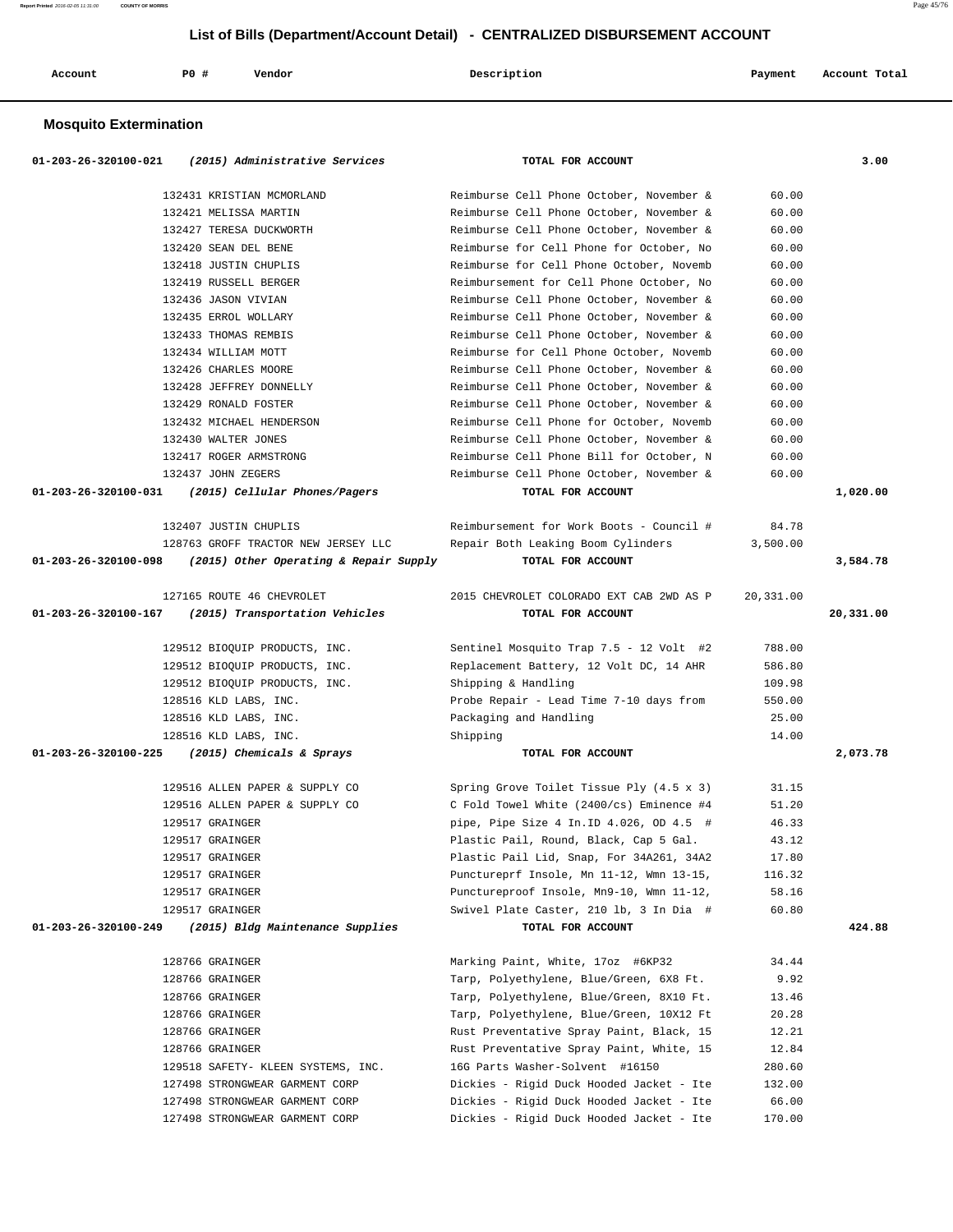## List of Bills (Department/Account Detail) - CENTRALIZED DISBURSEMENT ACCOUNT

| Account | PO # | Vendor | Description | Payment | Account Total |
|---|---|---|---|---|---|

### Mosquito Extermination

| Account | PO # | Vendor | Description | Payment | Account Total |
|---|---|---|---|---|---|
| 01-203-26-320100-021 | | *(2015) Administrative Services* | TOTAL FOR ACCOUNT | | 3.00 |
| | 132431 | KRISTIAN MCMORLAND | Reimburse Cell Phone October, November & | 60.00 | |
| | 132421 | MELISSA MARTIN | Reimburse Cell Phone October, November & | 60.00 | |
| | 132427 | TERESA DUCKWORTH | Reimburse Cell Phone October, November & | 60.00 | |
| | 132420 | SEAN DEL BENE | Reimburse for Cell Phone for October, No | 60.00 | |
| | 132418 | JUSTIN CHUPLIS | Reimburse for Cell Phone October, Novemb | 60.00 | |
| | 132419 | RUSSELL BERGER | Reimbursement for Cell Phone October, No | 60.00 | |
| | 132436 | JASON VIVIAN | Reimburse Cell Phone October, November & | 60.00 | |
| | 132435 | ERROL WOLLARY | Reimburse Cell Phone October, November & | 60.00 | |
| | 132433 | THOMAS REMBIS | Reimburse Cell Phone October, November & | 60.00 | |
| | 132434 | WILLIAM MOTT | Reimburse for Cell Phone October, Novemb | 60.00 | |
| | 132426 | CHARLES MOORE | Reimburse Cell Phone October, November & | 60.00 | |
| | 132428 | JEFFREY DONNELLY | Reimburse Cell Phone October, November & | 60.00 | |
| | 132429 | RONALD FOSTER | Reimburse Cell Phone October, November & | 60.00 | |
| | 132432 | MICHAEL HENDERSON | Reimburse Cell Phone for October, Novemb | 60.00 | |
| | 132430 | WALTER JONES | Reimburse Cell Phone October, November & | 60.00 | |
| | 132417 | ROGER ARMSTRONG | Reimburse Cell Phone Bill for October, N | 60.00 | |
| | 132437 | JOHN ZEGERS | Reimburse Cell Phone October, November & | 60.00 | |
| 01-203-26-320100-031 | | *(2015) Cellular Phones/Pagers* | TOTAL FOR ACCOUNT | | 1,020.00 |
| | 132407 | JUSTIN CHUPLIS | Reimbursement for Work Boots - Council # | 84.78 | |
| | 128763 | GROFF TRACTOR NEW JERSEY LLC | Repair Both Leaking Boom Cylinders | 3,500.00 | |
| 01-203-26-320100-098 | | *(2015) Other Operating & Repair Supply* | TOTAL FOR ACCOUNT | | 3,584.78 |
| | 127165 | ROUTE 46 CHEVROLET | 2015 CHEVROLET COLORADO EXT CAB 2WD AS P | 20,331.00 | |
| 01-203-26-320100-167 | | *(2015) Transportation Vehicles* | TOTAL FOR ACCOUNT | | 20,331.00 |
| | 129512 | BIOQUIP PRODUCTS, INC. | Sentinel Mosquito Trap 7.5 - 12 Volt #2 | 788.00 | |
| | 129512 | BIOQUIP PRODUCTS, INC. | Replacement Battery, 12 Volt DC, 14 AHR | 586.80 | |
| | 129512 | BIOQUIP PRODUCTS, INC. | Shipping & Handling | 109.98 | |
| | 128516 | KLD LABS, INC. | Probe Repair - Lead Time 7-10 days from | 550.00 | |
| | 128516 | KLD LABS, INC. | Packaging and Handling | 25.00 | |
| | 128516 | KLD LABS, INC. | Shipping | 14.00 | |
| 01-203-26-320100-225 | | *(2015) Chemicals & Sprays* | TOTAL FOR ACCOUNT | | 2,073.78 |
| | 129516 | ALLEN PAPER & SUPPLY CO | Spring Grove Toilet Tissue Ply (4.5 x 3) | 31.15 | |
| | 129516 | ALLEN PAPER & SUPPLY CO | C Fold Towel White (2400/cs) Eminence #4 | 51.20 | |
| | 129517 | GRAINGER | pipe, Pipe Size 4 In.ID 4.026, OD 4.5 # | 46.33 | |
| | 129517 | GRAINGER | Plastic Pail, Round, Black, Cap 5 Gal. | 43.12 | |
| | 129517 | GRAINGER | Plastic Pail Lid, Snap, For 34A261, 34A2 | 17.80 | |
| | 129517 | GRAINGER | Punctureprf Insole, Mn 11-12, Wmn 13-15, | 116.32 | |
| | 129517 | GRAINGER | Punctureproof Insole, Mn9-10, Wmn 11-12, | 58.16 | |
| | 129517 | GRAINGER | Swivel Plate Caster, 210 lb, 3 In Dia # | 60.80 | |
| 01-203-26-320100-249 | | *(2015) Bldg Maintenance Supplies* | TOTAL FOR ACCOUNT | | 424.88 |
| | 128766 | GRAINGER | Marking Paint, White, 17oz #6KP32 | 34.44 | |
| | 128766 | GRAINGER | Tarp, Polyethylene, Blue/Green, 6X8 Ft. | 9.92 | |
| | 128766 | GRAINGER | Tarp, Polyethylene, Blue/Green, 8X10 Ft. | 13.46 | |
| | 128766 | GRAINGER | Tarp, Polyethylene, Blue/Green, 10X12 Ft | 20.28 | |
| | 128766 | GRAINGER | Rust Preventative Spray Paint, Black, 15 | 12.21 | |
| | 128766 | GRAINGER | Rust Preventative Spray Paint, White, 15 | 12.84 | |
| | 129518 | SAFETY- KLEEN SYSTEMS, INC. | 16G Parts Washer-Solvent #16150 | 280.60 | |
| | 127498 | STRONGWEAR GARMENT CORP | Dickies - Rigid Duck Hooded Jacket - Ite | 132.00 | |
| | 127498 | STRONGWEAR GARMENT CORP | Dickies - Rigid Duck Hooded Jacket - Ite | 66.00 | |
| | 127498 | STRONGWEAR GARMENT CORP | Dickies - Rigid Duck Hooded Jacket - Ite | 170.00 | |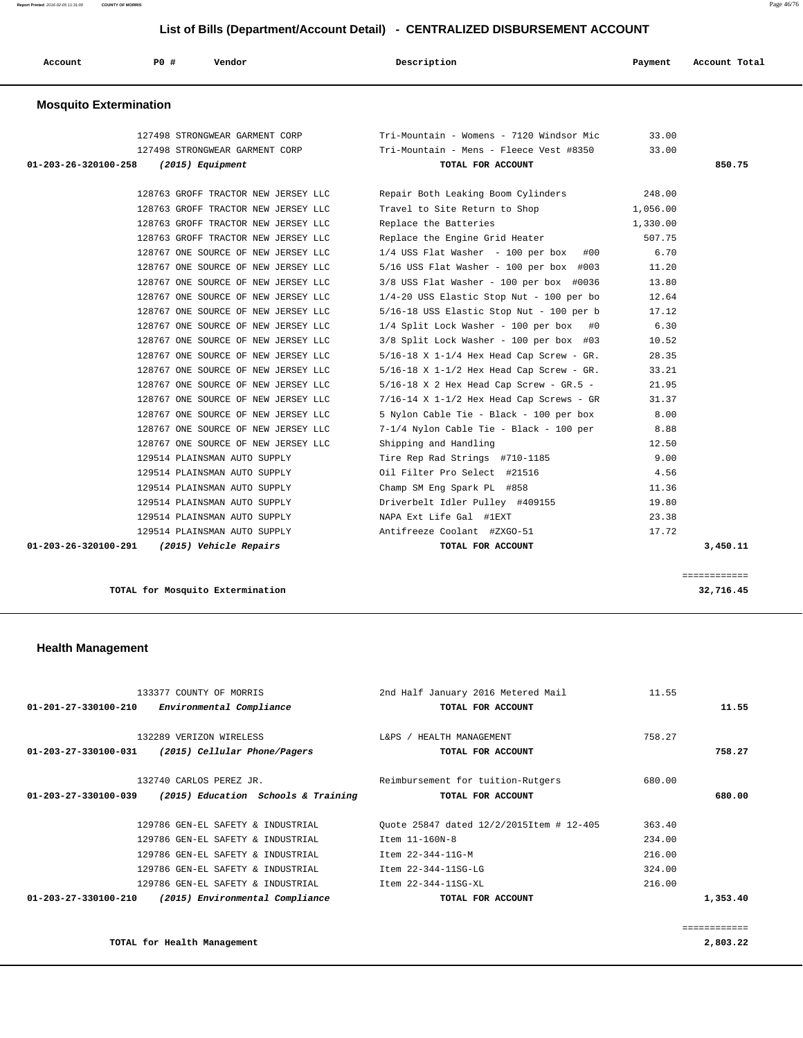## List of Bills (Department/Account Detail) - CENTRALIZED DISBURSEMENT ACCOUNT

| Account | PO # | Vendor | Description | Payment | Account Total |
|---|---|---|---|---|---|

### Mosquito Extermination

| Account | PO # | Vendor | Description | Payment | Account Total |
|---|---|---|---|---|---|
| | 127498 | STRONGWEAR GARMENT CORP | Tri-Mountain - Womens - 7120 Windsor Mic | 33.00 | |
| | 127498 | STRONGWEAR GARMENT CORP | Tri-Mountain - Mens - Fleece Vest #8350 | 33.00 | |
| 01-203-26-320100-258 | | *(2015) Equipment* | **TOTAL FOR ACCOUNT** | | **850.75** |
| | 128763 | GROFF TRACTOR NEW JERSEY LLC | Repair Both Leaking Boom Cylinders | 248.00 | |
| | 128763 | GROFF TRACTOR NEW JERSEY LLC | Travel to Site Return to Shop | 1,056.00 | |
| | 128763 | GROFF TRACTOR NEW JERSEY LLC | Replace the Batteries | 1,330.00 | |
| | 128763 | GROFF TRACTOR NEW JERSEY LLC | Replace the Engine Grid Heater | 507.75 | |
| | 128767 | ONE SOURCE OF NEW JERSEY LLC | 1/4 USS Flat Washer - 100 per box #00 | 6.70 | |
| | 128767 | ONE SOURCE OF NEW JERSEY LLC | 5/16 USS Flat Washer - 100 per box #003 | 11.20 | |
| | 128767 | ONE SOURCE OF NEW JERSEY LLC | 3/8 USS Flat Washer - 100 per box #0036 | 13.80 | |
| | 128767 | ONE SOURCE OF NEW JERSEY LLC | 1/4-20 USS Elastic Stop Nut - 100 per bo | 12.64 | |
| | 128767 | ONE SOURCE OF NEW JERSEY LLC | 5/16-18 USS Elastic Stop Nut - 100 per b | 17.12 | |
| | 128767 | ONE SOURCE OF NEW JERSEY LLC | 1/4 Split Lock Washer - 100 per box #0 | 6.30 | |
| | 128767 | ONE SOURCE OF NEW JERSEY LLC | 3/8 Split Lock Washer - 100 per box #03 | 10.52 | |
| | 128767 | ONE SOURCE OF NEW JERSEY LLC | 5/16-18 X 1-1/4 Hex Head Cap Screw - GR. | 28.35 | |
| | 128767 | ONE SOURCE OF NEW JERSEY LLC | 5/16-18 X 1-1/2 Hex Head Cap Screw - GR. | 33.21 | |
| | 128767 | ONE SOURCE OF NEW JERSEY LLC | 5/16-18 X 2 Hex Head Cap Screw - GR.5 - | 21.95 | |
| | 128767 | ONE SOURCE OF NEW JERSEY LLC | 7/16-14 X 1-1/2 Hex Head Cap Screws - GR | 31.37 | |
| | 128767 | ONE SOURCE OF NEW JERSEY LLC | 5 Nylon Cable Tie - Black - 100 per box | 8.00 | |
| | 128767 | ONE SOURCE OF NEW JERSEY LLC | 7-1/4 Nylon Cable Tie - Black - 100 per | 8.88 | |
| | 128767 | ONE SOURCE OF NEW JERSEY LLC | Shipping and Handling | 12.50 | |
| | 129514 | PLAINSMAN AUTO SUPPLY | Tire Rep Rad Strings #710-1185 | 9.00 | |
| | 129514 | PLAINSMAN AUTO SUPPLY | Oil Filter Pro Select #21516 | 4.56 | |
| | 129514 | PLAINSMAN AUTO SUPPLY | Champ SM Eng Spark PL #858 | 11.36 | |
| | 129514 | PLAINSMAN AUTO SUPPLY | Driverbelt Idler Pulley #409155 | 19.80 | |
| | 129514 | PLAINSMAN AUTO SUPPLY | NAPA Ext Life Gal #1EXT | 23.38 | |
| | 129514 | PLAINSMAN AUTO SUPPLY | Antifreeze Coolant #ZXGO-51 | 17.72 | |
| 01-203-26-320100-291 | | *(2015) Vehicle Repairs* | **TOTAL FOR ACCOUNT** | | **3,450.11** |

**TOTAL for Mosquito Extermination** — **32,716.45**

### Health Management

| Account | PO # | Vendor | Description | Payment | Account Total |
|---|---|---|---|---|---|
| | 133377 | COUNTY OF MORRIS | 2nd Half January 2016 Metered Mail | 11.55 | |
| 01-201-27-330100-210 | | *Environmental Compliance* | **TOTAL FOR ACCOUNT** | | **11.55** |
| | 132289 | VERIZON WIRELESS | L&PS / HEALTH MANAGEMENT | 758.27 | |
| 01-203-27-330100-031 | | *(2015) Cellular Phone/Pagers* | **TOTAL FOR ACCOUNT** | | **758.27** |
| | 132740 | CARLOS PEREZ JR. | Reimbursement for tuition-Rutgers | 680.00 | |
| 01-203-27-330100-039 | | *(2015) Education Schools & Training* | **TOTAL FOR ACCOUNT** | | **680.00** |
| | 129786 | GEN-EL SAFETY & INDUSTRIAL | Quote 25847 dated 12/2/2015Item # 12-405 | 363.40 | |
| | 129786 | GEN-EL SAFETY & INDUSTRIAL | Item 11-160N-8 | 234.00 | |
| | 129786 | GEN-EL SAFETY & INDUSTRIAL | Item 22-344-11G-M | 216.00 | |
| | 129786 | GEN-EL SAFETY & INDUSTRIAL | Item 22-344-11SG-LG | 324.00 | |
| | 129786 | GEN-EL SAFETY & INDUSTRIAL | Item 22-344-11SG-XL | 216.00 | |
| 01-203-27-330100-210 | | *(2015) Environmental Compliance* | **TOTAL FOR ACCOUNT** | | **1,353.40** |

**TOTAL for Health Management** — **2,803.22**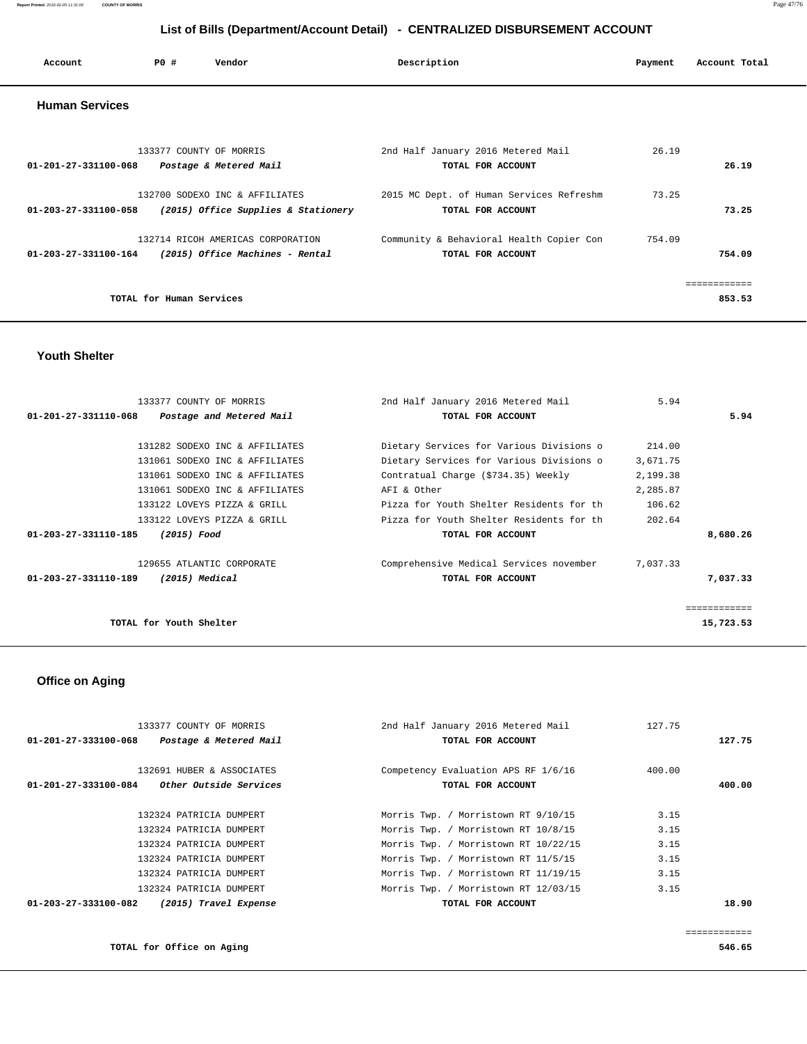# List of Bills (Department/Account Detail) - CENTRALIZED DISBURSEMENT ACCOUNT

| Account | PO # | Vendor | Description | Payment | Account Total |
|---|---|---|---|---|---|

## Human Services

| Account | PO # | Vendor | Description | Payment | Account Total |
|---|---|---|---|---|---|
| | 133377 | COUNTY OF MORRIS | 2nd Half January 2016 Metered Mail | 26.19 | |
| 01-201-27-331100-068 | | *Postage & Metered Mail* | TOTAL FOR ACCOUNT | | 26.19 |
| | 132700 | SODEXO INC & AFFILIATES | 2015 MC Dept. of Human Services Refreshm | 73.25 | |
| 01-203-27-331100-058 | | *(2015) Office Supplies & Stationery* | TOTAL FOR ACCOUNT | | 73.25 |
| | 132714 | RICOH AMERICAS CORPORATION | Community & Behavioral Health Copier Con | 754.09 | |
| 01-203-27-331100-164 | | *(2015) Office Machines - Rental* | TOTAL FOR ACCOUNT | | 754.09 |
| | | | | | ============ |
| | | **TOTAL for Human Services** | | | **853.53** |

## Youth Shelter

| Account | PO # | Vendor | Description | Payment | Account Total |
|---|---|---|---|---|---|
| | 133377 | COUNTY OF MORRIS | 2nd Half January 2016 Metered Mail | 5.94 | |
| 01-201-27-331110-068 | | *Postage and Metered Mail* | TOTAL FOR ACCOUNT | | 5.94 |
| | 131282 | SODEXO INC & AFFILIATES | Dietary Services for Various Divisions o | 214.00 | |
| | 131061 | SODEXO INC & AFFILIATES | Dietary Services for Various Divisions o | 3,671.75 | |
| | 131061 | SODEXO INC & AFFILIATES | Contratual Charge ($734.35) Weekly | 2,199.38 | |
| | 131061 | SODEXO INC & AFFILIATES | AFI & Other | 2,285.87 | |
| | 133122 | LOVEYS PIZZA & GRILL | Pizza for Youth Shelter Residents for th | 106.62 | |
| | 133122 | LOVEYS PIZZA & GRILL | Pizza for Youth Shelter Residents for th | 202.64 | |
| 01-203-27-331110-185 | | *(2015) Food* | TOTAL FOR ACCOUNT | | 8,680.26 |
| | 129655 | ATLANTIC CORPORATE | Comprehensive Medical Services november | 7,037.33 | |
| 01-203-27-331110-189 | | *(2015) Medical* | TOTAL FOR ACCOUNT | | 7,037.33 |
| | | | | | ============ |
| | | **TOTAL for Youth Shelter** | | | **15,723.53** |

## Office on Aging

| Account | PO # | Vendor | Description | Payment | Account Total |
|---|---|---|---|---|---|
| | 133377 | COUNTY OF MORRIS | 2nd Half January 2016 Metered Mail | 127.75 | |
| 01-201-27-333100-068 | | *Postage & Metered Mail* | TOTAL FOR ACCOUNT | | 127.75 |
| | 132691 | HUBER & ASSOCIATES | Competency Evaluation APS RF 1/6/16 | 400.00 | |
| 01-201-27-333100-084 | | *Other Outside Services* | TOTAL FOR ACCOUNT | | 400.00 |
| | 132324 | PATRICIA DUMPERT | Morris Twp. / Morristown RT 9/10/15 | 3.15 | |
| | 132324 | PATRICIA DUMPERT | Morris Twp. / Morristown RT 10/8/15 | 3.15 | |
| | 132324 | PATRICIA DUMPERT | Morris Twp. / Morristown RT 10/22/15 | 3.15 | |
| | 132324 | PATRICIA DUMPERT | Morris Twp. / Morristown RT 11/5/15 | 3.15 | |
| | 132324 | PATRICIA DUMPERT | Morris Twp. / Morristown RT 11/19/15 | 3.15 | |
| | 132324 | PATRICIA DUMPERT | Morris Twp. / Morristown RT 12/03/15 | 3.15 | |
| 01-203-27-333100-082 | | *(2015) Travel Expense* | TOTAL FOR ACCOUNT | | 18.90 |
| | | | | | ============ |
| | | **TOTAL for Office on Aging** | | | **546.65** |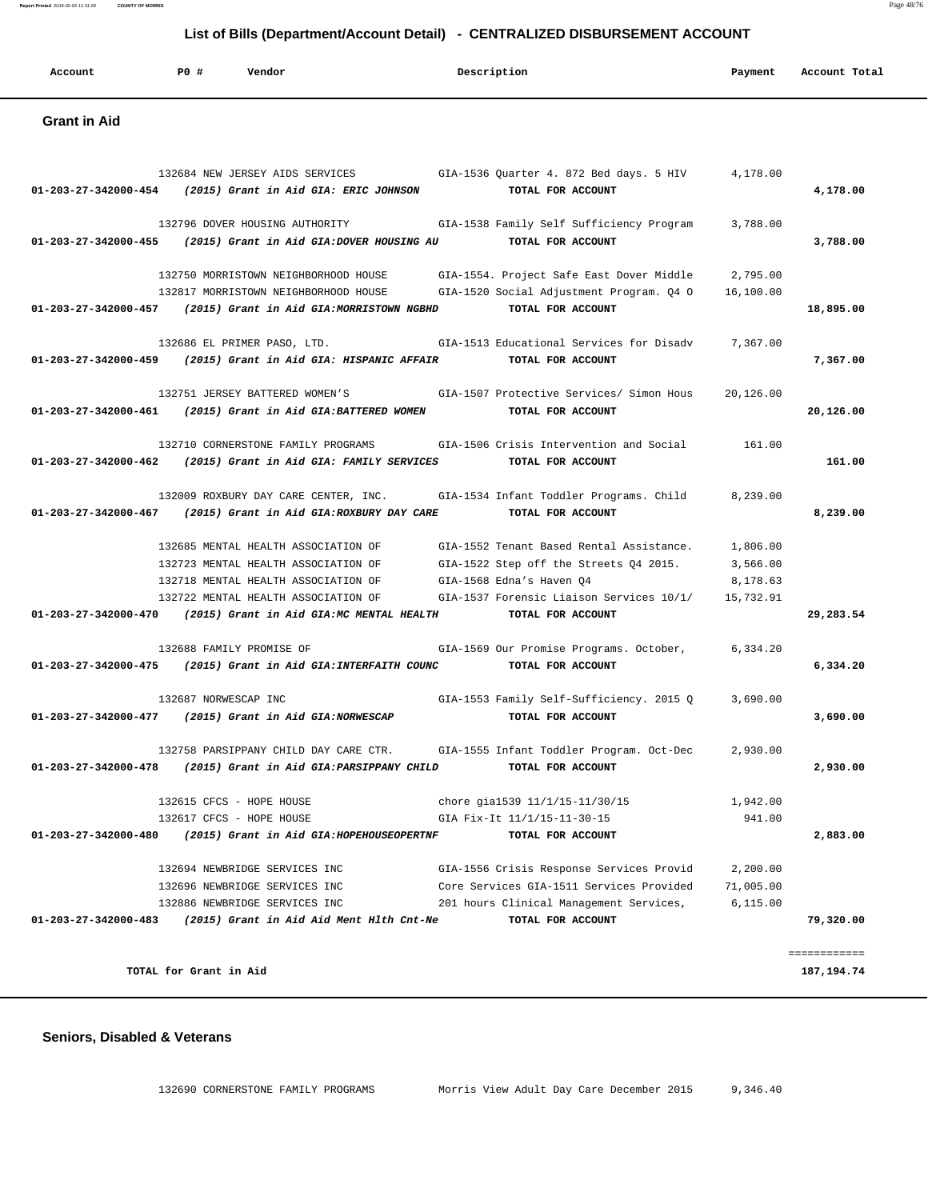## List of Bills (Department/Account Detail) - CENTRALIZED DISBURSEMENT ACCOUNT

| Account | PO # | Vendor | Description | Payment | Account Total |
|---|---|---|---|---|---|

### Grant in Aid

| Account | PO # | Vendor | Description | Payment | Account Total |
|---|---|---|---|---|---|
| | 132684 | NEW JERSEY AIDS SERVICES | GIA-1536 Quarter 4. 872 Bed days. 5 HIV | 4,178.00 | |
| **01-203-27-342000-454** | | ***(2015) Grant in Aid GIA: ERIC JOHNSON*** | **TOTAL FOR ACCOUNT** | | **4,178.00** |
| | 132796 | DOVER HOUSING AUTHORITY | GIA-1538 Family Self Sufficiency Program | 3,788.00 | |
| **01-203-27-342000-455** | | ***(2015) Grant in Aid GIA:DOVER HOUSING AU*** | **TOTAL FOR ACCOUNT** | | **3,788.00** |
| | 132750 | MORRISTOWN NEIGHBORHOOD HOUSE | GIA-1554. Project Safe East Dover Middle | 2,795.00 | |
| | 132817 | MORRISTOWN NEIGHBORHOOD HOUSE | GIA-1520 Social Adjustment Program. Q4 O | 16,100.00 | |
| **01-203-27-342000-457** | | ***(2015) Grant in Aid GIA:MORRISTOWN NGBHD*** | **TOTAL FOR ACCOUNT** | | **18,895.00** |
| | 132686 | EL PRIMER PASO, LTD. | GIA-1513 Educational Services for Disadv | 7,367.00 | |
| **01-203-27-342000-459** | | ***(2015) Grant in Aid GIA: HISPANIC AFFAIR*** | **TOTAL FOR ACCOUNT** | | **7,367.00** |
| | 132751 | JERSEY BATTERED WOMEN'S | GIA-1507 Protective Services/ Simon Hous | 20,126.00 | |
| **01-203-27-342000-461** | | ***(2015) Grant in Aid GIA:BATTERED WOMEN*** | **TOTAL FOR ACCOUNT** | | **20,126.00** |
| | 132710 | CORNERSTONE FAMILY PROGRAMS | GIA-1506 Crisis Intervention and Social | 161.00 | |
| **01-203-27-342000-462** | | ***(2015) Grant in Aid GIA: FAMILY SERVICES*** | **TOTAL FOR ACCOUNT** | | **161.00** |
| | 132009 | ROXBURY DAY CARE CENTER, INC. | GIA-1534 Infant Toddler Programs. Child | 8,239.00 | |
| **01-203-27-342000-467** | | ***(2015) Grant in Aid GIA:ROXBURY DAY CARE*** | **TOTAL FOR ACCOUNT** | | **8,239.00** |
| | 132685 | MENTAL HEALTH ASSOCIATION OF | GIA-1552 Tenant Based Rental Assistance. | 1,806.00 | |
| | 132723 | MENTAL HEALTH ASSOCIATION OF | GIA-1522 Step off the Streets Q4 2015. | 3,566.00 | |
| | 132718 | MENTAL HEALTH ASSOCIATION OF | GIA-1568 Edna's Haven Q4 | 8,178.63 | |
| | 132722 | MENTAL HEALTH ASSOCIATION OF | GIA-1537 Forensic Liaison Services 10/1/ | 15,732.91 | |
| **01-203-27-342000-470** | | ***(2015) Grant in Aid GIA:MC MENTAL HEALTH*** | **TOTAL FOR ACCOUNT** | | **29,283.54** |
| | 132688 | FAMILY PROMISE OF | GIA-1569 Our Promise Programs. October, | 6,334.20 | |
| **01-203-27-342000-475** | | ***(2015) Grant in Aid GIA:INTERFAITH COUNC*** | **TOTAL FOR ACCOUNT** | | **6,334.20** |
| | 132687 | NORWESCAP INC | GIA-1553 Family Self-Sufficiency. 2015 Q | 3,690.00 | |
| **01-203-27-342000-477** | | ***(2015) Grant in Aid GIA:NORWESCAP*** | **TOTAL FOR ACCOUNT** | | **3,690.00** |
| | 132758 | PARSIPPANY CHILD DAY CARE CTR. | GIA-1555 Infant Toddler Program. Oct-Dec | 2,930.00 | |
| **01-203-27-342000-478** | | ***(2015) Grant in Aid GIA:PARSIPPANY CHILD*** | **TOTAL FOR ACCOUNT** | | **2,930.00** |
| | 132615 | CFCS - HOPE HOUSE | chore gia1539 11/1/15-11/30/15 | 1,942.00 | |
| | 132617 | CFCS - HOPE HOUSE | GIA Fix-It 11/1/15-11-30-15 | 941.00 | |
| **01-203-27-342000-480** | | ***(2015) Grant in Aid GIA:HOPEHOUSEOPERTNF*** | **TOTAL FOR ACCOUNT** | | **2,883.00** |
| | 132694 | NEWBRIDGE SERVICES INC | GIA-1556 Crisis Response Services Provid | 2,200.00 | |
| | 132696 | NEWBRIDGE SERVICES INC | Core Services GIA-1511 Services Provided | 71,005.00 | |
| | 132886 | NEWBRIDGE SERVICES INC | 201 hours Clinical Management Services, | 6,115.00 | |
| **01-203-27-342000-483** | | ***(2015) Grant in Aid Aid Ment Hlth Cnt-Ne*** | **TOTAL FOR ACCOUNT** | | **79,320.00** |
| | | | | | ============ |
| **TOTAL for Grant in Aid** | | | | | **187,194.74** |

### Seniors, Disabled & Veterans

| Account | PO # | Vendor | Description | Payment | Account Total |
|---|---|---|---|---|---|
| | 132690 | CORNERSTONE FAMILY PROGRAMS | Morris View Adult Day Care December 2015 | 9,346.40 | |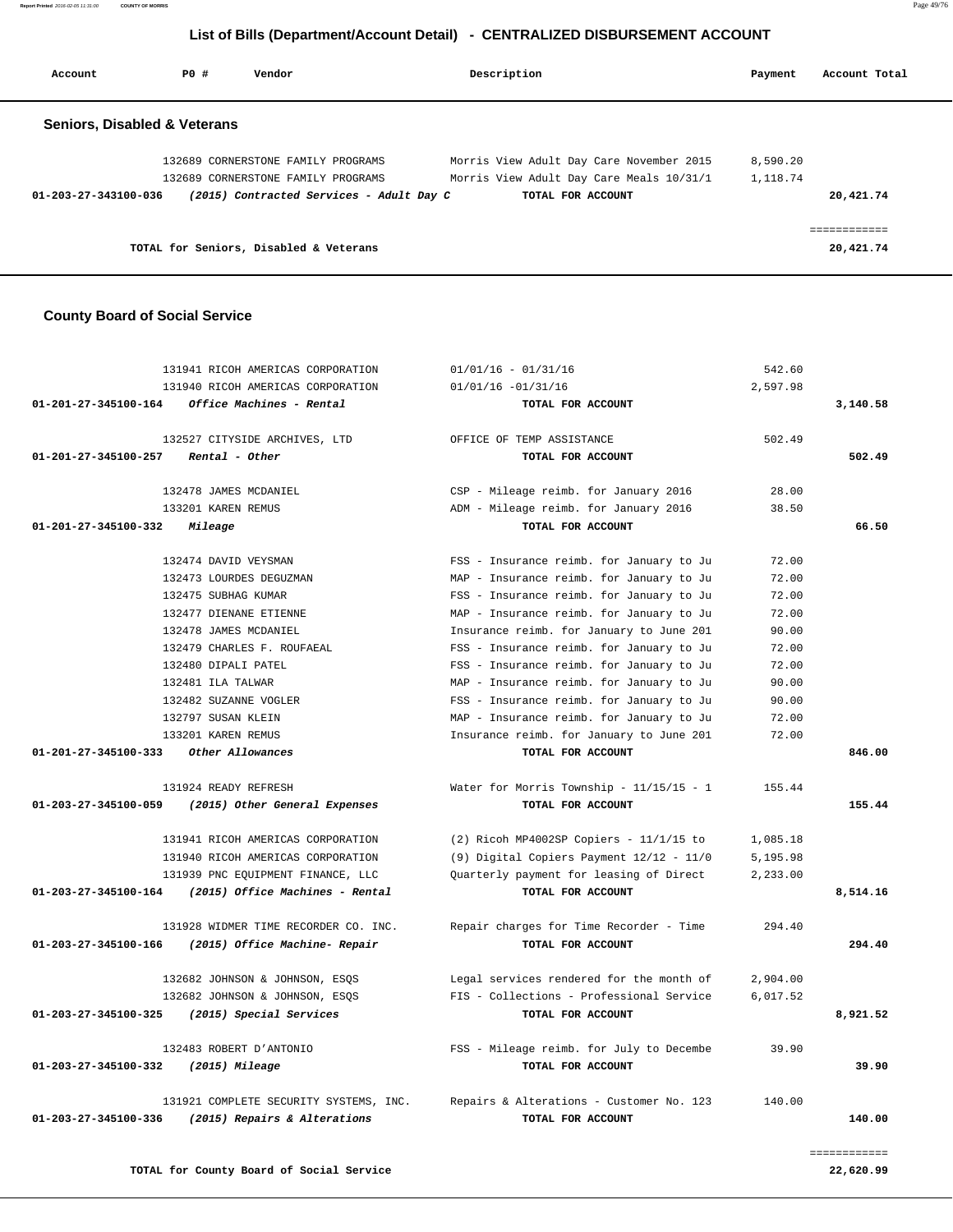## List of Bills (Department/Account Detail) - CENTRALIZED DISBURSEMENT ACCOUNT

| Account | PO # | Vendor | Description | Payment | Account Total |
|---|---|---|---|---|---|

### Seniors, Disabled & Veterans

| Account | PO # | Vendor | Description | Payment | Account Total |
|---|---|---|---|---|---|
| | 132689 | CORNERSTONE FAMILY PROGRAMS | Morris View Adult Day Care November 2015 | 8,590.20 | |
| | 132689 | CORNERSTONE FAMILY PROGRAMS | Morris View Adult Day Care Meals 10/31/1 | 1,118.74 | |
| 01-203-27-343100-036 | | *(2015) Contracted Services - Adult Day C* | TOTAL FOR ACCOUNT | | 20,421.74 |
| | | | | | ============ |
| | | TOTAL for Seniors, Disabled & Veterans | | | 20,421.74 |

### County Board of Social Service

| Account | PO # | Vendor | Description | Payment | Account Total |
|---|---|---|---|---|---|
| | 131941 | RICOH AMERICAS CORPORATION | 01/01/16 - 01/31/16 | 542.60 | |
| | 131940 | RICOH AMERICAS CORPORATION | 01/01/16 -01/31/16 | 2,597.98 | |
| 01-201-27-345100-164 | | *Office Machines - Rental* | TOTAL FOR ACCOUNT | | 3,140.58 |
| | 132527 | CITYSIDE ARCHIVES, LTD | OFFICE OF TEMP ASSISTANCE | 502.49 | |
| 01-201-27-345100-257 | | *Rental - Other* | TOTAL FOR ACCOUNT | | 502.49 |
| | 132478 | JAMES MCDANIEL | CSP - Mileage reimb. for January 2016 | 28.00 | |
| | 133201 | KAREN REMUS | ADM - Mileage reimb. for January 2016 | 38.50 | |
| 01-201-27-345100-332 | | *Mileage* | TOTAL FOR ACCOUNT | | 66.50 |
| | 132474 | DAVID VEYSMAN | FSS - Insurance reimb. for January to Ju | 72.00 | |
| | 132473 | LOURDES DEGUZMAN | MAP - Insurance reimb. for January to Ju | 72.00 | |
| | 132475 | SUBHAG KUMAR | FSS - Insurance reimb. for January to Ju | 72.00 | |
| | 132477 | DIENANE ETIENNE | MAP - Insurance reimb. for January to Ju | 72.00 | |
| | 132478 | JAMES MCDANIEL | Insurance reimb. for January to June 201 | 90.00 | |
| | 132479 | CHARLES F. ROUFAEAL | FSS - Insurance reimb. for January to Ju | 72.00 | |
| | 132480 | DIPALI PATEL | FSS - Insurance reimb. for January to Ju | 72.00 | |
| | 132481 | ILA TALWAR | MAP - Insurance reimb. for January to Ju | 90.00 | |
| | 132482 | SUZANNE VOGLER | FSS - Insurance reimb. for January to Ju | 90.00 | |
| | 132797 | SUSAN KLEIN | MAP - Insurance reimb. for January to Ju | 72.00 | |
| | 133201 | KAREN REMUS | Insurance reimb. for January to June 201 | 72.00 | |
| 01-201-27-345100-333 | | *Other Allowances* | TOTAL FOR ACCOUNT | | 846.00 |
| | 131924 | READY REFRESH | Water for Morris Township - 11/15/15 - 1 | 155.44 | |
| 01-203-27-345100-059 | | *(2015) Other General Expenses* | TOTAL FOR ACCOUNT | | 155.44 |
| | 131941 | RICOH AMERICAS CORPORATION | (2) Ricoh MP4002SP Copiers - 11/1/15 to | 1,085.18 | |
| | 131940 | RICOH AMERICAS CORPORATION | (9) Digital Copiers Payment 12/12 - 11/0 | 5,195.98 | |
| | 131939 | PNC EQUIPMENT FINANCE, LLC | Quarterly payment for leasing of Direct | 2,233.00 | |
| 01-203-27-345100-164 | | *(2015) Office Machines - Rental* | TOTAL FOR ACCOUNT | | 8,514.16 |
| | 131928 | WIDMER TIME RECORDER CO. INC. | Repair charges for Time Recorder - Time | 294.40 | |
| 01-203-27-345100-166 | | *(2015) Office Machine- Repair* | TOTAL FOR ACCOUNT | | 294.40 |
| | 132682 | JOHNSON & JOHNSON, ESQS | Legal services rendered for the month of | 2,904.00 | |
| | 132682 | JOHNSON & JOHNSON, ESQS | FIS - Collections - Professional Service | 6,017.52 | |
| 01-203-27-345100-325 | | *(2015) Special Services* | TOTAL FOR ACCOUNT | | 8,921.52 |
| | 132483 | ROBERT D'ANTONIO | FSS - Mileage reimb. for July to Decembe | 39.90 | |
| 01-203-27-345100-332 | | *(2015) Mileage* | TOTAL FOR ACCOUNT | | 39.90 |
| | 131921 | COMPLETE SECURITY SYSTEMS, INC. | Repairs & Alterations - Customer No. 123 | 140.00 | |
| 01-203-27-345100-336 | | *(2015) Repairs & Alterations* | TOTAL FOR ACCOUNT | | 140.00 |
| | | | | | ============ |
| | | TOTAL for County Board of Social Service | | | 22,620.99 |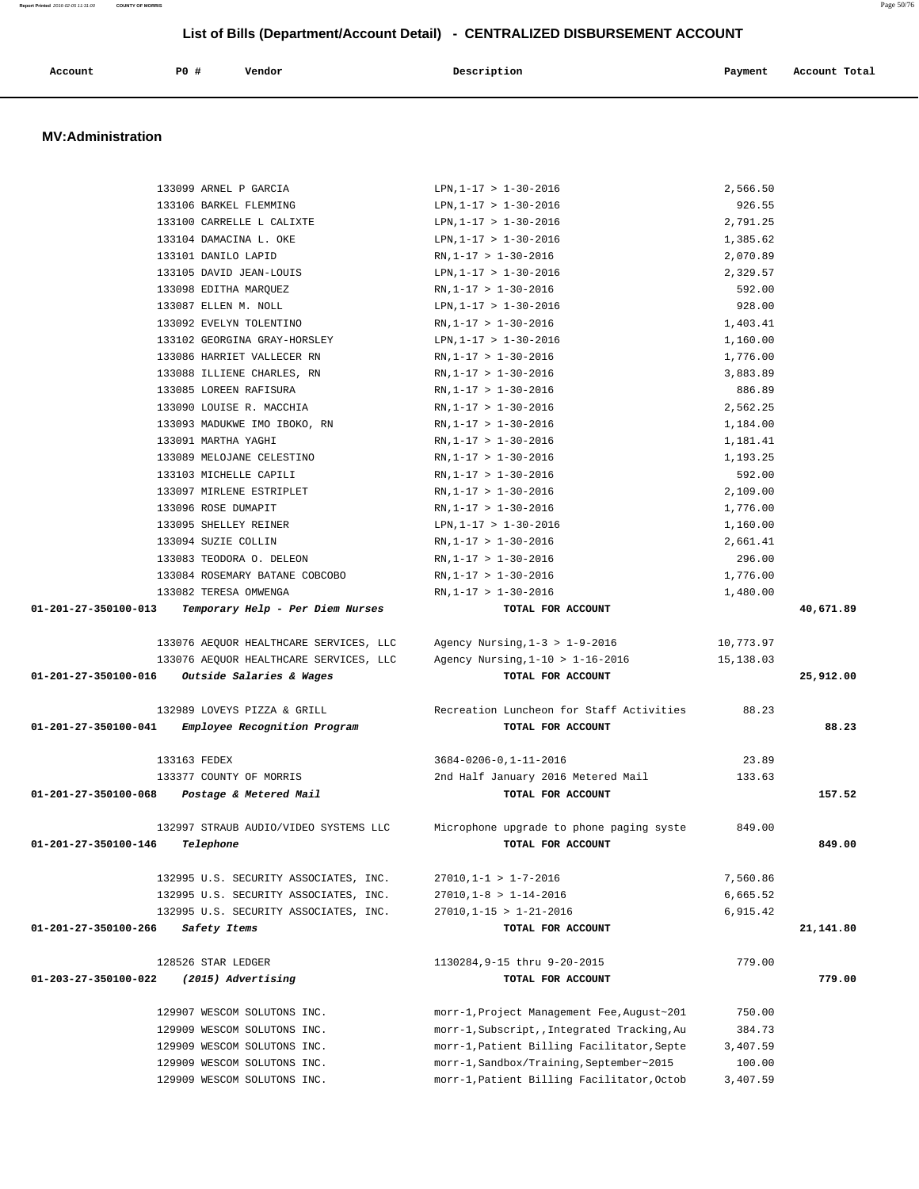## List of Bills (Department/Account Detail) - CENTRALIZED DISBURSEMENT ACCOUNT

| Account | PO # | Vendor | Description | Payment | Account Total |
|---|---|---|---|---|---|

### MV:Administration

| Account | PO # | Vendor | Description | Payment | Account Total |
|---|---|---|---|---|---|
| | 133099 | ARNEL P GARCIA | LPN,1-17 > 1-30-2016 | 2,566.50 | |
| | 133106 | BARKEL FLEMMING | LPN,1-17 > 1-30-2016 | 926.55 | |
| | 133100 | CARRELLE L CALIXTE | LPN,1-17 > 1-30-2016 | 2,791.25 | |
| | 133104 | DAMACINA L. OKE | LPN,1-17 > 1-30-2016 | 1,385.62 | |
| | 133101 | DANILO LAPID | RN,1-17 > 1-30-2016 | 2,070.89 | |
| | 133105 | DAVID JEAN-LOUIS | LPN,1-17 > 1-30-2016 | 2,329.57 | |
| | 133098 | EDITHA MARQUEZ | RN,1-17 > 1-30-2016 | 592.00 | |
| | 133087 | ELLEN M. NOLL | LPN,1-17 > 1-30-2016 | 928.00 | |
| | 133092 | EVELYN TOLENTINO | RN,1-17 > 1-30-2016 | 1,403.41 | |
| | 133102 | GEORGINA GRAY-HORSLEY | LPN,1-17 > 1-30-2016 | 1,160.00 | |
| | 133086 | HARRIET VALLECER RN | RN,1-17 > 1-30-2016 | 1,776.00 | |
| | 133088 | ILLIENE CHARLES, RN | RN,1-17 > 1-30-2016 | 3,883.89 | |
| | 133085 | LOREEN RAFISURA | RN,1-17 > 1-30-2016 | 886.89 | |
| | 133090 | LOUISE R. MACCHIA | RN,1-17 > 1-30-2016 | 2,562.25 | |
| | 133093 | MADUKWE IMO IBOKO, RN | RN,1-17 > 1-30-2016 | 1,184.00 | |
| | 133091 | MARTHA YAGHI | RN,1-17 > 1-30-2016 | 1,181.41 | |
| | 133089 | MELOJANE CELESTINO | RN,1-17 > 1-30-2016 | 1,193.25 | |
| | 133103 | MICHELLE CAPILI | RN,1-17 > 1-30-2016 | 592.00 | |
| | 133097 | MIRLENE ESTRIPLET | RN,1-17 > 1-30-2016 | 2,109.00 | |
| | 133096 | ROSE DUMAPIT | RN,1-17 > 1-30-2016 | 1,776.00 | |
| | 133095 | SHELLEY REINER | LPN,1-17 > 1-30-2016 | 1,160.00 | |
| | 133094 | SUZIE COLLIN | RN,1-17 > 1-30-2016 | 2,661.41 | |
| | 133083 | TEODORA O. DELEON | RN,1-17 > 1-30-2016 | 296.00 | |
| | 133084 | ROSEMARY BATANE COBCOBO | RN,1-17 > 1-30-2016 | 1,776.00 | |
| | 133082 | TERESA OMWENGA | RN,1-17 > 1-30-2016 | 1,480.00 | |
| **01-201-27-350100-013** | | *Temporary Help - Per Diem Nurses* | TOTAL FOR ACCOUNT | | **40,671.89** |
| | 133076 | AEQUOR HEALTHCARE SERVICES, LLC | Agency Nursing,1-3 > 1-9-2016 | 10,773.97 | |
| | 133076 | AEQUOR HEALTHCARE SERVICES, LLC | Agency Nursing,1-10 > 1-16-2016 | 15,138.03 | |
| **01-201-27-350100-016** | | *Outside Salaries & Wages* | TOTAL FOR ACCOUNT | | **25,912.00** |
| | 132989 | LOVEYS PIZZA & GRILL | Recreation Luncheon for Staff Activities | 88.23 | |
| **01-201-27-350100-041** | | *Employee Recognition Program* | TOTAL FOR ACCOUNT | | **88.23** |
| | 133163 | FEDEX | 3684-0206-0,1-11-2016 | 23.89 | |
| | 133377 | COUNTY OF MORRIS | 2nd Half January 2016 Metered Mail | 133.63 | |
| **01-201-27-350100-068** | | *Postage & Metered Mail* | TOTAL FOR ACCOUNT | | **157.52** |
| | 132997 | STRAUB AUDIO/VIDEO SYSTEMS LLC | Microphone upgrade to phone paging syste | 849.00 | |
| **01-201-27-350100-146** | | *Telephone* | TOTAL FOR ACCOUNT | | **849.00** |
| | 132995 | U.S. SECURITY ASSOCIATES, INC. | 27010,1-1 > 1-7-2016 | 7,560.86 | |
| | 132995 | U.S. SECURITY ASSOCIATES, INC. | 27010,1-8 > 1-14-2016 | 6,665.52 | |
| | 132995 | U.S. SECURITY ASSOCIATES, INC. | 27010,1-15 > 1-21-2016 | 6,915.42 | |
| **01-201-27-350100-266** | | *Safety Items* | TOTAL FOR ACCOUNT | | **21,141.80** |
| | 128526 | STAR LEDGER | 1130284,9-15 thru 9-20-2015 | 779.00 | |
| **01-203-27-350100-022** | | *(2015) Advertising* | TOTAL FOR ACCOUNT | | **779.00** |
| | 129907 | WESCOM SOLUTONS INC. | morr-1,Project Management Fee,August~201 | 750.00 | |
| | 129909 | WESCOM SOLUTONS INC. | morr-1,Subscript,,Integrated Tracking,Au | 384.73 | |
| | 129909 | WESCOM SOLUTONS INC. | morr-1,Patient Billing Facilitator,Septe | 3,407.59 | |
| | 129909 | WESCOM SOLUTONS INC. | morr-1,Sandbox/Training,September~2015 | 100.00 | |
| | 129909 | WESCOM SOLUTONS INC. | morr-1,Patient Billing Facilitator,Octob | 3,407.59 | |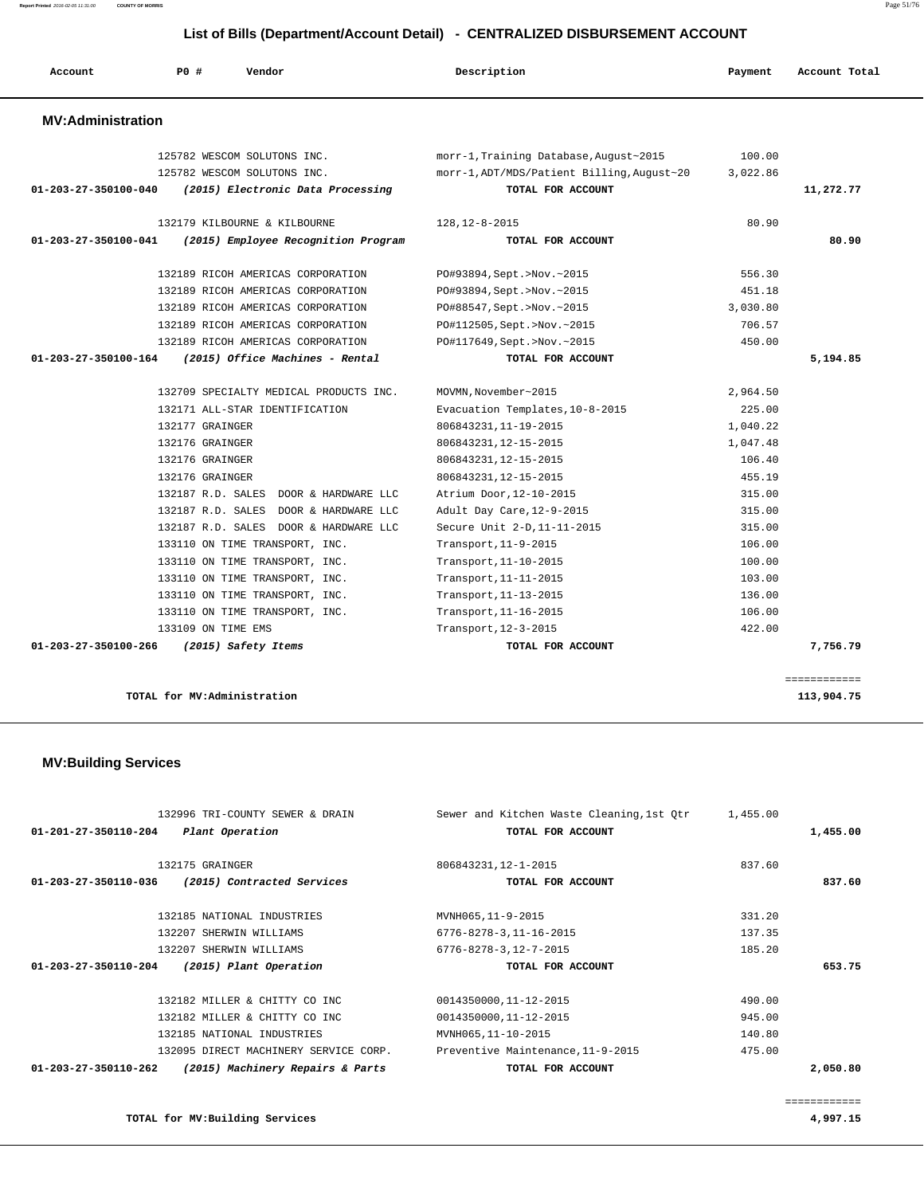# List of Bills (Department/Account Detail) - CENTRALIZED DISBURSEMENT ACCOUNT

| Account | PO # | Vendor | Description | Payment | Account Total |
|---|---|---|---|---|---|

## MV:Administration

| Account | PO # | Vendor | Description | Payment | Account Total |
|---|---|---|---|---|---|
| | 125782 | WESCOM SOLUTONS INC. | morr-1,Training Database,August~2015 | 100.00 | |
| | 125782 | WESCOM SOLUTONS INC. | morr-1,ADT/MDS/Patient Billing,August~20 | 3,022.86 | |
| **01-203-27-350100-040** | | ***(2015) Electronic Data Processing*** | **TOTAL FOR ACCOUNT** | | **11,272.77** |
| | 132179 | KILBOURNE & KILBOURNE | 128,12-8-2015 | 80.90 | |
| **01-203-27-350100-041** | | ***(2015) Employee Recognition Program*** | **TOTAL FOR ACCOUNT** | | **80.90** |
| | 132189 | RICOH AMERICAS CORPORATION | PO#93894,Sept.>Nov.~2015 | 556.30 | |
| | 132189 | RICOH AMERICAS CORPORATION | PO#93894,Sept.>Nov.~2015 | 451.18 | |
| | 132189 | RICOH AMERICAS CORPORATION | PO#88547,Sept.>Nov.~2015 | 3,030.80 | |
| | 132189 | RICOH AMERICAS CORPORATION | PO#112505,Sept.>Nov.~2015 | 706.57 | |
| | 132189 | RICOH AMERICAS CORPORATION | PO#117649,Sept.>Nov.~2015 | 450.00 | |
| **01-203-27-350100-164** | | ***(2015) Office Machines - Rental*** | **TOTAL FOR ACCOUNT** | | **5,194.85** |
| | 132709 | SPECIALTY MEDICAL PRODUCTS INC. | MOVMN,November~2015 | 2,964.50 | |
| | 132171 | ALL-STAR IDENTIFICATION | Evacuation Templates,10-8-2015 | 225.00 | |
| | 132177 | GRAINGER | 806843231,11-19-2015 | 1,040.22 | |
| | 132176 | GRAINGER | 806843231,12-15-2015 | 1,047.48 | |
| | 132176 | GRAINGER | 806843231,12-15-2015 | 106.40 | |
| | 132176 | GRAINGER | 806843231,12-15-2015 | 455.19 | |
| | 132187 | R.D. SALES DOOR & HARDWARE LLC | Atrium Door,12-10-2015 | 315.00 | |
| | 132187 | R.D. SALES DOOR & HARDWARE LLC | Adult Day Care,12-9-2015 | 315.00 | |
| | 132187 | R.D. SALES DOOR & HARDWARE LLC | Secure Unit 2-D,11-11-2015 | 315.00 | |
| | 133110 | ON TIME TRANSPORT, INC. | Transport,11-9-2015 | 106.00 | |
| | 133110 | ON TIME TRANSPORT, INC. | Transport,11-10-2015 | 100.00 | |
| | 133110 | ON TIME TRANSPORT, INC. | Transport,11-11-2015 | 103.00 | |
| | 133110 | ON TIME TRANSPORT, INC. | Transport,11-13-2015 | 136.00 | |
| | 133110 | ON TIME TRANSPORT, INC. | Transport,11-16-2015 | 106.00 | |
| | 133109 | ON TIME EMS | Transport,12-3-2015 | 422.00 | |
| **01-203-27-350100-266** | | ***(2015) Safety Items*** | **TOTAL FOR ACCOUNT** | | **7,756.79** |
| | | **TOTAL for MV:Administration** | | | **113,904.75** |

## MV:Building Services

| Account | PO # | Vendor | Description | Payment | Account Total |
|---|---|---|---|---|---|
| | 132996 | TRI-COUNTY SEWER & DRAIN | Sewer and Kitchen Waste Cleaning,1st Qtr | 1,455.00 | |
| **01-201-27-350110-204** | | ***Plant Operation*** | **TOTAL FOR ACCOUNT** | | **1,455.00** |
| | 132175 | GRAINGER | 806843231,12-1-2015 | 837.60 | |
| **01-203-27-350110-036** | | ***(2015) Contracted Services*** | **TOTAL FOR ACCOUNT** | | **837.60** |
| | 132185 | NATIONAL INDUSTRIES | MVNH065,11-9-2015 | 331.20 | |
| | 132207 | SHERWIN WILLIAMS | 6776-8278-3,11-16-2015 | 137.35 | |
| | 132207 | SHERWIN WILLIAMS | 6776-8278-3,12-7-2015 | 185.20 | |
| **01-203-27-350110-204** | | ***(2015) Plant Operation*** | **TOTAL FOR ACCOUNT** | | **653.75** |
| | 132182 | MILLER & CHITTY CO INC | 0014350000,11-12-2015 | 490.00 | |
| | 132182 | MILLER & CHITTY CO INC | 0014350000,11-12-2015 | 945.00 | |
| | 132185 | NATIONAL INDUSTRIES | MVNH065,11-10-2015 | 140.80 | |
| | 132095 | DIRECT MACHINERY SERVICE CORP. | Preventive Maintenance,11-9-2015 | 475.00 | |
| **01-203-27-350110-262** | | ***(2015) Machinery Repairs & Parts*** | **TOTAL FOR ACCOUNT** | | **2,050.80** |
| | | **TOTAL for MV:Building Services** | | | **4,997.15** |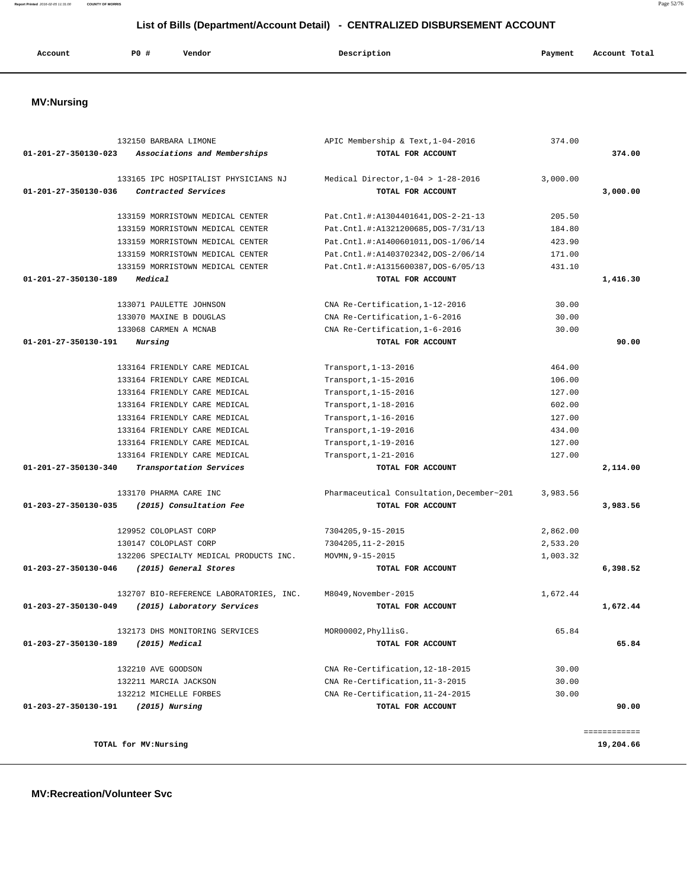## List of Bills (Department/Account Detail) - CENTRALIZED DISBURSEMENT ACCOUNT

| Account | P0 # | Vendor | Description | Payment | Account Total |
|---|---|---|---|---|---|

### MV:Nursing

| Account | P0 # | Vendor | Description | Payment | Account Total |
|---|---|---|---|---|---|
| | 132150 | BARBARA LIMONE | APIC Membership & Text,1-04-2016 | 374.00 | |
| 01-201-27-350130-023 | | *Associations and Memberships* | TOTAL FOR ACCOUNT | | 374.00 |
| | 133165 | IPC HOSPITALIST PHYSICIANS NJ | Medical Director,1-04 > 1-28-2016 | 3,000.00 | |
| 01-201-27-350130-036 | | *Contracted Services* | TOTAL FOR ACCOUNT | | 3,000.00 |
| | 133159 | MORRISTOWN MEDICAL CENTER | Pat.Cntl.#:A1304401641,DOS-2-21-13 | 205.50 | |
| | 133159 | MORRISTOWN MEDICAL CENTER | Pat.Cntl.#:A1321200685,DOS-7/31/13 | 184.80 | |
| | 133159 | MORRISTOWN MEDICAL CENTER | Pat.Cntl.#:A1400601011,DOS-1/06/14 | 423.90 | |
| | 133159 | MORRISTOWN MEDICAL CENTER | Pat.Cntl.#:A1403702342,DOS-2/06/14 | 171.00 | |
| | 133159 | MORRISTOWN MEDICAL CENTER | Pat.Cntl.#:A1315600387,DOS-6/05/13 | 431.10 | |
| 01-201-27-350130-189 | | *Medical* | TOTAL FOR ACCOUNT | | 1,416.30 |
| | 133071 | PAULETTE JOHNSON | CNA Re-Certification,1-12-2016 | 30.00 | |
| | 133070 | MAXINE B DOUGLAS | CNA Re-Certification,1-6-2016 | 30.00 | |
| | 133068 | CARMEN A MCNAB | CNA Re-Certification,1-6-2016 | 30.00 | |
| 01-201-27-350130-191 | | *Nursing* | TOTAL FOR ACCOUNT | | 90.00 |
| | 133164 | FRIENDLY CARE MEDICAL | Transport,1-13-2016 | 464.00 | |
| | 133164 | FRIENDLY CARE MEDICAL | Transport,1-15-2016 | 106.00 | |
| | 133164 | FRIENDLY CARE MEDICAL | Transport,1-15-2016 | 127.00 | |
| | 133164 | FRIENDLY CARE MEDICAL | Transport,1-18-2016 | 602.00 | |
| | 133164 | FRIENDLY CARE MEDICAL | Transport,1-16-2016 | 127.00 | |
| | 133164 | FRIENDLY CARE MEDICAL | Transport,1-19-2016 | 434.00 | |
| | 133164 | FRIENDLY CARE MEDICAL | Transport,1-19-2016 | 127.00 | |
| | 133164 | FRIENDLY CARE MEDICAL | Transport,1-21-2016 | 127.00 | |
| 01-201-27-350130-340 | | *Transportation Services* | TOTAL FOR ACCOUNT | | 2,114.00 |
| | 133170 | PHARMA CARE INC | Pharmaceutical Consultation,December~201 | 3,983.56 | |
| 01-203-27-350130-035 | | *(2015) Consultation Fee* | TOTAL FOR ACCOUNT | | 3,983.56 |
| | 129952 | COLOPLAST CORP | 7304205,9-15-2015 | 2,862.00 | |
| | 130147 | COLOPLAST CORP | 7304205,11-2-2015 | 2,533.20 | |
| | 132206 | SPECIALTY MEDICAL PRODUCTS INC. | MOVMN,9-15-2015 | 1,003.32 | |
| 01-203-27-350130-046 | | *(2015) General Stores* | TOTAL FOR ACCOUNT | | 6,398.52 |
| | 132707 | BIO-REFERENCE LABORATORIES, INC. | M8049,November-2015 | 1,672.44 | |
| 01-203-27-350130-049 | | *(2015) Laboratory Services* | TOTAL FOR ACCOUNT | | 1,672.44 |
| | 132173 | DHS MONITORING SERVICES | MOR00002,PhyllisG. | 65.84 | |
| 01-203-27-350130-189 | | *(2015) Medical* | TOTAL FOR ACCOUNT | | 65.84 |
| | 132210 | AVE GOODSON | CNA Re-Certification,12-18-2015 | 30.00 | |
| | 132211 | MARCIA JACKSON | CNA Re-Certification,11-3-2015 | 30.00 | |
| | 132212 | MICHELLE FORBES | CNA Re-Certification,11-24-2015 | 30.00 | |
| 01-203-27-350130-191 | | *(2015) Nursing* | TOTAL FOR ACCOUNT | | 90.00 |
| | | | | | ============ |
| TOTAL for MV:Nursing | | | | | 19,204.66 |

### MV:Recreation/Volunteer Svc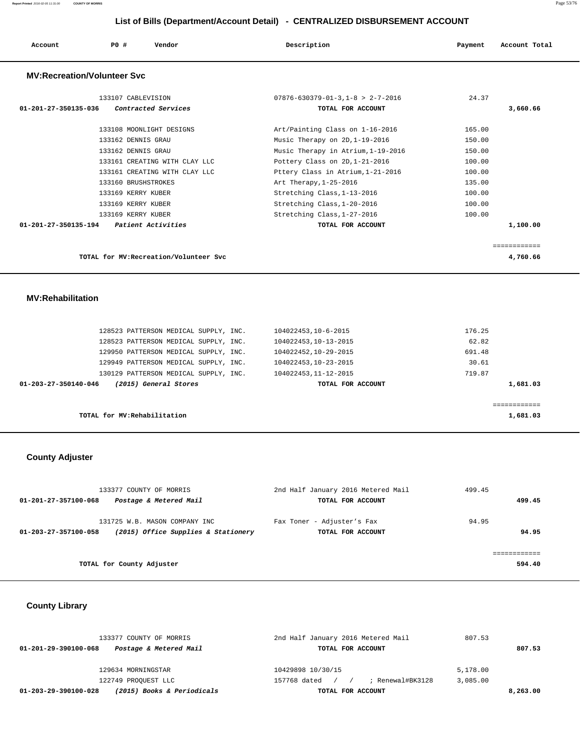## List of Bills (Department/Account Detail) - CENTRALIZED DISBURSEMENT ACCOUNT

| Account | PO # | Vendor | Description | Payment | Account Total |
|---|---|---|---|---|---|

### MV:Recreation/Volunteer Svc

| Account | PO # | Vendor | Description | Payment | Account Total |
|---|---|---|---|---|---|
| | 133107 | CABLEVISION | 07876-630379-01-3,1-8 > 2-7-2016 | 24.37 | |
| 01-201-27-350135-036 | | *Contracted Services* | TOTAL FOR ACCOUNT | | 3,660.66 |
| | 133108 | MOONLIGHT DESIGNS | Art/Painting Class on 1-16-2016 | 165.00 | |
| | 133162 | DENNIS GRAU | Music Therapy on 2D,1-19-2016 | 150.00 | |
| | 133162 | DENNIS GRAU | Music Therapy in Atrium,1-19-2016 | 150.00 | |
| | 133161 | CREATING WITH CLAY LLC | Pottery Class on 2D,1-21-2016 | 100.00 | |
| | 133161 | CREATING WITH CLAY LLC | Pttery Class in Atrium,1-21-2016 | 100.00 | |
| | 133160 | BRUSHSTROKES | Art Therapy,1-25-2016 | 135.00 | |
| | 133169 | KERRY KUBER | Stretching Class,1-13-2016 | 100.00 | |
| | 133169 | KERRY KUBER | Stretching Class,1-20-2016 | 100.00 | |
| | 133169 | KERRY KUBER | Stretching Class,1-27-2016 | 100.00 | |
| 01-201-27-350135-194 | | *Patient Activities* | TOTAL FOR ACCOUNT | | 1,100.00 |
| | | | | | ============ |
| | | TOTAL for MV:Recreation/Volunteer Svc | | | 4,760.66 |

### MV:Rehabilitation

| Account | PO # | Vendor | Description | Payment | Account Total |
|---|---|---|---|---|---|
| | 128523 | PATTERSON MEDICAL SUPPLY, INC. | 104022453,10-6-2015 | 176.25 | |
| | 128523 | PATTERSON MEDICAL SUPPLY, INC. | 104022453,10-13-2015 | 62.82 | |
| | 129950 | PATTERSON MEDICAL SUPPLY, INC. | 104022452,10-29-2015 | 691.48 | |
| | 129949 | PATTERSON MEDICAL SUPPLY, INC. | 104022453,10-23-2015 | 30.61 | |
| | 130129 | PATTERSON MEDICAL SUPPLY, INC. | 104022453,11-12-2015 | 719.87 | |
| 01-203-27-350140-046 | | *(2015) General Stores* | TOTAL FOR ACCOUNT | | 1,681.03 |
| | | | | | ============ |
| | | TOTAL for MV:Rehabilitation | | | 1,681.03 |

### County Adjuster

| Account | PO # | Vendor | Description | Payment | Account Total |
|---|---|---|---|---|---|
| | 133377 | COUNTY OF MORRIS | 2nd Half January 2016 Metered Mail | 499.45 | |
| 01-201-27-357100-068 | | *Postage & Metered Mail* | TOTAL FOR ACCOUNT | | 499.45 |
| | 131725 | W.B. MASON COMPANY INC | Fax Toner - Adjuster's Fax | 94.95 | |
| 01-203-27-357100-058 | | *(2015) Office Supplies & Stationery* | TOTAL FOR ACCOUNT | | 94.95 |
| | | | | | ============ |
| | | TOTAL for County Adjuster | | | 594.40 |

### County Library

| Account | PO # | Vendor | Description | Payment | Account Total |
|---|---|---|---|---|---|
| | 133377 | COUNTY OF MORRIS | 2nd Half January 2016 Metered Mail | 807.53 | |
| 01-201-29-390100-068 | | *Postage & Metered Mail* | TOTAL FOR ACCOUNT | | 807.53 |
| | 129634 | MORNINGSTAR | 10429898 10/30/15 | 5,178.00 | |
| | 122749 | PROQUEST LLC | 157768 dated / / ; Renewal#BK3128 | 3,085.00 | |
| 01-203-29-390100-028 | | *(2015) Books & Periodicals* | TOTAL FOR ACCOUNT | | 8,263.00 |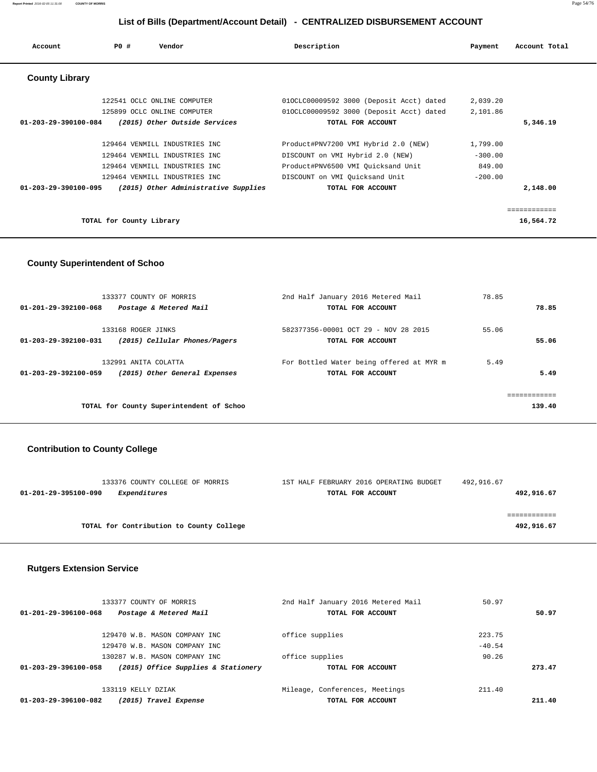## List of Bills (Department/Account Detail) - CENTRALIZED DISBURSEMENT ACCOUNT

| Account | PO # | Vendor | Description | Payment | Account Total |
|---|---|---|---|---|---|

### County Library

| Account | PO # | Vendor | Description | Payment | Account Total |
|---|---|---|---|---|---|
| | 122541 | OCLC ONLINE COMPUTER | 01OCLC00009592 3000 (Deposit Acct) dated | 2,039.20 | |
| | 125899 | OCLC ONLINE COMPUTER | 01OCLC00009592 3000 (Deposit Acct) dated | 2,101.86 | |
| **01-203-29-390100-084** | | ***(2015) Other Outside Services*** | **TOTAL FOR ACCOUNT** | | **5,346.19** |
| | 129464 | VENMILL INDUSTRIES INC | Product#PNV7200 VMI Hybrid 2.0 (NEW) | 1,799.00 | |
| | 129464 | VENMILL INDUSTRIES INC | DISCOUNT on VMI Hybrid 2.0 (NEW) | -300.00 | |
| | 129464 | VENMILL INDUSTRIES INC | Product#PNV6500 VMI Quicksand Unit | 849.00 | |
| | 129464 | VENMILL INDUSTRIES INC | DISCOUNT on VMI Quicksand Unit | -200.00 | |
| **01-203-29-390100-095** | | ***(2015) Other Administrative Supplies*** | **TOTAL FOR ACCOUNT** | | **2,148.00** |
| | | **TOTAL for County Library** | | | **16,564.72** |

### County Superintendent of Schoo

| Account | PO # | Vendor | Description | Payment | Account Total |
|---|---|---|---|---|---|
| | 133377 | COUNTY OF MORRIS | 2nd Half January 2016 Metered Mail | 78.85 | |
| **01-201-29-392100-068** | | ***Postage & Metered Mail*** | **TOTAL FOR ACCOUNT** | | **78.85** |
| | 133168 | ROGER JINKS | 582377356-00001 OCT 29 - NOV 28 2015 | 55.06 | |
| **01-203-29-392100-031** | | ***(2015) Cellular Phones/Pagers*** | **TOTAL FOR ACCOUNT** | | **55.06** |
| | 132991 | ANITA COLATTA | For Bottled Water being offered at MYR m | 5.49 | |
| **01-203-29-392100-059** | | ***(2015) Other General Expenses*** | **TOTAL FOR ACCOUNT** | | **5.49** |
| | | **TOTAL for County Superintendent of Schoo** | | | **139.40** |

### Contribution to County College

| Account | PO # | Vendor | Description | Payment | Account Total |
|---|---|---|---|---|---|
| | 133376 | COUNTY COLLEGE OF MORRIS | 1ST HALF FEBRUARY 2016 OPERATING BUDGET | 492,916.67 | |
| **01-201-29-395100-090** | | ***Expenditures*** | **TOTAL FOR ACCOUNT** | | **492,916.67** |
| | | **TOTAL for Contribution to County College** | | | **492,916.67** |

### Rutgers Extension Service

| Account | PO # | Vendor | Description | Payment | Account Total |
|---|---|---|---|---|---|
| | 133377 | COUNTY OF MORRIS | 2nd Half January 2016 Metered Mail | 50.97 | |
| **01-201-29-396100-068** | | ***Postage & Metered Mail*** | **TOTAL FOR ACCOUNT** | | **50.97** |
| | 129470 | W.B. MASON COMPANY INC | office supplies | 223.75 | |
| | 129470 | W.B. MASON COMPANY INC | | -40.54 | |
| | 130287 | W.B. MASON COMPANY INC | office supplies | 90.26 | |
| **01-203-29-396100-058** | | ***(2015) Office Supplies & Stationery*** | **TOTAL FOR ACCOUNT** | | **273.47** |
| | 133119 | KELLY DZIAK | Mileage, Conferences, Meetings | 211.40 | |
| **01-203-29-396100-082** | | ***(2015) Travel Expense*** | **TOTAL FOR ACCOUNT** | | **211.40** |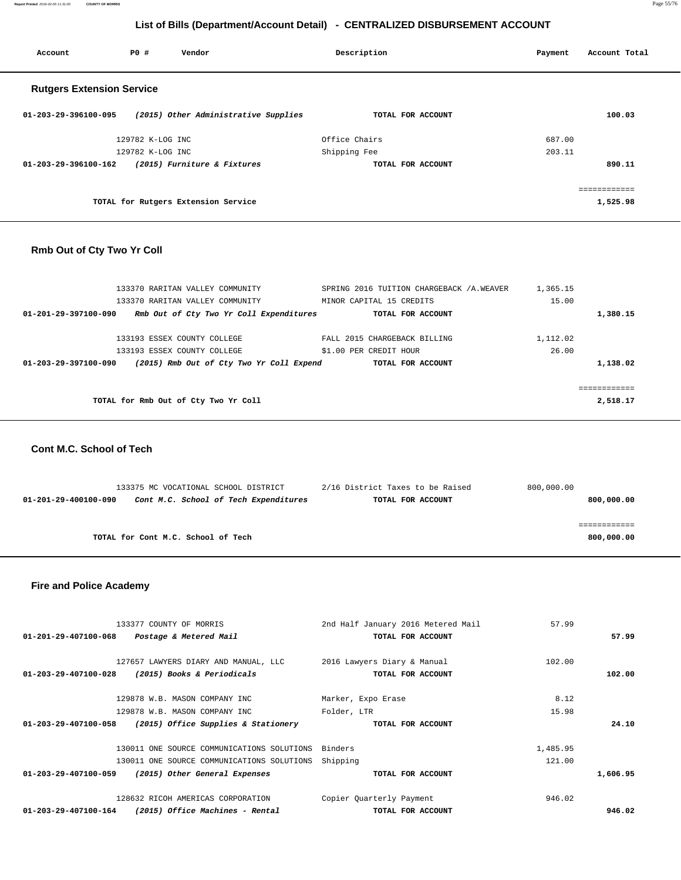# List of Bills (Department/Account Detail) - CENTRALIZED DISBURSEMENT ACCOUNT

| Account | PO # | Vendor | Description | Payment | Account Total |
|---|---|---|---|---|---|

## Rutgers Extension Service

| Account | PO # | Vendor | Description | Payment | Account Total |
|---|---|---|---|---|---|
| 01-203-29-396100-095 | | *(2015) Other Administrative Supplies* | **TOTAL FOR ACCOUNT** | | **100.03** |
| | 129782 | K-LOG INC | Office Chairs | 687.00 | |
| | 129782 | K-LOG INC | Shipping Fee | 203.11 | |
| 01-203-29-396100-162 | | *(2015) Furniture & Fixtures* | **TOTAL FOR ACCOUNT** | | **890.11** |
| | | **TOTAL for Rutgers Extension Service** | | | **1,525.98** |

## Rmb Out of Cty Two Yr Coll

| Account | PO # | Vendor | Description | Payment | Account Total |
|---|---|---|---|---|---|
| | 133370 | RARITAN VALLEY COMMUNITY | SPRING 2016 TUITION CHARGEBACK /A.WEAVER | 1,365.15 | |
| | 133370 | RARITAN VALLEY COMMUNITY | MINOR CAPITAL 15 CREDITS | 15.00 | |
| 01-201-29-397100-090 | | *Rmb Out of Cty Two Yr Coll Expenditures* | **TOTAL FOR ACCOUNT** | | **1,380.15** |
| | 133193 | ESSEX COUNTY COLLEGE | FALL 2015 CHARGEBACK BILLING | 1,112.02 | |
| | 133193 | ESSEX COUNTY COLLEGE | $1.00 PER CREDIT HOUR | 26.00 | |
| 01-203-29-397100-090 | | *(2015) Rmb Out of Cty Two Yr Coll Expend* | **TOTAL FOR ACCOUNT** | | **1,138.02** |
| | | **TOTAL for Rmb Out of Cty Two Yr Coll** | | | **2,518.17** |

## Cont M.C. School of Tech

| Account | PO # | Vendor | Description | Payment | Account Total |
|---|---|---|---|---|---|
| | 133375 | MC VOCATIONAL SCHOOL DISTRICT | 2/16 District Taxes to be Raised | 800,000.00 | |
| 01-201-29-400100-090 | | *Cont M.C. School of Tech Expenditures* | **TOTAL FOR ACCOUNT** | | **800,000.00** |
| | | **TOTAL for Cont M.C. School of Tech** | | | **800,000.00** |

## Fire and Police Academy

| Account | PO # | Vendor | Description | Payment | Account Total |
|---|---|---|---|---|---|
| | 133377 | COUNTY OF MORRIS | 2nd Half January 2016 Metered Mail | 57.99 | |
| 01-201-29-407100-068 | | *Postage & Metered Mail* | **TOTAL FOR ACCOUNT** | | **57.99** |
| | 127657 | LAWYERS DIARY AND MANUAL, LLC | 2016 Lawyers Diary & Manual | 102.00 | |
| 01-203-29-407100-028 | | *(2015) Books & Periodicals* | **TOTAL FOR ACCOUNT** | | **102.00** |
| | 129878 | W.B. MASON COMPANY INC | Marker, Expo Erase | 8.12 | |
| | 129878 | W.B. MASON COMPANY INC | Folder, LTR | 15.98 | |
| 01-203-29-407100-058 | | *(2015) Office Supplies & Stationery* | **TOTAL FOR ACCOUNT** | | **24.10** |
| | 130011 | ONE SOURCE COMMUNICATIONS SOLUTIONS | Binders | 1,485.95 | |
| | 130011 | ONE SOURCE COMMUNICATIONS SOLUTIONS | Shipping | 121.00 | |
| 01-203-29-407100-059 | | *(2015) Other General Expenses* | **TOTAL FOR ACCOUNT** | | **1,606.95** |
| | 128632 | RICOH AMERICAS CORPORATION | Copier Quarterly Payment | 946.02 | |
| 01-203-29-407100-164 | | *(2015) Office Machines - Rental* | **TOTAL FOR ACCOUNT** | | **946.02** |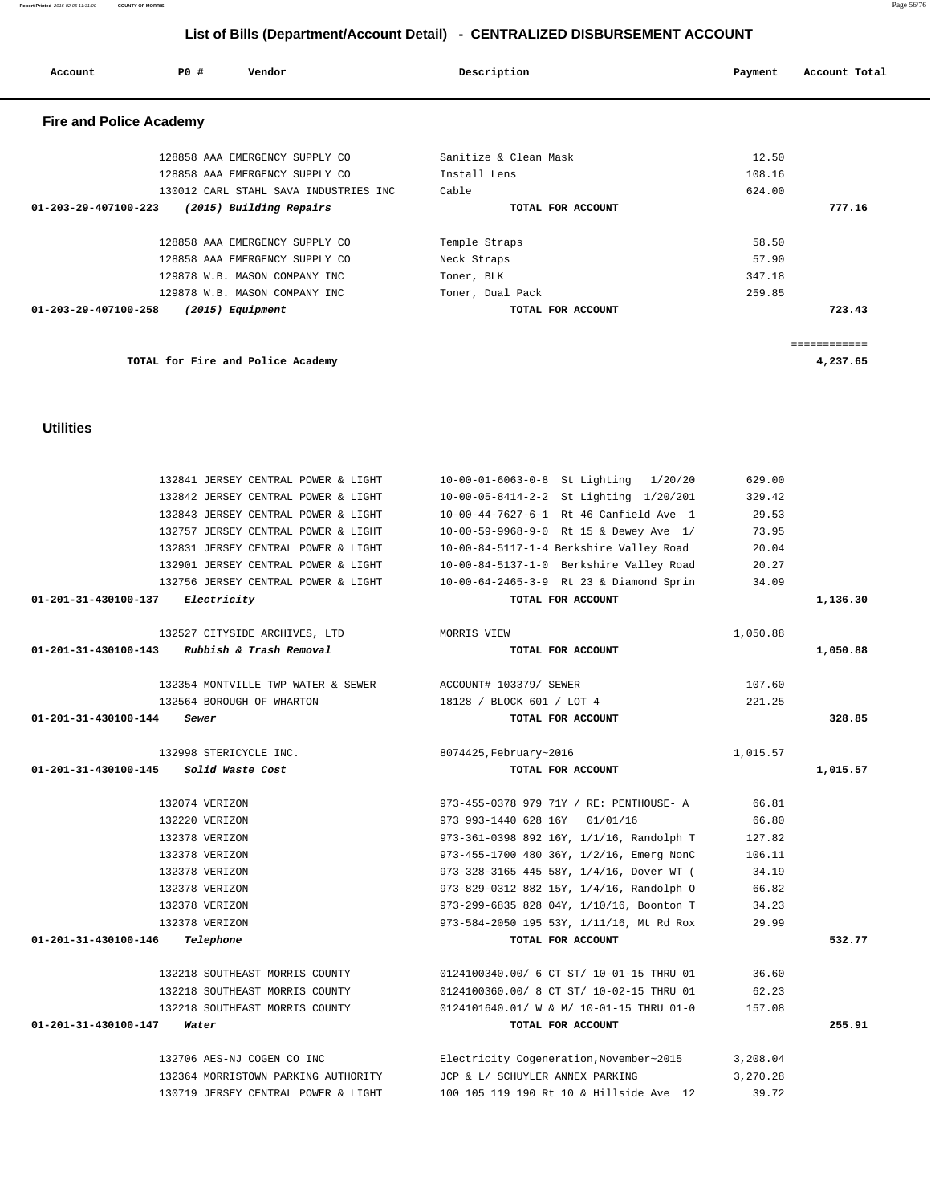## List of Bills (Department/Account Detail) - CENTRALIZED DISBURSEMENT ACCOUNT

| Account | PO # | Vendor | Description | Payment | Account Total |
|---|---|---|---|---|---|

### Fire and Police Academy

| Account | PO # | Vendor | Description | Payment | Account Total |
|---|---|---|---|---|---|
| | 128858 | AAA EMERGENCY SUPPLY CO | Sanitize & Clean Mask | 12.50 | |
| | 128858 | AAA EMERGENCY SUPPLY CO | Install Lens | 108.16 | |
| | 130012 | CARL STAHL SAVA INDUSTRIES INC | Cable | 624.00 | |
| **01-203-29-407100-223** | | ***(2015) Building Repairs*** | **TOTAL FOR ACCOUNT** | | **777.16** |
| | 128858 | AAA EMERGENCY SUPPLY CO | Temple Straps | 58.50 | |
| | 128858 | AAA EMERGENCY SUPPLY CO | Neck Straps | 57.90 | |
| | 129878 | W.B. MASON COMPANY INC | Toner, BLK | 347.18 | |
| | 129878 | W.B. MASON COMPANY INC | Toner, Dual Pack | 259.85 | |
| **01-203-29-407100-258** | | ***(2015) Equipment*** | **TOTAL FOR ACCOUNT** | | **723.43** |
| | | | | | ============ |
| | | **TOTAL for Fire and Police Academy** | | | **4,237.65** |

### Utilities

| Account | PO # | Vendor | Description | Payment | Account Total |
|---|---|---|---|---|---|
| | 132841 | JERSEY CENTRAL POWER & LIGHT | 10-00-01-6063-0-8 St Lighting 1/20/20 | 629.00 | |
| | 132842 | JERSEY CENTRAL POWER & LIGHT | 10-00-05-8414-2-2 St Lighting 1/20/201 | 329.42 | |
| | 132843 | JERSEY CENTRAL POWER & LIGHT | 10-00-44-7627-6-1 Rt 46 Canfield Ave 1 | 29.53 | |
| | 132757 | JERSEY CENTRAL POWER & LIGHT | 10-00-59-9968-9-0 Rt 15 & Dewey Ave 1/ | 73.95 | |
| | 132831 | JERSEY CENTRAL POWER & LIGHT | 10-00-84-5117-1-4 Berkshire Valley Road | 20.04 | |
| | 132901 | JERSEY CENTRAL POWER & LIGHT | 10-00-84-5137-1-0 Berkshire Valley Road | 20.27 | |
| | 132756 | JERSEY CENTRAL POWER & LIGHT | 10-00-64-2465-3-9 Rt 23 & Diamond Sprin | 34.09 | |
| **01-201-31-430100-137** | | ***Electricity*** | **TOTAL FOR ACCOUNT** | | **1,136.30** |
| | 132527 | CITYSIDE ARCHIVES, LTD | MORRIS VIEW | 1,050.88 | |
| **01-201-31-430100-143** | | ***Rubbish & Trash Removal*** | **TOTAL FOR ACCOUNT** | | **1,050.88** |
| | 132354 | MONTVILLE TWP WATER & SEWER | ACCOUNT# 103379/ SEWER | 107.60 | |
| | 132564 | BOROUGH OF WHARTON | 18128 / BLOCK 601 / LOT 4 | 221.25 | |
| **01-201-31-430100-144** | | ***Sewer*** | **TOTAL FOR ACCOUNT** | | **328.85** |
| | 132998 | STERICYCLE INC. | 8074425,February~2016 | 1,015.57 | |
| **01-201-31-430100-145** | | ***Solid Waste Cost*** | **TOTAL FOR ACCOUNT** | | **1,015.57** |
| | 132074 | VERIZON | 973-455-0378 979 71Y / RE: PENTHOUSE- A | 66.81 | |
| | 132220 | VERIZON | 973 993-1440 628 16Y 01/01/16 | 66.80 | |
| | 132378 | VERIZON | 973-361-0398 892 16Y, 1/1/16, Randolph T | 127.82 | |
| | 132378 | VERIZON | 973-455-1700 480 36Y, 1/2/16, Emerg NonC | 106.11 | |
| | 132378 | VERIZON | 973-328-3165 445 58Y, 1/4/16, Dover WT ( | 34.19 | |
| | 132378 | VERIZON | 973-829-0312 882 15Y, 1/4/16, Randolph O | 66.82 | |
| | 132378 | VERIZON | 973-299-6835 828 04Y, 1/10/16, Boonton T | 34.23 | |
| | 132378 | VERIZON | 973-584-2050 195 53Y, 1/11/16, Mt Rd Rox | 29.99 | |
| **01-201-31-430100-146** | | ***Telephone*** | **TOTAL FOR ACCOUNT** | | **532.77** |
| | 132218 | SOUTHEAST MORRIS COUNTY | 0124100340.00/ 6 CT ST/ 10-01-15 THRU 01 | 36.60 | |
| | 132218 | SOUTHEAST MORRIS COUNTY | 0124100360.00/ 8 CT ST/ 10-02-15 THRU 01 | 62.23 | |
| | 132218 | SOUTHEAST MORRIS COUNTY | 0124101640.01/ W & M/ 10-01-15 THRU 01-0 | 157.08 | |
| **01-201-31-430100-147** | | ***Water*** | **TOTAL FOR ACCOUNT** | | **255.91** |
| | 132706 | AES-NJ COGEN CO INC | Electricity Cogeneration,November~2015 | 3,208.04 | |
| | 132364 | MORRISTOWN PARKING AUTHORITY | JCP & L/ SCHUYLER ANNEX PARKING | 3,270.28 | |
| | 130719 | JERSEY CENTRAL POWER & LIGHT | 100 105 119 190 Rt 10 & Hillside Ave 12 | 39.72 | |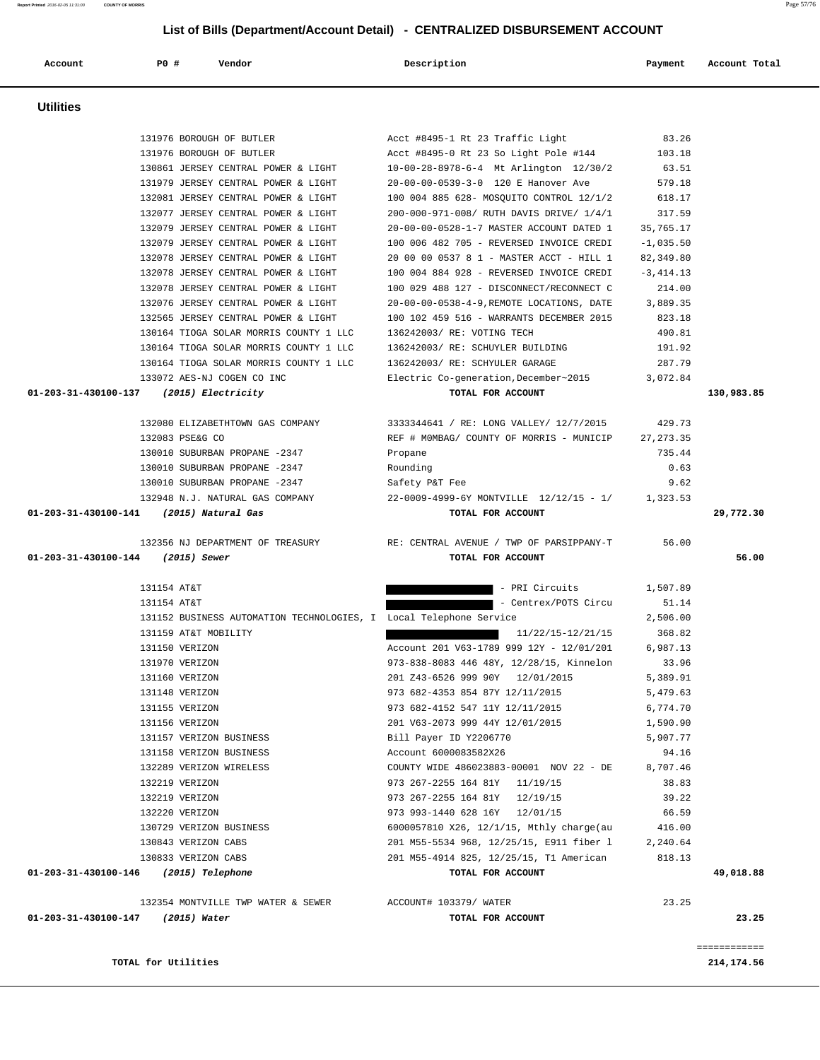## List of Bills (Department/Account Detail) - CENTRALIZED DISBURSEMENT ACCOUNT

| Account | PO # | Vendor | Description | Payment | Account Total |
|---|---|---|---|---|---|

### Utilities

| Account | PO # | Vendor | Description | Payment | Account Total |
|---|---|---|---|---|---|
| | 131976 | BOROUGH OF BUTLER | Acct #8495-1 Rt 23 Traffic Light | 83.26 | |
| | 131976 | BOROUGH OF BUTLER | Acct #8495-0 Rt 23 So Light Pole #144 | 103.18 | |
| | 130861 | JERSEY CENTRAL POWER & LIGHT | 10-00-28-8978-6-4 Mt Arlington 12/30/2 | 63.51 | |
| | 131979 | JERSEY CENTRAL POWER & LIGHT | 20-00-00-0539-3-0 120 E Hanover Ave | 579.18 | |
| | 132081 | JERSEY CENTRAL POWER & LIGHT | 100 004 885 628- MOSQUITO CONTROL 12/1/2 | 618.17 | |
| | 132077 | JERSEY CENTRAL POWER & LIGHT | 200-000-971-008/ RUTH DAVIS DRIVE/ 1/4/1 | 317.59 | |
| | 132079 | JERSEY CENTRAL POWER & LIGHT | 20-00-00-0528-1-7 MASTER ACCOUNT DATED 1 | 35,765.17 | |
| | 132079 | JERSEY CENTRAL POWER & LIGHT | 100 006 482 705 - REVERSED INVOICE CREDI | -1,035.50 | |
| | 132078 | JERSEY CENTRAL POWER & LIGHT | 20 00 00 0537 8 1 - MASTER ACCT - HILL 1 | 82,349.80 | |
| | 132078 | JERSEY CENTRAL POWER & LIGHT | 100 004 884 928 - REVERSED INVOICE CREDI | -3,414.13 | |
| | 132078 | JERSEY CENTRAL POWER & LIGHT | 100 029 488 127 - DISCONNECT/RECONNECT C | 214.00 | |
| | 132076 | JERSEY CENTRAL POWER & LIGHT | 20-00-00-0538-4-9,REMOTE LOCATIONS, DATE | 3,889.35 | |
| | 132565 | JERSEY CENTRAL POWER & LIGHT | 100 102 459 516 - WARRANTS DECEMBER 2015 | 823.18 | |
| | 130164 | TIOGA SOLAR MORRIS COUNTY 1 LLC | 136242003/ RE: VOTING TECH | 490.81 | |
| | 130164 | TIOGA SOLAR MORRIS COUNTY 1 LLC | 136242003/ RE: SCHUYLER BUILDING | 191.92 | |
| | 130164 | TIOGA SOLAR MORRIS COUNTY 1 LLC | 136242003/ RE: SCHYULER GARAGE | 287.79 | |
| | 133072 | AES-NJ COGEN CO INC | Electric Co-generation,December~2015 | 3,072.84 | |
| **01-203-31-430100-137** | | ***(2015) Electricity*** | **TOTAL FOR ACCOUNT** | | **130,983.85** |
| | 132080 | ELIZABETHTOWN GAS COMPANY | 3333344641 / RE: LONG VALLEY/ 12/7/2015 | 429.73 | |
| | 132083 | PSE&G CO | REF # M0MBAG/ COUNTY OF MORRIS - MUNICIP | 27,273.35 | |
| | 130010 | SUBURBAN PROPANE -2347 | Propane | 735.44 | |
| | 130010 | SUBURBAN PROPANE -2347 | Rounding | 0.63 | |
| | 130010 | SUBURBAN PROPANE -2347 | Safety P&T Fee | 9.62 | |
| | 132948 | N.J. NATURAL GAS COMPANY | 22-0009-4999-6Y MONTVILLE 12/12/15 - 1/ | 1,323.53 | |
| **01-203-31-430100-141** | | ***(2015) Natural Gas*** | **TOTAL FOR ACCOUNT** | | **29,772.30** |
| | 132356 | NJ DEPARTMENT OF TREASURY | RE: CENTRAL AVENUE / TWP OF PARSIPPANY-T | 56.00 | |
| **01-203-31-430100-144** | | ***(2015) Sewer*** | **TOTAL FOR ACCOUNT** | | **56.00** |
| | 131154 | AT&T | [REDACTED] - PRI Circuits | 1,507.89 | |
| | 131154 | AT&T | [REDACTED] - Centrex/POTS Circu | 51.14 | |
| | 131152 | BUSINESS AUTOMATION TECHNOLOGIES, I | Local Telephone Service | 2,506.00 | |
| | 131159 | AT&T MOBILITY | [REDACTED] 11/22/15-12/21/15 | 368.82 | |
| | 131150 | VERIZON | Account 201 V63-1789 999 12Y - 12/01/201 | 6,987.13 | |
| | 131970 | VERIZON | 973-838-8083 446 48Y, 12/28/15, Kinnelon | 33.96 | |
| | 131160 | VERIZON | 201 Z43-6526 999 90Y 12/01/2015 | 5,389.91 | |
| | 131148 | VERIZON | 973 682-4353 854 87Y 12/11/2015 | 5,479.63 | |
| | 131155 | VERIZON | 973 682-4152 547 11Y 12/11/2015 | 6,774.70 | |
| | 131156 | VERIZON | 201 V63-2073 999 44Y 12/01/2015 | 1,590.90 | |
| | 131157 | VERIZON BUSINESS | Bill Payer ID Y2206770 | 5,907.77 | |
| | 131158 | VERIZON BUSINESS | Account 6000083582X26 | 94.16 | |
| | 132289 | VERIZON WIRELESS | COUNTY WIDE 486023883-00001 NOV 22 - DE | 8,707.46 | |
| | 132219 | VERIZON | 973 267-2255 164 81Y 11/19/15 | 38.83 | |
| | 132219 | VERIZON | 973 267-2255 164 81Y 12/19/15 | 39.22 | |
| | 132220 | VERIZON | 973 993-1440 628 16Y 12/01/15 | 66.59 | |
| | 130729 | VERIZON BUSINESS | 6000057810 X26, 12/1/15, Mthly charge(au | 416.00 | |
| | 130843 | VERIZON CABS | 201 M55-5534 968, 12/25/15, E911 fiber l | 2,240.64 | |
| | 130833 | VERIZON CABS | 201 M55-4914 825, 12/25/15, T1 American | 818.13 | |
| **01-203-31-430100-146** | | ***(2015) Telephone*** | **TOTAL FOR ACCOUNT** | | **49,018.88** |
| | 132354 | MONTVILLE TWP WATER & SEWER | ACCOUNT# 103379/ WATER | 23.25 | |
| **01-203-31-430100-147** | | ***(2015) Water*** | **TOTAL FOR ACCOUNT** | | **23.25** |
| | | | | | ============ |
| | | **TOTAL for Utilities** | | | **214,174.56** |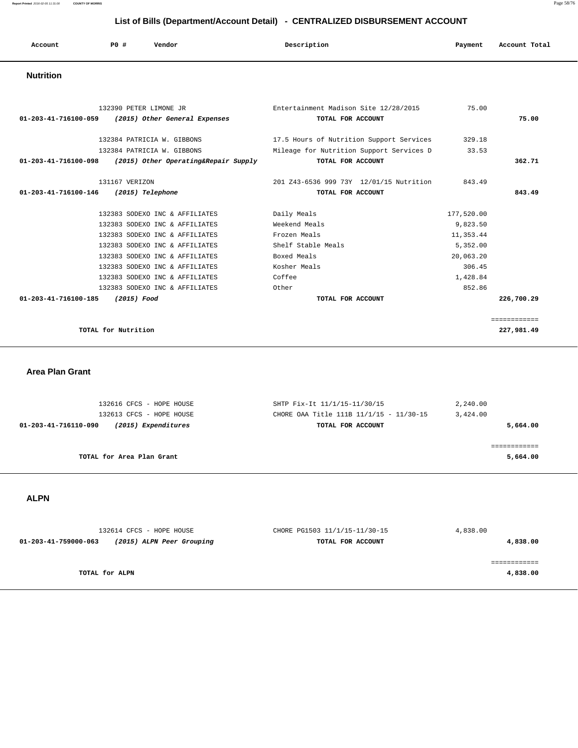# List of Bills (Department/Account Detail) - CENTRALIZED DISBURSEMENT ACCOUNT

| Account | PO # | Vendor | Description | Payment | Account Total |
|---|---|---|---|---|---|

## Nutrition

| Account | PO # | Vendor | Description | Payment | Account Total |
|---|---|---|---|---|---|
| | 132390 | PETER LIMONE JR | Entertainment Madison Site 12/28/2015 | 75.00 | |
| **01-203-41-716100-059** | | ***(2015) Other General Expenses*** | **TOTAL FOR ACCOUNT** | | **75.00** |
| | 132384 | PATRICIA W. GIBBONS | 17.5 Hours of Nutrition Support Services | 329.18 | |
| | 132384 | PATRICIA W. GIBBONS | Mileage for Nutrition Support Services D | 33.53 | |
| **01-203-41-716100-098** | | ***(2015) Other Operating&Repair Supply*** | **TOTAL FOR ACCOUNT** | | **362.71** |
| | 131167 | VERIZON | 201 Z43-6536 999 73Y 12/01/15 Nutrition | 843.49 | |
| **01-203-41-716100-146** | | ***(2015) Telephone*** | **TOTAL FOR ACCOUNT** | | **843.49** |
| | 132383 | SODEXO INC & AFFILIATES | Daily Meals | 177,520.00 | |
| | 132383 | SODEXO INC & AFFILIATES | Weekend Meals | 9,823.50 | |
| | 132383 | SODEXO INC & AFFILIATES | Frozen Meals | 11,353.44 | |
| | 132383 | SODEXO INC & AFFILIATES | Shelf Stable Meals | 5,352.00 | |
| | 132383 | SODEXO INC & AFFILIATES | Boxed Meals | 20,063.20 | |
| | 132383 | SODEXO INC & AFFILIATES | Kosher Meals | 306.45 | |
| | 132383 | SODEXO INC & AFFILIATES | Coffee | 1,428.84 | |
| | 132383 | SODEXO INC & AFFILIATES | Other | 852.86 | |
| **01-203-41-716100-185** | | ***(2015) Food*** | **TOTAL FOR ACCOUNT** | | **226,700.29** |
| | | | | | ============ |
| **TOTAL for Nutrition** | | | | | **227,981.49** |

## Area Plan Grant

| Account | PO # | Vendor | Description | Payment | Account Total |
|---|---|---|---|---|---|
| | 132616 | CFCS - HOPE HOUSE | SHTP Fix-It 11/1/15-11/30/15 | 2,240.00 | |
| | 132613 | CFCS - HOPE HOUSE | CHORE OAA Title 111B 11/1/15 - 11/30-15 | 3,424.00 | |
| **01-203-41-716110-090** | | ***(2015) Expenditures*** | **TOTAL FOR ACCOUNT** | | **5,664.00** |
| | | | | | ============ |
| **TOTAL for Area Plan Grant** | | | | | **5,664.00** |

## ALPN

| Account | PO # | Vendor | Description | Payment | Account Total |
|---|---|---|---|---|---|
| | 132614 | CFCS - HOPE HOUSE | CHORE PG1503 11/1/15-11/30-15 | 4,838.00 | |
| **01-203-41-759000-063** | | ***(2015) ALPN Peer Grouping*** | **TOTAL FOR ACCOUNT** | | **4,838.00** |
| | | | | | ============ |
| **TOTAL for ALPN** | | | | | **4,838.00** |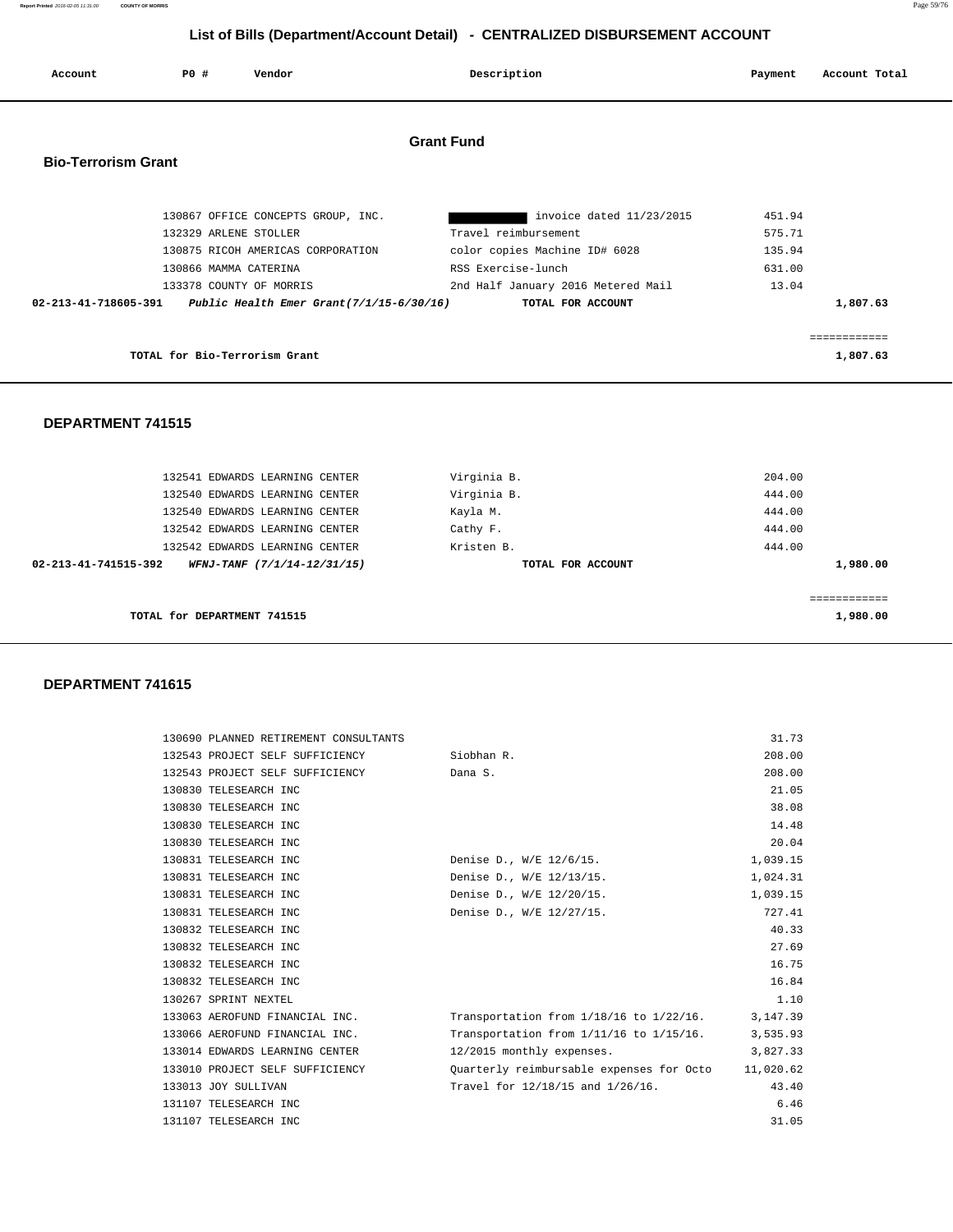## List of Bills (Department/Account Detail) - CENTRALIZED DISBURSEMENT ACCOUNT

| Account | PO # | Vendor | Description | Payment | Account Total |
|---|---|---|---|---|---|

### Grant Fund

#### Bio-Terrorism Grant

| Account | PO # | Vendor | Description | Payment | Account Total |
|---|---|---|---|---|---|
| | 130867 | OFFICE CONCEPTS GROUP, INC. | ██████ invoice dated 11/23/2015 | 451.94 | |
| | 132329 | ARLENE STOLLER | Travel reimbursement | 575.71 | |
| | 130875 | RICOH AMERICAS CORPORATION | color copies Machine ID# 6028 | 135.94 | |
| | 130866 | MAMMA CATERINA | RSS Exercise-lunch | 631.00 | |
| | 133378 | COUNTY OF MORRIS | 2nd Half January 2016 Metered Mail | 13.04 | |
| **02-213-41-718605-391** | | ***Public Health Emer Grant(7/1/15-6/30/16)*** | **TOTAL FOR ACCOUNT** | | **1,807.63** |
| | | | | | ============ |
| | **TOTAL for Bio-Terrorism Grant** | | | | **1,807.63** |

#### DEPARTMENT 741515

| Account | PO # | Vendor | Description | Payment | Account Total |
|---|---|---|---|---|---|
| | 132541 | EDWARDS LEARNING CENTER | Virginia B. | 204.00 | |
| | 132540 | EDWARDS LEARNING CENTER | Virginia B. | 444.00 | |
| | 132540 | EDWARDS LEARNING CENTER | Kayla M. | 444.00 | |
| | 132542 | EDWARDS LEARNING CENTER | Cathy F. | 444.00 | |
| | 132542 | EDWARDS LEARNING CENTER | Kristen B. | 444.00 | |
| **02-213-41-741515-392** | | ***WFNJ-TANF (7/1/14-12/31/15)*** | **TOTAL FOR ACCOUNT** | | **1,980.00** |
| | | | | | ============ |
| | **TOTAL for DEPARTMENT 741515** | | | | **1,980.00** |

#### DEPARTMENT 741615

| Account | PO # | Vendor | Description | Payment | Account Total |
|---|---|---|---|---|---|
| | 130690 | PLANNED RETIREMENT CONSULTANTS | | 31.73 | |
| | 132543 | PROJECT SELF SUFFICIENCY | Siobhan R. | 208.00 | |
| | 132543 | PROJECT SELF SUFFICIENCY | Dana S. | 208.00 | |
| | 130830 | TELESEARCH INC | | 21.05 | |
| | 130830 | TELESEARCH INC | | 38.08 | |
| | 130830 | TELESEARCH INC | | 14.48 | |
| | 130830 | TELESEARCH INC | | 20.04 | |
| | 130831 | TELESEARCH INC | Denise D., W/E 12/6/15. | 1,039.15 | |
| | 130831 | TELESEARCH INC | Denise D., W/E 12/13/15. | 1,024.31 | |
| | 130831 | TELESEARCH INC | Denise D., W/E 12/20/15. | 1,039.15 | |
| | 130831 | TELESEARCH INC | Denise D., W/E 12/27/15. | 727.41 | |
| | 130832 | TELESEARCH INC | | 40.33 | |
| | 130832 | TELESEARCH INC | | 27.69 | |
| | 130832 | TELESEARCH INC | | 16.75 | |
| | 130832 | TELESEARCH INC | | 16.84 | |
| | 130267 | SPRINT NEXTEL | | 1.10 | |
| | 133063 | AEROFUND FINANCIAL INC. | Transportation from 1/18/16 to 1/22/16. | 3,147.39 | |
| | 133066 | AEROFUND FINANCIAL INC. | Transportation from 1/11/16 to 1/15/16. | 3,535.93 | |
| | 133014 | EDWARDS LEARNING CENTER | 12/2015 monthly expenses. | 3,827.33 | |
| | 133010 | PROJECT SELF SUFFICIENCY | Quarterly reimbursable expenses for Octo | 11,020.62 | |
| | 133013 | JOY SULLIVAN | Travel for 12/18/15 and 1/26/16. | 43.40 | |
| | 131107 | TELESEARCH INC | | 6.46 | |
| | 131107 | TELESEARCH INC | | 31.05 | |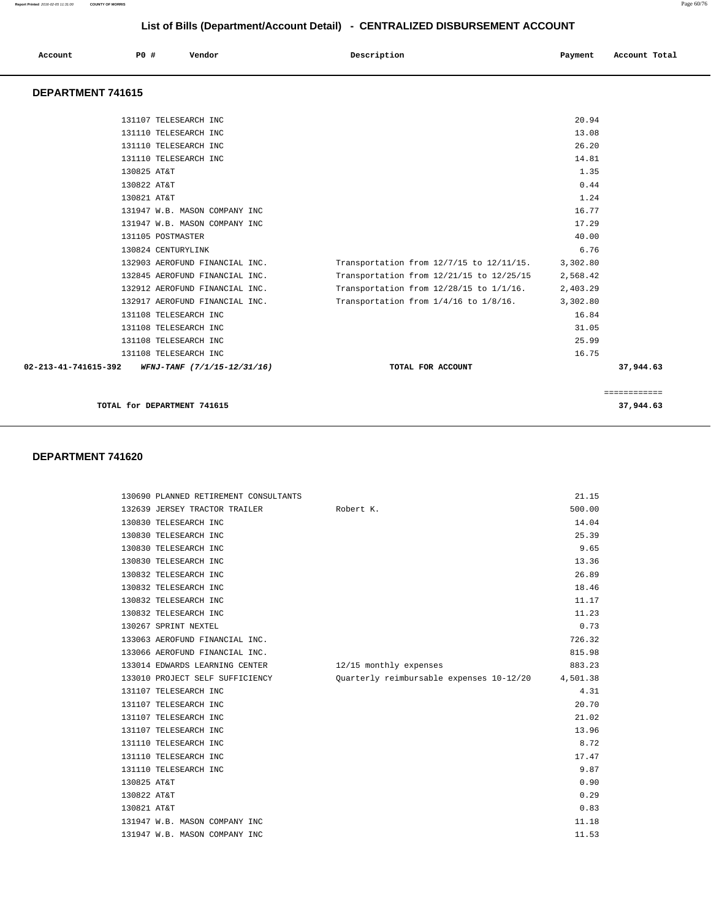## List of Bills (Department/Account Detail) - CENTRALIZED DISBURSEMENT ACCOUNT

| Account | PO # | Vendor | Description | Payment | Account Total |
|---|---|---|---|---|---|

### DEPARTMENT 741615

| Account | PO # | Vendor | Description | Payment | Account Total |
|---|---|---|---|---|---|
| | 131107 | TELESEARCH INC | | 20.94 | |
| | 131110 | TELESEARCH INC | | 13.08 | |
| | 131110 | TELESEARCH INC | | 26.20 | |
| | 131110 | TELESEARCH INC | | 14.81 | |
| | 130825 | AT&T | | 1.35 | |
| | 130822 | AT&T | | 0.44 | |
| | 130821 | AT&T | | 1.24 | |
| | 131947 | W.B. MASON COMPANY INC | | 16.77 | |
| | 131947 | W.B. MASON COMPANY INC | | 17.29 | |
| | 131105 | POSTMASTER | | 40.00 | |
| | 130824 | CENTURYLINK | | 6.76 | |
| | 132903 | AEROFUND FINANCIAL INC. | Transportation from 12/7/15 to 12/11/15. | 3,302.80 | |
| | 132845 | AEROFUND FINANCIAL INC. | Transportation from 12/21/15 to 12/25/15 | 2,568.42 | |
| | 132912 | AEROFUND FINANCIAL INC. | Transportation from 12/28/15 to 1/1/16. | 2,403.29 | |
| | 132917 | AEROFUND FINANCIAL INC. | Transportation from 1/4/16 to 1/8/16. | 3,302.80 | |
| | 131108 | TELESEARCH INC | | 16.84 | |
| | 131108 | TELESEARCH INC | | 31.05 | |
| | 131108 | TELESEARCH INC | | 25.99 | |
| | 131108 | TELESEARCH INC | | 16.75 | |
| **02-213-41-741615-392** | | ***WFNJ-TANF (7/1/15-12/31/16)*** | **TOTAL FOR ACCOUNT** | | **37,944.63** |

============

**TOTAL for DEPARTMENT 741615** **37,944.63**

### DEPARTMENT 741620

| Account | PO # | Vendor | Description | Payment | Account Total |
|---|---|---|---|---|---|
| | 130690 | PLANNED RETIREMENT CONSULTANTS | | 21.15 | |
| | 132639 | JERSEY TRACTOR TRAILER | Robert K. | 500.00 | |
| | 130830 | TELESEARCH INC | | 14.04 | |
| | 130830 | TELESEARCH INC | | 25.39 | |
| | 130830 | TELESEARCH INC | | 9.65 | |
| | 130830 | TELESEARCH INC | | 13.36 | |
| | 130832 | TELESEARCH INC | | 26.89 | |
| | 130832 | TELESEARCH INC | | 18.46 | |
| | 130832 | TELESEARCH INC | | 11.17 | |
| | 130832 | TELESEARCH INC | | 11.23 | |
| | 130267 | SPRINT NEXTEL | | 0.73 | |
| | 133063 | AEROFUND FINANCIAL INC. | | 726.32 | |
| | 133066 | AEROFUND FINANCIAL INC. | | 815.98 | |
| | 133014 | EDWARDS LEARNING CENTER | 12/15 monthly expenses | 883.23 | |
| | 133010 | PROJECT SELF SUFFICIENCY | Quarterly reimbursable expenses 10-12/20 | 4,501.38 | |
| | 131107 | TELESEARCH INC | | 4.31 | |
| | 131107 | TELESEARCH INC | | 20.70 | |
| | 131107 | TELESEARCH INC | | 21.02 | |
| | 131107 | TELESEARCH INC | | 13.96 | |
| | 131110 | TELESEARCH INC | | 8.72 | |
| | 131110 | TELESEARCH INC | | 17.47 | |
| | 131110 | TELESEARCH INC | | 9.87 | |
| | 130825 | AT&T | | 0.90 | |
| | 130822 | AT&T | | 0.29 | |
| | 130821 | AT&T | | 0.83 | |
| | 131947 | W.B. MASON COMPANY INC | | 11.18 | |
| | 131947 | W.B. MASON COMPANY INC | | 11.53 | |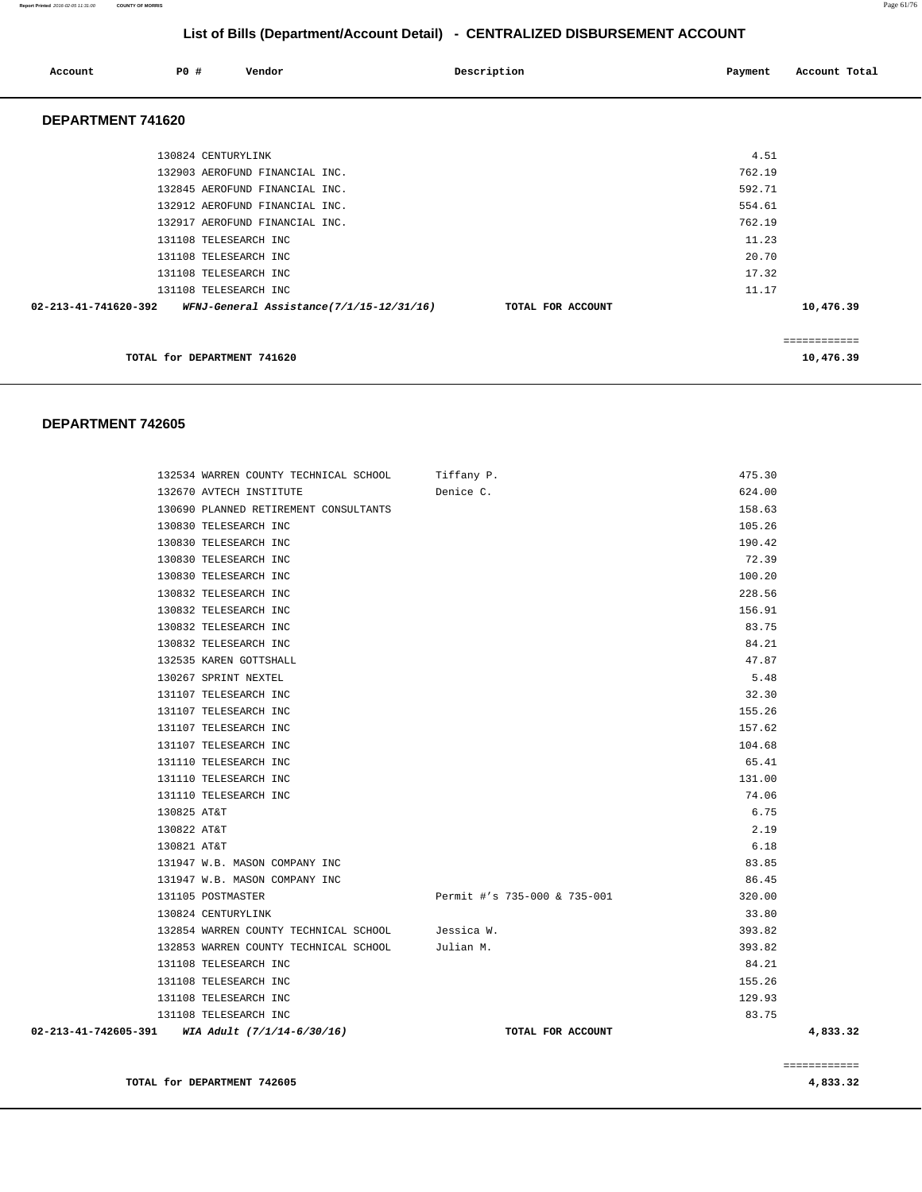## List of Bills (Department/Account Detail) - CENTRALIZED DISBURSEMENT ACCOUNT

| Account | PO # | Vendor | Description | Payment | Account Total |
|---|---|---|---|---|---|

### DEPARTMENT 741620

| Account | PO # | Vendor | Description | Payment | Account Total |
|---|---|---|---|---|---|
| | 130824 | CENTURYLINK | | 4.51 | |
| | 132903 | AEROFUND FINANCIAL INC. | | 762.19 | |
| | 132845 | AEROFUND FINANCIAL INC. | | 592.71 | |
| | 132912 | AEROFUND FINANCIAL INC. | | 554.61 | |
| | 132917 | AEROFUND FINANCIAL INC. | | 762.19 | |
| | 131108 | TELESEARCH INC | | 11.23 | |
| | 131108 | TELESEARCH INC | | 20.70 | |
| | 131108 | TELESEARCH INC | | 17.32 | |
| | 131108 | TELESEARCH INC | | 11.17 | |
| **02-213-41-741620-392** | | *WFNJ-General Assistance(7/1/15-12/31/16)* | TOTAL FOR ACCOUNT | | **10,476.39** |

**TOTAL for DEPARTMENT 741620** ============ **10,476.39**

### DEPARTMENT 742605

| Account | PO # | Vendor | Description | Payment | Account Total |
|---|---|---|---|---|---|
| | 132534 | WARREN COUNTY TECHNICAL SCHOOL | Tiffany P. | 475.30 | |
| | 132670 | AVTECH INSTITUTE | Denice C. | 624.00 | |
| | 130690 | PLANNED RETIREMENT CONSULTANTS | | 158.63 | |
| | 130830 | TELESEARCH INC | | 105.26 | |
| | 130830 | TELESEARCH INC | | 190.42 | |
| | 130830 | TELESEARCH INC | | 72.39 | |
| | 130830 | TELESEARCH INC | | 100.20 | |
| | 130832 | TELESEARCH INC | | 228.56 | |
| | 130832 | TELESEARCH INC | | 156.91 | |
| | 130832 | TELESEARCH INC | | 83.75 | |
| | 130832 | TELESEARCH INC | | 84.21 | |
| | 132535 | KAREN GOTTSHALL | | 47.87 | |
| | 130267 | SPRINT NEXTEL | | 5.48 | |
| | 131107 | TELESEARCH INC | | 32.30 | |
| | 131107 | TELESEARCH INC | | 155.26 | |
| | 131107 | TELESEARCH INC | | 157.62 | |
| | 131107 | TELESEARCH INC | | 104.68 | |
| | 131110 | TELESEARCH INC | | 65.41 | |
| | 131110 | TELESEARCH INC | | 131.00 | |
| | 131110 | TELESEARCH INC | | 74.06 | |
| | 130825 | AT&T | | 6.75 | |
| | 130822 | AT&T | | 2.19 | |
| | 130821 | AT&T | | 6.18 | |
| | 131947 | W.B. MASON COMPANY INC | | 83.85 | |
| | 131947 | W.B. MASON COMPANY INC | | 86.45 | |
| | 131105 | POSTMASTER | Permit #'s 735-000 & 735-001 | 320.00 | |
| | 130824 | CENTURYLINK | | 33.80 | |
| | 132854 | WARREN COUNTY TECHNICAL SCHOOL | Jessica W. | 393.82 | |
| | 132853 | WARREN COUNTY TECHNICAL SCHOOL | Julian M. | 393.82 | |
| | 131108 | TELESEARCH INC | | 84.21 | |
| | 131108 | TELESEARCH INC | | 155.26 | |
| | 131108 | TELESEARCH INC | | 129.93 | |
| | 131108 | TELESEARCH INC | | 83.75 | |
| **02-213-41-742605-391** | | *WIA Adult (7/1/14-6/30/16)* | TOTAL FOR ACCOUNT | | **4,833.32** |

**TOTAL for DEPARTMENT 742605** ============ **4,833.32**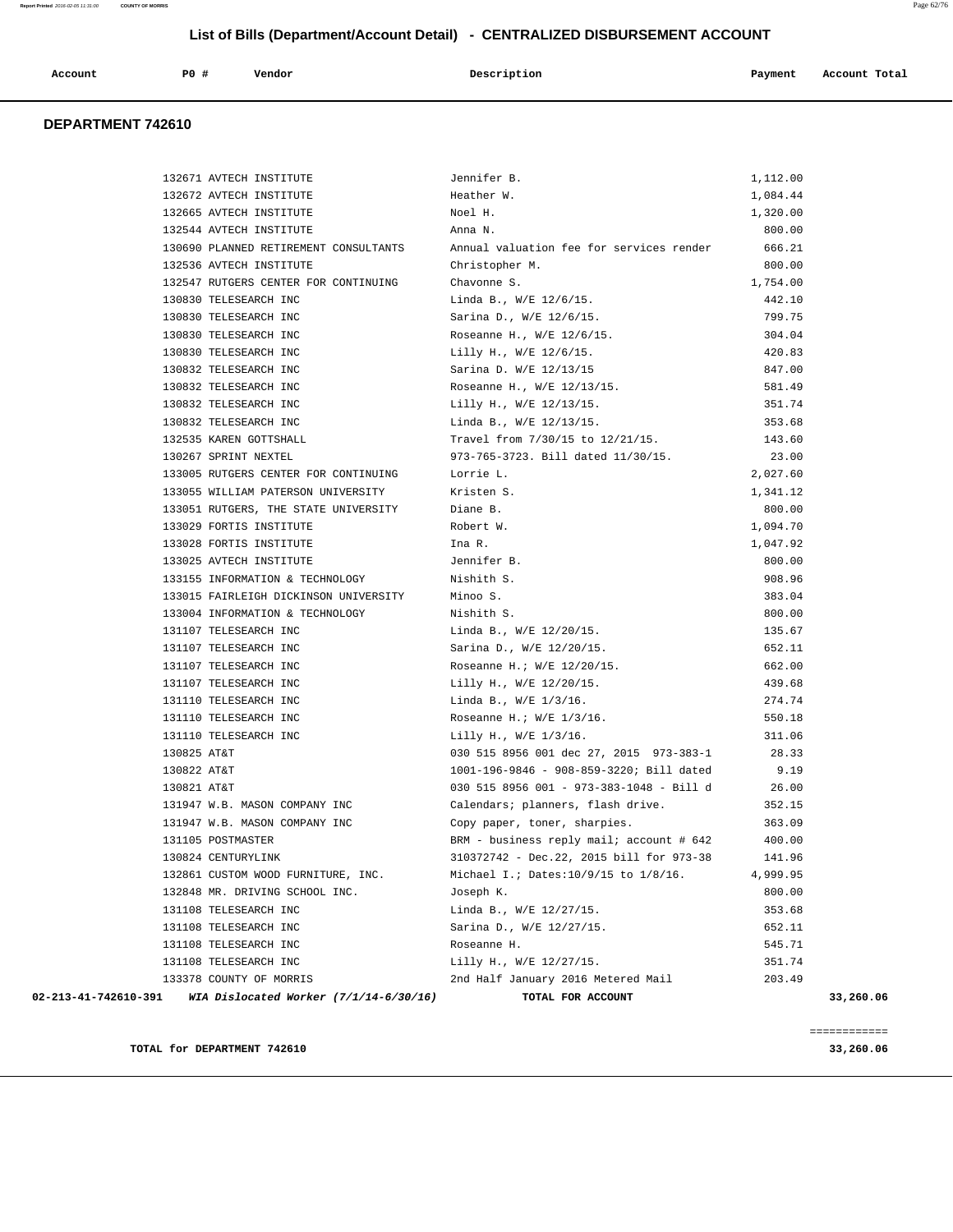## List of Bills (Department/Account Detail) - CENTRALIZED DISBURSEMENT ACCOUNT

| Account | PO # | Vendor | Description | Payment | Account Total |
|---|---|---|---|---|---|

### DEPARTMENT 742610

| Account | PO # | Vendor | Description | Payment | Account Total |
|---|---|---|---|---|---|
| | 132671 | AVTECH INSTITUTE | Jennifer B. | 1,112.00 | |
| | 132672 | AVTECH INSTITUTE | Heather W. | 1,084.44 | |
| | 132665 | AVTECH INSTITUTE | Noel H. | 1,320.00 | |
| | 132544 | AVTECH INSTITUTE | Anna N. | 800.00 | |
| | 130690 | PLANNED RETIREMENT CONSULTANTS | Annual valuation fee for services render | 666.21 | |
| | 132536 | AVTECH INSTITUTE | Christopher M. | 800.00 | |
| | 132547 | RUTGERS CENTER FOR CONTINUING | Chavonne S. | 1,754.00 | |
| | 130830 | TELESEARCH INC | Linda B., W/E 12/6/15. | 442.10 | |
| | 130830 | TELESEARCH INC | Sarina D., W/E 12/6/15. | 799.75 | |
| | 130830 | TELESEARCH INC | Roseanne H., W/E 12/6/15. | 304.04 | |
| | 130830 | TELESEARCH INC | Lilly H., W/E 12/6/15. | 420.83 | |
| | 130832 | TELESEARCH INC | Sarina D. W/E 12/13/15 | 847.00 | |
| | 130832 | TELESEARCH INC | Roseanne H., W/E 12/13/15. | 581.49 | |
| | 130832 | TELESEARCH INC | Lilly H., W/E 12/13/15. | 351.74 | |
| | 130832 | TELESEARCH INC | Linda B., W/E 12/13/15. | 353.68 | |
| | 132535 | KAREN GOTTSHALL | Travel from 7/30/15 to 12/21/15. | 143.60 | |
| | 130267 | SPRINT NEXTEL | 973-765-3723. Bill dated 11/30/15. | 23.00 | |
| | 133005 | RUTGERS CENTER FOR CONTINUING | Lorrie L. | 2,027.60 | |
| | 133055 | WILLIAM PATERSON UNIVERSITY | Kristen S. | 1,341.12 | |
| | 133051 | RUTGERS, THE STATE UNIVERSITY | Diane B. | 800.00 | |
| | 133029 | FORTIS INSTITUTE | Robert W. | 1,094.70 | |
| | 133028 | FORTIS INSTITUTE | Ina R. | 1,047.92 | |
| | 133025 | AVTECH INSTITUTE | Jennifer B. | 800.00 | |
| | 133155 | INFORMATION & TECHNOLOGY | Nishith S. | 908.96 | |
| | 133015 | FAIRLEIGH DICKINSON UNIVERSITY | Minoo S. | 383.04 | |
| | 133004 | INFORMATION & TECHNOLOGY | Nishith S. | 800.00 | |
| | 131107 | TELESEARCH INC | Linda B., W/E 12/20/15. | 135.67 | |
| | 131107 | TELESEARCH INC | Sarina D., W/E 12/20/15. | 652.11 | |
| | 131107 | TELESEARCH INC | Roseanne H.; W/E 12/20/15. | 662.00 | |
| | 131107 | TELESEARCH INC | Lilly H., W/E 12/20/15. | 439.68 | |
| | 131110 | TELESEARCH INC | Linda B., W/E 1/3/16. | 274.74 | |
| | 131110 | TELESEARCH INC | Roseanne H.; W/E 1/3/16. | 550.18 | |
| | 131110 | TELESEARCH INC | Lilly H., W/E 1/3/16. | 311.06 | |
| | 130825 | AT&T | 030 515 8956 001 dec 27, 2015 973-383-1 | 28.33 | |
| | 130822 | AT&T | 1001-196-9846 - 908-859-3220; Bill dated | 9.19 | |
| | 130821 | AT&T | 030 515 8956 001 - 973-383-1048 - Bill d | 26.00 | |
| | 131947 | W.B. MASON COMPANY INC | Calendars; planners, flash drive. | 352.15 | |
| | 131947 | W.B. MASON COMPANY INC | Copy paper, toner, sharpies. | 363.09 | |
| | 131105 | POSTMASTER | BRM - business reply mail; account # 642 | 400.00 | |
| | 130824 | CENTURYLINK | 310372742 - Dec.22, 2015 bill for 973-38 | 141.96 | |
| | 132861 | CUSTOM WOOD FURNITURE, INC. | Michael I.; Dates:10/9/15 to 1/8/16. | 4,999.95 | |
| | 132848 | MR. DRIVING SCHOOL INC. | Joseph K. | 800.00 | |
| | 131108 | TELESEARCH INC | Linda B., W/E 12/27/15. | 353.68 | |
| | 131108 | TELESEARCH INC | Sarina D., W/E 12/27/15. | 652.11 | |
| | 131108 | TELESEARCH INC | Roseanne H. | 545.71 | |
| | 131108 | TELESEARCH INC | Lilly H., W/E 12/27/15. | 351.74 | |
| | 133378 | COUNTY OF MORRIS | 2nd Half January 2016 Metered Mail | 203.49 | |
| **02-213-41-742610-391** | | ***WIA Dislocated Worker (7/1/14-6/30/16)*** | **TOTAL FOR ACCOUNT** | | **33,260.06** |

============

**TOTAL for DEPARTMENT 742610** **33,260.06**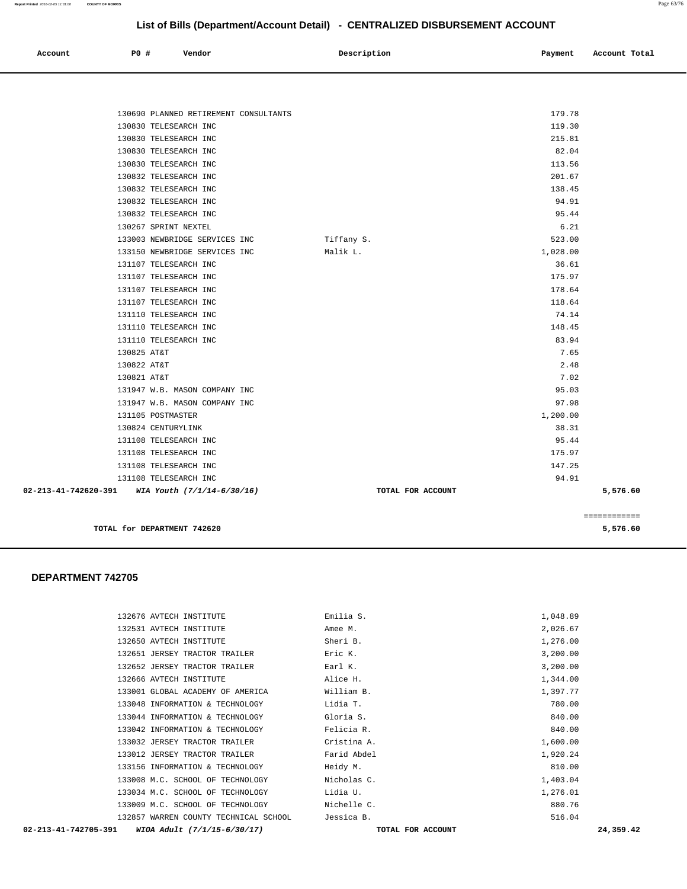## List of Bills (Department/Account Detail) - CENTRALIZED DISBURSEMENT ACCOUNT

| Account | PO # | Vendor | Description | Payment | Account Total |
|---|---|---|---|---|---|
| | 130690 | PLANNED RETIREMENT CONSULTANTS | | 179.78 | |
| | 130830 | TELESEARCH INC | | 119.30 | |
| | 130830 | TELESEARCH INC | | 215.81 | |
| | 130830 | TELESEARCH INC | | 82.04 | |
| | 130830 | TELESEARCH INC | | 113.56 | |
| | 130832 | TELESEARCH INC | | 201.67 | |
| | 130832 | TELESEARCH INC | | 138.45 | |
| | 130832 | TELESEARCH INC | | 94.91 | |
| | 130832 | TELESEARCH INC | | 95.44 | |
| | 130267 | SPRINT NEXTEL | | 6.21 | |
| | 133003 | NEWBRIDGE SERVICES INC | Tiffany S. | 523.00 | |
| | 133150 | NEWBRIDGE SERVICES INC | Malik L. | 1,028.00 | |
| | 131107 | TELESEARCH INC | | 36.61 | |
| | 131107 | TELESEARCH INC | | 175.97 | |
| | 131107 | TELESEARCH INC | | 178.64 | |
| | 131107 | TELESEARCH INC | | 118.64 | |
| | 131110 | TELESEARCH INC | | 74.14 | |
| | 131110 | TELESEARCH INC | | 148.45 | |
| | 131110 | TELESEARCH INC | | 83.94 | |
| | 130825 | AT&T | | 7.65 | |
| | 130822 | AT&T | | 2.48 | |
| | 130821 | AT&T | | 7.02 | |
| | 131947 | W.B. MASON COMPANY INC | | 95.03 | |
| | 131947 | W.B. MASON COMPANY INC | | 97.98 | |
| | 131105 | POSTMASTER | | 1,200.00 | |
| | 130824 | CENTURYLINK | | 38.31 | |
| | 131108 | TELESEARCH INC | | 95.44 | |
| | 131108 | TELESEARCH INC | | 175.97 | |
| | 131108 | TELESEARCH INC | | 147.25 | |
| | 131108 | TELESEARCH INC | | 94.91 | |
| **02-213-41-742620-391** | | ***WIA Youth (7/1/14-6/30/16)*** | **TOTAL FOR ACCOUNT** | | **5,576.60** |

============

**TOTAL for DEPARTMENT 742620** **5,576.60**

### DEPARTMENT 742705

| Account | PO # | Vendor | Description | Payment | Account Total |
|---|---|---|---|---|---|
| | 132676 | AVTECH INSTITUTE | Emilia S. | 1,048.89 | |
| | 132531 | AVTECH INSTITUTE | Amee M. | 2,026.67 | |
| | 132650 | AVTECH INSTITUTE | Sheri B. | 1,276.00 | |
| | 132651 | JERSEY TRACTOR TRAILER | Eric K. | 3,200.00 | |
| | 132652 | JERSEY TRACTOR TRAILER | Earl K. | 3,200.00 | |
| | 132666 | AVTECH INSTITUTE | Alice H. | 1,344.00 | |
| | 133001 | GLOBAL ACADEMY OF AMERICA | William B. | 1,397.77 | |
| | 133048 | INFORMATION & TECHNOLOGY | Lidia T. | 780.00 | |
| | 133044 | INFORMATION & TECHNOLOGY | Gloria S. | 840.00 | |
| | 133042 | INFORMATION & TECHNOLOGY | Felicia R. | 840.00 | |
| | 133032 | JERSEY TRACTOR TRAILER | Cristina A. | 1,600.00 | |
| | 133012 | JERSEY TRACTOR TRAILER | Farid Abdel | 1,920.24 | |
| | 133156 | INFORMATION & TECHNOLOGY | Heidy M. | 810.00 | |
| | 133008 | M.C. SCHOOL OF TECHNOLOGY | Nicholas C. | 1,403.04 | |
| | 133034 | M.C. SCHOOL OF TECHNOLOGY | Lidia U. | 1,276.01 | |
| | 133009 | M.C. SCHOOL OF TECHNOLOGY | Nichelle C. | 880.76 | |
| | 132857 | WARREN COUNTY TECHNICAL SCHOOL | Jessica B. | 516.04 | |
| **02-213-41-742705-391** | | ***WIOA Adult (7/1/15-6/30/17)*** | **TOTAL FOR ACCOUNT** | | **24,359.42** |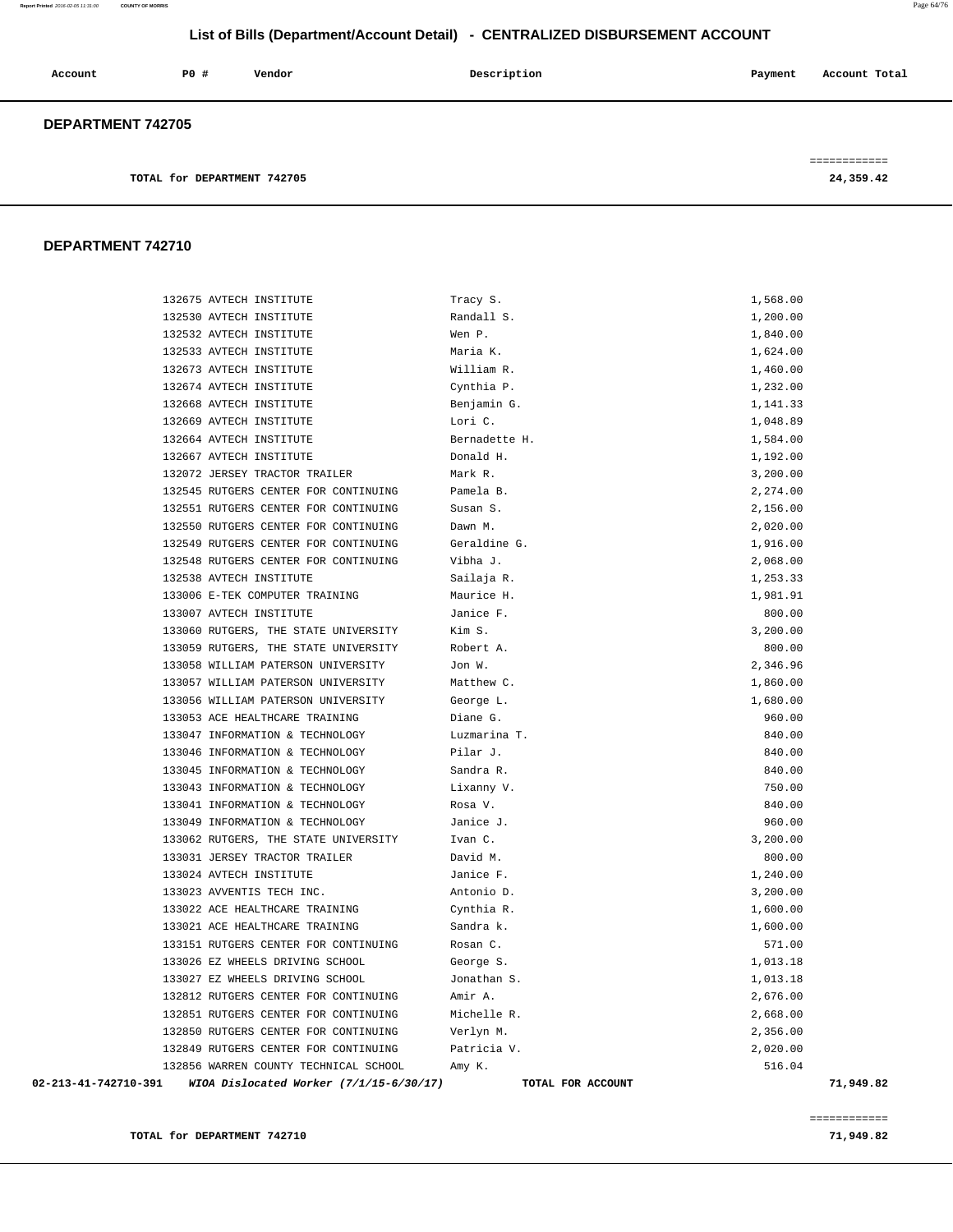# List of Bills (Department/Account Detail) - CENTRALIZED DISBURSEMENT ACCOUNT

| Account | PO # | Vendor | Description | Payment | Account Total |
|---|---|---|---|---|---|

**DEPARTMENT 742705**

| | |
|---|---|
| TOTAL for DEPARTMENT 742705 | 24,359.42 |

**DEPARTMENT 742710**

| Account | PO # | Vendor | Description | Payment | Account Total |
|---|---|---|---|---|---|
| | 132675 | AVTECH INSTITUTE | Tracy S. | 1,568.00 | |
| | 132530 | AVTECH INSTITUTE | Randall S. | 1,200.00 | |
| | 132532 | AVTECH INSTITUTE | Wen P. | 1,840.00 | |
| | 132533 | AVTECH INSTITUTE | Maria K. | 1,624.00 | |
| | 132673 | AVTECH INSTITUTE | William R. | 1,460.00 | |
| | 132674 | AVTECH INSTITUTE | Cynthia P. | 1,232.00 | |
| | 132668 | AVTECH INSTITUTE | Benjamin G. | 1,141.33 | |
| | 132669 | AVTECH INSTITUTE | Lori C. | 1,048.89 | |
| | 132664 | AVTECH INSTITUTE | Bernadette H. | 1,584.00 | |
| | 132667 | AVTECH INSTITUTE | Donald H. | 1,192.00 | |
| | 132072 | JERSEY TRACTOR TRAILER | Mark R. | 3,200.00 | |
| | 132545 | RUTGERS CENTER FOR CONTINUING | Pamela B. | 2,274.00 | |
| | 132551 | RUTGERS CENTER FOR CONTINUING | Susan S. | 2,156.00 | |
| | 132550 | RUTGERS CENTER FOR CONTINUING | Dawn M. | 2,020.00 | |
| | 132549 | RUTGERS CENTER FOR CONTINUING | Geraldine G. | 1,916.00 | |
| | 132548 | RUTGERS CENTER FOR CONTINUING | Vibha J. | 2,068.00 | |
| | 132538 | AVTECH INSTITUTE | Sailaja R. | 1,253.33 | |
| | 133006 | E-TEK COMPUTER TRAINING | Maurice H. | 1,981.91 | |
| | 133007 | AVTECH INSTITUTE | Janice F. | 800.00 | |
| | 133060 | RUTGERS, THE STATE UNIVERSITY | Kim S. | 3,200.00 | |
| | 133059 | RUTGERS, THE STATE UNIVERSITY | Robert A. | 800.00 | |
| | 133058 | WILLIAM PATERSON UNIVERSITY | Jon W. | 2,346.96 | |
| | 133057 | WILLIAM PATERSON UNIVERSITY | Matthew C. | 1,860.00 | |
| | 133056 | WILLIAM PATERSON UNIVERSITY | George L. | 1,680.00 | |
| | 133053 | ACE HEALTHCARE TRAINING | Diane G. | 960.00 | |
| | 133047 | INFORMATION & TECHNOLOGY | Luzmarina T. | 840.00 | |
| | 133046 | INFORMATION & TECHNOLOGY | Pilar J. | 840.00 | |
| | 133045 | INFORMATION & TECHNOLOGY | Sandra R. | 840.00 | |
| | 133043 | INFORMATION & TECHNOLOGY | Lixanny V. | 750.00 | |
| | 133041 | INFORMATION & TECHNOLOGY | Rosa V. | 840.00 | |
| | 133049 | INFORMATION & TECHNOLOGY | Janice J. | 960.00 | |
| | 133062 | RUTGERS, THE STATE UNIVERSITY | Ivan C. | 3,200.00 | |
| | 133031 | JERSEY TRACTOR TRAILER | David M. | 800.00 | |
| | 133024 | AVTECH INSTITUTE | Janice F. | 1,240.00 | |
| | 133023 | AVVENTIS TECH INC. | Antonio D. | 3,200.00 | |
| | 133022 | ACE HEALTHCARE TRAINING | Cynthia R. | 1,600.00 | |
| | 133021 | ACE HEALTHCARE TRAINING | Sandra k. | 1,600.00 | |
| | 133151 | RUTGERS CENTER FOR CONTINUING | Rosan C. | 571.00 | |
| | 133026 | EZ WHEELS DRIVING SCHOOL | George S. | 1,013.18 | |
| | 133027 | EZ WHEELS DRIVING SCHOOL | Jonathan S. | 1,013.18 | |
| | 132812 | RUTGERS CENTER FOR CONTINUING | Amir A. | 2,676.00 | |
| | 132851 | RUTGERS CENTER FOR CONTINUING | Michelle R. | 2,668.00 | |
| | 132850 | RUTGERS CENTER FOR CONTINUING | Verlyn M. | 2,356.00 | |
| | 132849 | RUTGERS CENTER FOR CONTINUING | Patricia V. | 2,020.00 | |
| | 132856 | WARREN COUNTY TECHNICAL SCHOOL | Amy K. | 516.04 | |
| **02-213-41-742710-391** | | ***WIOA Dislocated Worker (7/1/15-6/30/17)*** | **TOTAL FOR ACCOUNT** | | **71,949.82** |

| | |
|---|---|
| TOTAL for DEPARTMENT 742710 | 71,949.82 |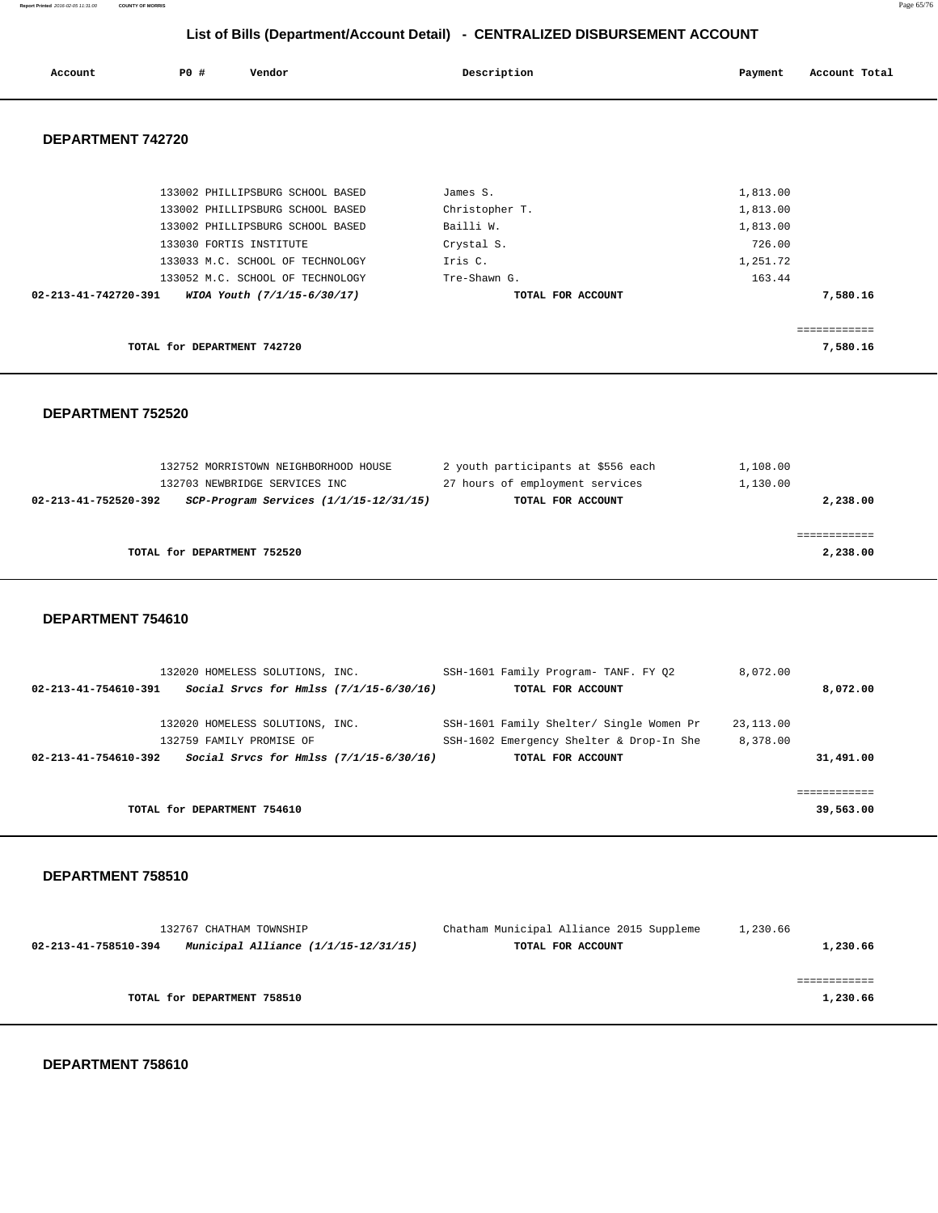## List of Bills (Department/Account Detail) - CENTRALIZED DISBURSEMENT ACCOUNT

| Account | PO # | Vendor | Description | Payment | Account Total |
|---|---|---|---|---|---|

### DEPARTMENT 742720

| Account | PO # | Vendor | Description | Payment | Account Total |
|---|---|---|---|---|---|
| | 133002 | PHILLIPSBURG SCHOOL BASED | James S. | 1,813.00 | |
| | 133002 | PHILLIPSBURG SCHOOL BASED | Christopher T. | 1,813.00 | |
| | 133002 | PHILLIPSBURG SCHOOL BASED | Bailli W. | 1,813.00 | |
| | 133030 | FORTIS INSTITUTE | Crystal S. | 726.00 | |
| | 133033 | M.C. SCHOOL OF TECHNOLOGY | Iris C. | 1,251.72 | |
| | 133052 | M.C. SCHOOL OF TECHNOLOGY | Tre-Shawn G. | 163.44 | |
| **02-213-41-742720-391** | | ***WIOA Youth (7/1/15-6/30/17)*** | **TOTAL FOR ACCOUNT** | | **7,580.16** |

**TOTAL for DEPARTMENT 742720** ============ **7,580.16**

### DEPARTMENT 752520

| Account | PO # | Vendor | Description | Payment | Account Total |
|---|---|---|---|---|---|
| | 132752 | MORRISTOWN NEIGHBORHOOD HOUSE | 2 youth participants at $556 each | 1,108.00 | |
| | 132703 | NEWBRIDGE SERVICES INC | 27 hours of employment services | 1,130.00 | |
| **02-213-41-752520-392** | | ***SCP-Program Services (1/1/15-12/31/15)*** | **TOTAL FOR ACCOUNT** | | **2,238.00** |

**TOTAL for DEPARTMENT 752520** ============ **2,238.00**

### DEPARTMENT 754610

| Account | PO # | Vendor | Description | Payment | Account Total |
|---|---|---|---|---|---|
| | 132020 | HOMELESS SOLUTIONS, INC. | SSH-1601 Family Program- TANF. FY Q2 | 8,072.00 | |
| **02-213-41-754610-391** | | ***Social Srvcs for Hmlss (7/1/15-6/30/16)*** | **TOTAL FOR ACCOUNT** | | **8,072.00** |
| | 132020 | HOMELESS SOLUTIONS, INC. | SSH-1601 Family Shelter/ Single Women Pr | 23,113.00 | |
| | 132759 | FAMILY PROMISE OF | SSH-1602 Emergency Shelter & Drop-In She | 8,378.00 | |
| **02-213-41-754610-392** | | ***Social Srvcs for Hmlss (7/1/15-6/30/16)*** | **TOTAL FOR ACCOUNT** | | **31,491.00** |

**TOTAL for DEPARTMENT 754610** ============ **39,563.00**

### DEPARTMENT 758510

| Account | PO # | Vendor | Description | Payment | Account Total |
|---|---|---|---|---|---|
| | 132767 | CHATHAM TOWNSHIP | Chatham Municipal Alliance 2015 Suppleme | 1,230.66 | |
| **02-213-41-758510-394** | | ***Municipal Alliance (1/1/15-12/31/15)*** | **TOTAL FOR ACCOUNT** | | **1,230.66** |

**TOTAL for DEPARTMENT 758510** ============ **1,230.66**

### DEPARTMENT 758610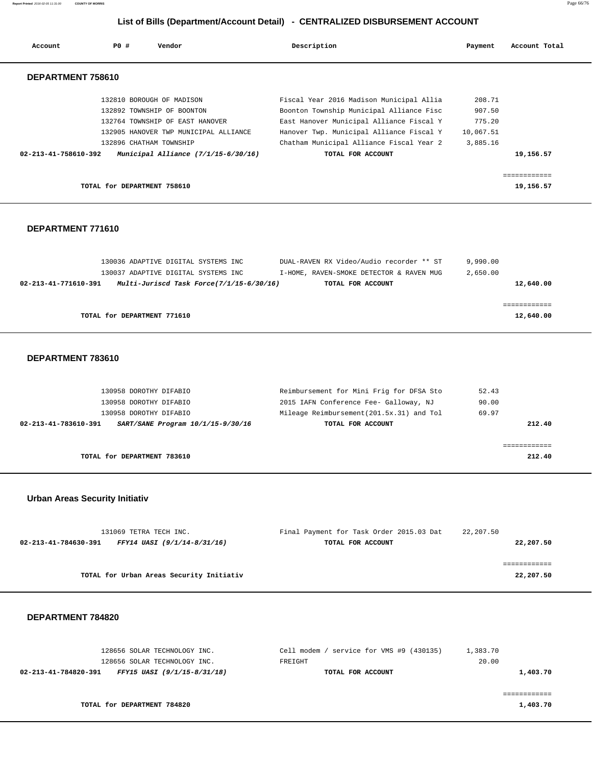## List of Bills (Department/Account Detail) - CENTRALIZED DISBURSEMENT ACCOUNT

| Account | PO # | Vendor | Description | Payment | Account Total |
|---|---|---|---|---|---|

### DEPARTMENT 758610

| Account | PO # | Vendor | Description | Payment | Account Total |
|---|---|---|---|---|---|
| | 132810 | BOROUGH OF MADISON | Fiscal Year 2016 Madison Municipal Allia | 208.71 | |
| | 132892 | TOWNSHIP OF BOONTON | Boonton Township Municipal Alliance Fisc | 907.50 | |
| | 132764 | TOWNSHIP OF EAST HANOVER | East Hanover Municipal Alliance Fiscal Y | 775.20 | |
| | 132905 | HANOVER TWP MUNICIPAL ALLIANCE | Hanover Twp. Municipal Alliance Fiscal Y | 10,067.51 | |
| | 132896 | CHATHAM TOWNSHIP | Chatham Municipal Alliance Fiscal Year 2 | 3,885.16 | |
| **02-213-41-758610-392** | | ***Municipal Alliance (7/1/15-6/30/16)*** | **TOTAL FOR ACCOUNT** | | **19,156.57** |

**TOTAL for DEPARTMENT 758610** — **19,156.57**

### DEPARTMENT 771610

| Account | PO # | Vendor | Description | Payment | Account Total |
|---|---|---|---|---|---|
| | 130036 | ADAPTIVE DIGITAL SYSTEMS INC | DUAL-RAVEN RX Video/Audio recorder ** ST | 9,990.00 | |
| | 130037 | ADAPTIVE DIGITAL SYSTEMS INC | I-HOME, RAVEN-SMOKE DETECTOR & RAVEN MUG | 2,650.00 | |
| **02-213-41-771610-391** | | ***Multi-Juriscd Task Force(7/1/15-6/30/16)*** | **TOTAL FOR ACCOUNT** | | **12,640.00** |

**TOTAL for DEPARTMENT 771610** — **12,640.00**

### DEPARTMENT 783610

| Account | PO # | Vendor | Description | Payment | Account Total |
|---|---|---|---|---|---|
| | 130958 | DOROTHY DIFABIO | Reimbursement for Mini Frig for DFSA Sto | 52.43 | |
| | 130958 | DOROTHY DIFABIO | 2015 IAFN Conference Fee- Galloway, NJ | 90.00 | |
| | 130958 | DOROTHY DIFABIO | Mileage Reimbursement(201.5x.31) and Tol | 69.97 | |
| **02-213-41-783610-391** | | ***SART/SANE Program 10/1/15-9/30/16*** | **TOTAL FOR ACCOUNT** | | **212.40** |

**TOTAL for DEPARTMENT 783610** — **212.40**

### Urban Areas Security Initiativ

| Account | PO # | Vendor | Description | Payment | Account Total |
|---|---|---|---|---|---|
| | 131069 | TETRA TECH INC. | Final Payment for Task Order 2015.03 Dat | 22,207.50 | |
| **02-213-41-784630-391** | | ***FFY14 UASI (9/1/14-8/31/16)*** | **TOTAL FOR ACCOUNT** | | **22,207.50** |

**TOTAL for Urban Areas Security Initiativ** — **22,207.50**

### DEPARTMENT 784820

| Account | PO # | Vendor | Description | Payment | Account Total |
|---|---|---|---|---|---|
| | 128656 | SOLAR TECHNOLOGY INC. | Cell modem / service for VMS #9 (430135) | 1,383.70 | |
| | 128656 | SOLAR TECHNOLOGY INC. | FREIGHT | 20.00 | |
| **02-213-41-784820-391** | | ***FFY15 UASI (9/1/15-8/31/18)*** | **TOTAL FOR ACCOUNT** | | **1,403.70** |

**TOTAL for DEPARTMENT 784820** — **1,403.70**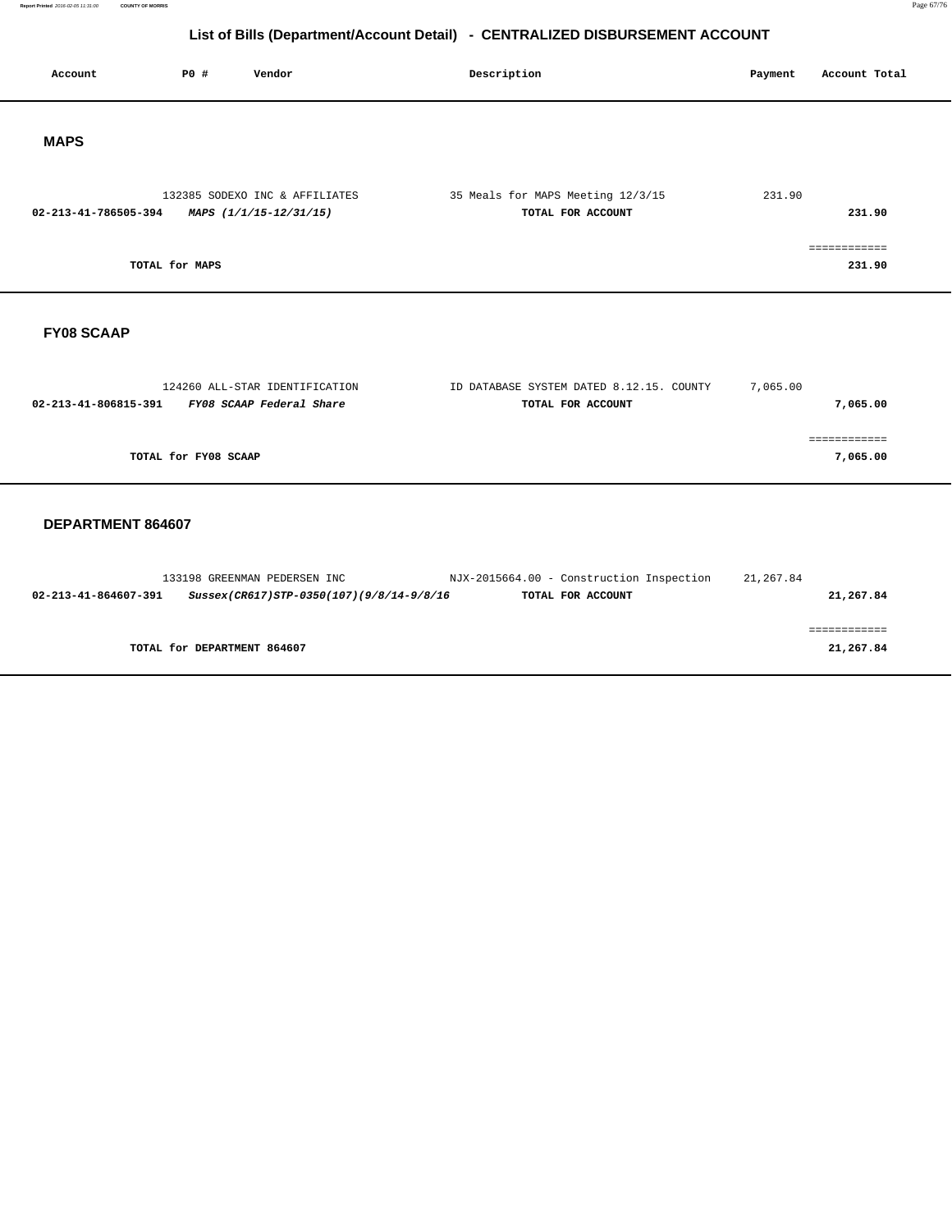# List of Bills (Department/Account Detail) - CENTRALIZED DISBURSEMENT ACCOUNT

| Account | PO # | Vendor | Description | Payment | Account Total |
|---|---|---|---|---|---|

## MAPS

| Account | PO # | Vendor | Description | Payment | Account Total |
|---|---|---|---|---|---|
| | 132385 | SODEXO INC & AFFILIATES | 35 Meals for MAPS Meeting 12/3/15 | 231.90 | |
| **02-213-41-786505-394** | ***MAPS (1/1/15-12/31/15)*** | | **TOTAL FOR ACCOUNT** | | **231.90** |
| | | | | | ============ |
| **TOTAL for MAPS** | | | | | **231.90** |

## FY08 SCAAP

| Account | PO # | Vendor | Description | Payment | Account Total |
|---|---|---|---|---|---|
| | 124260 | ALL-STAR IDENTIFICATION | ID DATABASE SYSTEM DATED 8.12.15. COUNTY | 7,065.00 | |
| **02-213-41-806815-391** | ***FY08 SCAAP Federal Share*** | | **TOTAL FOR ACCOUNT** | | **7,065.00** |
| | | | | | ============ |
| **TOTAL for FY08 SCAAP** | | | | | **7,065.00** |

## DEPARTMENT 864607

| Account | PO # | Vendor | Description | Payment | Account Total |
|---|---|---|---|---|---|
| | 133198 | GREENMAN PEDERSEN INC | NJX-2015664.00 - Construction Inspection | 21,267.84 | |
| **02-213-41-864607-391** | ***Sussex(CR617)STP-0350(107)(9/8/14-9/8/16*** | | **TOTAL FOR ACCOUNT** | | **21,267.84** |
| | | | | | ============ |
| **TOTAL for DEPARTMENT 864607** | | | | | **21,267.84** |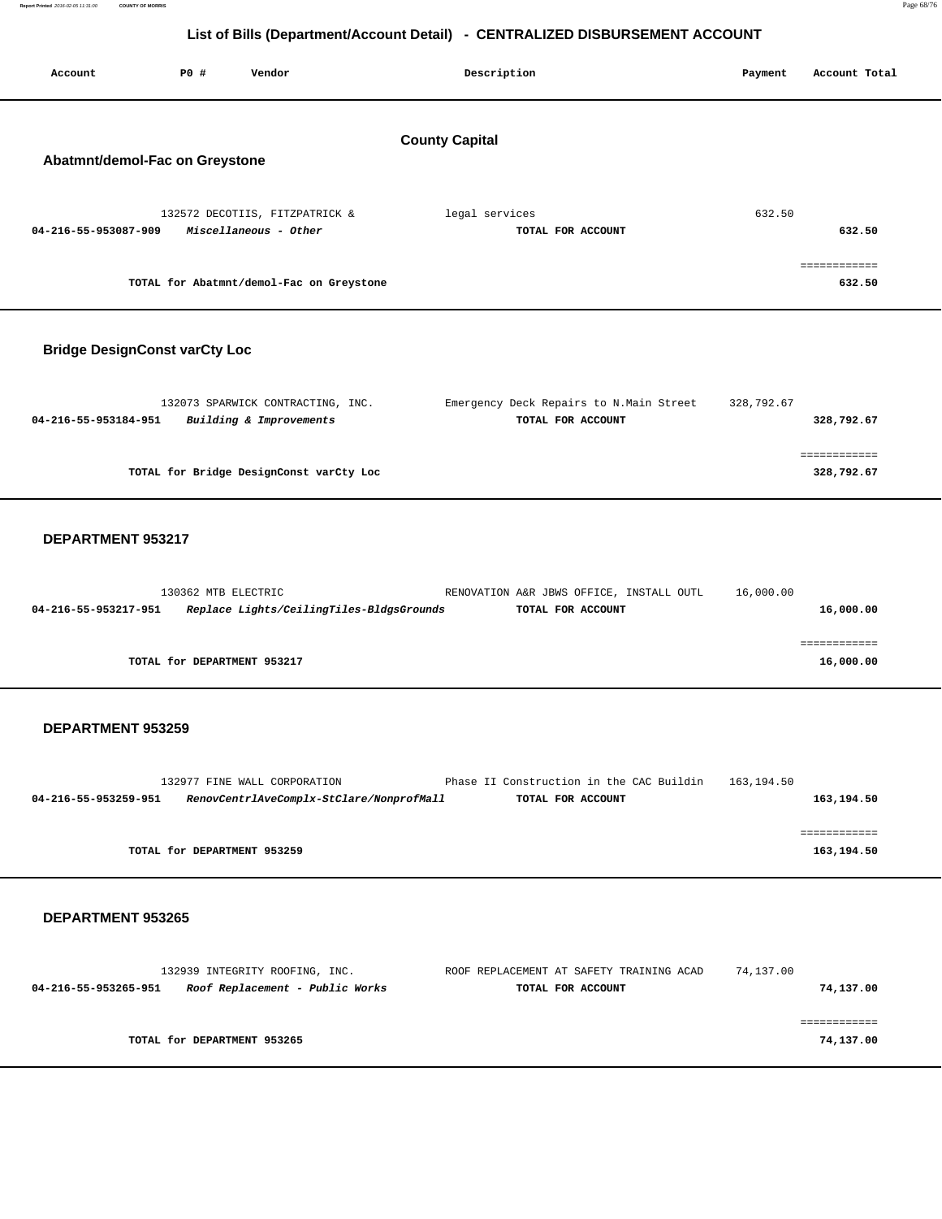# List of Bills (Department/Account Detail) - CENTRALIZED DISBURSEMENT ACCOUNT

| Account | PO # | Vendor | Description | Payment | Account Total |
|---|---|---|---|---|---|

## County Capital

### Abatmnt/demol-Fac on Greystone

| Account | PO # | Vendor | Description | Payment | Account Total |
|---|---|---|---|---|---|
| | 132572 | DECOTIIS, FITZPATRICK & | legal services | 632.50 | |
| 04-216-55-953087-909 | | *Miscellaneous - Other* | TOTAL FOR ACCOUNT | | 632.50 |

**TOTAL for Abatmnt/demol-Fac on Greystone** 632.50

### Bridge DesignConst varCty Loc

| Account | PO # | Vendor | Description | Payment | Account Total |
|---|---|---|---|---|---|
| | 132073 | SPARWICK CONTRACTING, INC. | Emergency Deck Repairs to N.Main Street | 328,792.67 | |
| 04-216-55-953184-951 | | *Building & Improvements* | TOTAL FOR ACCOUNT | | 328,792.67 |

**TOTAL for Bridge DesignConst varCty Loc** 328,792.67

### DEPARTMENT 953217

| Account | PO # | Vendor | Description | Payment | Account Total |
|---|---|---|---|---|---|
| | 130362 | MTB ELECTRIC | RENOVATION A&R JBWS OFFICE, INSTALL OUTL | 16,000.00 | |
| 04-216-55-953217-951 | | *Replace Lights/CeilingTiles-BldgsGrounds* | TOTAL FOR ACCOUNT | | 16,000.00 |

**TOTAL for DEPARTMENT 953217** 16,000.00

### DEPARTMENT 953259

| Account | PO # | Vendor | Description | Payment | Account Total |
|---|---|---|---|---|---|
| | 132977 | FINE WALL CORPORATION | Phase II Construction in the CAC Buildin | 163,194.50 | |
| 04-216-55-953259-951 | | *RenovCentrlAveComplx-StClare/NonprofMall* | TOTAL FOR ACCOUNT | | 163,194.50 |

**TOTAL for DEPARTMENT 953259** 163,194.50

### DEPARTMENT 953265

| Account | PO # | Vendor | Description | Payment | Account Total |
|---|---|---|---|---|---|
| | 132939 | INTEGRITY ROOFING, INC. | ROOF REPLACEMENT AT SAFETY TRAINING ACAD | 74,137.00 | |
| 04-216-55-953265-951 | | *Roof Replacement - Public Works* | TOTAL FOR ACCOUNT | | 74,137.00 |

**TOTAL for DEPARTMENT 953265** 74,137.00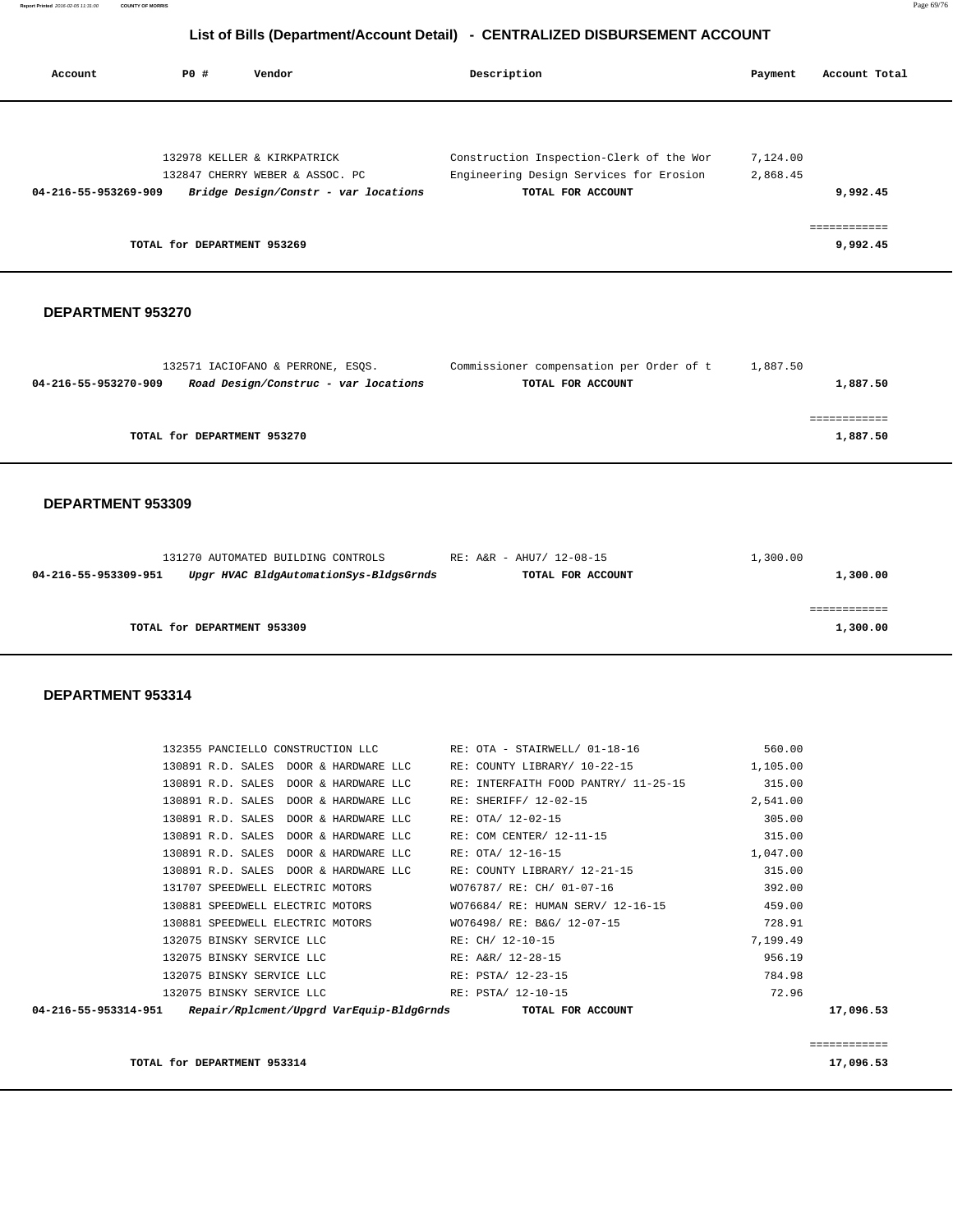## List of Bills (Department/Account Detail) - CENTRALIZED DISBURSEMENT ACCOUNT

| Account | PO # | Vendor | Description | Payment | Account Total |
|---|---|---|---|---|---|
| | 132978 | KELLER & KIRKPATRICK | Construction Inspection-Clerk of the Wor | 7,124.00 | |
| | 132847 | CHERRY WEBER & ASSOC. PC | Engineering Design Services for Erosion | 2,868.45 | |
| **04-216-55-953269-909** | | ***Bridge Design/Constr - var locations*** | **TOTAL FOR ACCOUNT** | | **9,992.45** |
| | | | | | ============ |
| | **TOTAL for DEPARTMENT 953269** | | | | **9,992.45** |

### DEPARTMENT 953270

| Account | PO # | Vendor | Description | Payment | Account Total |
|---|---|---|---|---|---|
| | 132571 | IACIOFANO & PERRONE, ESQS. | Commissioner compensation per Order of t | 1,887.50 | |
| **04-216-55-953270-909** | | ***Road Design/Construc - var locations*** | **TOTAL FOR ACCOUNT** | | **1,887.50** |
| | | | | | ============ |
| | **TOTAL for DEPARTMENT 953270** | | | | **1,887.50** |

### DEPARTMENT 953309

| Account | PO # | Vendor | Description | Payment | Account Total |
|---|---|---|---|---|---|
| | 131270 | AUTOMATED BUILDING CONTROLS | RE: A&R - AHU7/ 12-08-15 | 1,300.00 | |
| **04-216-55-953309-951** | | ***Upgr HVAC BldgAutomationSys-BldgsGrnds*** | **TOTAL FOR ACCOUNT** | | **1,300.00** |
| | | | | | ============ |
| | **TOTAL for DEPARTMENT 953309** | | | | **1,300.00** |

### DEPARTMENT 953314

| Account | PO # | Vendor | Description | Payment | Account Total |
|---|---|---|---|---|---|
| | 132355 | PANCIELLO CONSTRUCTION LLC | RE: OTA - STAIRWELL/ 01-18-16 | 560.00 | |
| | 130891 | R.D. SALES DOOR & HARDWARE LLC | RE: COUNTY LIBRARY/ 10-22-15 | 1,105.00 | |
| | 130891 | R.D. SALES DOOR & HARDWARE LLC | RE: INTERFAITH FOOD PANTRY/ 11-25-15 | 315.00 | |
| | 130891 | R.D. SALES DOOR & HARDWARE LLC | RE: SHERIFF/ 12-02-15 | 2,541.00 | |
| | 130891 | R.D. SALES DOOR & HARDWARE LLC | RE: OTA/ 12-02-15 | 305.00 | |
| | 130891 | R.D. SALES DOOR & HARDWARE LLC | RE: COM CENTER/ 12-11-15 | 315.00 | |
| | 130891 | R.D. SALES DOOR & HARDWARE LLC | RE: OTA/ 12-16-15 | 1,047.00 | |
| | 130891 | R.D. SALES DOOR & HARDWARE LLC | RE: COUNTY LIBRARY/ 12-21-15 | 315.00 | |
| | 131707 | SPEEDWELL ELECTRIC MOTORS | WO76787/ RE: CH/ 01-07-16 | 392.00 | |
| | 130881 | SPEEDWELL ELECTRIC MOTORS | WO76684/ RE: HUMAN SERV/ 12-16-15 | 459.00 | |
| | 130881 | SPEEDWELL ELECTRIC MOTORS | WO76498/ RE: B&G/ 12-07-15 | 728.91 | |
| | 132075 | BINSKY SERVICE LLC | RE: CH/ 12-10-15 | 7,199.49 | |
| | 132075 | BINSKY SERVICE LLC | RE: A&R/ 12-28-15 | 956.19 | |
| | 132075 | BINSKY SERVICE LLC | RE: PSTA/ 12-23-15 | 784.98 | |
| | 132075 | BINSKY SERVICE LLC | RE: PSTA/ 12-10-15 | 72.96 | |
| **04-216-55-953314-951** | | ***Repair/Rplcment/Upgrd VarEquip-BldgGrnds*** | **TOTAL FOR ACCOUNT** | | **17,096.53** |
| | | | | | ============ |
| | **TOTAL for DEPARTMENT 953314** | | | | **17,096.53** |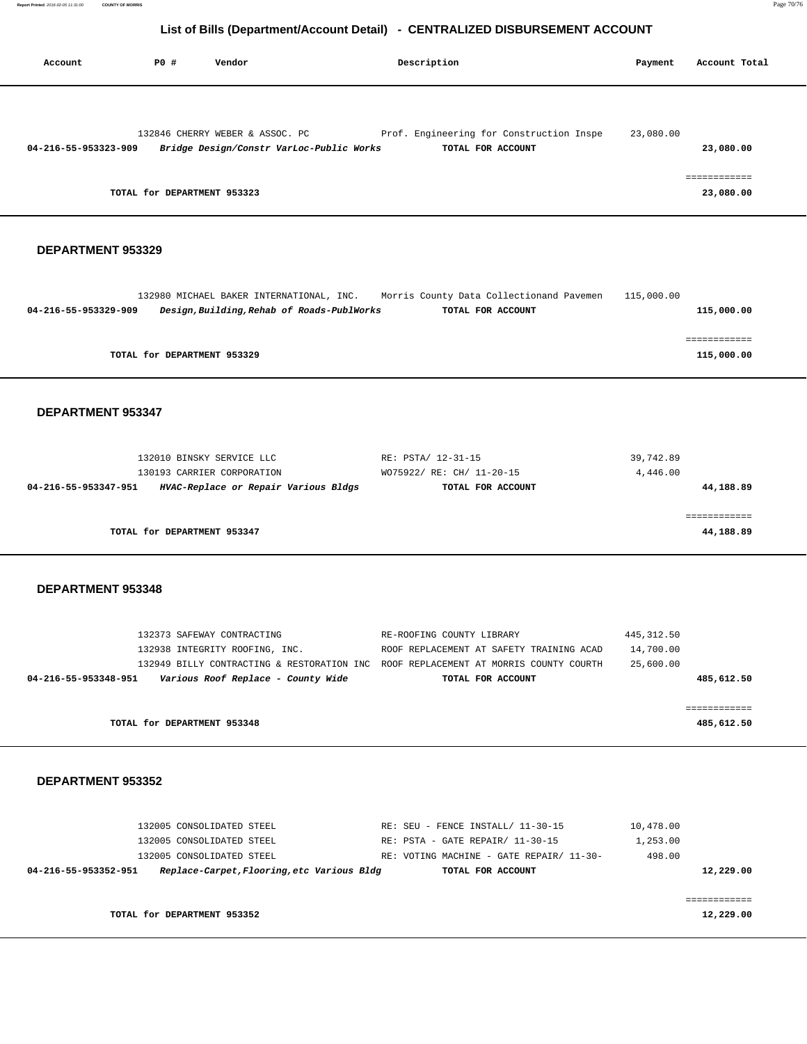## List of Bills (Department/Account Detail) - CENTRALIZED DISBURSEMENT ACCOUNT

| Account | PO # | Vendor | Description | Payment | Account Total |
|---|---|---|---|---|---|
| | 132846 | CHERRY WEBER & ASSOC. PC | Prof. Engineering for Construction Inspe | 23,080.00 | |
| 04-216-55-953323-909 | | *Bridge Design/Constr VarLoc-Public Works* | TOTAL FOR ACCOUNT | | 23,080.00 |
| | | | | | ============ |
| | TOTAL for DEPARTMENT 953323 | | | | 23,080.00 |

### DEPARTMENT 953329

| Account | PO # | Vendor | Description | Payment | Account Total |
|---|---|---|---|---|---|
| | 132980 | MICHAEL BAKER INTERNATIONAL, INC. | Morris County Data Collectionand Pavemen | 115,000.00 | |
| 04-216-55-953329-909 | | *Design,Building,Rehab of Roads-PublWorks* | TOTAL FOR ACCOUNT | | 115,000.00 |
| | | | | | ============ |
| | TOTAL for DEPARTMENT 953329 | | | | 115,000.00 |

### DEPARTMENT 953347

| Account | PO # | Vendor | Description | Payment | Account Total |
|---|---|---|---|---|---|
| | 132010 | BINSKY SERVICE LLC | RE: PSTA/ 12-31-15 | 39,742.89 | |
| | 130193 | CARRIER CORPORATION | WO75922/ RE: CH/ 11-20-15 | 4,446.00 | |
| 04-216-55-953347-951 | | *HVAC-Replace or Repair Various Bldgs* | TOTAL FOR ACCOUNT | | 44,188.89 |
| | | | | | ============ |
| | TOTAL for DEPARTMENT 953347 | | | | 44,188.89 |

### DEPARTMENT 953348

| Account | PO # | Vendor | Description | Payment | Account Total |
|---|---|---|---|---|---|
| | 132373 | SAFEWAY CONTRACTING | RE-ROOFING COUNTY LIBRARY | 445,312.50 | |
| | 132938 | INTEGRITY ROOFING, INC. | ROOF REPLACEMENT AT SAFETY TRAINING ACAD | 14,700.00 | |
| | 132949 | BILLY CONTRACTING & RESTORATION INC | ROOF REPLACEMENT AT MORRIS COUNTY COURTH | 25,600.00 | |
| 04-216-55-953348-951 | | *Various Roof Replace - County Wide* | TOTAL FOR ACCOUNT | | 485,612.50 |
| | | | | | ============ |
| | TOTAL for DEPARTMENT 953348 | | | | 485,612.50 |

### DEPARTMENT 953352

| Account | PO # | Vendor | Description | Payment | Account Total |
|---|---|---|---|---|---|
| | 132005 | CONSOLIDATED STEEL | RE: SEU - FENCE INSTALL/ 11-30-15 | 10,478.00 | |
| | 132005 | CONSOLIDATED STEEL | RE: PSTA - GATE REPAIR/ 11-30-15 | 1,253.00 | |
| | 132005 | CONSOLIDATED STEEL | RE: VOTING MACHINE - GATE REPAIR/ 11-30- | 498.00 | |
| 04-216-55-953352-951 | | *Replace-Carpet,Flooring,etc Various Bldg* | TOTAL FOR ACCOUNT | | 12,229.00 |
| | | | | | ============ |
| | TOTAL for DEPARTMENT 953352 | | | | 12,229.00 |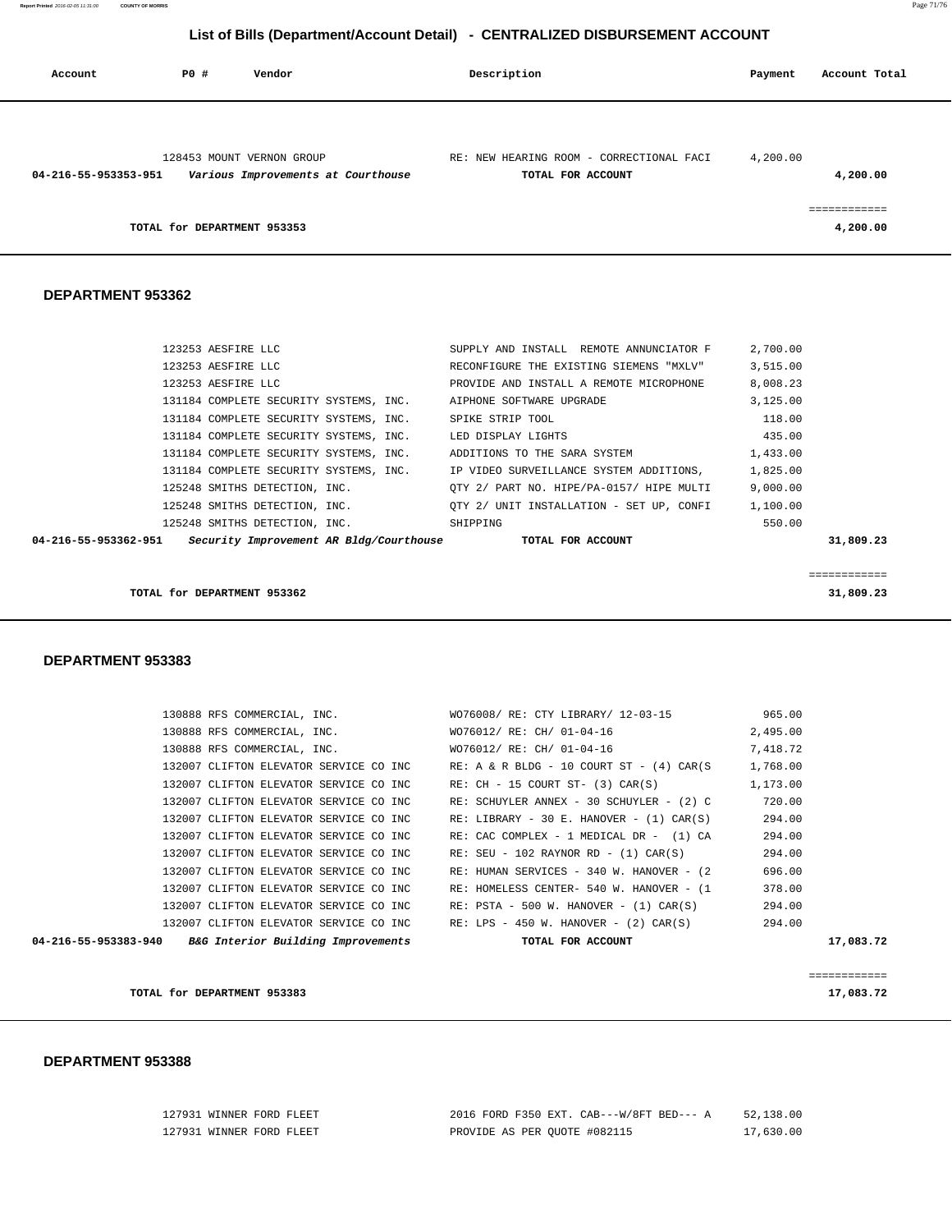## List of Bills (Department/Account Detail) - CENTRALIZED DISBURSEMENT ACCOUNT

| Account | PO # | Vendor | Description | Payment | Account Total |
|---|---|---|---|---|---|
| | 128453 | MOUNT VERNON GROUP | RE: NEW HEARING ROOM - CORRECTIONAL FACI | 4,200.00 | |
| **04-216-55-953353-951** | | ***Various Improvements at Courthouse*** | **TOTAL FOR ACCOUNT** | | **4,200.00** |
| | | | | | ============ |
| | **TOTAL for DEPARTMENT 953353** | | | | **4,200.00** |

### DEPARTMENT 953362

| Account | PO # | Vendor | Description | Payment | Account Total |
|---|---|---|---|---|---|
| | 123253 | AESFIRE LLC | SUPPLY AND INSTALL REMOTE ANNUNCIATOR F | 2,700.00 | |
| | 123253 | AESFIRE LLC | RECONFIGURE THE EXISTING SIEMENS "MXLV" | 3,515.00 | |
| | 123253 | AESFIRE LLC | PROVIDE AND INSTALL A REMOTE MICROPHONE | 8,008.23 | |
| | 131184 | COMPLETE SECURITY SYSTEMS, INC. | AIPHONE SOFTWARE UPGRADE | 3,125.00 | |
| | 131184 | COMPLETE SECURITY SYSTEMS, INC. | SPIKE STRIP TOOL | 118.00 | |
| | 131184 | COMPLETE SECURITY SYSTEMS, INC. | LED DISPLAY LIGHTS | 435.00 | |
| | 131184 | COMPLETE SECURITY SYSTEMS, INC. | ADDITIONS TO THE SARA SYSTEM | 1,433.00 | |
| | 131184 | COMPLETE SECURITY SYSTEMS, INC. | IP VIDEO SURVEILLANCE SYSTEM ADDITIONS, | 1,825.00 | |
| | 125248 | SMITHS DETECTION, INC. | QTY 2/ PART NO. HIPE/PA-0157/ HIPE MULTI | 9,000.00 | |
| | 125248 | SMITHS DETECTION, INC. | QTY 2/ UNIT INSTALLATION - SET UP, CONFI | 1,100.00 | |
| | 125248 | SMITHS DETECTION, INC. | SHIPPING | 550.00 | |
| **04-216-55-953362-951** | | ***Security Improvement AR Bldg/Courthouse*** | **TOTAL FOR ACCOUNT** | | **31,809.23** |
| | | | | | ============ |
| | **TOTAL for DEPARTMENT 953362** | | | | **31,809.23** |

### DEPARTMENT 953383

| Account | PO # | Vendor | Description | Payment | Account Total |
|---|---|---|---|---|---|
| | 130888 | RFS COMMERCIAL, INC. | WO76008/ RE: CTY LIBRARY/ 12-03-15 | 965.00 | |
| | 130888 | RFS COMMERCIAL, INC. | WO76012/ RE: CH/ 01-04-16 | 2,495.00 | |
| | 130888 | RFS COMMERCIAL, INC. | WO76012/ RE: CH/ 01-04-16 | 7,418.72 | |
| | 132007 | CLIFTON ELEVATOR SERVICE CO INC | RE: A & R BLDG - 10 COURT ST - (4) CAR(S | 1,768.00 | |
| | 132007 | CLIFTON ELEVATOR SERVICE CO INC | RE: CH - 15 COURT ST- (3) CAR(S) | 1,173.00 | |
| | 132007 | CLIFTON ELEVATOR SERVICE CO INC | RE: SCHUYLER ANNEX - 30 SCHUYLER - (2) C | 720.00 | |
| | 132007 | CLIFTON ELEVATOR SERVICE CO INC | RE: LIBRARY - 30 E. HANOVER - (1) CAR(S) | 294.00 | |
| | 132007 | CLIFTON ELEVATOR SERVICE CO INC | RE: CAC COMPLEX - 1 MEDICAL DR - (1) CA | 294.00 | |
| | 132007 | CLIFTON ELEVATOR SERVICE CO INC | RE: SEU - 102 RAYNOR RD - (1) CAR(S) | 294.00 | |
| | 132007 | CLIFTON ELEVATOR SERVICE CO INC | RE: HUMAN SERVICES - 340 W. HANOVER - (2 | 696.00 | |
| | 132007 | CLIFTON ELEVATOR SERVICE CO INC | RE: HOMELESS CENTER- 540 W. HANOVER - (1 | 378.00 | |
| | 132007 | CLIFTON ELEVATOR SERVICE CO INC | RE: PSTA - 500 W. HANOVER - (1) CAR(S) | 294.00 | |
| | 132007 | CLIFTON ELEVATOR SERVICE CO INC | RE: LPS - 450 W. HANOVER - (2) CAR(S) | 294.00 | |
| **04-216-55-953383-940** | | ***B&G Interior Building Improvements*** | **TOTAL FOR ACCOUNT** | | **17,083.72** |
| | | | | | ============ |
| | **TOTAL for DEPARTMENT 953383** | | | | **17,083.72** |

### DEPARTMENT 953388

| Account | PO # | Vendor | Description | Payment | Account Total |
|---|---|---|---|---|---|
| | 127931 | WINNER FORD FLEET | 2016 FORD F350 EXT. CAB---W/8FT BED--- A | 52,138.00 | |
| | 127931 | WINNER FORD FLEET | PROVIDE AS PER QUOTE #082115 | 17,630.00 | |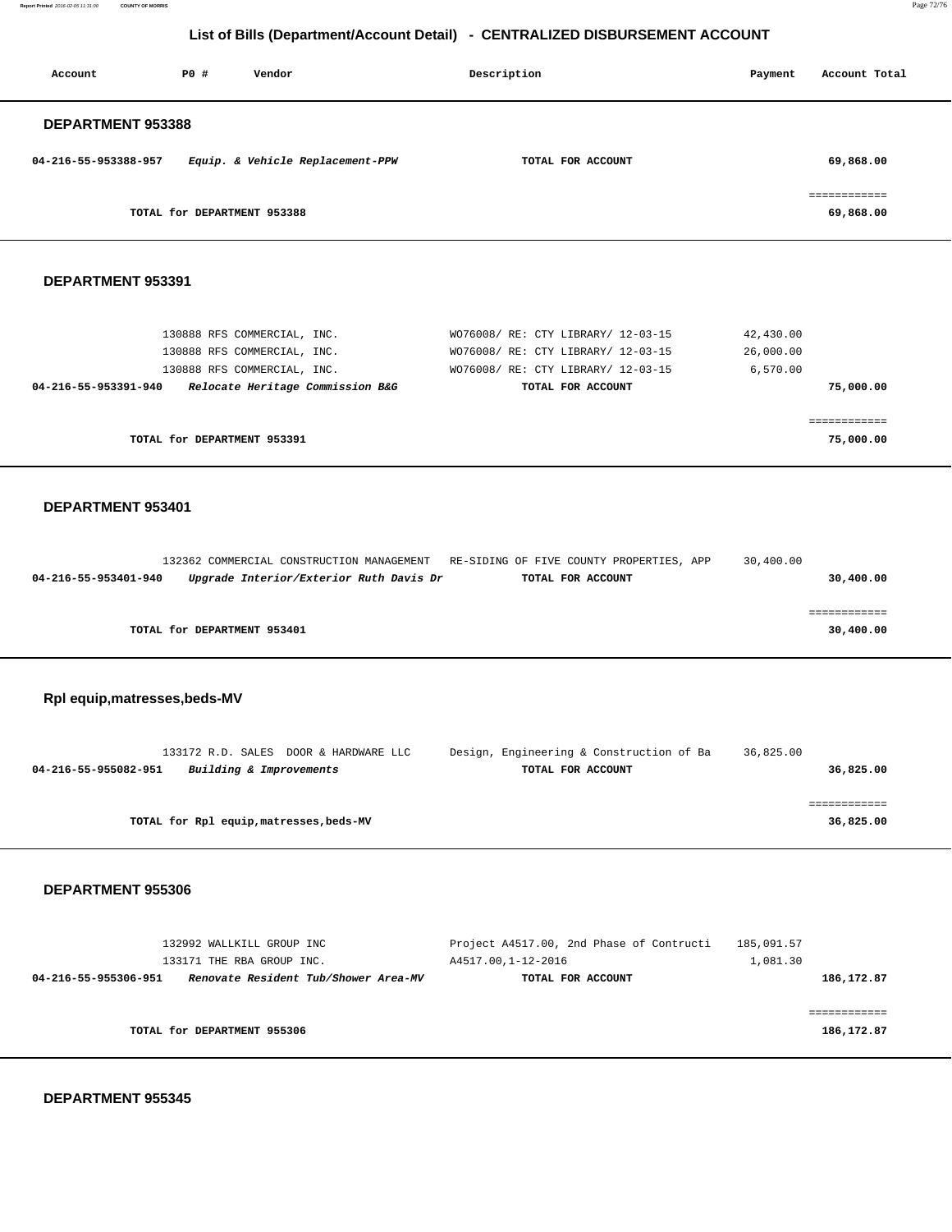## List of Bills (Department/Account Detail) - CENTRALIZED DISBURSEMENT ACCOUNT

| Account | PO # | Vendor | Description | Payment | Account Total |
|---|---|---|---|---|---|

### DEPARTMENT 953388

| Account | PO # | Vendor | Description | Payment | Account Total |
|---|---|---|---|---|---|
| **04-216-55-953388-957** | | ***Equip. & Vehicle Replacement-PPW*** | **TOTAL FOR ACCOUNT** | | **69,868.00** |
| | | | | | ============ |
| | | **TOTAL for DEPARTMENT 953388** | | | **69,868.00** |

### DEPARTMENT 953391

| Account | PO # | Vendor | Description | Payment | Account Total |
|---|---|---|---|---|---|
| | 130888 | RFS COMMERCIAL, INC. | WO76008/ RE: CTY LIBRARY/ 12-03-15 | 42,430.00 | |
| | 130888 | RFS COMMERCIAL, INC. | WO76008/ RE: CTY LIBRARY/ 12-03-15 | 26,000.00 | |
| | 130888 | RFS COMMERCIAL, INC. | WO76008/ RE: CTY LIBRARY/ 12-03-15 | 6,570.00 | |
| **04-216-55-953391-940** | | ***Relocate Heritage Commission B&G*** | **TOTAL FOR ACCOUNT** | | **75,000.00** |
| | | | | | ============ |
| | | **TOTAL for DEPARTMENT 953391** | | | **75,000.00** |

### DEPARTMENT 953401

| Account | PO # | Vendor | Description | Payment | Account Total |
|---|---|---|---|---|---|
| | 132362 | COMMERCIAL CONSTRUCTION MANAGEMENT | RE-SIDING OF FIVE COUNTY PROPERTIES, APP | 30,400.00 | |
| **04-216-55-953401-940** | | ***Upgrade Interior/Exterior Ruth Davis Dr*** | **TOTAL FOR ACCOUNT** | | **30,400.00** |
| | | | | | ============ |
| | | **TOTAL for DEPARTMENT 953401** | | | **30,400.00** |

### Rpl equip,matresses,beds-MV

| Account | PO # | Vendor | Description | Payment | Account Total |
|---|---|---|---|---|---|
| | 133172 | R.D. SALES DOOR & HARDWARE LLC | Design, Engineering & Construction of Ba | 36,825.00 | |
| **04-216-55-955082-951** | | ***Building & Improvements*** | **TOTAL FOR ACCOUNT** | | **36,825.00** |
| | | | | | ============ |
| | | **TOTAL for Rpl equip,matresses,beds-MV** | | | **36,825.00** |

### DEPARTMENT 955306

| Account | PO # | Vendor | Description | Payment | Account Total |
|---|---|---|---|---|---|
| | 132992 | WALLKILL GROUP INC | Project A4517.00, 2nd Phase of Contructi | 185,091.57 | |
| | 133171 | THE RBA GROUP INC. | A4517.00,1-12-2016 | 1,081.30 | |
| **04-216-55-955306-951** | | ***Renovate Resident Tub/Shower Area-MV*** | **TOTAL FOR ACCOUNT** | | **186,172.87** |
| | | | | | ============ |
| | | **TOTAL for DEPARTMENT 955306** | | | **186,172.87** |

### DEPARTMENT 955345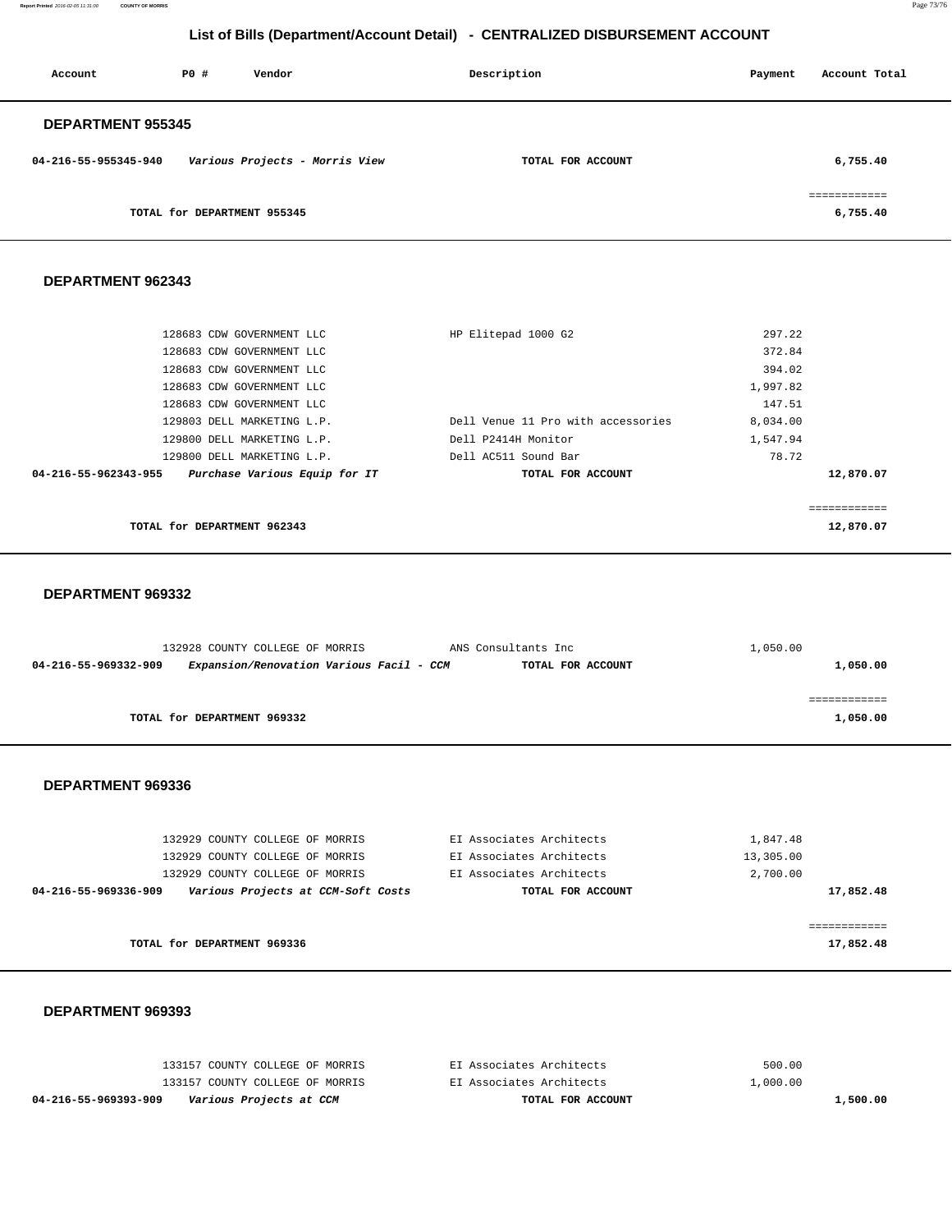# List of Bills (Department/Account Detail) - CENTRALIZED DISBURSEMENT ACCOUNT

| Account | PO # | Vendor | Description | Payment | Account Total |
|---|---|---|---|---|---|

## DEPARTMENT 955345

| Account | PO # | Vendor | Description | Payment | Account Total |
|---|---|---|---|---|---|
| 04-216-55-955345-940 | | *Various Projects - Morris View* | **TOTAL FOR ACCOUNT** | | 6,755.40 |
| | | | | | ============ |
| | | **TOTAL for DEPARTMENT 955345** | | | 6,755.40 |

## DEPARTMENT 962343

| Account | PO # | Vendor | Description | Payment | Account Total |
|---|---|---|---|---|---|
| | 128683 | CDW GOVERNMENT LLC | HP Elitepad 1000 G2 | 297.22 | |
| | 128683 | CDW GOVERNMENT LLC | | 372.84 | |
| | 128683 | CDW GOVERNMENT LLC | | 394.02 | |
| | 128683 | CDW GOVERNMENT LLC | | 1,997.82 | |
| | 128683 | CDW GOVERNMENT LLC | | 147.51 | |
| | 129803 | DELL MARKETING L.P. | Dell Venue 11 Pro with accessories | 8,034.00 | |
| | 129800 | DELL MARKETING L.P. | Dell P2414H Monitor | 1,547.94 | |
| | 129800 | DELL MARKETING L.P. | Dell AC511 Sound Bar | 78.72 | |
| 04-216-55-962343-955 | | *Purchase Various Equip for IT* | **TOTAL FOR ACCOUNT** | | 12,870.07 |
| | | | | | ============ |
| | | **TOTAL for DEPARTMENT 962343** | | | 12,870.07 |

## DEPARTMENT 969332

| Account | PO # | Vendor | Description | Payment | Account Total |
|---|---|---|---|---|---|
| | 132928 | COUNTY COLLEGE OF MORRIS | ANS Consultants Inc | 1,050.00 | |
| 04-216-55-969332-909 | | *Expansion/Renovation Various Facil - CCM* | **TOTAL FOR ACCOUNT** | | 1,050.00 |
| | | | | | ============ |
| | | **TOTAL for DEPARTMENT 969332** | | | 1,050.00 |

## DEPARTMENT 969336

| Account | PO # | Vendor | Description | Payment | Account Total |
|---|---|---|---|---|---|
| | 132929 | COUNTY COLLEGE OF MORRIS | EI Associates Architects | 1,847.48 | |
| | 132929 | COUNTY COLLEGE OF MORRIS | EI Associates Architects | 13,305.00 | |
| | 132929 | COUNTY COLLEGE OF MORRIS | EI Associates Architects | 2,700.00 | |
| 04-216-55-969336-909 | | *Various Projects at CCM-Soft Costs* | **TOTAL FOR ACCOUNT** | | 17,852.48 |
| | | | | | ============ |
| | | **TOTAL for DEPARTMENT 969336** | | | 17,852.48 |

## DEPARTMENT 969393

| Account | PO # | Vendor | Description | Payment | Account Total |
|---|---|---|---|---|---|
| | 133157 | COUNTY COLLEGE OF MORRIS | EI Associates Architects | 500.00 | |
| | 133157 | COUNTY COLLEGE OF MORRIS | EI Associates Architects | 1,000.00 | |
| 04-216-55-969393-909 | | *Various Projects at CCM* | **TOTAL FOR ACCOUNT** | | 1,500.00 |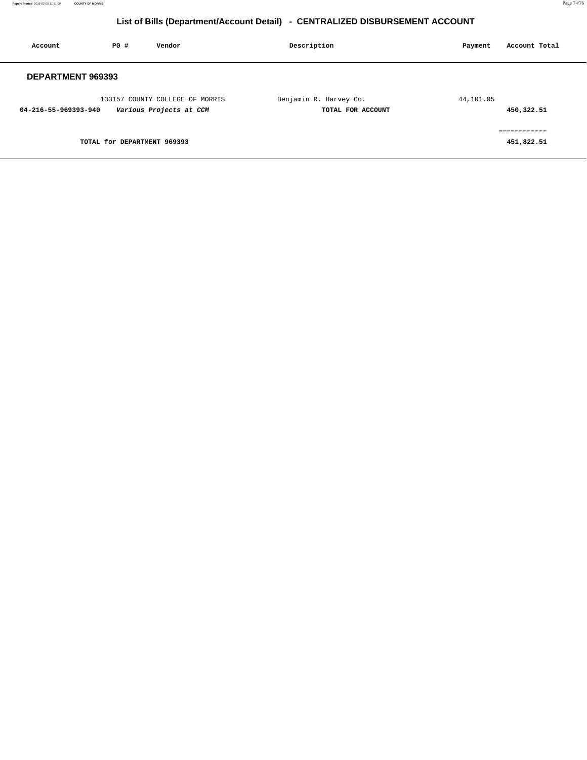## List of Bills (Department/Account Detail) - CENTRALIZED DISBURSEMENT ACCOUNT

| Account | PO # | Vendor | Description | Payment | Account Total |
|---|---|---|---|---|---|
| **DEPARTMENT 969393** | | | | | |
| | 133157 | COUNTY COLLEGE OF MORRIS | Benjamin R. Harvey Co. | 44,101.05 | |
| **04-216-55-969393-940** | | ***Various Projects at CCM*** | **TOTAL FOR ACCOUNT** | | **450,322.51** |
| | | | | | ============ |
| | **TOTAL for DEPARTMENT 969393** | | | | **451,822.51** |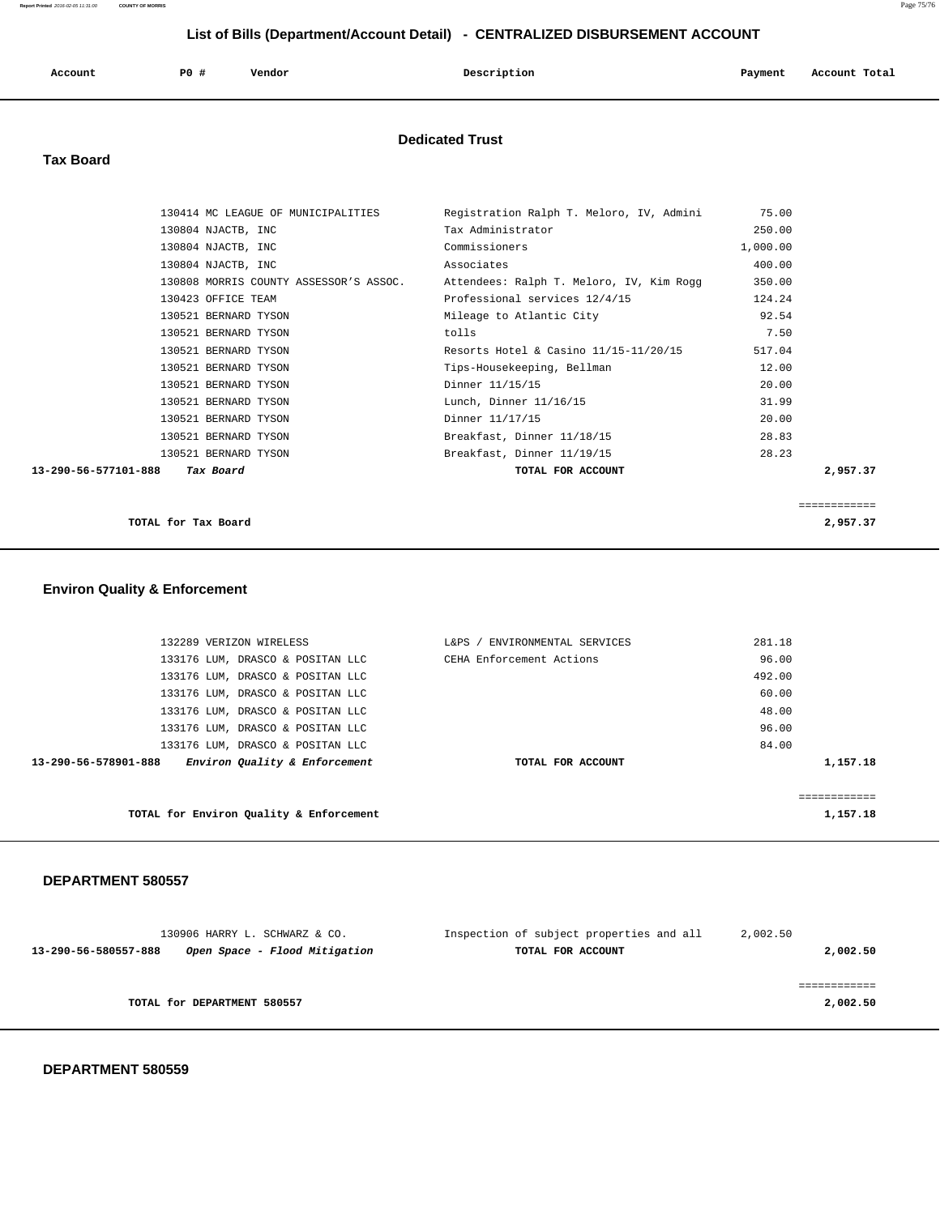# List of Bills (Department/Account Detail) - CENTRALIZED DISBURSEMENT ACCOUNT

| Account | PO # | Vendor | Description | Payment | Account Total |
|---|---|---|---|---|---|

## Dedicated Trust

### Tax Board

| Account | PO # | Vendor | Description | Payment | Account Total |
|---|---|---|---|---|---|
| | 130414 | MC LEAGUE OF MUNICIPALITIES | Registration Ralph T. Meloro, IV, Admini | 75.00 | |
| | 130804 | NJACTB, INC | Tax Administrator | 250.00 | |
| | 130804 | NJACTB, INC | Commissioners | 1,000.00 | |
| | 130804 | NJACTB, INC | Associates | 400.00 | |
| | 130808 | MORRIS COUNTY ASSESSOR'S ASSOC. | Attendees: Ralph T. Meloro, IV, Kim Rogg | 350.00 | |
| | 130423 | OFFICE TEAM | Professional services 12/4/15 | 124.24 | |
| | 130521 | BERNARD TYSON | Mileage to Atlantic City | 92.54 | |
| | 130521 | BERNARD TYSON | tolls | 7.50 | |
| | 130521 | BERNARD TYSON | Resorts Hotel & Casino 11/15-11/20/15 | 517.04 | |
| | 130521 | BERNARD TYSON | Tips-Housekeeping, Bellman | 12.00 | |
| | 130521 | BERNARD TYSON | Dinner 11/15/15 | 20.00 | |
| | 130521 | BERNARD TYSON | Lunch, Dinner 11/16/15 | 31.99 | |
| | 130521 | BERNARD TYSON | Dinner 11/17/15 | 20.00 | |
| | 130521 | BERNARD TYSON | Breakfast, Dinner 11/18/15 | 28.83 | |
| | 130521 | BERNARD TYSON | Breakfast, Dinner 11/19/15 | 28.23 | |
| 13-290-56-577101-888 | | *Tax Board* | TOTAL FOR ACCOUNT | | 2,957.37 |

**TOTAL for Tax Board** 2,957.37

### Environ Quality & Enforcement

| Account | PO # | Vendor | Description | Payment | Account Total |
|---|---|---|---|---|---|
| | 132289 | VERIZON WIRELESS | L&PS / ENVIRONMENTAL SERVICES | 281.18 | |
| | 133176 | LUM, DRASCO & POSITAN LLC | CEHA Enforcement Actions | 96.00 | |
| | 133176 | LUM, DRASCO & POSITAN LLC | | 492.00 | |
| | 133176 | LUM, DRASCO & POSITAN LLC | | 60.00 | |
| | 133176 | LUM, DRASCO & POSITAN LLC | | 48.00 | |
| | 133176 | LUM, DRASCO & POSITAN LLC | | 96.00 | |
| | 133176 | LUM, DRASCO & POSITAN LLC | | 84.00 | |
| 13-290-56-578901-888 | | *Environ Quality & Enforcement* | TOTAL FOR ACCOUNT | | 1,157.18 |

**TOTAL for Environ Quality & Enforcement** 1,157.18

### DEPARTMENT 580557

| Account | PO # | Vendor | Description | Payment | Account Total |
|---|---|---|---|---|---|
| | 130906 | HARRY L. SCHWARZ & CO. | Inspection of subject properties and all | 2,002.50 | |
| 13-290-56-580557-888 | | *Open Space - Flood Mitigation* | TOTAL FOR ACCOUNT | | 2,002.50 |

**TOTAL for DEPARTMENT 580557** 2,002.50

### DEPARTMENT 580559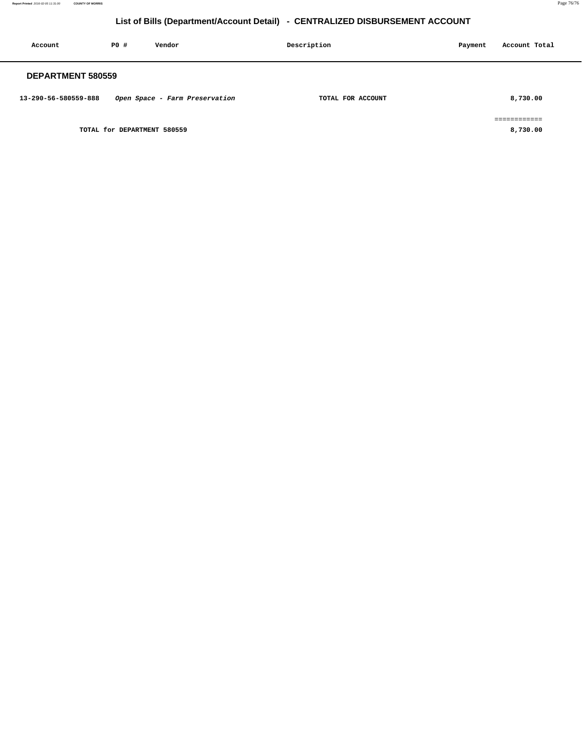# List of Bills (Department/Account Detail) - CENTRALIZED DISBURSEMENT ACCOUNT

| Account | PO # | Vendor | Description | Payment | Account Total |
|---|---|---|---|---|---|

## DEPARTMENT 580559

| | | | | | |
|---|---|---|---|---|---|
| **13-290-56-580559-888** | | ***Open Space - Farm Preservation*** | **TOTAL FOR ACCOUNT** | | **8,730.00** |
| | | | | | ============ |
| | **TOTAL for DEPARTMENT 580559** | | | | **8,730.00** |